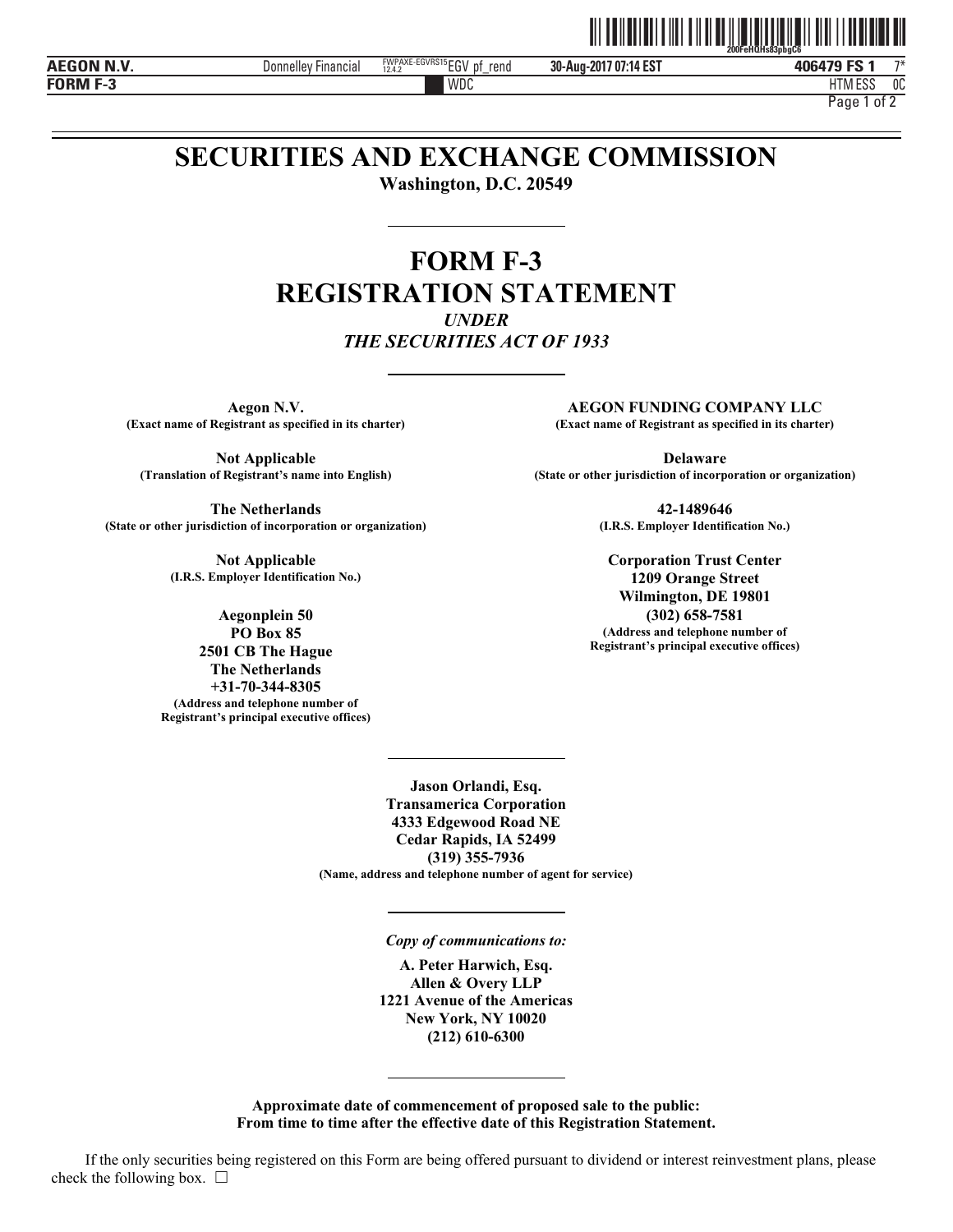# SECURITIES AND EXCHANGE COMMISSION

**Washington, D.C. 20549**

---

# FORM F-3

# REGISTRATION STATEMENT

*UNDER*

*THE SECURITIES ACT OF 1933*

---

**Aegon N.V.**
**(Exact name of Registrant as specified in its charter)**

**Not Applicable**
**(Translation of Registrant's name into English)**

**The Netherlands**
**(State or other jurisdiction of incorporation or organization)**

**Not Applicable**
**(I.R.S. Employer Identification No.)**

**Aegonplein 50**
**PO Box 85**
**2501 CB The Hague**
**The Netherlands**
**+31-70-344-8305**
**(Address and telephone number of Registrant's principal executive offices)**

**AEGON FUNDING COMPANY LLC**
**(Exact name of Registrant as specified in its charter)**

**Delaware**
**(State or other jurisdiction of incorporation or organization)**

**42-1489646**
**(I.R.S. Employer Identification No.)**

**Corporation Trust Center**
**1209 Orange Street**
**Wilmington, DE 19801**
**(302) 658-7581**
**(Address and telephone number of Registrant's principal executive offices)**

---

**Jason Orlandi, Esq.**
**Transamerica Corporation**
**4333 Edgewood Road NE**
**Cedar Rapids, IA 52499**
**(319) 355-7936**
**(Name, address and telephone number of agent for service)**

---

***Copy of communications to:***

**A. Peter Harwich, Esq.**
**Allen & Overy LLP**
**1221 Avenue of the Americas**
**New York, NY 10020**
**(212) 610-6300**

---

**Approximate date of commencement of proposed sale to the public:**
**From time to time after the effective date of this Registration Statement.**

If the only securities being registered on this Form are being offered pursuant to dividend or interest reinvestment plans, please check the following box. ☐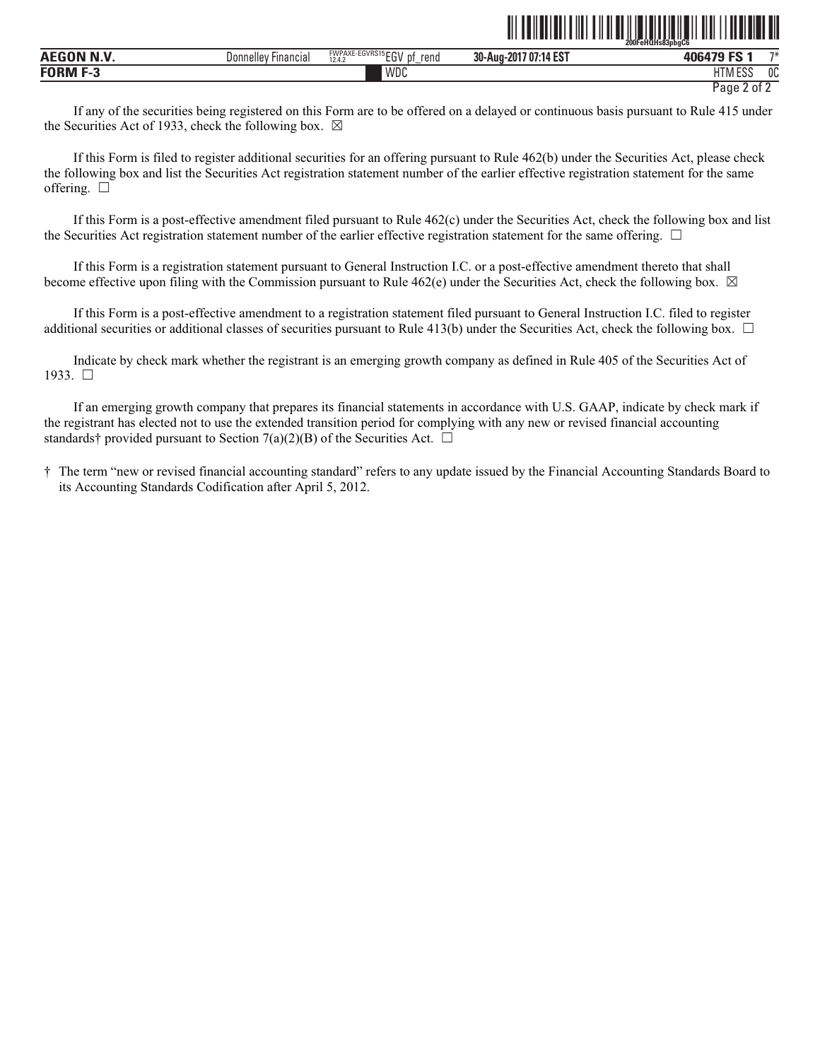If any of the securities being registered on this Form are to be offered on a delayed or continuous basis pursuant to Rule 415 under the Securities Act of 1933, check the following box. ☒

If this Form is filed to register additional securities for an offering pursuant to Rule 462(b) under the Securities Act, please check the following box and list the Securities Act registration statement number of the earlier effective registration statement for the same offering. ☐

If this Form is a post-effective amendment filed pursuant to Rule 462(c) under the Securities Act, check the following box and list the Securities Act registration statement number of the earlier effective registration statement for the same offering. ☐

If this Form is a registration statement pursuant to General Instruction I.C. or a post-effective amendment thereto that shall become effective upon filing with the Commission pursuant to Rule 462(e) under the Securities Act, check the following box. ☒

If this Form is a post-effective amendment to a registration statement filed pursuant to General Instruction I.C. filed to register additional securities or additional classes of securities pursuant to Rule 413(b) under the Securities Act, check the following box. ☐

Indicate by check mark whether the registrant is an emerging growth company as defined in Rule 405 of the Securities Act of 1933. ☐

If an emerging growth company that prepares its financial statements in accordance with U.S. GAAP, indicate by check mark if the registrant has elected not to use the extended transition period for complying with any new or revised financial accounting standards† provided pursuant to Section 7(a)(2)(B) of the Securities Act. ☐

† The term "new or revised financial accounting standard" refers to any update issued by the Financial Accounting Standards Board to its Accounting Standards Codification after April 5, 2012.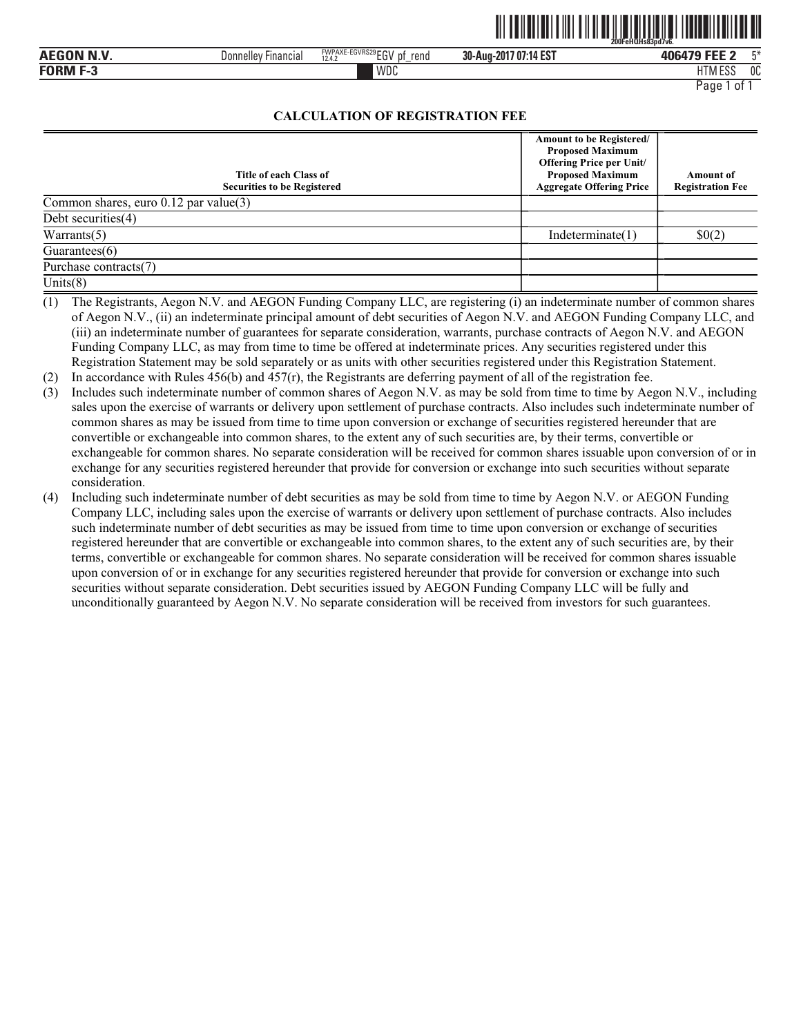## CALCULATION OF REGISTRATION FEE

| Title of each Class of Securities to be Registered | Amount to be Registered/ Proposed Maximum Offering Price per Unit/ Proposed Maximum Aggregate Offering Price | Amount of Registration Fee |
|---|---|---|
| Common shares, euro 0.12 par value(3) | | |
| Debt securities(4) | | |
| Warrants(5) | Indeterminate(1) | $0(2) |
| Guarantees(6) | | |
| Purchase contracts(7) | | |
| Units(8) | | |

(1) The Registrants, Aegon N.V. and AEGON Funding Company LLC, are registering (i) an indeterminate number of common shares of Aegon N.V., (ii) an indeterminate principal amount of debt securities of Aegon N.V. and AEGON Funding Company LLC, and (iii) an indeterminate number of guarantees for separate consideration, warrants, purchase contracts of Aegon N.V. and AEGON Funding Company LLC, as may from time to time be offered at indeterminate prices. Any securities registered under this Registration Statement may be sold separately or as units with other securities registered under this Registration Statement.

(2) In accordance with Rules 456(b) and 457(r), the Registrants are deferring payment of all of the registration fee.

(3) Includes such indeterminate number of common shares of Aegon N.V. as may be sold from time to time by Aegon N.V., including sales upon the exercise of warrants or delivery upon settlement of purchase contracts. Also includes such indeterminate number of common shares as may be issued from time to time upon conversion or exchange of securities registered hereunder that are convertible or exchangeable into common shares, to the extent any of such securities are, by their terms, convertible or exchangeable for common shares. No separate consideration will be received for common shares issuable upon conversion of or in exchange for any securities registered hereunder that provide for conversion or exchange into such securities without separate consideration.

(4) Including such indeterminate number of debt securities as may be sold from time to time by Aegon N.V. or AEGON Funding Company LLC, including sales upon the exercise of warrants or delivery upon settlement of purchase contracts. Also includes such indeterminate number of debt securities as may be issued from time to time upon conversion or exchange of securities registered hereunder that are convertible or exchangeable into common shares, to the extent any of such securities are, by their terms, convertible or exchangeable for common shares. No separate consideration will be received for common shares issuable upon conversion of or in exchange for any securities registered hereunder that provide for conversion or exchange into such securities without separate consideration. Debt securities issued by AEGON Funding Company LLC will be fully and unconditionally guaranteed by Aegon N.V. No separate consideration will be received from investors for such guarantees.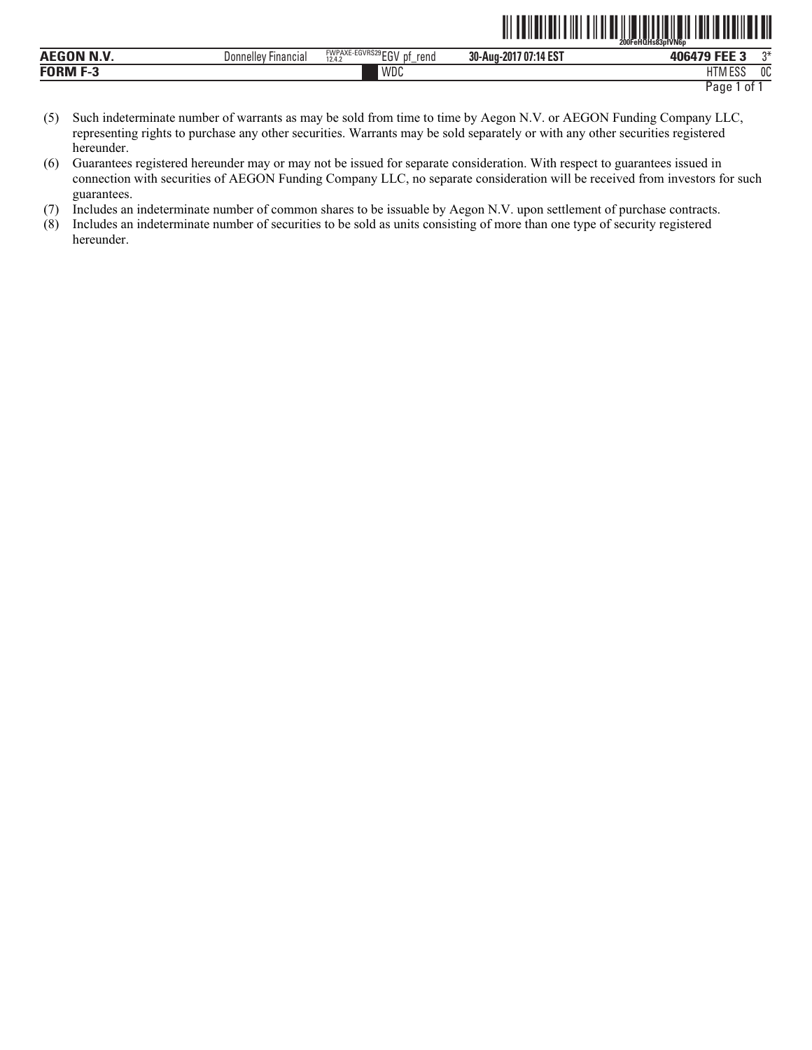(5) Such indeterminate number of warrants as may be sold from time to time by Aegon N.V. or AEGON Funding Company LLC, representing rights to purchase any other securities. Warrants may be sold separately or with any other securities registered hereunder.

(6) Guarantees registered hereunder may or may not be issued for separate consideration. With respect to guarantees issued in connection with securities of AEGON Funding Company LLC, no separate consideration will be received from investors for such guarantees.

(7) Includes an indeterminate number of common shares to be issuable by Aegon N.V. upon settlement of purchase contracts.

(8) Includes an indeterminate number of securities to be sold as units consisting of more than one type of security registered hereunder.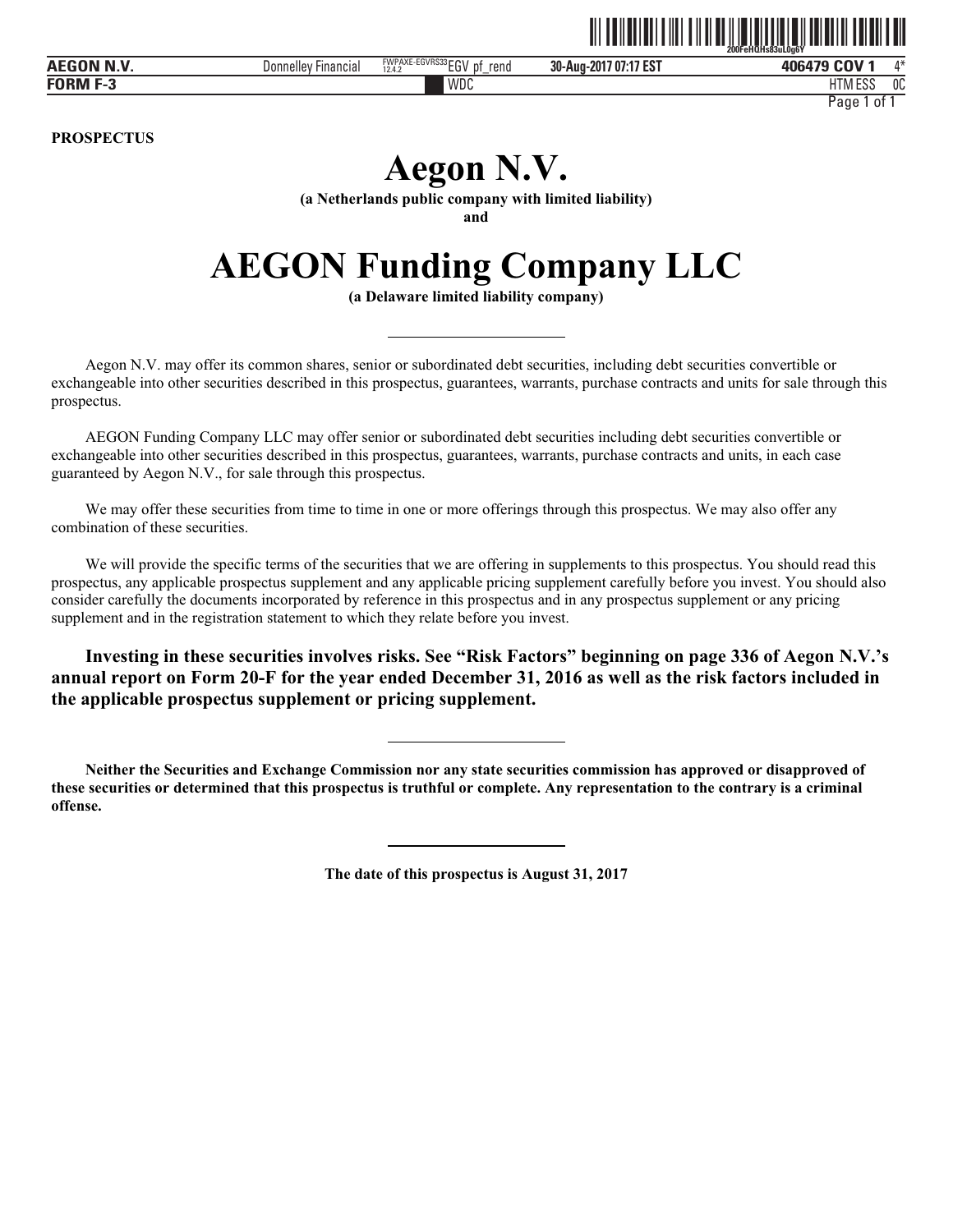**PROSPECTUS**

# Aegon N.V.

**(a Netherlands public company with limited liability)**

**and**

# AEGON Funding Company LLC

**(a Delaware limited liability company)**

---

Aegon N.V. may offer its common shares, senior or subordinated debt securities, including debt securities convertible or exchangeable into other securities described in this prospectus, guarantees, warrants, purchase contracts and units for sale through this prospectus.

AEGON Funding Company LLC may offer senior or subordinated debt securities including debt securities convertible or exchangeable into other securities described in this prospectus, guarantees, warrants, purchase contracts and units, in each case guaranteed by Aegon N.V., for sale through this prospectus.

We may offer these securities from time to time in one or more offerings through this prospectus. We may also offer any combination of these securities.

We will provide the specific terms of the securities that we are offering in supplements to this prospectus. You should read this prospectus, any applicable prospectus supplement and any applicable pricing supplement carefully before you invest. You should also consider carefully the documents incorporated by reference in this prospectus and in any prospectus supplement or any pricing supplement and in the registration statement to which they relate before you invest.

**Investing in these securities involves risks. See "Risk Factors" beginning on page 336 of Aegon N.V.'s annual report on Form 20-F for the year ended December 31, 2016 as well as the risk factors included in the applicable prospectus supplement or pricing supplement.**

---

**Neither the Securities and Exchange Commission nor any state securities commission has approved or disapproved of these securities or determined that this prospectus is truthful or complete. Any representation to the contrary is a criminal offense.**

---

**The date of this prospectus is August 31, 2017**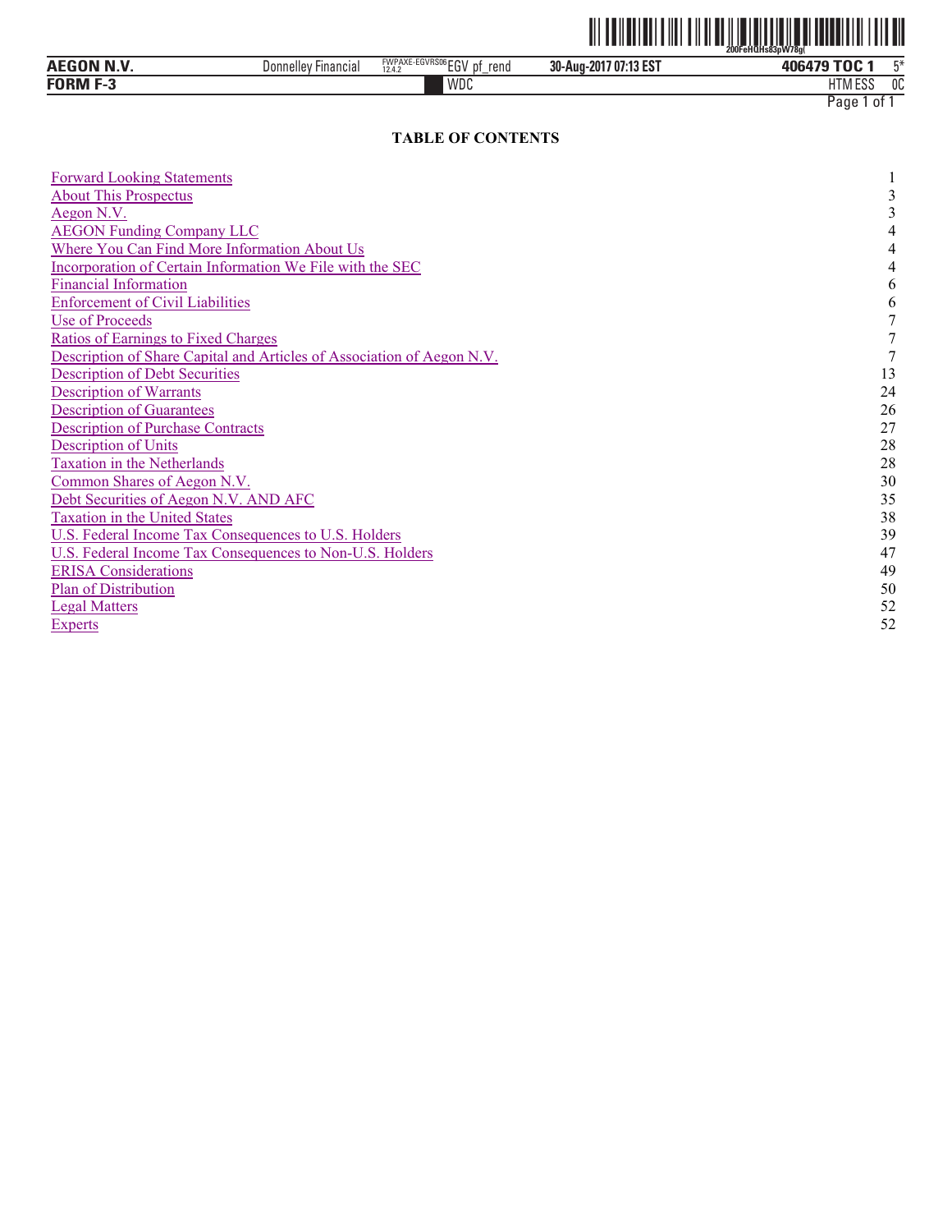## TABLE OF CONTENTS

| | |
|---|---|
| Forward Looking Statements | 1 |
| About This Prospectus | 3 |
| Aegon N.V. | 3 |
| AEGON Funding Company LLC | 4 |
| Where You Can Find More Information About Us | 4 |
| Incorporation of Certain Information We File with the SEC | 4 |
| Financial Information | 6 |
| Enforcement of Civil Liabilities | 6 |
| Use of Proceeds | 7 |
| Ratios of Earnings to Fixed Charges | 7 |
| Description of Share Capital and Articles of Association of Aegon N.V. | 7 |
| Description of Debt Securities | 13 |
| Description of Warrants | 24 |
| Description of Guarantees | 26 |
| Description of Purchase Contracts | 27 |
| Description of Units | 28 |
| Taxation in the Netherlands | 28 |
| Common Shares of Aegon N.V. | 30 |
| Debt Securities of Aegon N.V. AND AFC | 35 |
| Taxation in the United States | 38 |
| U.S. Federal Income Tax Consequences to U.S. Holders | 39 |
| U.S. Federal Income Tax Consequences to Non-U.S. Holders | 47 |
| ERISA Considerations | 49 |
| Plan of Distribution | 50 |
| Legal Matters | 52 |
| Experts | 52 |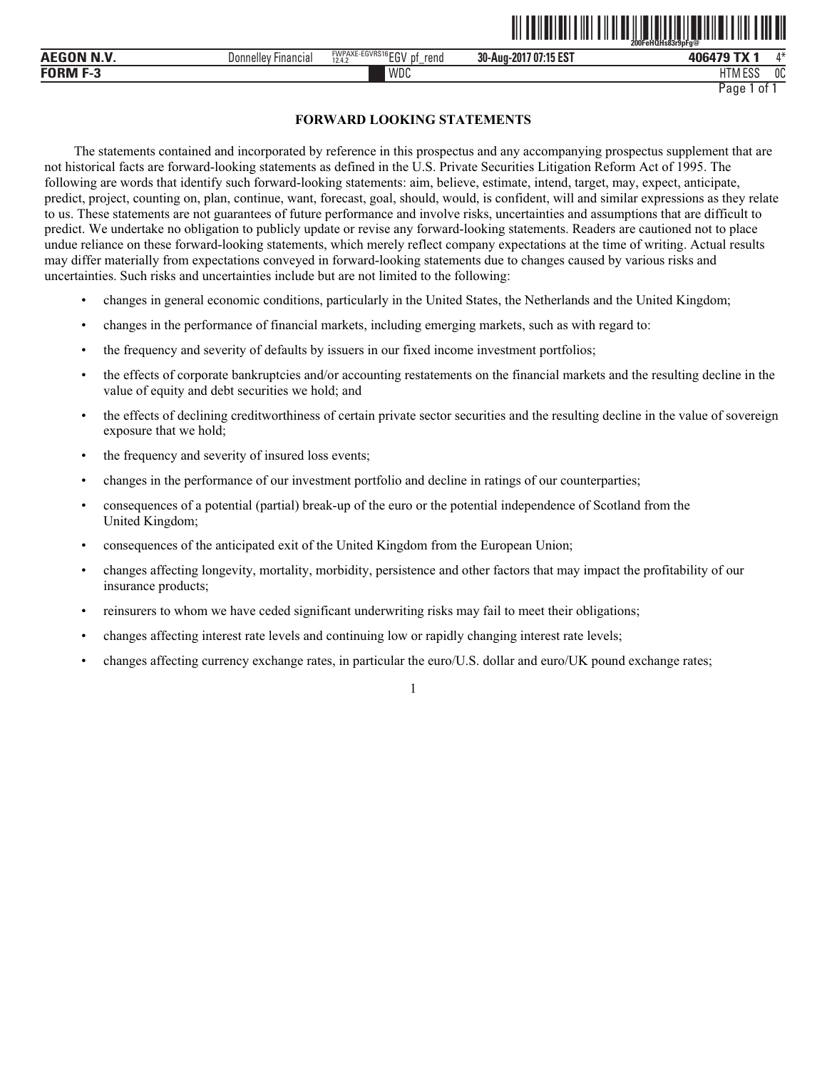## FORWARD LOOKING STATEMENTS

The statements contained and incorporated by reference in this prospectus and any accompanying prospectus supplement that are not historical facts are forward-looking statements as defined in the U.S. Private Securities Litigation Reform Act of 1995. The following are words that identify such forward-looking statements: aim, believe, estimate, intend, target, may, expect, anticipate, predict, project, counting on, plan, continue, want, forecast, goal, should, would, is confident, will and similar expressions as they relate to us. These statements are not guarantees of future performance and involve risks, uncertainties and assumptions that are difficult to predict. We undertake no obligation to publicly update or revise any forward-looking statements. Readers are cautioned not to place undue reliance on these forward-looking statements, which merely reflect company expectations at the time of writing. Actual results may differ materially from expectations conveyed in forward-looking statements due to changes caused by various risks and uncertainties. Such risks and uncertainties include but are not limited to the following:

- changes in general economic conditions, particularly in the United States, the Netherlands and the United Kingdom;
- changes in the performance of financial markets, including emerging markets, such as with regard to:
- the frequency and severity of defaults by issuers in our fixed income investment portfolios;
- the effects of corporate bankruptcies and/or accounting restatements on the financial markets and the resulting decline in the value of equity and debt securities we hold; and
- the effects of declining creditworthiness of certain private sector securities and the resulting decline in the value of sovereign exposure that we hold;
- the frequency and severity of insured loss events;
- changes in the performance of our investment portfolio and decline in ratings of our counterparties;
- consequences of a potential (partial) break-up of the euro or the potential independence of Scotland from the United Kingdom;
- consequences of the anticipated exit of the United Kingdom from the European Union;
- changes affecting longevity, mortality, morbidity, persistence and other factors that may impact the profitability of our insurance products;
- reinsurers to whom we have ceded significant underwriting risks may fail to meet their obligations;
- changes affecting interest rate levels and continuing low or rapidly changing interest rate levels;
- changes affecting currency exchange rates, in particular the euro/U.S. dollar and euro/UK pound exchange rates;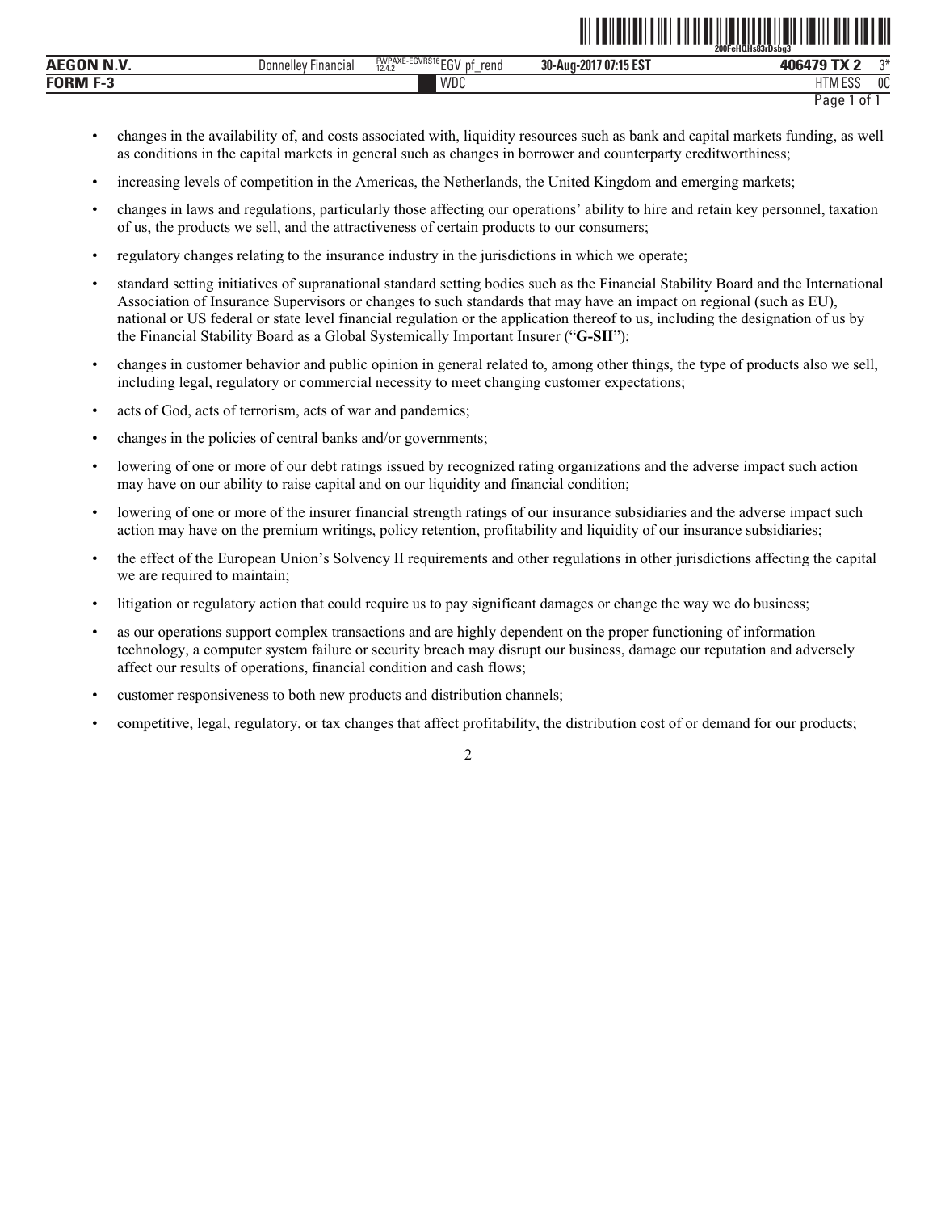- changes in the availability of, and costs associated with, liquidity resources such as bank and capital markets funding, as well as conditions in the capital markets in general such as changes in borrower and counterparty creditworthiness;
- increasing levels of competition in the Americas, the Netherlands, the United Kingdom and emerging markets;
- changes in laws and regulations, particularly those affecting our operations' ability to hire and retain key personnel, taxation of us, the products we sell, and the attractiveness of certain products to our consumers;
- regulatory changes relating to the insurance industry in the jurisdictions in which we operate;
- standard setting initiatives of supranational standard setting bodies such as the Financial Stability Board and the International Association of Insurance Supervisors or changes to such standards that may have an impact on regional (such as EU), national or US federal or state level financial regulation or the application thereof to us, including the designation of us by the Financial Stability Board as a Global Systemically Important Insurer ("**G-SII**");
- changes in customer behavior and public opinion in general related to, among other things, the type of products also we sell, including legal, regulatory or commercial necessity to meet changing customer expectations;
- acts of God, acts of terrorism, acts of war and pandemics;
- changes in the policies of central banks and/or governments;
- lowering of one or more of our debt ratings issued by recognized rating organizations and the adverse impact such action may have on our ability to raise capital and on our liquidity and financial condition;
- lowering of one or more of the insurer financial strength ratings of our insurance subsidiaries and the adverse impact such action may have on the premium writings, policy retention, profitability and liquidity of our insurance subsidiaries;
- the effect of the European Union's Solvency II requirements and other regulations in other jurisdictions affecting the capital we are required to maintain;
- litigation or regulatory action that could require us to pay significant damages or change the way we do business;
- as our operations support complex transactions and are highly dependent on the proper functioning of information technology, a computer system failure or security breach may disrupt our business, damage our reputation and adversely affect our results of operations, financial condition and cash flows;
- customer responsiveness to both new products and distribution channels;
- competitive, legal, regulatory, or tax changes that affect profitability, the distribution cost of or demand for our products;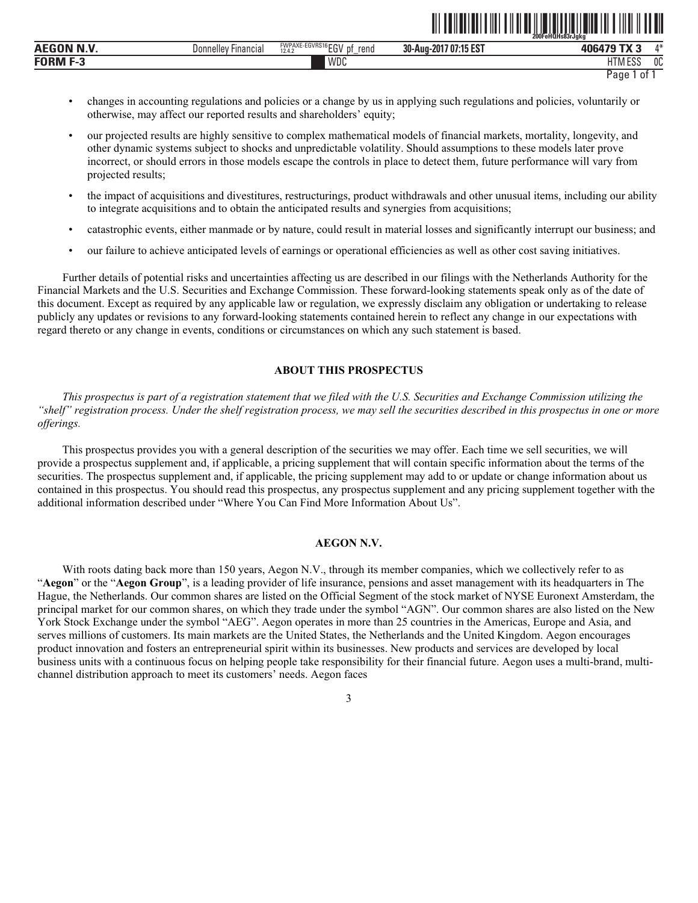- changes in accounting regulations and policies or a change by us in applying such regulations and policies, voluntarily or otherwise, may affect our reported results and shareholders' equity;
- our projected results are highly sensitive to complex mathematical models of financial markets, mortality, longevity, and other dynamic systems subject to shocks and unpredictable volatility. Should assumptions to these models later prove incorrect, or should errors in those models escape the controls in place to detect them, future performance will vary from projected results;
- the impact of acquisitions and divestitures, restructurings, product withdrawals and other unusual items, including our ability to integrate acquisitions and to obtain the anticipated results and synergies from acquisitions;
- catastrophic events, either manmade or by nature, could result in material losses and significantly interrupt our business; and
- our failure to achieve anticipated levels of earnings or operational efficiencies as well as other cost saving initiatives.

Further details of potential risks and uncertainties affecting us are described in our filings with the Netherlands Authority for the Financial Markets and the U.S. Securities and Exchange Commission. These forward-looking statements speak only as of the date of this document. Except as required by any applicable law or regulation, we expressly disclaim any obligation or undertaking to release publicly any updates or revisions to any forward-looking statements contained herein to reflect any change in our expectations with regard thereto or any change in events, conditions or circumstances on which any such statement is based.

## ABOUT THIS PROSPECTUS

*This prospectus is part of a registration statement that we filed with the U.S. Securities and Exchange Commission utilizing the "shelf" registration process. Under the shelf registration process, we may sell the securities described in this prospectus in one or more offerings.*

This prospectus provides you with a general description of the securities we may offer. Each time we sell securities, we will provide a prospectus supplement and, if applicable, a pricing supplement that will contain specific information about the terms of the securities. The prospectus supplement and, if applicable, the pricing supplement may add to or update or change information about us contained in this prospectus. You should read this prospectus, any prospectus supplement and any pricing supplement together with the additional information described under "Where You Can Find More Information About Us".

## AEGON N.V.

With roots dating back more than 150 years, Aegon N.V., through its member companies, which we collectively refer to as "**Aegon**" or the "**Aegon Group**", is a leading provider of life insurance, pensions and asset management with its headquarters in The Hague, the Netherlands. Our common shares are listed on the Official Segment of the stock market of NYSE Euronext Amsterdam, the principal market for our common shares, on which they trade under the symbol "AGN". Our common shares are also listed on the New York Stock Exchange under the symbol "AEG". Aegon operates in more than 25 countries in the Americas, Europe and Asia, and serves millions of customers. Its main markets are the United States, the Netherlands and the United Kingdom. Aegon encourages product innovation and fosters an entrepreneurial spirit within its businesses. New products and services are developed by local business units with a continuous focus on helping people take responsibility for their financial future. Aegon uses a multi-brand, multi-channel distribution approach to meet its customers' needs. Aegon faces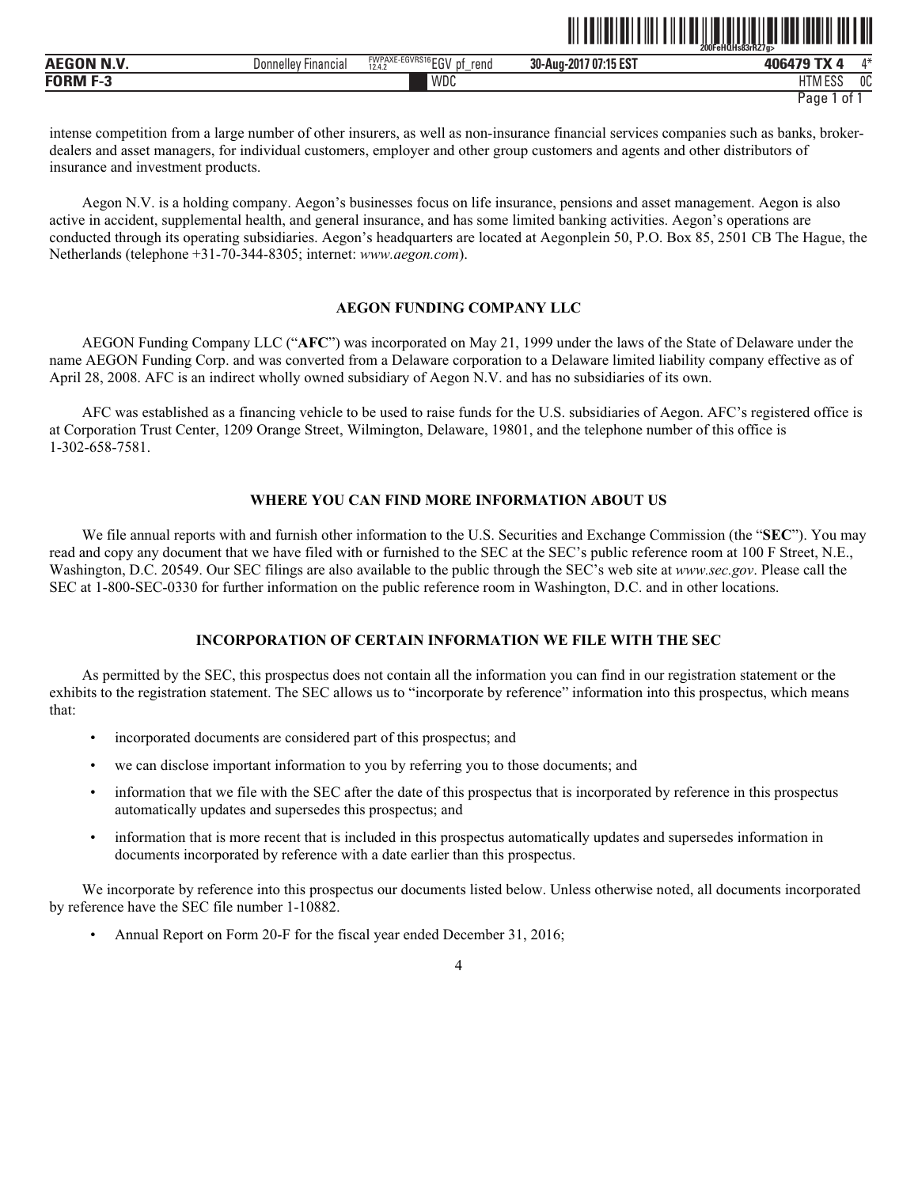intense competition from a large number of other insurers, as well as non-insurance financial services companies such as banks, broker-dealers and asset managers, for individual customers, employer and other group customers and agents and other distributors of insurance and investment products.

Aegon N.V. is a holding company. Aegon's businesses focus on life insurance, pensions and asset management. Aegon is also active in accident, supplemental health, and general insurance, and has some limited banking activities. Aegon's operations are conducted through its operating subsidiaries. Aegon's headquarters are located at Aegonplein 50, P.O. Box 85, 2501 CB The Hague, the Netherlands (telephone +31-70-344-8305; internet: *www.aegon.com*).

## AEGON FUNDING COMPANY LLC

AEGON Funding Company LLC ("**AFC**") was incorporated on May 21, 1999 under the laws of the State of Delaware under the name AEGON Funding Corp. and was converted from a Delaware corporation to a Delaware limited liability company effective as of April 28, 2008. AFC is an indirect wholly owned subsidiary of Aegon N.V. and has no subsidiaries of its own.

AFC was established as a financing vehicle to be used to raise funds for the U.S. subsidiaries of Aegon. AFC's registered office is at Corporation Trust Center, 1209 Orange Street, Wilmington, Delaware, 19801, and the telephone number of this office is 1-302-658-7581.

## WHERE YOU CAN FIND MORE INFORMATION ABOUT US

We file annual reports with and furnish other information to the U.S. Securities and Exchange Commission (the "**SEC**"). You may read and copy any document that we have filed with or furnished to the SEC at the SEC's public reference room at 100 F Street, N.E., Washington, D.C. 20549. Our SEC filings are also available to the public through the SEC's web site at *www.sec.gov*. Please call the SEC at 1-800-SEC-0330 for further information on the public reference room in Washington, D.C. and in other locations.

## INCORPORATION OF CERTAIN INFORMATION WE FILE WITH THE SEC

As permitted by the SEC, this prospectus does not contain all the information you can find in our registration statement or the exhibits to the registration statement. The SEC allows us to "incorporate by reference" information into this prospectus, which means that:

- incorporated documents are considered part of this prospectus; and
- we can disclose important information to you by referring you to those documents; and
- information that we file with the SEC after the date of this prospectus that is incorporated by reference in this prospectus automatically updates and supersedes this prospectus; and
- information that is more recent that is included in this prospectus automatically updates and supersedes information in documents incorporated by reference with a date earlier than this prospectus.

We incorporate by reference into this prospectus our documents listed below. Unless otherwise noted, all documents incorporated by reference have the SEC file number 1-10882.

- Annual Report on Form 20-F for the fiscal year ended December 31, 2016;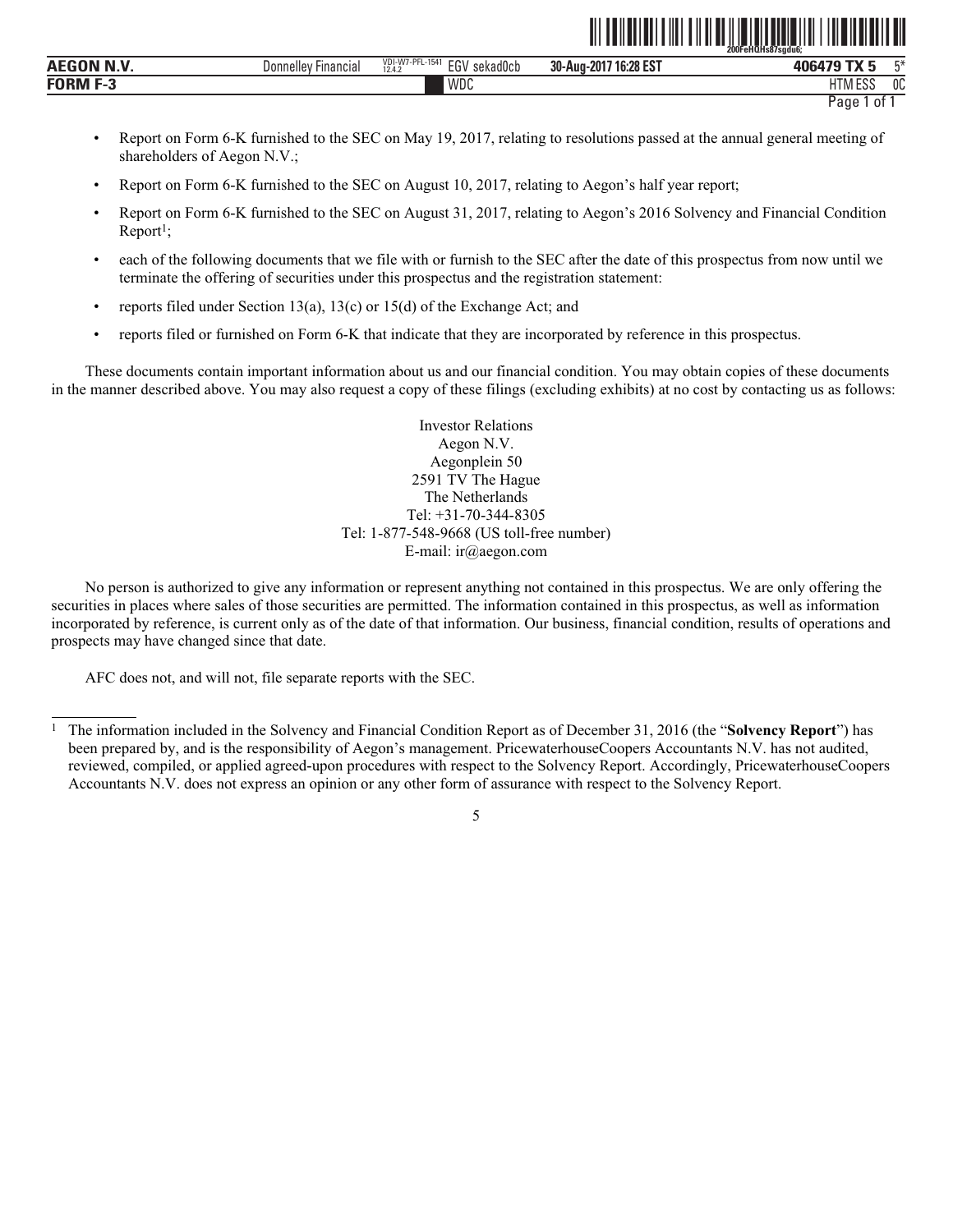- Report on Form 6-K furnished to the SEC on May 19, 2017, relating to resolutions passed at the annual general meeting of shareholders of Aegon N.V.;
- Report on Form 6-K furnished to the SEC on August 10, 2017, relating to Aegon's half year report;
- Report on Form 6-K furnished to the SEC on August 31, 2017, relating to Aegon's 2016 Solvency and Financial Condition Report[1];
- each of the following documents that we file with or furnish to the SEC after the date of this prospectus from now until we terminate the offering of securities under this prospectus and the registration statement:
- reports filed under Section 13(a), 13(c) or 15(d) of the Exchange Act; and
- reports filed or furnished on Form 6-K that indicate that they are incorporated by reference in this prospectus.

These documents contain important information about us and our financial condition. You may obtain copies of these documents in the manner described above. You may also request a copy of these filings (excluding exhibits) at no cost by contacting us as follows:

Investor Relations
Aegon N.V.
Aegonplein 50
2591 TV The Hague
The Netherlands
Tel: +31-70-344-8305
Tel: 1-877-548-9668 (US toll-free number)
E-mail: ir@aegon.com

No person is authorized to give any information or represent anything not contained in this prospectus. We are only offering the securities in places where sales of those securities are permitted. The information contained in this prospectus, as well as information incorporated by reference, is current only as of the date of that information. Our business, financial condition, results of operations and prospects may have changed since that date.

AFC does not, and will not, file separate reports with the SEC.

[1] The information included in the Solvency and Financial Condition Report as of December 31, 2016 (the "**Solvency Report**") has been prepared by, and is the responsibility of Aegon's management. PricewaterhouseCoopers Accountants N.V. has not audited, reviewed, compiled, or applied agreed-upon procedures with respect to the Solvency Report. Accordingly, PricewaterhouseCoopers Accountants N.V. does not express an opinion or any other form of assurance with respect to the Solvency Report.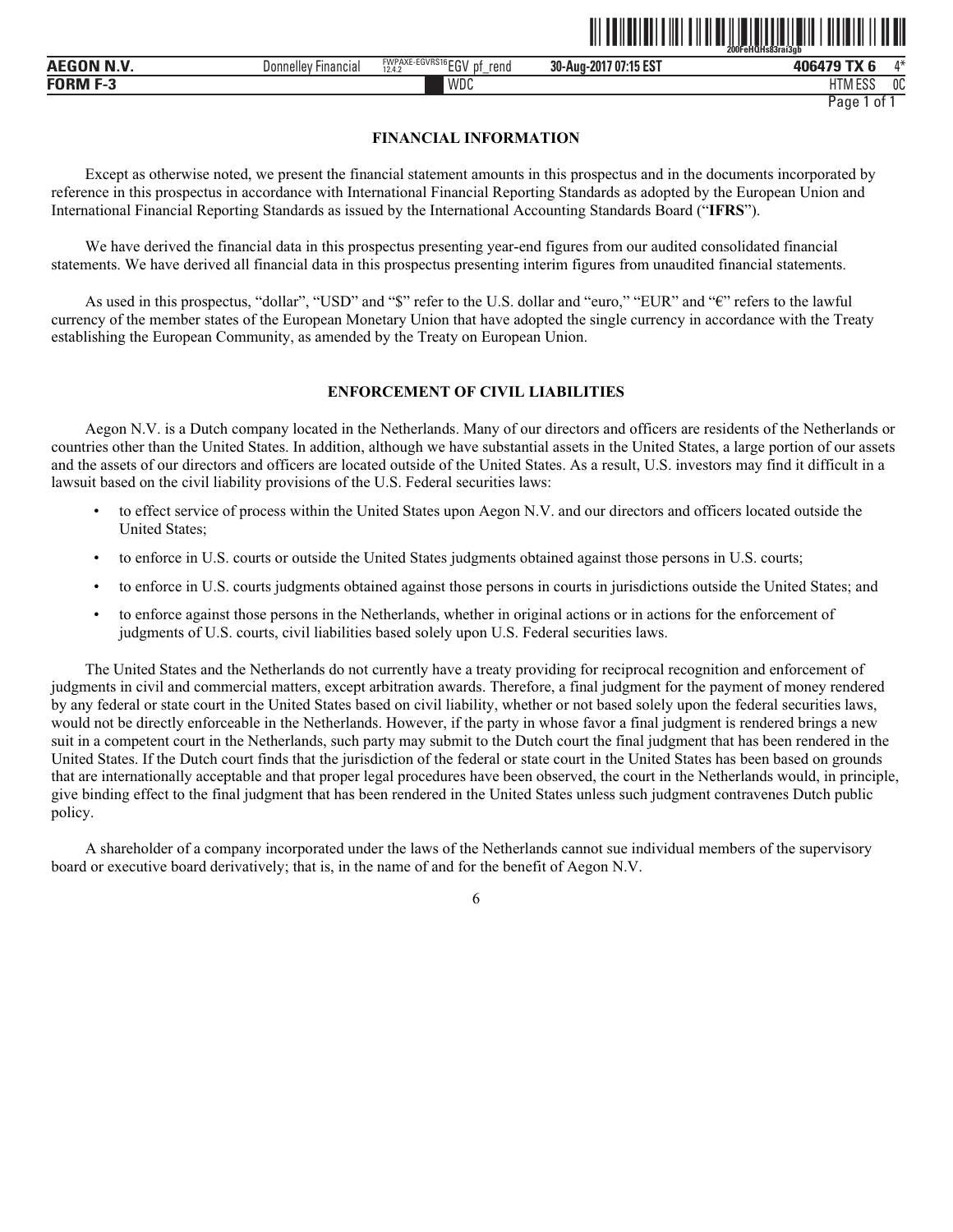## FINANCIAL INFORMATION

Except as otherwise noted, we present the financial statement amounts in this prospectus and in the documents incorporated by reference in this prospectus in accordance with International Financial Reporting Standards as adopted by the European Union and International Financial Reporting Standards as issued by the International Accounting Standards Board ("**IFRS**").

We have derived the financial data in this prospectus presenting year-end figures from our audited consolidated financial statements. We have derived all financial data in this prospectus presenting interim figures from unaudited financial statements.

As used in this prospectus, "dollar", "USD" and "$" refer to the U.S. dollar and "euro," "EUR" and "€" refers to the lawful currency of the member states of the European Monetary Union that have adopted the single currency in accordance with the Treaty establishing the European Community, as amended by the Treaty on European Union.

## ENFORCEMENT OF CIVIL LIABILITIES

Aegon N.V. is a Dutch company located in the Netherlands. Many of our directors and officers are residents of the Netherlands or countries other than the United States. In addition, although we have substantial assets in the United States, a large portion of our assets and the assets of our directors and officers are located outside of the United States. As a result, U.S. investors may find it difficult in a lawsuit based on the civil liability provisions of the U.S. Federal securities laws:

- to effect service of process within the United States upon Aegon N.V. and our directors and officers located outside the United States;
- to enforce in U.S. courts or outside the United States judgments obtained against those persons in U.S. courts;
- to enforce in U.S. courts judgments obtained against those persons in courts in jurisdictions outside the United States; and
- to enforce against those persons in the Netherlands, whether in original actions or in actions for the enforcement of judgments of U.S. courts, civil liabilities based solely upon U.S. Federal securities laws.

The United States and the Netherlands do not currently have a treaty providing for reciprocal recognition and enforcement of judgments in civil and commercial matters, except arbitration awards. Therefore, a final judgment for the payment of money rendered by any federal or state court in the United States based on civil liability, whether or not based solely upon the federal securities laws, would not be directly enforceable in the Netherlands. However, if the party in whose favor a final judgment is rendered brings a new suit in a competent court in the Netherlands, such party may submit to the Dutch court the final judgment that has been rendered in the United States. If the Dutch court finds that the jurisdiction of the federal or state court in the United States has been based on grounds that are internationally acceptable and that proper legal procedures have been observed, the court in the Netherlands would, in principle, give binding effect to the final judgment that has been rendered in the United States unless such judgment contravenes Dutch public policy.

A shareholder of a company incorporated under the laws of the Netherlands cannot sue individual members of the supervisory board or executive board derivatively; that is, in the name of and for the benefit of Aegon N.V.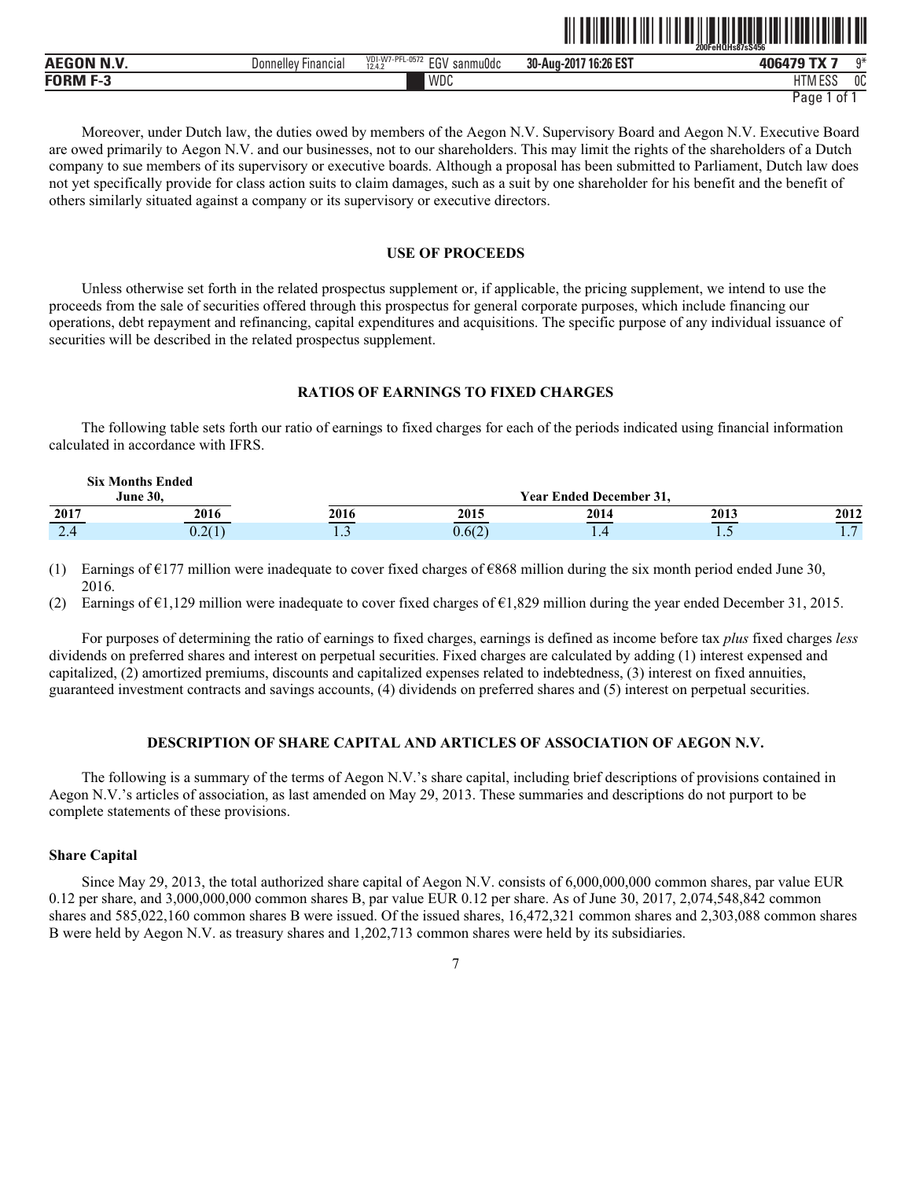Moreover, under Dutch law, the duties owed by members of the Aegon N.V. Supervisory Board and Aegon N.V. Executive Board are owed primarily to Aegon N.V. and our businesses, not to our shareholders. This may limit the rights of the shareholders of a Dutch company to sue members of its supervisory or executive boards. Although a proposal has been submitted to Parliament, Dutch law does not yet specifically provide for class action suits to claim damages, such as a suit by one shareholder for his benefit and the benefit of others similarly situated against a company or its supervisory or executive directors.

## USE OF PROCEEDS

Unless otherwise set forth in the related prospectus supplement or, if applicable, the pricing supplement, we intend to use the proceeds from the sale of securities offered through this prospectus for general corporate purposes, which include financing our operations, debt repayment and refinancing, capital expenditures and acquisitions. The specific purpose of any individual issuance of securities will be described in the related prospectus supplement.

## RATIOS OF EARNINGS TO FIXED CHARGES

The following table sets forth our ratio of earnings to fixed charges for each of the periods indicated using financial information calculated in accordance with IFRS.

| Six Months Ended June 30, | | Year Ended December 31, | | | | |
|---|---|---|---|---|---|---|
| 2017 | 2016 | 2016 | 2015 | 2014 | 2013 | 2012 |
| 2.4 | 0.2(1) | 1.3 | 0.6(2) | 1.4 | 1.5 | 1.7 |

(1) Earnings of €177 million were inadequate to cover fixed charges of €868 million during the six month period ended June 30, 2016.

(2) Earnings of €1,129 million were inadequate to cover fixed charges of €1,829 million during the year ended December 31, 2015.

For purposes of determining the ratio of earnings to fixed charges, earnings is defined as income before tax *plus* fixed charges *less* dividends on preferred shares and interest on perpetual securities. Fixed charges are calculated by adding (1) interest expensed and capitalized, (2) amortized premiums, discounts and capitalized expenses related to indebtedness, (3) interest on fixed annuities, guaranteed investment contracts and savings accounts, (4) dividends on preferred shares and (5) interest on perpetual securities.

## DESCRIPTION OF SHARE CAPITAL AND ARTICLES OF ASSOCIATION OF AEGON N.V.

The following is a summary of the terms of Aegon N.V.'s share capital, including brief descriptions of provisions contained in Aegon N.V.'s articles of association, as last amended on May 29, 2013. These summaries and descriptions do not purport to be complete statements of these provisions.

### Share Capital

Since May 29, 2013, the total authorized share capital of Aegon N.V. consists of 6,000,000,000 common shares, par value EUR 0.12 per share, and 3,000,000,000 common shares B, par value EUR 0.12 per share. As of June 30, 2017, 2,074,548,842 common shares and 585,022,160 common shares B were issued. Of the issued shares, 16,472,321 common shares and 2,303,088 common shares B were held by Aegon N.V. as treasury shares and 1,202,713 common shares were held by its subsidiaries.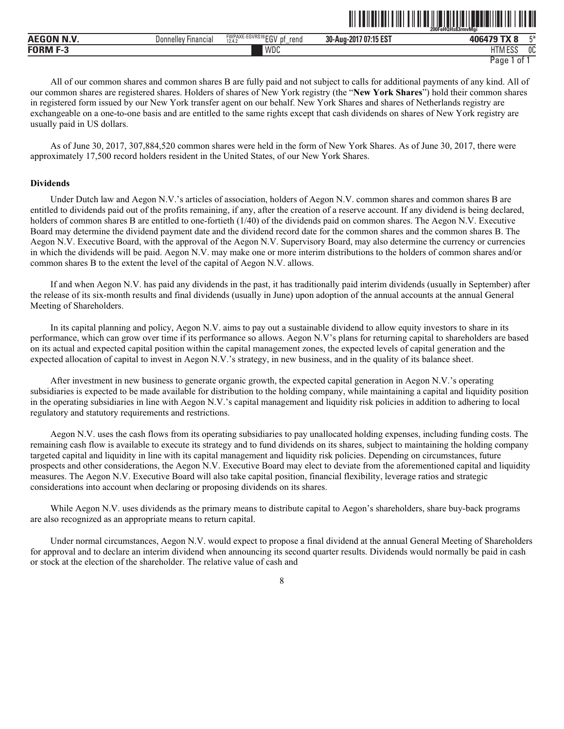All of our common shares and common shares B are fully paid and not subject to calls for additional payments of any kind. All of our common shares are registered shares. Holders of shares of New York registry (the "**New York Shares**") hold their common shares in registered form issued by our New York transfer agent on our behalf. New York Shares and shares of Netherlands registry are exchangeable on a one-to-one basis and are entitled to the same rights except that cash dividends on shares of New York registry are usually paid in US dollars.

As of June 30, 2017, 307,884,520 common shares were held in the form of New York Shares. As of June 30, 2017, there were approximately 17,500 record holders resident in the United States, of our New York Shares.

**Dividends**

Under Dutch law and Aegon N.V.'s articles of association, holders of Aegon N.V. common shares and common shares B are entitled to dividends paid out of the profits remaining, if any, after the creation of a reserve account. If any dividend is being declared, holders of common shares B are entitled to one-fortieth (1/40) of the dividends paid on common shares. The Aegon N.V. Executive Board may determine the dividend payment date and the dividend record date for the common shares and the common shares B. The Aegon N.V. Executive Board, with the approval of the Aegon N.V. Supervisory Board, may also determine the currency or currencies in which the dividends will be paid. Aegon N.V. may make one or more interim distributions to the holders of common shares and/or common shares B to the extent the level of the capital of Aegon N.V. allows.

If and when Aegon N.V. has paid any dividends in the past, it has traditionally paid interim dividends (usually in September) after the release of its six-month results and final dividends (usually in June) upon adoption of the annual accounts at the annual General Meeting of Shareholders.

In its capital planning and policy, Aegon N.V. aims to pay out a sustainable dividend to allow equity investors to share in its performance, which can grow over time if its performance so allows. Aegon N.V's plans for returning capital to shareholders are based on its actual and expected capital position within the capital management zones, the expected levels of capital generation and the expected allocation of capital to invest in Aegon N.V.'s strategy, in new business, and in the quality of its balance sheet.

After investment in new business to generate organic growth, the expected capital generation in Aegon N.V.'s operating subsidiaries is expected to be made available for distribution to the holding company, while maintaining a capital and liquidity position in the operating subsidiaries in line with Aegon N.V.'s capital management and liquidity risk policies in addition to adhering to local regulatory and statutory requirements and restrictions.

Aegon N.V. uses the cash flows from its operating subsidiaries to pay unallocated holding expenses, including funding costs. The remaining cash flow is available to execute its strategy and to fund dividends on its shares, subject to maintaining the holding company targeted capital and liquidity in line with its capital management and liquidity risk policies. Depending on circumstances, future prospects and other considerations, the Aegon N.V. Executive Board may elect to deviate from the aforementioned capital and liquidity measures. The Aegon N.V. Executive Board will also take capital position, financial flexibility, leverage ratios and strategic considerations into account when declaring or proposing dividends on its shares.

While Aegon N.V. uses dividends as the primary means to distribute capital to Aegon's shareholders, share buy-back programs are also recognized as an appropriate means to return capital.

Under normal circumstances, Aegon N.V. would expect to propose a final dividend at the annual General Meeting of Shareholders for approval and to declare an interim dividend when announcing its second quarter results. Dividends would normally be paid in cash or stock at the election of the shareholder. The relative value of cash and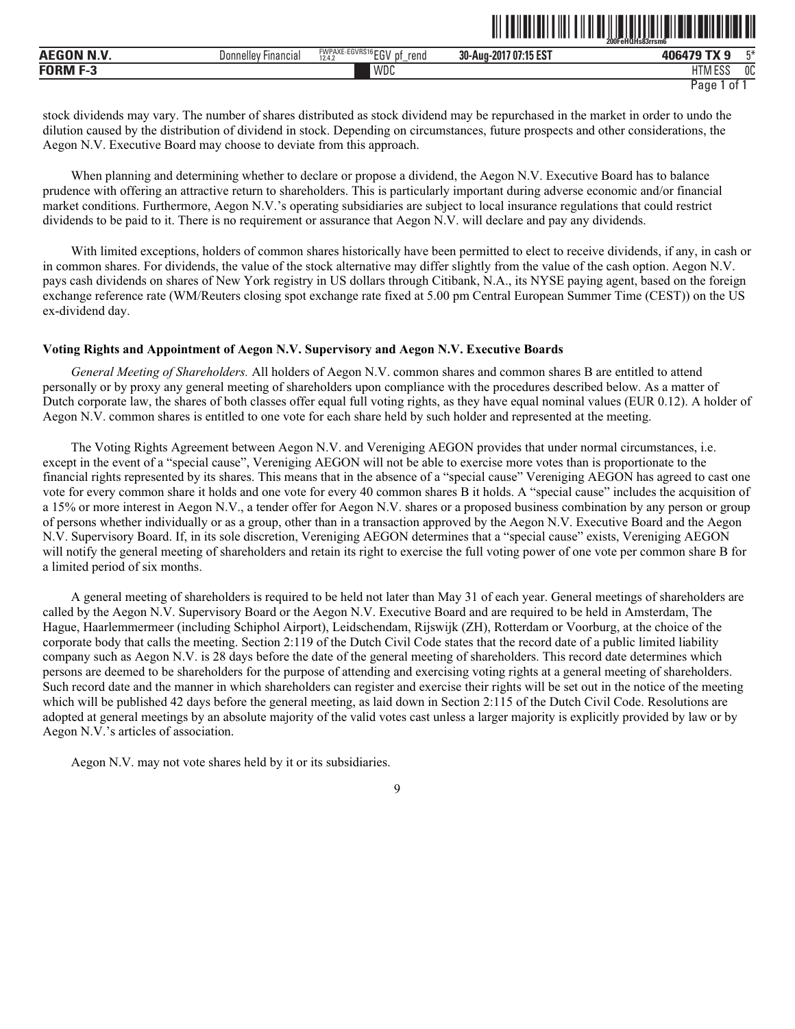stock dividends may vary. The number of shares distributed as stock dividend may be repurchased in the market in order to undo the dilution caused by the distribution of dividend in stock. Depending on circumstances, future prospects and other considerations, the Aegon N.V. Executive Board may choose to deviate from this approach.

When planning and determining whether to declare or propose a dividend, the Aegon N.V. Executive Board has to balance prudence with offering an attractive return to shareholders. This is particularly important during adverse economic and/or financial market conditions. Furthermore, Aegon N.V.'s operating subsidiaries are subject to local insurance regulations that could restrict dividends to be paid to it. There is no requirement or assurance that Aegon N.V. will declare and pay any dividends.

With limited exceptions, holders of common shares historically have been permitted to elect to receive dividends, if any, in cash or in common shares. For dividends, the value of the stock alternative may differ slightly from the value of the cash option. Aegon N.V. pays cash dividends on shares of New York registry in US dollars through Citibank, N.A., its NYSE paying agent, based on the foreign exchange reference rate (WM/Reuters closing spot exchange rate fixed at 5.00 pm Central European Summer Time (CEST)) on the US ex-dividend day.

**Voting Rights and Appointment of Aegon N.V. Supervisory and Aegon N.V. Executive Boards**

*General Meeting of Shareholders.* All holders of Aegon N.V. common shares and common shares B are entitled to attend personally or by proxy any general meeting of shareholders upon compliance with the procedures described below. As a matter of Dutch corporate law, the shares of both classes offer equal full voting rights, as they have equal nominal values (EUR 0.12). A holder of Aegon N.V. common shares is entitled to one vote for each share held by such holder and represented at the meeting.

The Voting Rights Agreement between Aegon N.V. and Vereniging AEGON provides that under normal circumstances, i.e. except in the event of a "special cause", Vereniging AEGON will not be able to exercise more votes than is proportionate to the financial rights represented by its shares. This means that in the absence of a "special cause" Vereniging AEGON has agreed to cast one vote for every common share it holds and one vote for every 40 common shares B it holds. A "special cause" includes the acquisition of a 15% or more interest in Aegon N.V., a tender offer for Aegon N.V. shares or a proposed business combination by any person or group of persons whether individually or as a group, other than in a transaction approved by the Aegon N.V. Executive Board and the Aegon N.V. Supervisory Board. If, in its sole discretion, Vereniging AEGON determines that a "special cause" exists, Vereniging AEGON will notify the general meeting of shareholders and retain its right to exercise the full voting power of one vote per common share B for a limited period of six months.

A general meeting of shareholders is required to be held not later than May 31 of each year. General meetings of shareholders are called by the Aegon N.V. Supervisory Board or the Aegon N.V. Executive Board and are required to be held in Amsterdam, The Hague, Haarlemmermeer (including Schiphol Airport), Leidschendam, Rijswijk (ZH), Rotterdam or Voorburg, at the choice of the corporate body that calls the meeting. Section 2:119 of the Dutch Civil Code states that the record date of a public limited liability company such as Aegon N.V. is 28 days before the date of the general meeting of shareholders. This record date determines which persons are deemed to be shareholders for the purpose of attending and exercising voting rights at a general meeting of shareholders. Such record date and the manner in which shareholders can register and exercise their rights will be set out in the notice of the meeting which will be published 42 days before the general meeting, as laid down in Section 2:115 of the Dutch Civil Code. Resolutions are adopted at general meetings by an absolute majority of the valid votes cast unless a larger majority is explicitly provided by law or by Aegon N.V.'s articles of association.

Aegon N.V. may not vote shares held by it or its subsidiaries.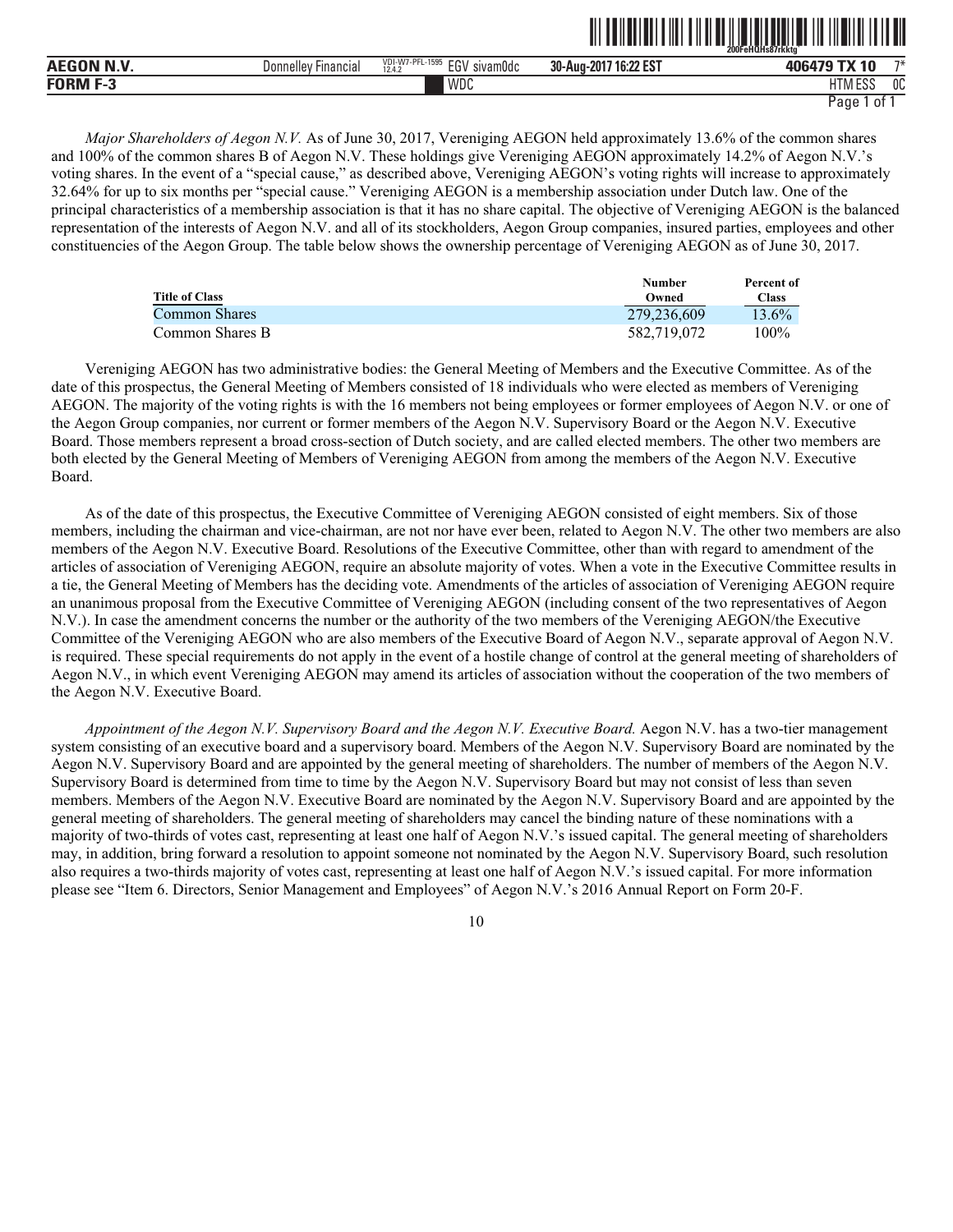*Major Shareholders of Aegon N.V.* As of June 30, 2017, Vereniging AEGON held approximately 13.6% of the common shares and 100% of the common shares B of Aegon N.V. These holdings give Vereniging AEGON approximately 14.2% of Aegon N.V.'s voting shares. In the event of a "special cause," as described above, Vereniging AEGON's voting rights will increase to approximately 32.64% for up to six months per "special cause." Vereniging AEGON is a membership association under Dutch law. One of the principal characteristics of a membership association is that it has no share capital. The objective of Vereniging AEGON is the balanced representation of the interests of Aegon N.V. and all of its stockholders, Aegon Group companies, insured parties, employees and other constituencies of the Aegon Group. The table below shows the ownership percentage of Vereniging AEGON as of June 30, 2017.

| Title of Class | Number Owned | Percent of Class |
|---|---|---|
| Common Shares | 279,236,609 | 13.6% |
| Common Shares B | 582,719,072 | 100% |

Vereniging AEGON has two administrative bodies: the General Meeting of Members and the Executive Committee. As of the date of this prospectus, the General Meeting of Members consisted of 18 individuals who were elected as members of Vereniging AEGON. The majority of the voting rights is with the 16 members not being employees or former employees of Aegon N.V. or one of the Aegon Group companies, nor current or former members of the Aegon N.V. Supervisory Board or the Aegon N.V. Executive Board. Those members represent a broad cross-section of Dutch society, and are called elected members. The other two members are both elected by the General Meeting of Members of Vereniging AEGON from among the members of the Aegon N.V. Executive Board.

As of the date of this prospectus, the Executive Committee of Vereniging AEGON consisted of eight members. Six of those members, including the chairman and vice-chairman, are not nor have ever been, related to Aegon N.V. The other two members are also members of the Aegon N.V. Executive Board. Resolutions of the Executive Committee, other than with regard to amendment of the articles of association of Vereniging AEGON, require an absolute majority of votes. When a vote in the Executive Committee results in a tie, the General Meeting of Members has the deciding vote. Amendments of the articles of association of Vereniging AEGON require an unanimous proposal from the Executive Committee of Vereniging AEGON (including consent of the two representatives of Aegon N.V.). In case the amendment concerns the number or the authority of the two members of the Vereniging AEGON/the Executive Committee of the Vereniging AEGON who are also members of the Executive Board of Aegon N.V., separate approval of Aegon N.V. is required. These special requirements do not apply in the event of a hostile change of control at the general meeting of shareholders of Aegon N.V., in which event Vereniging AEGON may amend its articles of association without the cooperation of the two members of the Aegon N.V. Executive Board.

*Appointment of the Aegon N.V. Supervisory Board and the Aegon N.V. Executive Board.* Aegon N.V. has a two-tier management system consisting of an executive board and a supervisory board. Members of the Aegon N.V. Supervisory Board are nominated by the Aegon N.V. Supervisory Board and are appointed by the general meeting of shareholders. The number of members of the Aegon N.V. Supervisory Board is determined from time to time by the Aegon N.V. Supervisory Board but may not consist of less than seven members. Members of the Aegon N.V. Executive Board are nominated by the Aegon N.V. Supervisory Board and are appointed by the general meeting of shareholders. The general meeting of shareholders may cancel the binding nature of these nominations with a majority of two-thirds of votes cast, representing at least one half of Aegon N.V.'s issued capital. The general meeting of shareholders may, in addition, bring forward a resolution to appoint someone not nominated by the Aegon N.V. Supervisory Board, such resolution also requires a two-thirds majority of votes cast, representing at least one half of Aegon N.V.'s issued capital. For more information please see "Item 6. Directors, Senior Management and Employees" of Aegon N.V.'s 2016 Annual Report on Form 20-F.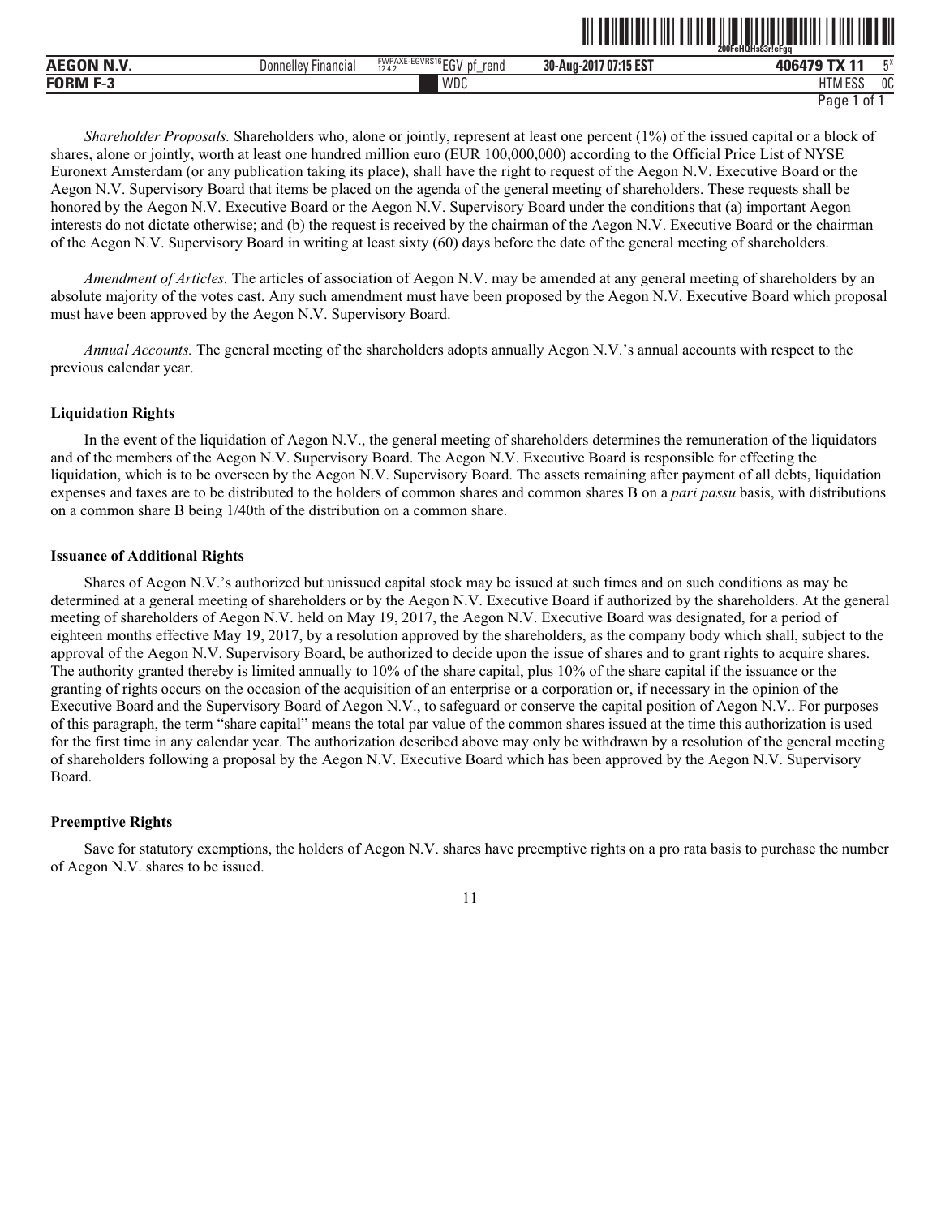*Shareholder Proposals.* Shareholders who, alone or jointly, represent at least one percent (1%) of the issued capital or a block of shares, alone or jointly, worth at least one hundred million euro (EUR 100,000,000) according to the Official Price List of NYSE Euronext Amsterdam (or any publication taking its place), shall have the right to request of the Aegon N.V. Executive Board or the Aegon N.V. Supervisory Board that items be placed on the agenda of the general meeting of shareholders. These requests shall be honored by the Aegon N.V. Executive Board or the Aegon N.V. Supervisory Board under the conditions that (a) important Aegon interests do not dictate otherwise; and (b) the request is received by the chairman of the Aegon N.V. Executive Board or the chairman of the Aegon N.V. Supervisory Board in writing at least sixty (60) days before the date of the general meeting of shareholders.

*Amendment of Articles.* The articles of association of Aegon N.V. may be amended at any general meeting of shareholders by an absolute majority of the votes cast. Any such amendment must have been proposed by the Aegon N.V. Executive Board which proposal must have been approved by the Aegon N.V. Supervisory Board.

*Annual Accounts.* The general meeting of the shareholders adopts annually Aegon N.V.'s annual accounts with respect to the previous calendar year.

**Liquidation Rights**

In the event of the liquidation of Aegon N.V., the general meeting of shareholders determines the remuneration of the liquidators and of the members of the Aegon N.V. Supervisory Board. The Aegon N.V. Executive Board is responsible for effecting the liquidation, which is to be overseen by the Aegon N.V. Supervisory Board. The assets remaining after payment of all debts, liquidation expenses and taxes are to be distributed to the holders of common shares and common shares B on a *pari passu* basis, with distributions on a common share B being 1/40th of the distribution on a common share.

**Issuance of Additional Rights**

Shares of Aegon N.V.'s authorized but unissued capital stock may be issued at such times and on such conditions as may be determined at a general meeting of shareholders or by the Aegon N.V. Executive Board if authorized by the shareholders. At the general meeting of shareholders of Aegon N.V. held on May 19, 2017, the Aegon N.V. Executive Board was designated, for a period of eighteen months effective May 19, 2017, by a resolution approved by the shareholders, as the company body which shall, subject to the approval of the Aegon N.V. Supervisory Board, be authorized to decide upon the issue of shares and to grant rights to acquire shares. The authority granted thereby is limited annually to 10% of the share capital, plus 10% of the share capital if the issuance or the granting of rights occurs on the occasion of the acquisition of an enterprise or a corporation or, if necessary in the opinion of the Executive Board and the Supervisory Board of Aegon N.V., to safeguard or conserve the capital position of Aegon N.V.. For purposes of this paragraph, the term "share capital" means the total par value of the common shares issued at the time this authorization is used for the first time in any calendar year. The authorization described above may only be withdrawn by a resolution of the general meeting of shareholders following a proposal by the Aegon N.V. Executive Board which has been approved by the Aegon N.V. Supervisory Board.

**Preemptive Rights**

Save for statutory exemptions, the holders of Aegon N.V. shares have preemptive rights on a pro rata basis to purchase the number of Aegon N.V. shares to be issued.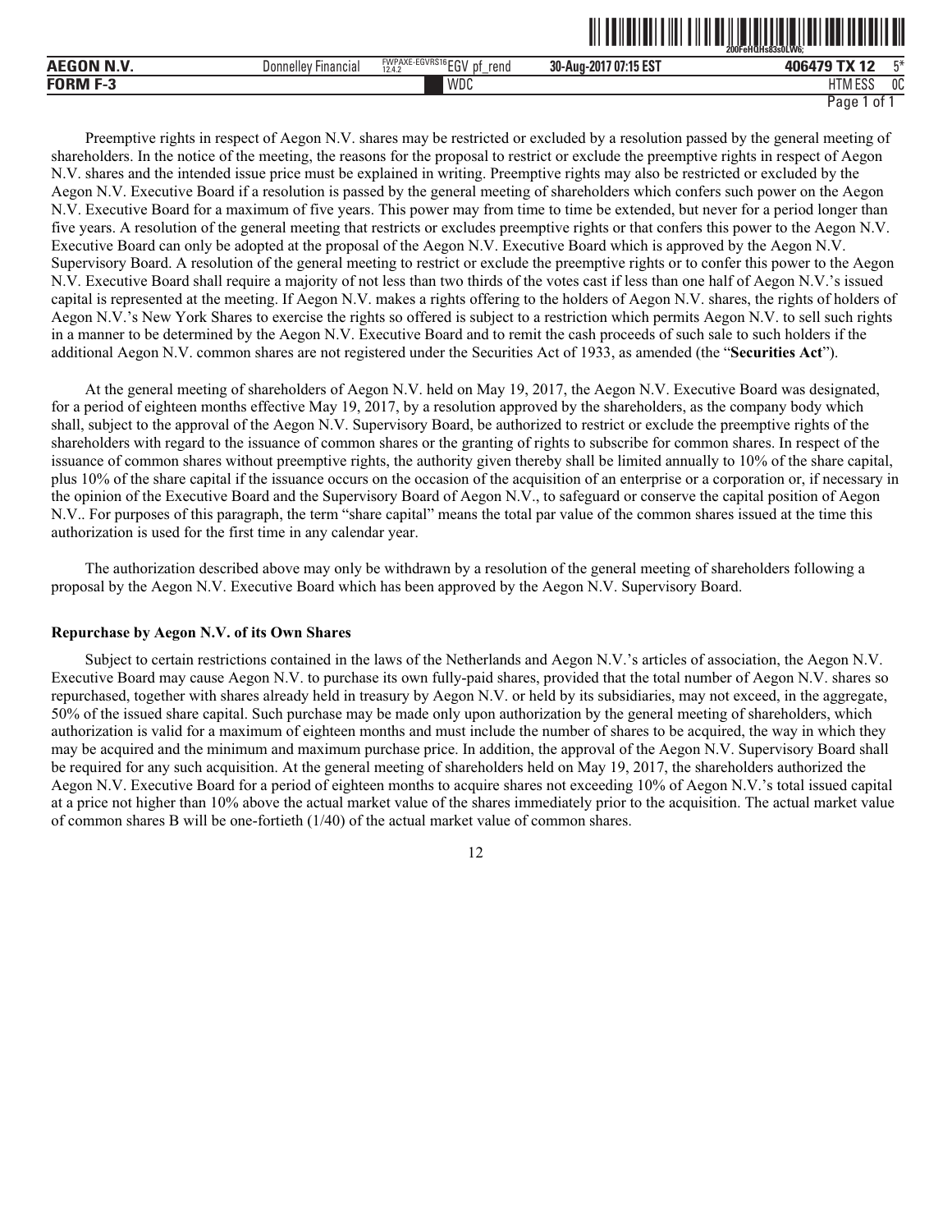Preemptive rights in respect of Aegon N.V. shares may be restricted or excluded by a resolution passed by the general meeting of shareholders. In the notice of the meeting, the reasons for the proposal to restrict or exclude the preemptive rights in respect of Aegon N.V. shares and the intended issue price must be explained in writing. Preemptive rights may also be restricted or excluded by the Aegon N.V. Executive Board if a resolution is passed by the general meeting of shareholders which confers such power on the Aegon N.V. Executive Board for a maximum of five years. This power may from time to time be extended, but never for a period longer than five years. A resolution of the general meeting that restricts or excludes preemptive rights or that confers this power to the Aegon N.V. Executive Board can only be adopted at the proposal of the Aegon N.V. Executive Board which is approved by the Aegon N.V. Supervisory Board. A resolution of the general meeting to restrict or exclude the preemptive rights or to confer this power to the Aegon N.V. Executive Board shall require a majority of not less than two thirds of the votes cast if less than one half of Aegon N.V.'s issued capital is represented at the meeting. If Aegon N.V. makes a rights offering to the holders of Aegon N.V. shares, the rights of holders of Aegon N.V.'s New York Shares to exercise the rights so offered is subject to a restriction which permits Aegon N.V. to sell such rights in a manner to be determined by the Aegon N.V. Executive Board and to remit the cash proceeds of such sale to such holders if the additional Aegon N.V. common shares are not registered under the Securities Act of 1933, as amended (the "**Securities Act**").

At the general meeting of shareholders of Aegon N.V. held on May 19, 2017, the Aegon N.V. Executive Board was designated, for a period of eighteen months effective May 19, 2017, by a resolution approved by the shareholders, as the company body which shall, subject to the approval of the Aegon N.V. Supervisory Board, be authorized to restrict or exclude the preemptive rights of the shareholders with regard to the issuance of common shares or the granting of rights to subscribe for common shares. In respect of the issuance of common shares without preemptive rights, the authority given thereby shall be limited annually to 10% of the share capital, plus 10% of the share capital if the issuance occurs on the occasion of the acquisition of an enterprise or a corporation or, if necessary in the opinion of the Executive Board and the Supervisory Board of Aegon N.V., to safeguard or conserve the capital position of Aegon N.V.. For purposes of this paragraph, the term "share capital" means the total par value of the common shares issued at the time this authorization is used for the first time in any calendar year.

The authorization described above may only be withdrawn by a resolution of the general meeting of shareholders following a proposal by the Aegon N.V. Executive Board which has been approved by the Aegon N.V. Supervisory Board.

**Repurchase by Aegon N.V. of its Own Shares**

Subject to certain restrictions contained in the laws of the Netherlands and Aegon N.V.'s articles of association, the Aegon N.V. Executive Board may cause Aegon N.V. to purchase its own fully-paid shares, provided that the total number of Aegon N.V. shares so repurchased, together with shares already held in treasury by Aegon N.V. or held by its subsidiaries, may not exceed, in the aggregate, 50% of the issued share capital. Such purchase may be made only upon authorization by the general meeting of shareholders, which authorization is valid for a maximum of eighteen months and must include the number of shares to be acquired, the way in which they may be acquired and the minimum and maximum purchase price. In addition, the approval of the Aegon N.V. Supervisory Board shall be required for any such acquisition. At the general meeting of shareholders held on May 19, 2017, the shareholders authorized the Aegon N.V. Executive Board for a period of eighteen months to acquire shares not exceeding 10% of Aegon N.V.'s total issued capital at a price not higher than 10% above the actual market value of the shares immediately prior to the acquisition. The actual market value of common shares B will be one-fortieth (1/40) of the actual market value of common shares.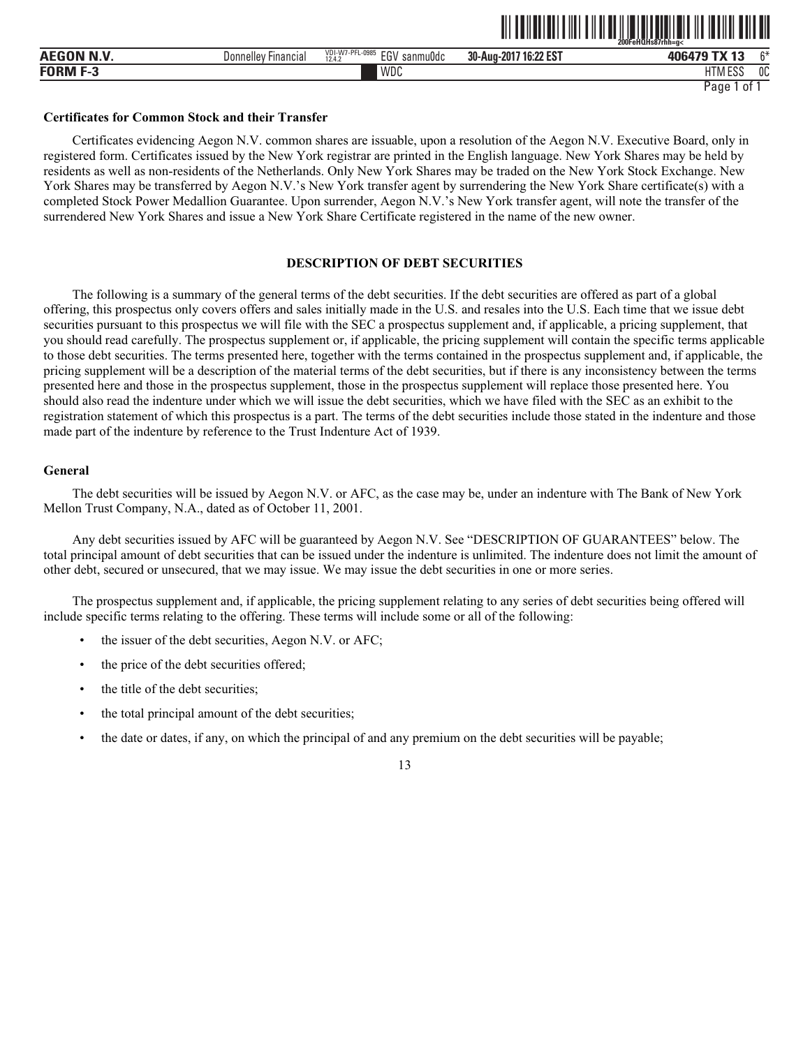**Certificates for Common Stock and their Transfer**

Certificates evidencing Aegon N.V. common shares are issuable, upon a resolution of the Aegon N.V. Executive Board, only in registered form. Certificates issued by the New York registrar are printed in the English language. New York Shares may be held by residents as well as non-residents of the Netherlands. Only New York Shares may be traded on the New York Stock Exchange. New York Shares may be transferred by Aegon N.V.'s New York transfer agent by surrendering the New York Share certificate(s) with a completed Stock Power Medallion Guarantee. Upon surrender, Aegon N.V.'s New York transfer agent, will note the transfer of the surrendered New York Shares and issue a New York Share Certificate registered in the name of the new owner.

## DESCRIPTION OF DEBT SECURITIES

The following is a summary of the general terms of the debt securities. If the debt securities are offered as part of a global offering, this prospectus only covers offers and sales initially made in the U.S. and resales into the U.S. Each time that we issue debt securities pursuant to this prospectus we will file with the SEC a prospectus supplement and, if applicable, a pricing supplement, that you should read carefully. The prospectus supplement or, if applicable, the pricing supplement will contain the specific terms applicable to those debt securities. The terms presented here, together with the terms contained in the prospectus supplement and, if applicable, the pricing supplement will be a description of the material terms of the debt securities, but if there is any inconsistency between the terms presented here and those in the prospectus supplement, those in the prospectus supplement will replace those presented here. You should also read the indenture under which we will issue the debt securities, which we have filed with the SEC as an exhibit to the registration statement of which this prospectus is a part. The terms of the debt securities include those stated in the indenture and those made part of the indenture by reference to the Trust Indenture Act of 1939.

**General**

The debt securities will be issued by Aegon N.V. or AFC, as the case may be, under an indenture with The Bank of New York Mellon Trust Company, N.A., dated as of October 11, 2001.

Any debt securities issued by AFC will be guaranteed by Aegon N.V. See "DESCRIPTION OF GUARANTEES" below. The total principal amount of debt securities that can be issued under the indenture is unlimited. The indenture does not limit the amount of other debt, secured or unsecured, that we may issue. We may issue the debt securities in one or more series.

The prospectus supplement and, if applicable, the pricing supplement relating to any series of debt securities being offered will include specific terms relating to the offering. These terms will include some or all of the following:

- the issuer of the debt securities, Aegon N.V. or AFC;
- the price of the debt securities offered;
- the title of the debt securities;
- the total principal amount of the debt securities;
- the date or dates, if any, on which the principal of and any premium on the debt securities will be payable;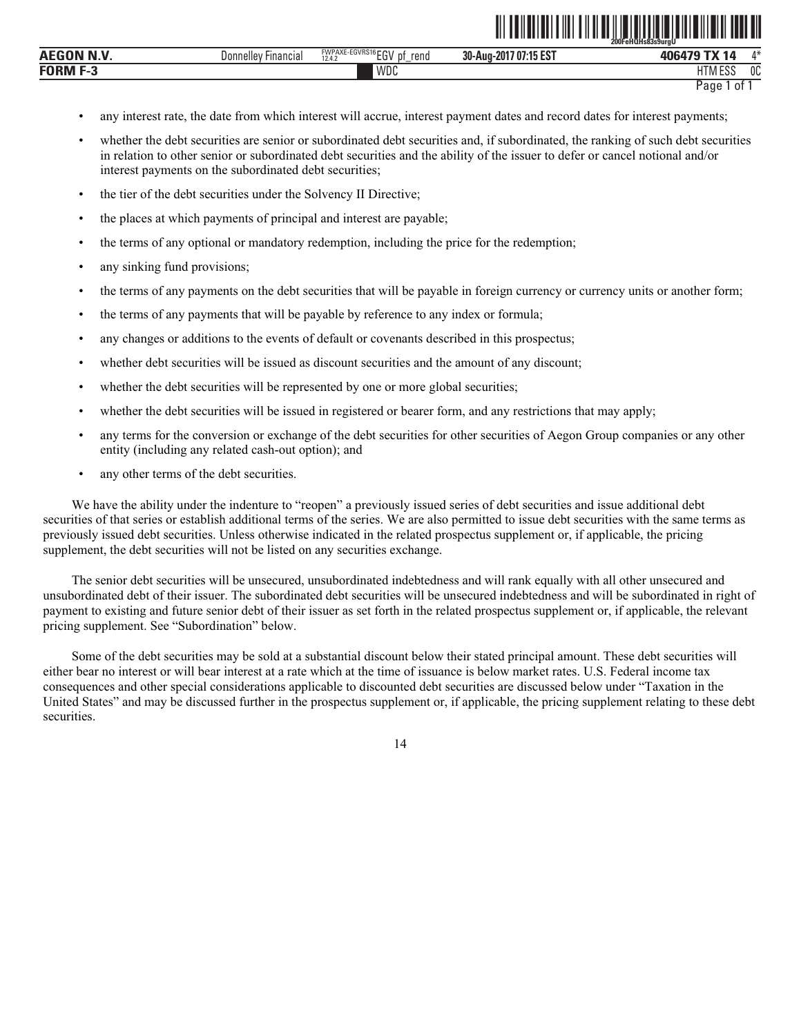- any interest rate, the date from which interest will accrue, interest payment dates and record dates for interest payments;
- whether the debt securities are senior or subordinated debt securities and, if subordinated, the ranking of such debt securities in relation to other senior or subordinated debt securities and the ability of the issuer to defer or cancel notional and/or interest payments on the subordinated debt securities;
- the tier of the debt securities under the Solvency II Directive;
- the places at which payments of principal and interest are payable;
- the terms of any optional or mandatory redemption, including the price for the redemption;
- any sinking fund provisions;
- the terms of any payments on the debt securities that will be payable in foreign currency or currency units or another form;
- the terms of any payments that will be payable by reference to any index or formula;
- any changes or additions to the events of default or covenants described in this prospectus;
- whether debt securities will be issued as discount securities and the amount of any discount;
- whether the debt securities will be represented by one or more global securities;
- whether the debt securities will be issued in registered or bearer form, and any restrictions that may apply;
- any terms for the conversion or exchange of the debt securities for other securities of Aegon Group companies or any other entity (including any related cash-out option); and
- any other terms of the debt securities.

We have the ability under the indenture to "reopen" a previously issued series of debt securities and issue additional debt securities of that series or establish additional terms of the series. We are also permitted to issue debt securities with the same terms as previously issued debt securities. Unless otherwise indicated in the related prospectus supplement or, if applicable, the pricing supplement, the debt securities will not be listed on any securities exchange.

The senior debt securities will be unsecured, unsubordinated indebtedness and will rank equally with all other unsecured and unsubordinated debt of their issuer. The subordinated debt securities will be unsecured indebtedness and will be subordinated in right of payment to existing and future senior debt of their issuer as set forth in the related prospectus supplement or, if applicable, the relevant pricing supplement. See "Subordination" below.

Some of the debt securities may be sold at a substantial discount below their stated principal amount. These debt securities will either bear no interest or will bear interest at a rate which at the time of issuance is below market rates. U.S. Federal income tax consequences and other special considerations applicable to discounted debt securities are discussed below under "Taxation in the United States" and may be discussed further in the prospectus supplement or, if applicable, the pricing supplement relating to these debt securities.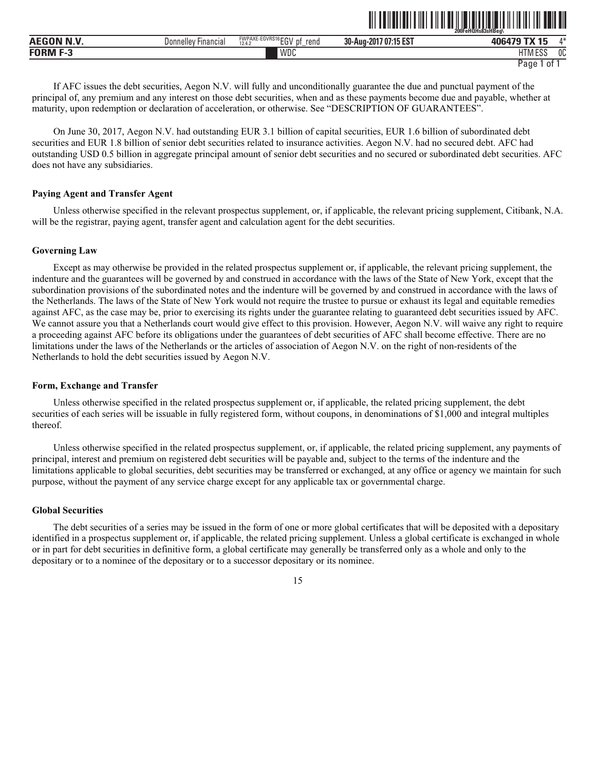If AFC issues the debt securities, Aegon N.V. will fully and unconditionally guarantee the due and punctual payment of the principal of, any premium and any interest on those debt securities, when and as these payments become due and payable, whether at maturity, upon redemption or declaration of acceleration, or otherwise. See "DESCRIPTION OF GUARANTEES".

On June 30, 2017, Aegon N.V. had outstanding EUR 3.1 billion of capital securities, EUR 1.6 billion of subordinated debt securities and EUR 1.8 billion of senior debt securities related to insurance activities. Aegon N.V. had no secured debt. AFC had outstanding USD 0.5 billion in aggregate principal amount of senior debt securities and no secured or subordinated debt securities. AFC does not have any subsidiaries.

**Paying Agent and Transfer Agent**

Unless otherwise specified in the relevant prospectus supplement, or, if applicable, the relevant pricing supplement, Citibank, N.A. will be the registrar, paying agent, transfer agent and calculation agent for the debt securities.

**Governing Law**

Except as may otherwise be provided in the related prospectus supplement or, if applicable, the relevant pricing supplement, the indenture and the guarantees will be governed by and construed in accordance with the laws of the State of New York, except that the subordination provisions of the subordinated notes and the indenture will be governed by and construed in accordance with the laws of the Netherlands. The laws of the State of New York would not require the trustee to pursue or exhaust its legal and equitable remedies against AFC, as the case may be, prior to exercising its rights under the guarantee relating to guaranteed debt securities issued by AFC. We cannot assure you that a Netherlands court would give effect to this provision. However, Aegon N.V. will waive any right to require a proceeding against AFC before its obligations under the guarantees of debt securities of AFC shall become effective. There are no limitations under the laws of the Netherlands or the articles of association of Aegon N.V. on the right of non-residents of the Netherlands to hold the debt securities issued by Aegon N.V.

**Form, Exchange and Transfer**

Unless otherwise specified in the related prospectus supplement or, if applicable, the related pricing supplement, the debt securities of each series will be issuable in fully registered form, without coupons, in denominations of $1,000 and integral multiples thereof.

Unless otherwise specified in the related prospectus supplement, or, if applicable, the related pricing supplement, any payments of principal, interest and premium on registered debt securities will be payable and, subject to the terms of the indenture and the limitations applicable to global securities, debt securities may be transferred or exchanged, at any office or agency we maintain for such purpose, without the payment of any service charge except for any applicable tax or governmental charge.

**Global Securities**

The debt securities of a series may be issued in the form of one or more global certificates that will be deposited with a depositary identified in a prospectus supplement or, if applicable, the related pricing supplement. Unless a global certificate is exchanged in whole or in part for debt securities in definitive form, a global certificate may generally be transferred only as a whole and only to the depositary or to a nominee of the depositary or to a successor depositary or its nominee.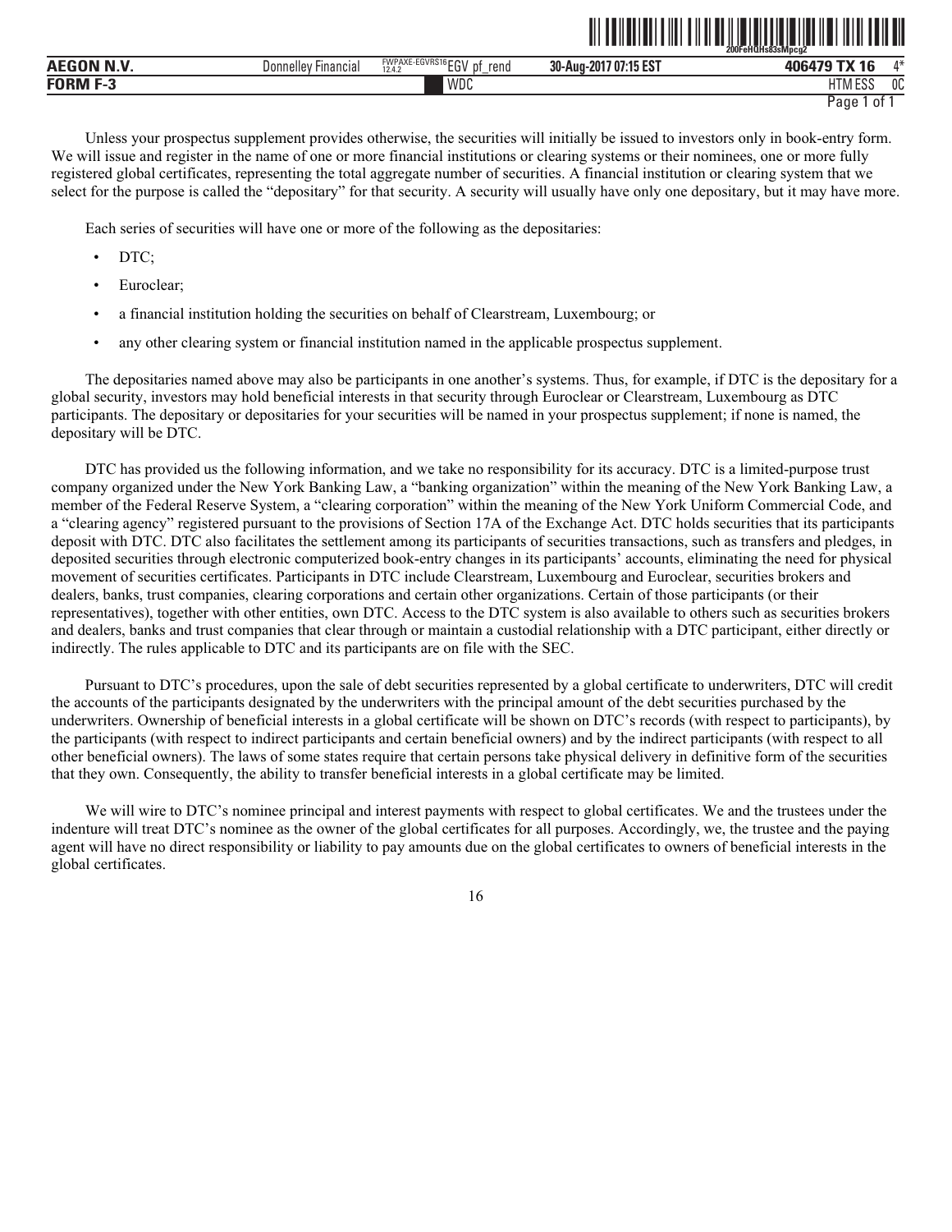Unless your prospectus supplement provides otherwise, the securities will initially be issued to investors only in book-entry form. We will issue and register in the name of one or more financial institutions or clearing systems or their nominees, one or more fully registered global certificates, representing the total aggregate number of securities. A financial institution or clearing system that we select for the purpose is called the "depositary" for that security. A security will usually have only one depositary, but it may have more.

Each series of securities will have one or more of the following as the depositaries:

- DTC;
- Euroclear;
- a financial institution holding the securities on behalf of Clearstream, Luxembourg; or
- any other clearing system or financial institution named in the applicable prospectus supplement.

The depositaries named above may also be participants in one another's systems. Thus, for example, if DTC is the depositary for a global security, investors may hold beneficial interests in that security through Euroclear or Clearstream, Luxembourg as DTC participants. The depositary or depositaries for your securities will be named in your prospectus supplement; if none is named, the depositary will be DTC.

DTC has provided us the following information, and we take no responsibility for its accuracy. DTC is a limited-purpose trust company organized under the New York Banking Law, a "banking organization" within the meaning of the New York Banking Law, a member of the Federal Reserve System, a "clearing corporation" within the meaning of the New York Uniform Commercial Code, and a "clearing agency" registered pursuant to the provisions of Section 17A of the Exchange Act. DTC holds securities that its participants deposit with DTC. DTC also facilitates the settlement among its participants of securities transactions, such as transfers and pledges, in deposited securities through electronic computerized book-entry changes in its participants' accounts, eliminating the need for physical movement of securities certificates. Participants in DTC include Clearstream, Luxembourg and Euroclear, securities brokers and dealers, banks, trust companies, clearing corporations and certain other organizations. Certain of those participants (or their representatives), together with other entities, own DTC. Access to the DTC system is also available to others such as securities brokers and dealers, banks and trust companies that clear through or maintain a custodial relationship with a DTC participant, either directly or indirectly. The rules applicable to DTC and its participants are on file with the SEC.

Pursuant to DTC's procedures, upon the sale of debt securities represented by a global certificate to underwriters, DTC will credit the accounts of the participants designated by the underwriters with the principal amount of the debt securities purchased by the underwriters. Ownership of beneficial interests in a global certificate will be shown on DTC's records (with respect to participants), by the participants (with respect to indirect participants and certain beneficial owners) and by the indirect participants (with respect to all other beneficial owners). The laws of some states require that certain persons take physical delivery in definitive form of the securities that they own. Consequently, the ability to transfer beneficial interests in a global certificate may be limited.

We will wire to DTC's nominee principal and interest payments with respect to global certificates. We and the trustees under the indenture will treat DTC's nominee as the owner of the global certificates for all purposes. Accordingly, we, the trustee and the paying agent will have no direct responsibility or liability to pay amounts due on the global certificates to owners of beneficial interests in the global certificates.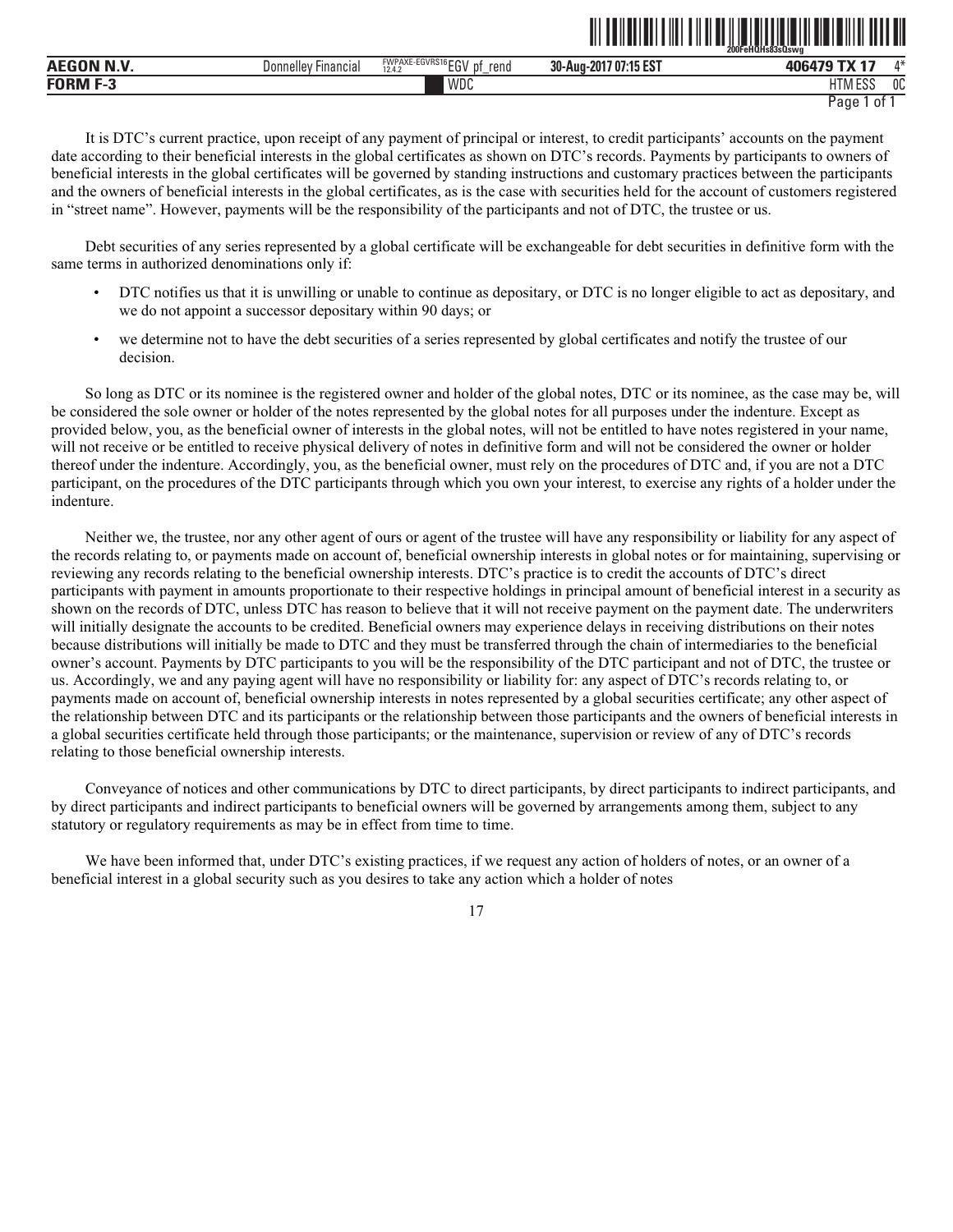It is DTC's current practice, upon receipt of any payment of principal or interest, to credit participants' accounts on the payment date according to their beneficial interests in the global certificates as shown on DTC's records. Payments by participants to owners of beneficial interests in the global certificates will be governed by standing instructions and customary practices between the participants and the owners of beneficial interests in the global certificates, as is the case with securities held for the account of customers registered in "street name". However, payments will be the responsibility of the participants and not of DTC, the trustee or us.

Debt securities of any series represented by a global certificate will be exchangeable for debt securities in definitive form with the same terms in authorized denominations only if:

- DTC notifies us that it is unwilling or unable to continue as depositary, or DTC is no longer eligible to act as depositary, and we do not appoint a successor depositary within 90 days; or
- we determine not to have the debt securities of a series represented by global certificates and notify the trustee of our decision.

So long as DTC or its nominee is the registered owner and holder of the global notes, DTC or its nominee, as the case may be, will be considered the sole owner or holder of the notes represented by the global notes for all purposes under the indenture. Except as provided below, you, as the beneficial owner of interests in the global notes, will not be entitled to have notes registered in your name, will not receive or be entitled to receive physical delivery of notes in definitive form and will not be considered the owner or holder thereof under the indenture. Accordingly, you, as the beneficial owner, must rely on the procedures of DTC and, if you are not a DTC participant, on the procedures of the DTC participants through which you own your interest, to exercise any rights of a holder under the indenture.

Neither we, the trustee, nor any other agent of ours or agent of the trustee will have any responsibility or liability for any aspect of the records relating to, or payments made on account of, beneficial ownership interests in global notes or for maintaining, supervising or reviewing any records relating to the beneficial ownership interests. DTC's practice is to credit the accounts of DTC's direct participants with payment in amounts proportionate to their respective holdings in principal amount of beneficial interest in a security as shown on the records of DTC, unless DTC has reason to believe that it will not receive payment on the payment date. The underwriters will initially designate the accounts to be credited. Beneficial owners may experience delays in receiving distributions on their notes because distributions will initially be made to DTC and they must be transferred through the chain of intermediaries to the beneficial owner's account. Payments by DTC participants to you will be the responsibility of the DTC participant and not of DTC, the trustee or us. Accordingly, we and any paying agent will have no responsibility or liability for: any aspect of DTC's records relating to, or payments made on account of, beneficial ownership interests in notes represented by a global securities certificate; any other aspect of the relationship between DTC and its participants or the relationship between those participants and the owners of beneficial interests in a global securities certificate held through those participants; or the maintenance, supervision or review of any of DTC's records relating to those beneficial ownership interests.

Conveyance of notices and other communications by DTC to direct participants, by direct participants to indirect participants, and by direct participants and indirect participants to beneficial owners will be governed by arrangements among them, subject to any statutory or regulatory requirements as may be in effect from time to time.

We have been informed that, under DTC's existing practices, if we request any action of holders of notes, or an owner of a beneficial interest in a global security such as you desires to take any action which a holder of notes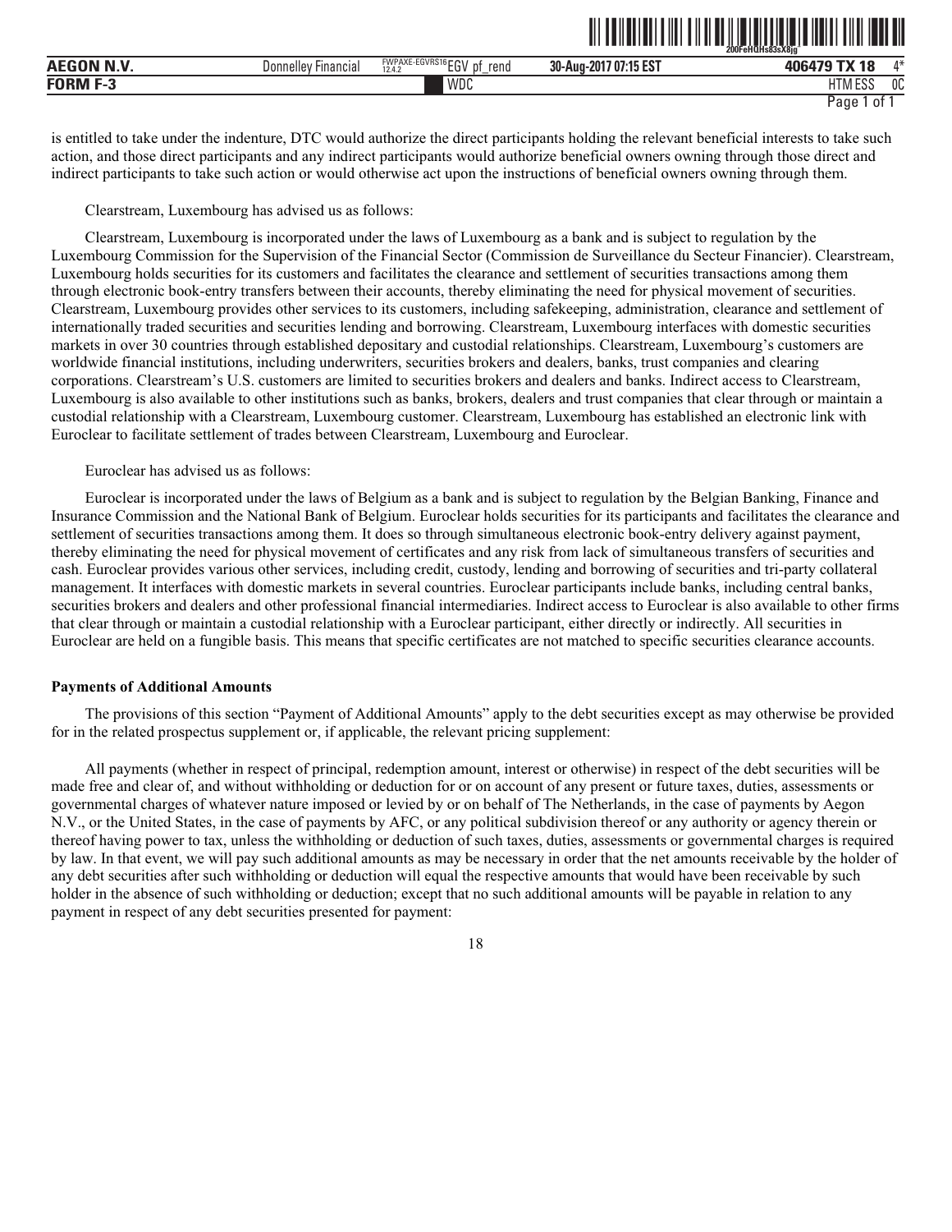is entitled to take under the indenture, DTC would authorize the direct participants holding the relevant beneficial interests to take such action, and those direct participants and any indirect participants would authorize beneficial owners owning through those direct and indirect participants to take such action or would otherwise act upon the instructions of beneficial owners owning through them.

Clearstream, Luxembourg has advised us as follows:

Clearstream, Luxembourg is incorporated under the laws of Luxembourg as a bank and is subject to regulation by the Luxembourg Commission for the Supervision of the Financial Sector (Commission de Surveillance du Secteur Financier). Clearstream, Luxembourg holds securities for its customers and facilitates the clearance and settlement of securities transactions among them through electronic book-entry transfers between their accounts, thereby eliminating the need for physical movement of securities. Clearstream, Luxembourg provides other services to its customers, including safekeeping, administration, clearance and settlement of internationally traded securities and securities lending and borrowing. Clearstream, Luxembourg interfaces with domestic securities markets in over 30 countries through established depositary and custodial relationships. Clearstream, Luxembourg's customers are worldwide financial institutions, including underwriters, securities brokers and dealers, banks, trust companies and clearing corporations. Clearstream's U.S. customers are limited to securities brokers and dealers and banks. Indirect access to Clearstream, Luxembourg is also available to other institutions such as banks, brokers, dealers and trust companies that clear through or maintain a custodial relationship with a Clearstream, Luxembourg customer. Clearstream, Luxembourg has established an electronic link with Euroclear to facilitate settlement of trades between Clearstream, Luxembourg and Euroclear.

Euroclear has advised us as follows:

Euroclear is incorporated under the laws of Belgium as a bank and is subject to regulation by the Belgian Banking, Finance and Insurance Commission and the National Bank of Belgium. Euroclear holds securities for its participants and facilitates the clearance and settlement of securities transactions among them. It does so through simultaneous electronic book-entry delivery against payment, thereby eliminating the need for physical movement of certificates and any risk from lack of simultaneous transfers of securities and cash. Euroclear provides various other services, including credit, custody, lending and borrowing of securities and tri-party collateral management. It interfaces with domestic markets in several countries. Euroclear participants include banks, including central banks, securities brokers and dealers and other professional financial intermediaries. Indirect access to Euroclear is also available to other firms that clear through or maintain a custodial relationship with a Euroclear participant, either directly or indirectly. All securities in Euroclear are held on a fungible basis. This means that specific certificates are not matched to specific securities clearance accounts.

**Payments of Additional Amounts**

The provisions of this section "Payment of Additional Amounts" apply to the debt securities except as may otherwise be provided for in the related prospectus supplement or, if applicable, the relevant pricing supplement:

All payments (whether in respect of principal, redemption amount, interest or otherwise) in respect of the debt securities will be made free and clear of, and without withholding or deduction for or on account of any present or future taxes, duties, assessments or governmental charges of whatever nature imposed or levied by or on behalf of The Netherlands, in the case of payments by Aegon N.V., or the United States, in the case of payments by AFC, or any political subdivision thereof or any authority or agency therein or thereof having power to tax, unless the withholding or deduction of such taxes, duties, assessments or governmental charges is required by law. In that event, we will pay such additional amounts as may be necessary in order that the net amounts receivable by the holder of any debt securities after such withholding or deduction will equal the respective amounts that would have been receivable by such holder in the absence of such withholding or deduction; except that no such additional amounts will be payable in relation to any payment in respect of any debt securities presented for payment: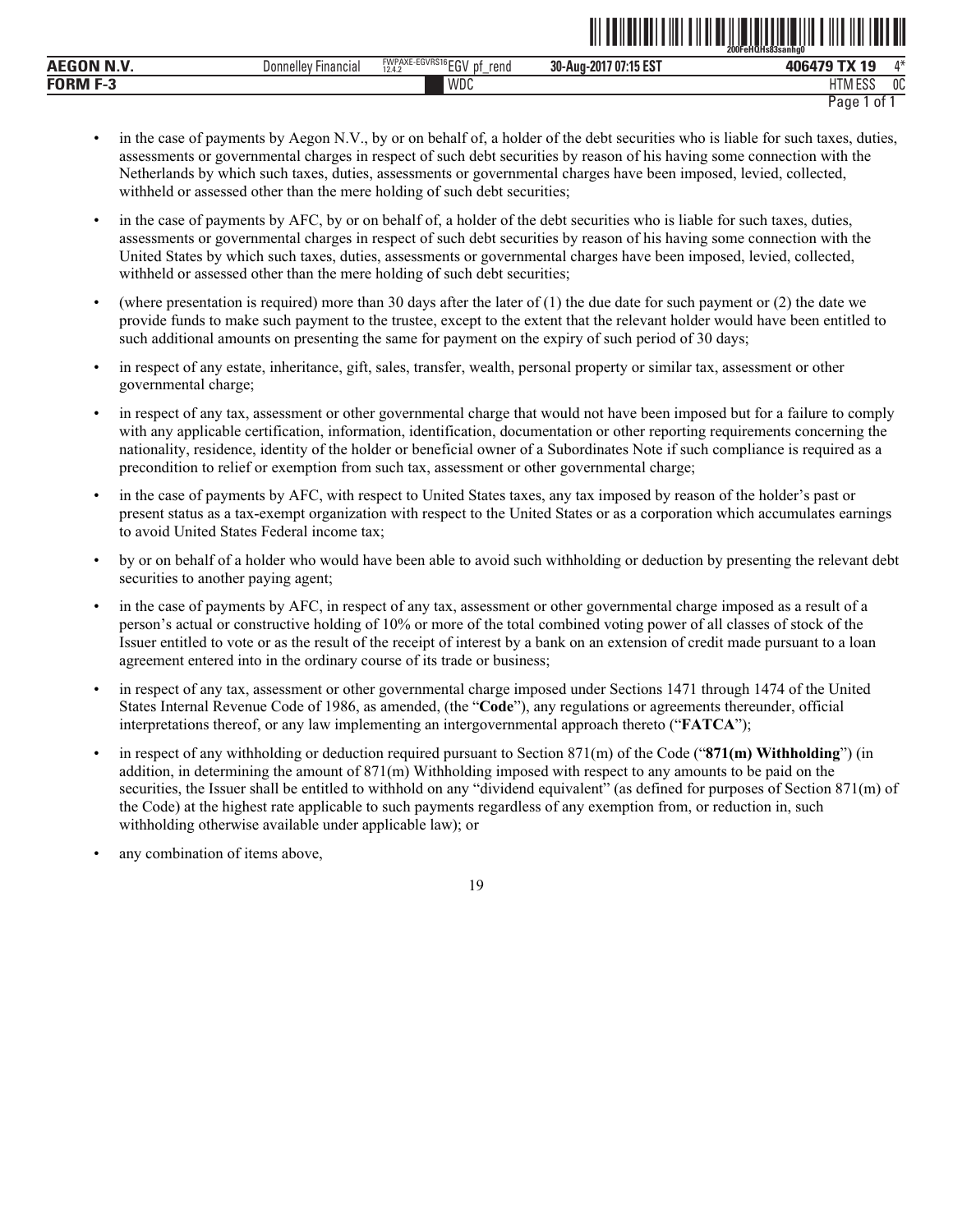- in the case of payments by Aegon N.V., by or on behalf of, a holder of the debt securities who is liable for such taxes, duties, assessments or governmental charges in respect of such debt securities by reason of his having some connection with the Netherlands by which such taxes, duties, assessments or governmental charges have been imposed, levied, collected, withheld or assessed other than the mere holding of such debt securities;
- in the case of payments by AFC, by or on behalf of, a holder of the debt securities who is liable for such taxes, duties, assessments or governmental charges in respect of such debt securities by reason of his having some connection with the United States by which such taxes, duties, assessments or governmental charges have been imposed, levied, collected, withheld or assessed other than the mere holding of such debt securities;
- (where presentation is required) more than 30 days after the later of (1) the due date for such payment or (2) the date we provide funds to make such payment to the trustee, except to the extent that the relevant holder would have been entitled to such additional amounts on presenting the same for payment on the expiry of such period of 30 days;
- in respect of any estate, inheritance, gift, sales, transfer, wealth, personal property or similar tax, assessment or other governmental charge;
- in respect of any tax, assessment or other governmental charge that would not have been imposed but for a failure to comply with any applicable certification, information, identification, documentation or other reporting requirements concerning the nationality, residence, identity of the holder or beneficial owner of a Subordinates Note if such compliance is required as a precondition to relief or exemption from such tax, assessment or other governmental charge;
- in the case of payments by AFC, with respect to United States taxes, any tax imposed by reason of the holder's past or present status as a tax-exempt organization with respect to the United States or as a corporation which accumulates earnings to avoid United States Federal income tax;
- by or on behalf of a holder who would have been able to avoid such withholding or deduction by presenting the relevant debt securities to another paying agent;
- in the case of payments by AFC, in respect of any tax, assessment or other governmental charge imposed as a result of a person's actual or constructive holding of 10% or more of the total combined voting power of all classes of stock of the Issuer entitled to vote or as the result of the receipt of interest by a bank on an extension of credit made pursuant to a loan agreement entered into in the ordinary course of its trade or business;
- in respect of any tax, assessment or other governmental charge imposed under Sections 1471 through 1474 of the United States Internal Revenue Code of 1986, as amended, (the "**Code**"), any regulations or agreements thereunder, official interpretations thereof, or any law implementing an intergovernmental approach thereto ("**FATCA**");
- in respect of any withholding or deduction required pursuant to Section 871(m) of the Code ("**871(m) Withholding**") (in addition, in determining the amount of 871(m) Withholding imposed with respect to any amounts to be paid on the securities, the Issuer shall be entitled to withhold on any "dividend equivalent" (as defined for purposes of Section 871(m) of the Code) at the highest rate applicable to such payments regardless of any exemption from, or reduction in, such withholding otherwise available under applicable law); or
- any combination of items above,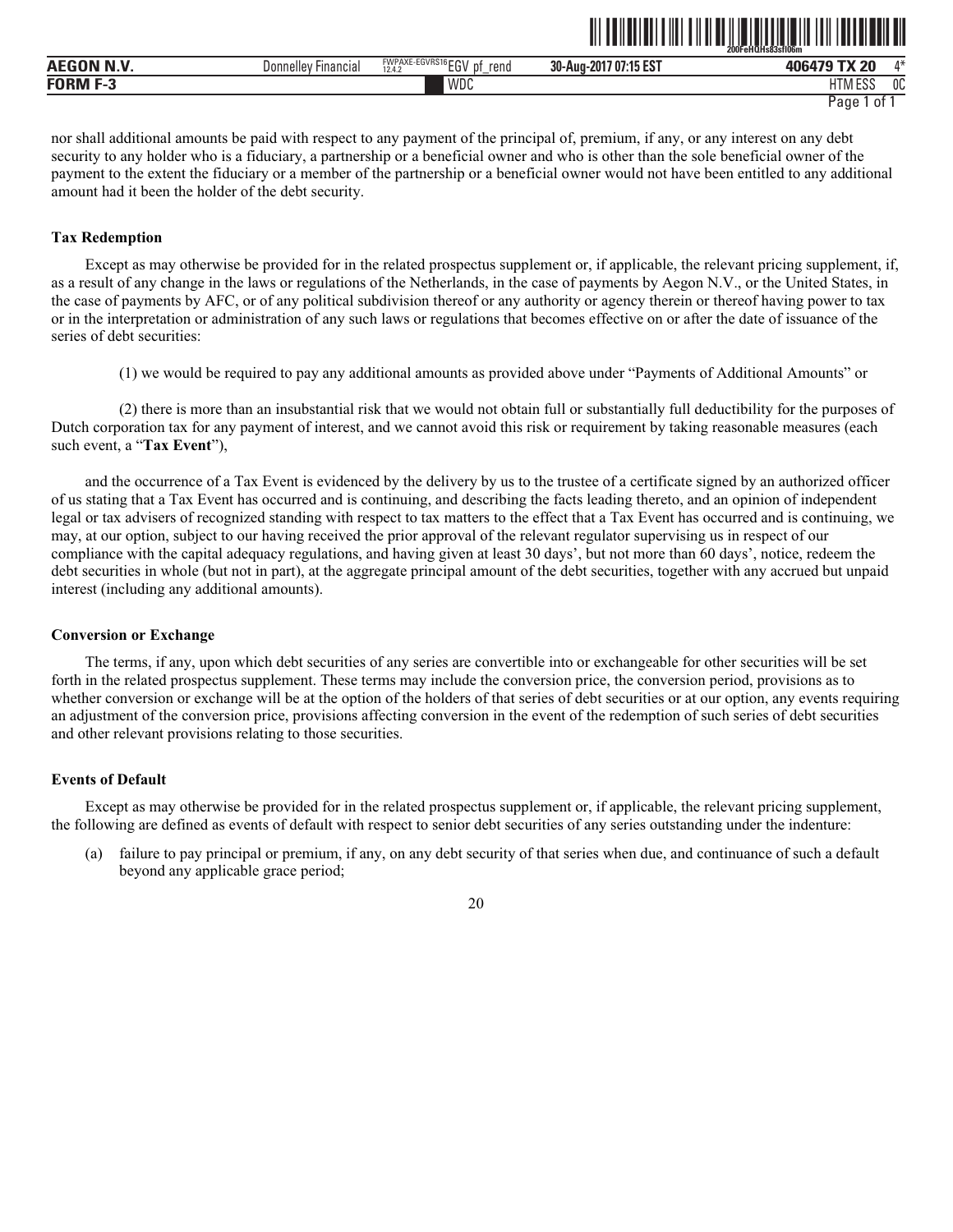nor shall additional amounts be paid with respect to any payment of the principal of, premium, if any, or any interest on any debt security to any holder who is a fiduciary, a partnership or a beneficial owner and who is other than the sole beneficial owner of the payment to the extent the fiduciary or a member of the partnership or a beneficial owner would not have been entitled to any additional amount had it been the holder of the debt security.

**Tax Redemption**

Except as may otherwise be provided for in the related prospectus supplement or, if applicable, the relevant pricing supplement, if, as a result of any change in the laws or regulations of the Netherlands, in the case of payments by Aegon N.V., or the United States, in the case of payments by AFC, or of any political subdivision thereof or any authority or agency therein or thereof having power to tax or in the interpretation or administration of any such laws or regulations that becomes effective on or after the date of issuance of the series of debt securities:

(1) we would be required to pay any additional amounts as provided above under "Payments of Additional Amounts" or

(2) there is more than an insubstantial risk that we would not obtain full or substantially full deductibility for the purposes of Dutch corporation tax for any payment of interest, and we cannot avoid this risk or requirement by taking reasonable measures (each such event, a "**Tax Event**"),

and the occurrence of a Tax Event is evidenced by the delivery by us to the trustee of a certificate signed by an authorized officer of us stating that a Tax Event has occurred and is continuing, and describing the facts leading thereto, and an opinion of independent legal or tax advisers of recognized standing with respect to tax matters to the effect that a Tax Event has occurred and is continuing, we may, at our option, subject to our having received the prior approval of the relevant regulator supervising us in respect of our compliance with the capital adequacy regulations, and having given at least 30 days', but not more than 60 days', notice, redeem the debt securities in whole (but not in part), at the aggregate principal amount of the debt securities, together with any accrued but unpaid interest (including any additional amounts).

**Conversion or Exchange**

The terms, if any, upon which debt securities of any series are convertible into or exchangeable for other securities will be set forth in the related prospectus supplement. These terms may include the conversion price, the conversion period, provisions as to whether conversion or exchange will be at the option of the holders of that series of debt securities or at our option, any events requiring an adjustment of the conversion price, provisions affecting conversion in the event of the redemption of such series of debt securities and other relevant provisions relating to those securities.

**Events of Default**

Except as may otherwise be provided for in the related prospectus supplement or, if applicable, the relevant pricing supplement, the following are defined as events of default with respect to senior debt securities of any series outstanding under the indenture:

(a) failure to pay principal or premium, if any, on any debt security of that series when due, and continuance of such a default beyond any applicable grace period;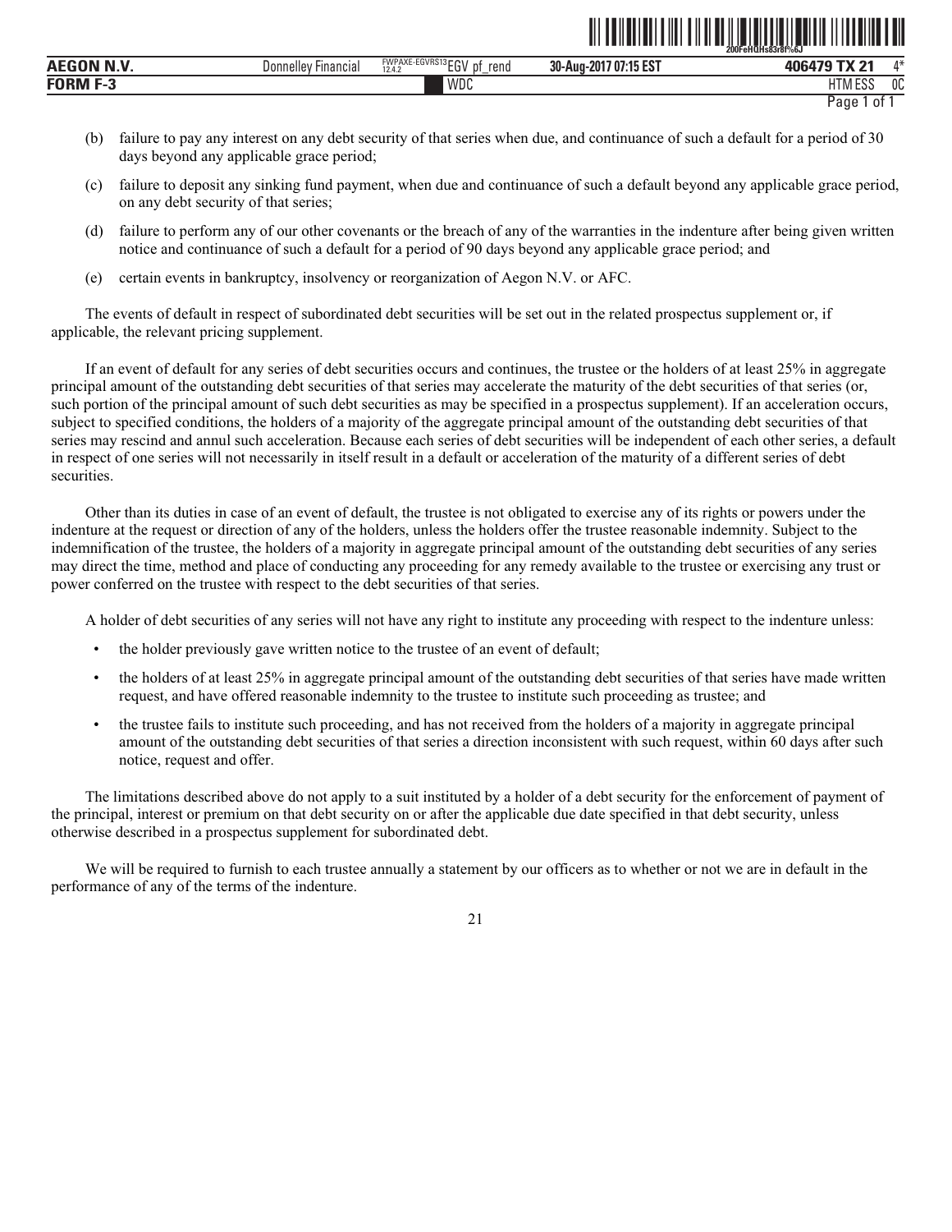(b) failure to pay any interest on any debt security of that series when due, and continuance of such a default for a period of 30 days beyond any applicable grace period;

(c) failure to deposit any sinking fund payment, when due and continuance of such a default beyond any applicable grace period, on any debt security of that series;

(d) failure to perform any of our other covenants or the breach of any of the warranties in the indenture after being given written notice and continuance of such a default for a period of 90 days beyond any applicable grace period; and

(e) certain events in bankruptcy, insolvency or reorganization of Aegon N.V. or AFC.

The events of default in respect of subordinated debt securities will be set out in the related prospectus supplement or, if applicable, the relevant pricing supplement.

If an event of default for any series of debt securities occurs and continues, the trustee or the holders of at least 25% in aggregate principal amount of the outstanding debt securities of that series may accelerate the maturity of the debt securities of that series (or, such portion of the principal amount of such debt securities as may be specified in a prospectus supplement). If an acceleration occurs, subject to specified conditions, the holders of a majority of the aggregate principal amount of the outstanding debt securities of that series may rescind and annul such acceleration. Because each series of debt securities will be independent of each other series, a default in respect of one series will not necessarily in itself result in a default or acceleration of the maturity of a different series of debt securities.

Other than its duties in case of an event of default, the trustee is not obligated to exercise any of its rights or powers under the indenture at the request or direction of any of the holders, unless the holders offer the trustee reasonable indemnity. Subject to the indemnification of the trustee, the holders of a majority in aggregate principal amount of the outstanding debt securities of any series may direct the time, method and place of conducting any proceeding for any remedy available to the trustee or exercising any trust or power conferred on the trustee with respect to the debt securities of that series.

A holder of debt securities of any series will not have any right to institute any proceeding with respect to the indenture unless:

- the holder previously gave written notice to the trustee of an event of default;
- the holders of at least 25% in aggregate principal amount of the outstanding debt securities of that series have made written request, and have offered reasonable indemnity to the trustee to institute such proceeding as trustee; and
- the trustee fails to institute such proceeding, and has not received from the holders of a majority in aggregate principal amount of the outstanding debt securities of that series a direction inconsistent with such request, within 60 days after such notice, request and offer.

The limitations described above do not apply to a suit instituted by a holder of a debt security for the enforcement of payment of the principal, interest or premium on that debt security on or after the applicable due date specified in that debt security, unless otherwise described in a prospectus supplement for subordinated debt.

We will be required to furnish to each trustee annually a statement by our officers as to whether or not we are in default in the performance of any of the terms of the indenture.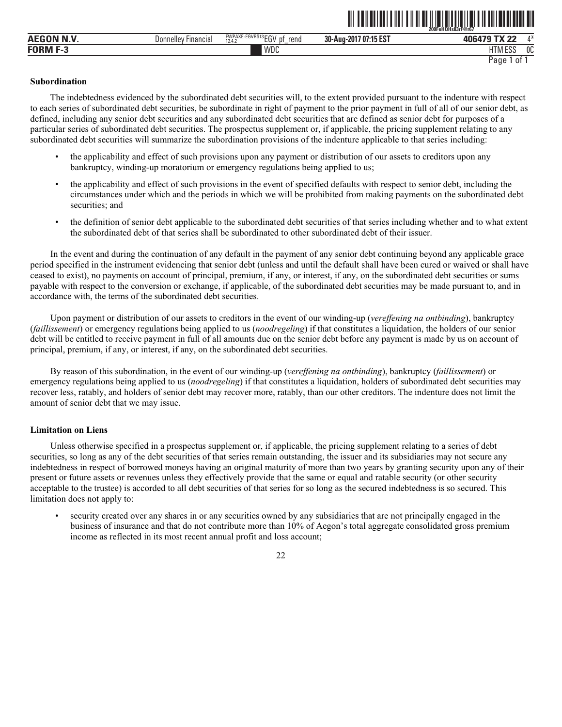**Subordination**

The indebtedness evidenced by the subordinated debt securities will, to the extent provided pursuant to the indenture with respect to each series of subordinated debt securities, be subordinate in right of payment to the prior payment in full of all of our senior debt, as defined, including any senior debt securities and any subordinated debt securities that are defined as senior debt for purposes of a particular series of subordinated debt securities. The prospectus supplement or, if applicable, the pricing supplement relating to any subordinated debt securities will summarize the subordination provisions of the indenture applicable to that series including:

- the applicability and effect of such provisions upon any payment or distribution of our assets to creditors upon any bankruptcy, winding-up moratorium or emergency regulations being applied to us;
- the applicability and effect of such provisions in the event of specified defaults with respect to senior debt, including the circumstances under which and the periods in which we will be prohibited from making payments on the subordinated debt securities; and
- the definition of senior debt applicable to the subordinated debt securities of that series including whether and to what extent the subordinated debt of that series shall be subordinated to other subordinated debt of their issuer.

In the event and during the continuation of any default in the payment of any senior debt continuing beyond any applicable grace period specified in the instrument evidencing that senior debt (unless and until the default shall have been cured or waived or shall have ceased to exist), no payments on account of principal, premium, if any, or interest, if any, on the subordinated debt securities or sums payable with respect to the conversion or exchange, if applicable, of the subordinated debt securities may be made pursuant to, and in accordance with, the terms of the subordinated debt securities.

Upon payment or distribution of our assets to creditors in the event of our winding-up (*vereffening na ontbinding*), bankruptcy (*faillissement*) or emergency regulations being applied to us (*noodregeling*) if that constitutes a liquidation, the holders of our senior debt will be entitled to receive payment in full of all amounts due on the senior debt before any payment is made by us on account of principal, premium, if any, or interest, if any, on the subordinated debt securities.

By reason of this subordination, in the event of our winding-up (*vereffening na ontbinding*), bankruptcy (*faillissement*) or emergency regulations being applied to us (*noodregeling*) if that constitutes a liquidation, holders of subordinated debt securities may recover less, ratably, and holders of senior debt may recover more, ratably, than our other creditors. The indenture does not limit the amount of senior debt that we may issue.

**Limitation on Liens**

Unless otherwise specified in a prospectus supplement or, if applicable, the pricing supplement relating to a series of debt securities, so long as any of the debt securities of that series remain outstanding, the issuer and its subsidiaries may not secure any indebtedness in respect of borrowed moneys having an original maturity of more than two years by granting security upon any of their present or future assets or revenues unless they effectively provide that the same or equal and ratable security (or other security acceptable to the trustee) is accorded to all debt securities of that series for so long as the secured indebtedness is so secured. This limitation does not apply to:

- security created over any shares in or any securities owned by any subsidiaries that are not principally engaged in the business of insurance and that do not contribute more than 10% of Aegon's total aggregate consolidated gross premium income as reflected in its most recent annual profit and loss account;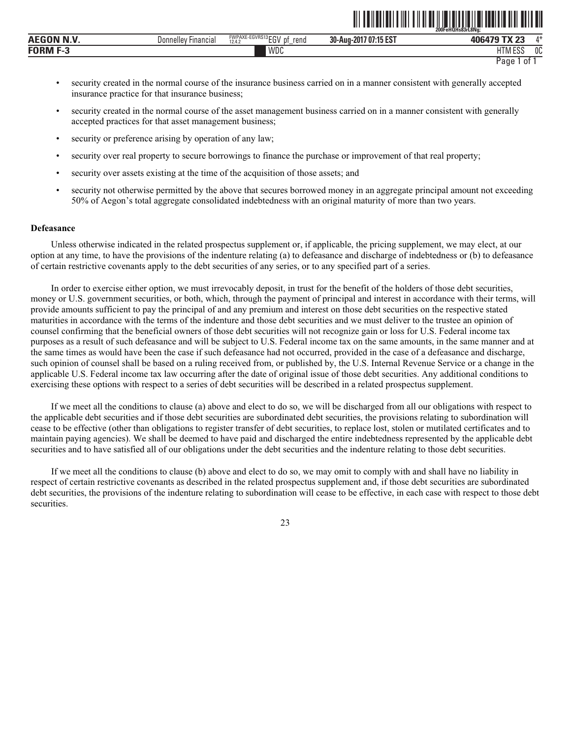- security created in the normal course of the insurance business carried on in a manner consistent with generally accepted insurance practice for that insurance business;
- security created in the normal course of the asset management business carried on in a manner consistent with generally accepted practices for that asset management business;
- security or preference arising by operation of any law;
- security over real property to secure borrowings to finance the purchase or improvement of that real property;
- security over assets existing at the time of the acquisition of those assets; and
- security not otherwise permitted by the above that secures borrowed money in an aggregate principal amount not exceeding 50% of Aegon's total aggregate consolidated indebtedness with an original maturity of more than two years.

**Defeasance**

Unless otherwise indicated in the related prospectus supplement or, if applicable, the pricing supplement, we may elect, at our option at any time, to have the provisions of the indenture relating (a) to defeasance and discharge of indebtedness or (b) to defeasance of certain restrictive covenants apply to the debt securities of any series, or to any specified part of a series.

In order to exercise either option, we must irrevocably deposit, in trust for the benefit of the holders of those debt securities, money or U.S. government securities, or both, which, through the payment of principal and interest in accordance with their terms, will provide amounts sufficient to pay the principal of and any premium and interest on those debt securities on the respective stated maturities in accordance with the terms of the indenture and those debt securities and we must deliver to the trustee an opinion of counsel confirming that the beneficial owners of those debt securities will not recognize gain or loss for U.S. Federal income tax purposes as a result of such defeasance and will be subject to U.S. Federal income tax on the same amounts, in the same manner and at the same times as would have been the case if such defeasance had not occurred, provided in the case of a defeasance and discharge, such opinion of counsel shall be based on a ruling received from, or published by, the U.S. Internal Revenue Service or a change in the applicable U.S. Federal income tax law occurring after the date of original issue of those debt securities. Any additional conditions to exercising these options with respect to a series of debt securities will be described in a related prospectus supplement.

If we meet all the conditions to clause (a) above and elect to do so, we will be discharged from all our obligations with respect to the applicable debt securities and if those debt securities are subordinated debt securities, the provisions relating to subordination will cease to be effective (other than obligations to register transfer of debt securities, to replace lost, stolen or mutilated certificates and to maintain paying agencies). We shall be deemed to have paid and discharged the entire indebtedness represented by the applicable debt securities and to have satisfied all of our obligations under the debt securities and the indenture relating to those debt securities.

If we meet all the conditions to clause (b) above and elect to do so, we may omit to comply with and shall have no liability in respect of certain restrictive covenants as described in the related prospectus supplement and, if those debt securities are subordinated debt securities, the provisions of the indenture relating to subordination will cease to be effective, in each case with respect to those debt securities.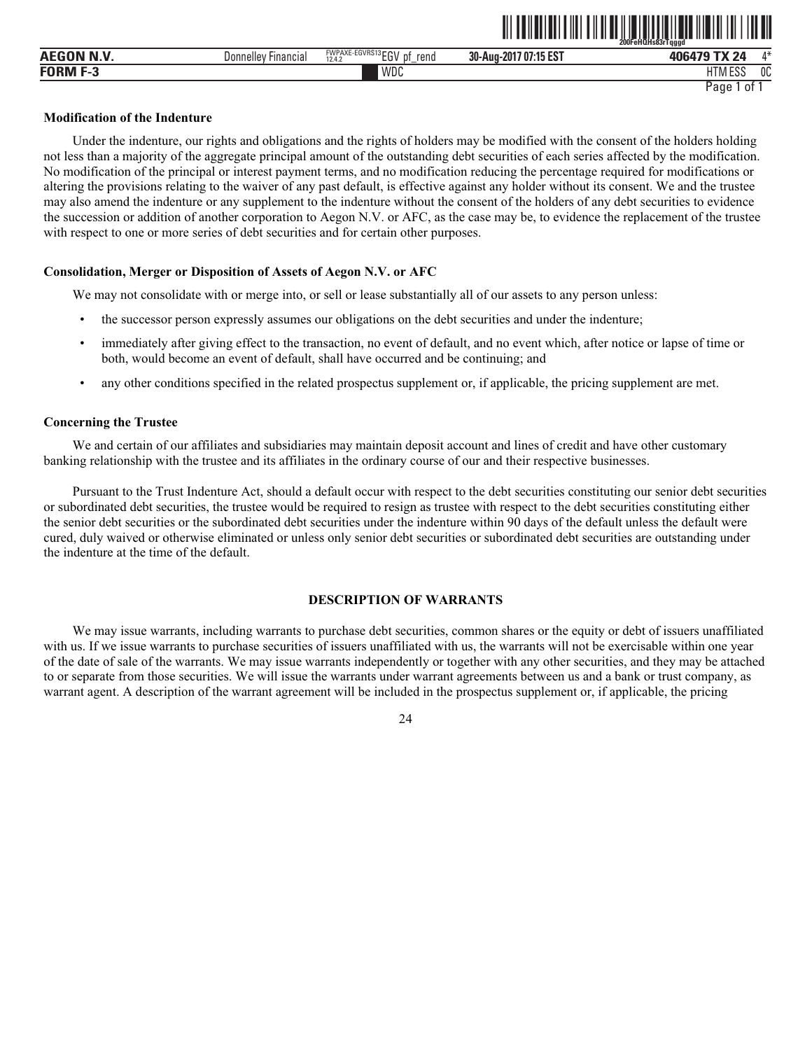**Modification of the Indenture**

Under the indenture, our rights and obligations and the rights of holders may be modified with the consent of the holders holding not less than a majority of the aggregate principal amount of the outstanding debt securities of each series affected by the modification. No modification of the principal or interest payment terms, and no modification reducing the percentage required for modifications or altering the provisions relating to the waiver of any past default, is effective against any holder without its consent. We and the trustee may also amend the indenture or any supplement to the indenture without the consent of the holders of any debt securities to evidence the succession or addition of another corporation to Aegon N.V. or AFC, as the case may be, to evidence the replacement of the trustee with respect to one or more series of debt securities and for certain other purposes.

**Consolidation, Merger or Disposition of Assets of Aegon N.V. or AFC**

We may not consolidate with or merge into, or sell or lease substantially all of our assets to any person unless:

- the successor person expressly assumes our obligations on the debt securities and under the indenture;
- immediately after giving effect to the transaction, no event of default, and no event which, after notice or lapse of time or both, would become an event of default, shall have occurred and be continuing; and
- any other conditions specified in the related prospectus supplement or, if applicable, the pricing supplement are met.

**Concerning the Trustee**

We and certain of our affiliates and subsidiaries may maintain deposit account and lines of credit and have other customary banking relationship with the trustee and its affiliates in the ordinary course of our and their respective businesses.

Pursuant to the Trust Indenture Act, should a default occur with respect to the debt securities constituting our senior debt securities or subordinated debt securities, the trustee would be required to resign as trustee with respect to the debt securities constituting either the senior debt securities or the subordinated debt securities under the indenture within 90 days of the default unless the default were cured, duly waived or otherwise eliminated or unless only senior debt securities or subordinated debt securities are outstanding under the indenture at the time of the default.

## DESCRIPTION OF WARRANTS

We may issue warrants, including warrants to purchase debt securities, common shares or the equity or debt of issuers unaffiliated with us. If we issue warrants to purchase securities of issuers unaffiliated with us, the warrants will not be exercisable within one year of the date of sale of the warrants. We may issue warrants independently or together with any other securities, and they may be attached to or separate from those securities. We will issue the warrants under warrant agreements between us and a bank or trust company, as warrant agent. A description of the warrant agreement will be included in the prospectus supplement or, if applicable, the pricing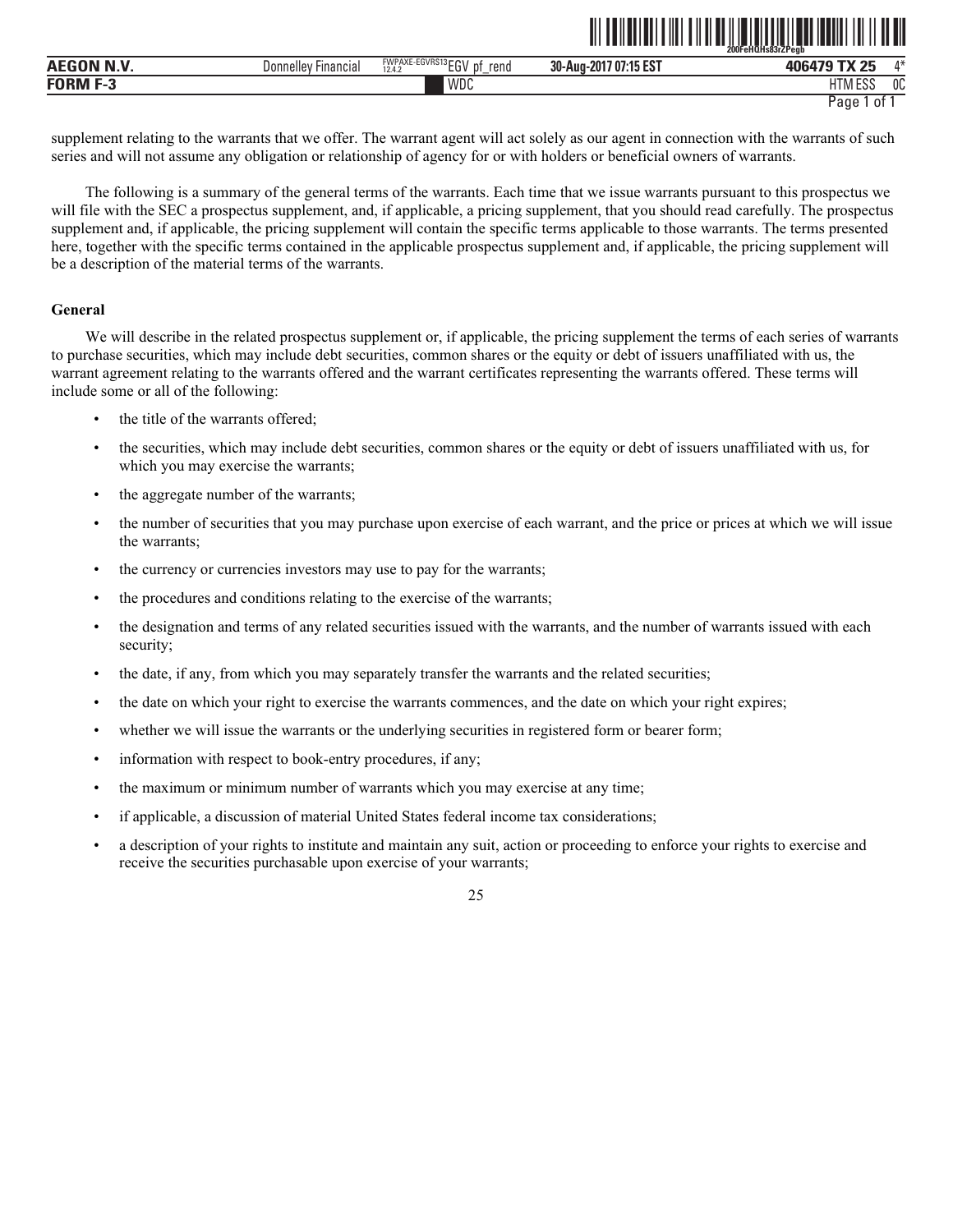supplement relating to the warrants that we offer. The warrant agent will act solely as our agent in connection with the warrants of such series and will not assume any obligation or relationship of agency for or with holders or beneficial owners of warrants.

The following is a summary of the general terms of the warrants. Each time that we issue warrants pursuant to this prospectus we will file with the SEC a prospectus supplement, and, if applicable, a pricing supplement, that you should read carefully. The prospectus supplement and, if applicable, the pricing supplement will contain the specific terms applicable to those warrants. The terms presented here, together with the specific terms contained in the applicable prospectus supplement and, if applicable, the pricing supplement will be a description of the material terms of the warrants.

**General**

We will describe in the related prospectus supplement or, if applicable, the pricing supplement the terms of each series of warrants to purchase securities, which may include debt securities, common shares or the equity or debt of issuers unaffiliated with us, the warrant agreement relating to the warrants offered and the warrant certificates representing the warrants offered. These terms will include some or all of the following:

- the title of the warrants offered;
- the securities, which may include debt securities, common shares or the equity or debt of issuers unaffiliated with us, for which you may exercise the warrants;
- the aggregate number of the warrants;
- the number of securities that you may purchase upon exercise of each warrant, and the price or prices at which we will issue the warrants;
- the currency or currencies investors may use to pay for the warrants;
- the procedures and conditions relating to the exercise of the warrants;
- the designation and terms of any related securities issued with the warrants, and the number of warrants issued with each security;
- the date, if any, from which you may separately transfer the warrants and the related securities;
- the date on which your right to exercise the warrants commences, and the date on which your right expires;
- whether we will issue the warrants or the underlying securities in registered form or bearer form;
- information with respect to book-entry procedures, if any;
- the maximum or minimum number of warrants which you may exercise at any time;
- if applicable, a discussion of material United States federal income tax considerations;
- a description of your rights to institute and maintain any suit, action or proceeding to enforce your rights to exercise and receive the securities purchasable upon exercise of your warrants;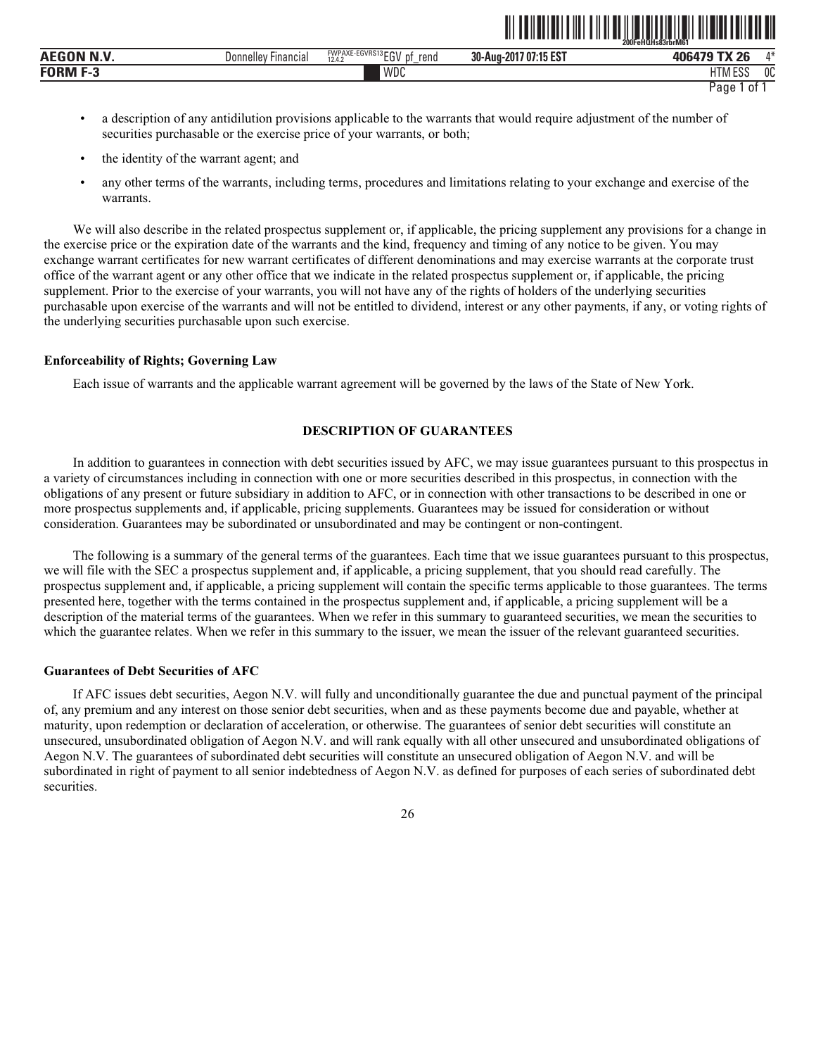- a description of any antidilution provisions applicable to the warrants that would require adjustment of the number of securities purchasable or the exercise price of your warrants, or both;
- the identity of the warrant agent; and
- any other terms of the warrants, including terms, procedures and limitations relating to your exchange and exercise of the warrants.

We will also describe in the related prospectus supplement or, if applicable, the pricing supplement any provisions for a change in the exercise price or the expiration date of the warrants and the kind, frequency and timing of any notice to be given. You may exchange warrant certificates for new warrant certificates of different denominations and may exercise warrants at the corporate trust office of the warrant agent or any other office that we indicate in the related prospectus supplement or, if applicable, the pricing supplement. Prior to the exercise of your warrants, you will not have any of the rights of holders of the underlying securities purchasable upon exercise of the warrants and will not be entitled to dividend, interest or any other payments, if any, or voting rights of the underlying securities purchasable upon such exercise.

**Enforceability of Rights; Governing Law**

Each issue of warrants and the applicable warrant agreement will be governed by the laws of the State of New York.

## DESCRIPTION OF GUARANTEES

In addition to guarantees in connection with debt securities issued by AFC, we may issue guarantees pursuant to this prospectus in a variety of circumstances including in connection with one or more securities described in this prospectus, in connection with the obligations of any present or future subsidiary in addition to AFC, or in connection with other transactions to be described in one or more prospectus supplements and, if applicable, pricing supplements. Guarantees may be issued for consideration or without consideration. Guarantees may be subordinated or unsubordinated and may be contingent or non-contingent.

The following is a summary of the general terms of the guarantees. Each time that we issue guarantees pursuant to this prospectus, we will file with the SEC a prospectus supplement and, if applicable, a pricing supplement, that you should read carefully. The prospectus supplement and, if applicable, a pricing supplement will contain the specific terms applicable to those guarantees. The terms presented here, together with the terms contained in the prospectus supplement and, if applicable, a pricing supplement will be a description of the material terms of the guarantees. When we refer in this summary to guaranteed securities, we mean the securities to which the guarantee relates. When we refer in this summary to the issuer, we mean the issuer of the relevant guaranteed securities.

**Guarantees of Debt Securities of AFC**

If AFC issues debt securities, Aegon N.V. will fully and unconditionally guarantee the due and punctual payment of the principal of, any premium and any interest on those senior debt securities, when and as these payments become due and payable, whether at maturity, upon redemption or declaration of acceleration, or otherwise. The guarantees of senior debt securities will constitute an unsecured, unsubordinated obligation of Aegon N.V. and will rank equally with all other unsecured and unsubordinated obligations of Aegon N.V. The guarantees of subordinated debt securities will constitute an unsecured obligation of Aegon N.V. and will be subordinated in right of payment to all senior indebtedness of Aegon N.V. as defined for purposes of each series of subordinated debt securities.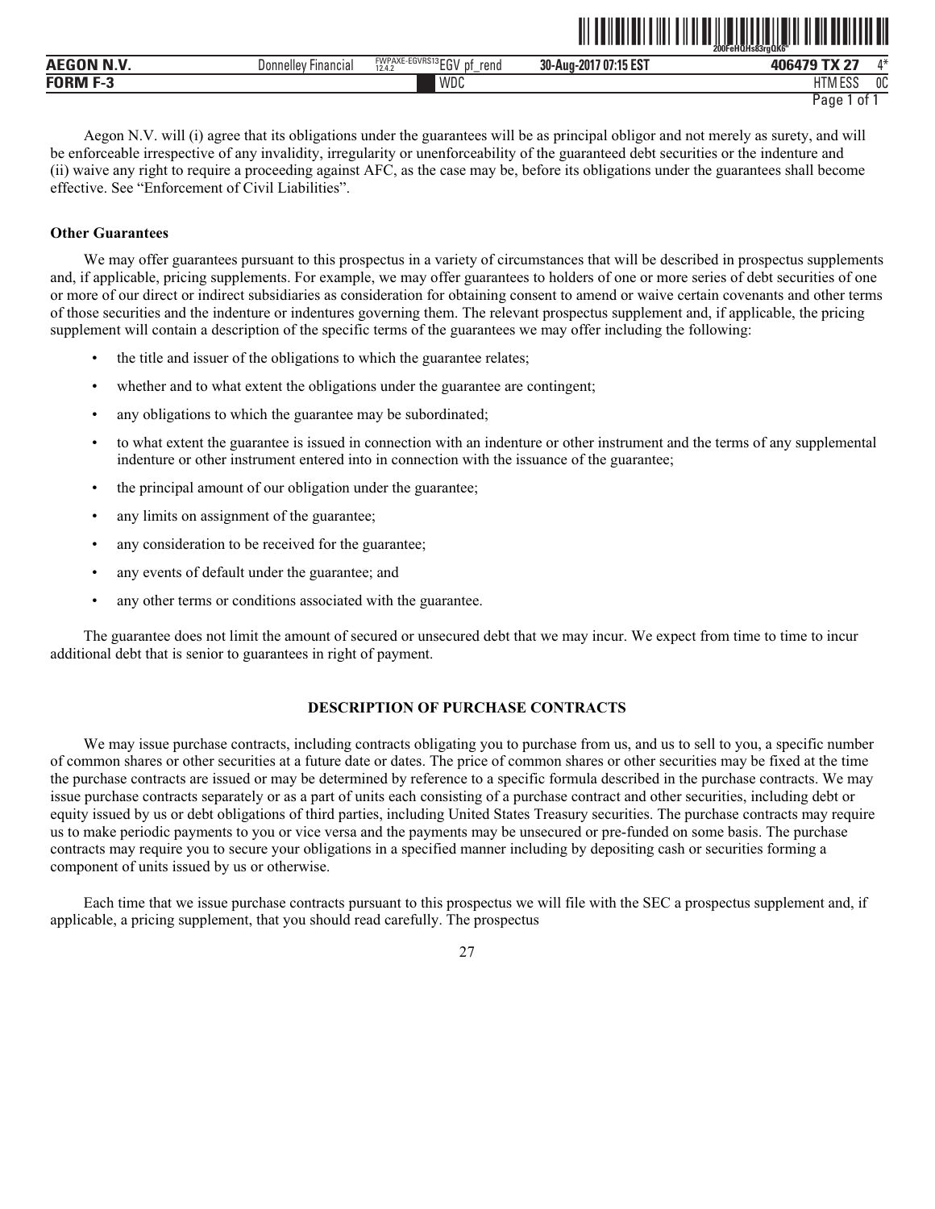Aegon N.V. will (i) agree that its obligations under the guarantees will be as principal obligor and not merely as surety, and will be enforceable irrespective of any invalidity, irregularity or unenforceability of the guaranteed debt securities or the indenture and (ii) waive any right to require a proceeding against AFC, as the case may be, before its obligations under the guarantees shall become effective. See "Enforcement of Civil Liabilities".

**Other Guarantees**

We may offer guarantees pursuant to this prospectus in a variety of circumstances that will be described in prospectus supplements and, if applicable, pricing supplements. For example, we may offer guarantees to holders of one or more series of debt securities of one or more of our direct or indirect subsidiaries as consideration for obtaining consent to amend or waive certain covenants and other terms of those securities and the indenture or indentures governing them. The relevant prospectus supplement and, if applicable, the pricing supplement will contain a description of the specific terms of the guarantees we may offer including the following:

- the title and issuer of the obligations to which the guarantee relates;
- whether and to what extent the obligations under the guarantee are contingent;
- any obligations to which the guarantee may be subordinated;
- to what extent the guarantee is issued in connection with an indenture or other instrument and the terms of any supplemental indenture or other instrument entered into in connection with the issuance of the guarantee;
- the principal amount of our obligation under the guarantee;
- any limits on assignment of the guarantee;
- any consideration to be received for the guarantee;
- any events of default under the guarantee; and
- any other terms or conditions associated with the guarantee.

The guarantee does not limit the amount of secured or unsecured debt that we may incur. We expect from time to time to incur additional debt that is senior to guarantees in right of payment.

## DESCRIPTION OF PURCHASE CONTRACTS

We may issue purchase contracts, including contracts obligating you to purchase from us, and us to sell to you, a specific number of common shares or other securities at a future date or dates. The price of common shares or other securities may be fixed at the time the purchase contracts are issued or may be determined by reference to a specific formula described in the purchase contracts. We may issue purchase contracts separately or as a part of units each consisting of a purchase contract and other securities, including debt or equity issued by us or debt obligations of third parties, including United States Treasury securities. The purchase contracts may require us to make periodic payments to you or vice versa and the payments may be unsecured or pre-funded on some basis. The purchase contracts may require you to secure your obligations in a specified manner including by depositing cash or securities forming a component of units issued by us or otherwise.

Each time that we issue purchase contracts pursuant to this prospectus we will file with the SEC a prospectus supplement and, if applicable, a pricing supplement, that you should read carefully. The prospectus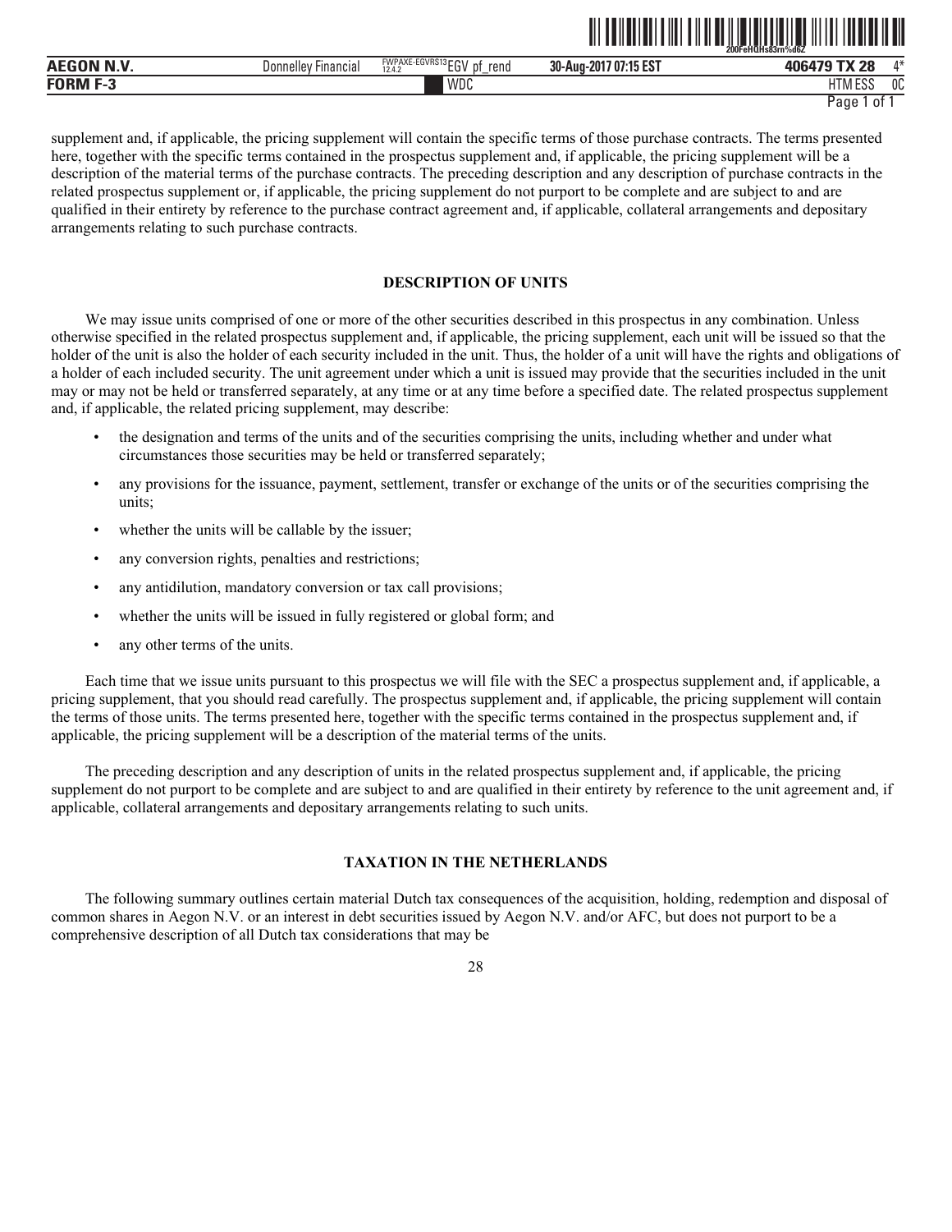supplement and, if applicable, the pricing supplement will contain the specific terms of those purchase contracts. The terms presented here, together with the specific terms contained in the prospectus supplement and, if applicable, the pricing supplement will be a description of the material terms of the purchase contracts. The preceding description and any description of purchase contracts in the related prospectus supplement or, if applicable, the pricing supplement do not purport to be complete and are subject to and are qualified in their entirety by reference to the purchase contract agreement and, if applicable, collateral arrangements and depositary arrangements relating to such purchase contracts.

## DESCRIPTION OF UNITS

We may issue units comprised of one or more of the other securities described in this prospectus in any combination. Unless otherwise specified in the related prospectus supplement and, if applicable, the pricing supplement, each unit will be issued so that the holder of the unit is also the holder of each security included in the unit. Thus, the holder of a unit will have the rights and obligations of a holder of each included security. The unit agreement under which a unit is issued may provide that the securities included in the unit may or may not be held or transferred separately, at any time or at any time before a specified date. The related prospectus supplement and, if applicable, the related pricing supplement, may describe:

- the designation and terms of the units and of the securities comprising the units, including whether and under what circumstances those securities may be held or transferred separately;
- any provisions for the issuance, payment, settlement, transfer or exchange of the units or of the securities comprising the units;
- whether the units will be callable by the issuer;
- any conversion rights, penalties and restrictions;
- any antidilution, mandatory conversion or tax call provisions;
- whether the units will be issued in fully registered or global form; and
- any other terms of the units.

Each time that we issue units pursuant to this prospectus we will file with the SEC a prospectus supplement and, if applicable, a pricing supplement, that you should read carefully. The prospectus supplement and, if applicable, the pricing supplement will contain the terms of those units. The terms presented here, together with the specific terms contained in the prospectus supplement and, if applicable, the pricing supplement will be a description of the material terms of the units.

The preceding description and any description of units in the related prospectus supplement and, if applicable, the pricing supplement do not purport to be complete and are subject to and are qualified in their entirety by reference to the unit agreement and, if applicable, collateral arrangements and depositary arrangements relating to such units.

## TAXATION IN THE NETHERLANDS

The following summary outlines certain material Dutch tax consequences of the acquisition, holding, redemption and disposal of common shares in Aegon N.V. or an interest in debt securities issued by Aegon N.V. and/or AFC, but does not purport to be a comprehensive description of all Dutch tax considerations that may be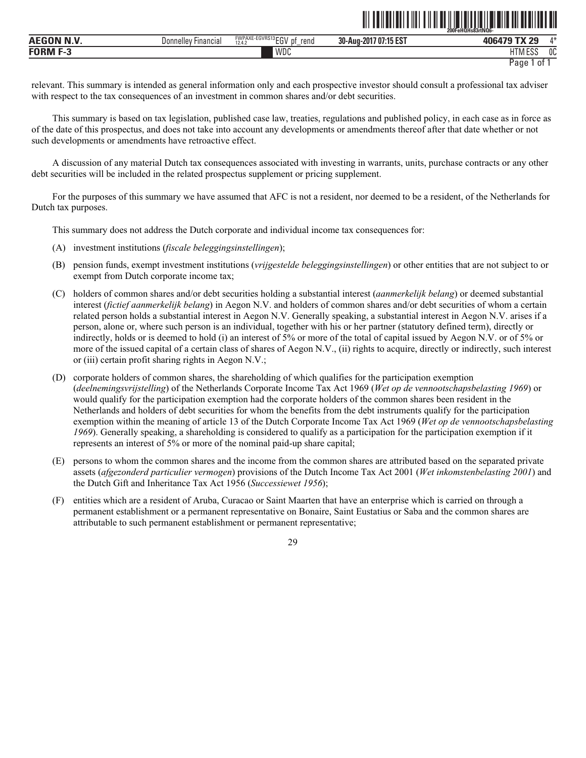relevant. This summary is intended as general information only and each prospective investor should consult a professional tax adviser with respect to the tax consequences of an investment in common shares and/or debt securities.

This summary is based on tax legislation, published case law, treaties, regulations and published policy, in each case as in force as of the date of this prospectus, and does not take into account any developments or amendments thereof after that date whether or not such developments or amendments have retroactive effect.

A discussion of any material Dutch tax consequences associated with investing in warrants, units, purchase contracts or any other debt securities will be included in the related prospectus supplement or pricing supplement.

For the purposes of this summary we have assumed that AFC is not a resident, nor deemed to be a resident, of the Netherlands for Dutch tax purposes.

This summary does not address the Dutch corporate and individual income tax consequences for:

(A) investment institutions (*fiscale beleggingsinstellingen*);

(B) pension funds, exempt investment institutions (*vrijgestelde beleggingsinstellingen*) or other entities that are not subject to or exempt from Dutch corporate income tax;

(C) holders of common shares and/or debt securities holding a substantial interest (*aanmerkelijk belang*) or deemed substantial interest (*fictief aanmerkelijk belang*) in Aegon N.V. and holders of common shares and/or debt securities of whom a certain related person holds a substantial interest in Aegon N.V. Generally speaking, a substantial interest in Aegon N.V. arises if a person, alone or, where such person is an individual, together with his or her partner (statutory defined term), directly or indirectly, holds or is deemed to hold (i) an interest of 5% or more of the total of capital issued by Aegon N.V. or of 5% or more of the issued capital of a certain class of shares of Aegon N.V., (ii) rights to acquire, directly or indirectly, such interest or (iii) certain profit sharing rights in Aegon N.V.;

(D) corporate holders of common shares, the shareholding of which qualifies for the participation exemption (*deelnemingsvrijstelling*) of the Netherlands Corporate Income Tax Act 1969 (*Wet op de vennootschapsbelasting 1969*) or would qualify for the participation exemption had the corporate holders of the common shares been resident in the Netherlands and holders of debt securities for whom the benefits from the debt instruments qualify for the participation exemption within the meaning of article 13 of the Dutch Corporate Income Tax Act 1969 (*Wet op de vennootschapsbelasting 1969*). Generally speaking, a shareholding is considered to qualify as a participation for the participation exemption if it represents an interest of 5% or more of the nominal paid-up share capital;

(E) persons to whom the common shares and the income from the common shares are attributed based on the separated private assets (*afgezonderd particulier vermogen*) provisions of the Dutch Income Tax Act 2001 (*Wet inkomstenbelasting 2001*) and the Dutch Gift and Inheritance Tax Act 1956 (*Successiewet 1956*);

(F) entities which are a resident of Aruba, Curacao or Saint Maarten that have an enterprise which is carried on through a permanent establishment or a permanent representative on Bonaire, Saint Eustatius or Saba and the common shares are attributable to such permanent establishment or permanent representative;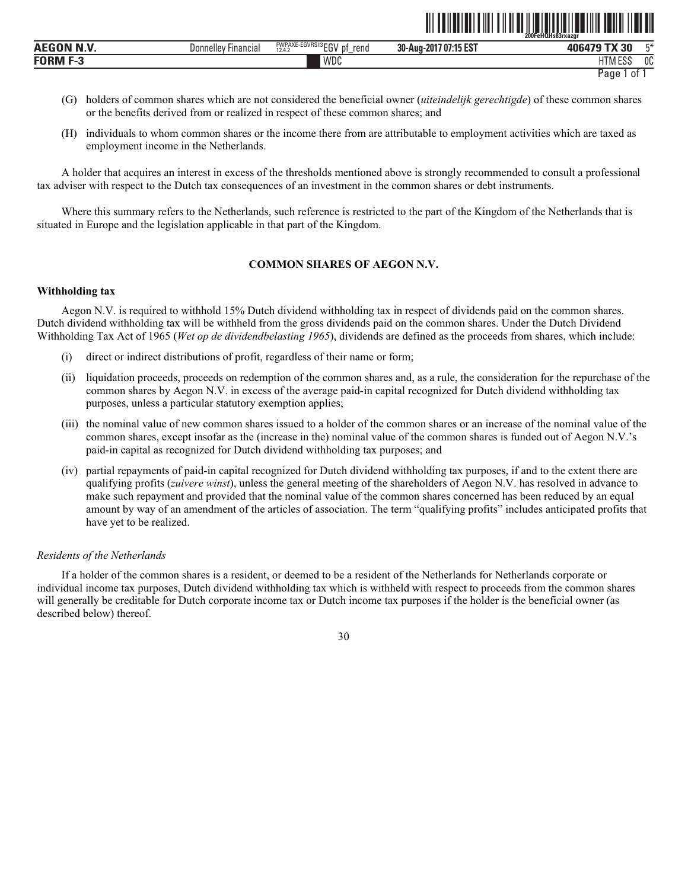(G) holders of common shares which are not considered the beneficial owner (*uiteindelijk gerechtigde*) of these common shares or the benefits derived from or realized in respect of these common shares; and

(H) individuals to whom common shares or the income there from are attributable to employment activities which are taxed as employment income in the Netherlands.

A holder that acquires an interest in excess of the thresholds mentioned above is strongly recommended to consult a professional tax adviser with respect to the Dutch tax consequences of an investment in the common shares or debt instruments.

Where this summary refers to the Netherlands, such reference is restricted to the part of the Kingdom of the Netherlands that is situated in Europe and the legislation applicable in that part of the Kingdom.

## COMMON SHARES OF AEGON N.V.

### Withholding tax

Aegon N.V. is required to withhold 15% Dutch dividend withholding tax in respect of dividends paid on the common shares. Dutch dividend withholding tax will be withheld from the gross dividends paid on the common shares. Under the Dutch Dividend Withholding Tax Act of 1965 (*Wet op de dividendbelasting 1965*), dividends are defined as the proceeds from shares, which include:

(i) direct or indirect distributions of profit, regardless of their name or form;

(ii) liquidation proceeds, proceeds on redemption of the common shares and, as a rule, the consideration for the repurchase of the common shares by Aegon N.V. in excess of the average paid-in capital recognized for Dutch dividend withholding tax purposes, unless a particular statutory exemption applies;

(iii) the nominal value of new common shares issued to a holder of the common shares or an increase of the nominal value of the common shares, except insofar as the (increase in the) nominal value of the common shares is funded out of Aegon N.V.'s paid-in capital as recognized for Dutch dividend withholding tax purposes; and

(iv) partial repayments of paid-in capital recognized for Dutch dividend withholding tax purposes, if and to the extent there are qualifying profits (*zuivere winst*), unless the general meeting of the shareholders of Aegon N.V. has resolved in advance to make such repayment and provided that the nominal value of the common shares concerned has been reduced by an equal amount by way of an amendment of the articles of association. The term "qualifying profits" includes anticipated profits that have yet to be realized.

*Residents of the Netherlands*

If a holder of the common shares is a resident, or deemed to be a resident of the Netherlands for Netherlands corporate or individual income tax purposes, Dutch dividend withholding tax which is withheld with respect to proceeds from the common shares will generally be creditable for Dutch corporate income tax or Dutch income tax purposes if the holder is the beneficial owner (as described below) thereof.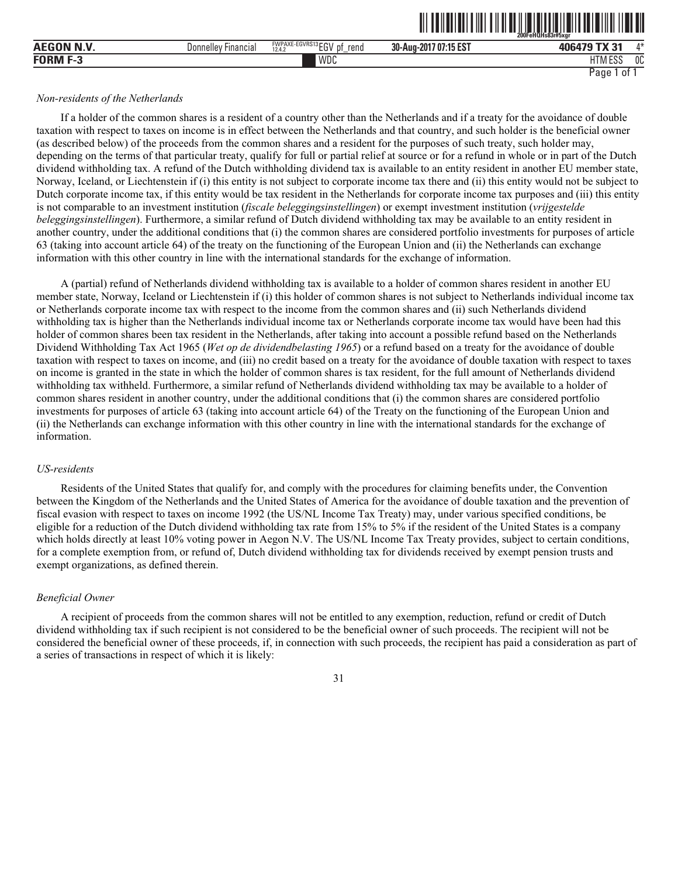*Non-residents of the Netherlands*

If a holder of the common shares is a resident of a country other than the Netherlands and if a treaty for the avoidance of double taxation with respect to taxes on income is in effect between the Netherlands and that country, and such holder is the beneficial owner (as described below) of the proceeds from the common shares and a resident for the purposes of such treaty, such holder may, depending on the terms of that particular treaty, qualify for full or partial relief at source or for a refund in whole or in part of the Dutch dividend withholding tax. A refund of the Dutch withholding dividend tax is available to an entity resident in another EU member state, Norway, Iceland, or Liechtenstein if (i) this entity is not subject to corporate income tax there and (ii) this entity would not be subject to Dutch corporate income tax, if this entity would be tax resident in the Netherlands for corporate income tax purposes and (iii) this entity is not comparable to an investment institution (*fiscale beleggingsinstellingen*) or exempt investment institution (*vrijgestelde beleggingsinstellingen*). Furthermore, a similar refund of Dutch dividend withholding tax may be available to an entity resident in another country, under the additional conditions that (i) the common shares are considered portfolio investments for purposes of article 63 (taking into account article 64) of the treaty on the functioning of the European Union and (ii) the Netherlands can exchange information with this other country in line with the international standards for the exchange of information.

A (partial) refund of Netherlands dividend withholding tax is available to a holder of common shares resident in another EU member state, Norway, Iceland or Liechtenstein if (i) this holder of common shares is not subject to Netherlands individual income tax or Netherlands corporate income tax with respect to the income from the common shares and (ii) such Netherlands dividend withholding tax is higher than the Netherlands individual income tax or Netherlands corporate income tax would have been had this holder of common shares been tax resident in the Netherlands, after taking into account a possible refund based on the Netherlands Dividend Withholding Tax Act 1965 (*Wet op de dividendbelasting 1965*) or a refund based on a treaty for the avoidance of double taxation with respect to taxes on income, and (iii) no credit based on a treaty for the avoidance of double taxation with respect to taxes on income is granted in the state in which the holder of common shares is tax resident, for the full amount of Netherlands dividend withholding tax withheld. Furthermore, a similar refund of Netherlands dividend withholding tax may be available to a holder of common shares resident in another country, under the additional conditions that (i) the common shares are considered portfolio investments for purposes of article 63 (taking into account article 64) of the Treaty on the functioning of the European Union and (ii) the Netherlands can exchange information with this other country in line with the international standards for the exchange of information.

*US-residents*

Residents of the United States that qualify for, and comply with the procedures for claiming benefits under, the Convention between the Kingdom of the Netherlands and the United States of America for the avoidance of double taxation and the prevention of fiscal evasion with respect to taxes on income 1992 (the US/NL Income Tax Treaty) may, under various specified conditions, be eligible for a reduction of the Dutch dividend withholding tax rate from 15% to 5% if the resident of the United States is a company which holds directly at least 10% voting power in Aegon N.V. The US/NL Income Tax Treaty provides, subject to certain conditions, for a complete exemption from, or refund of, Dutch dividend withholding tax for dividends received by exempt pension trusts and exempt organizations, as defined therein.

*Beneficial Owner*

A recipient of proceeds from the common shares will not be entitled to any exemption, reduction, refund or credit of Dutch dividend withholding tax if such recipient is not considered to be the beneficial owner of such proceeds. The recipient will not be considered the beneficial owner of these proceeds, if, in connection with such proceeds, the recipient has paid a consideration as part of a series of transactions in respect of which it is likely: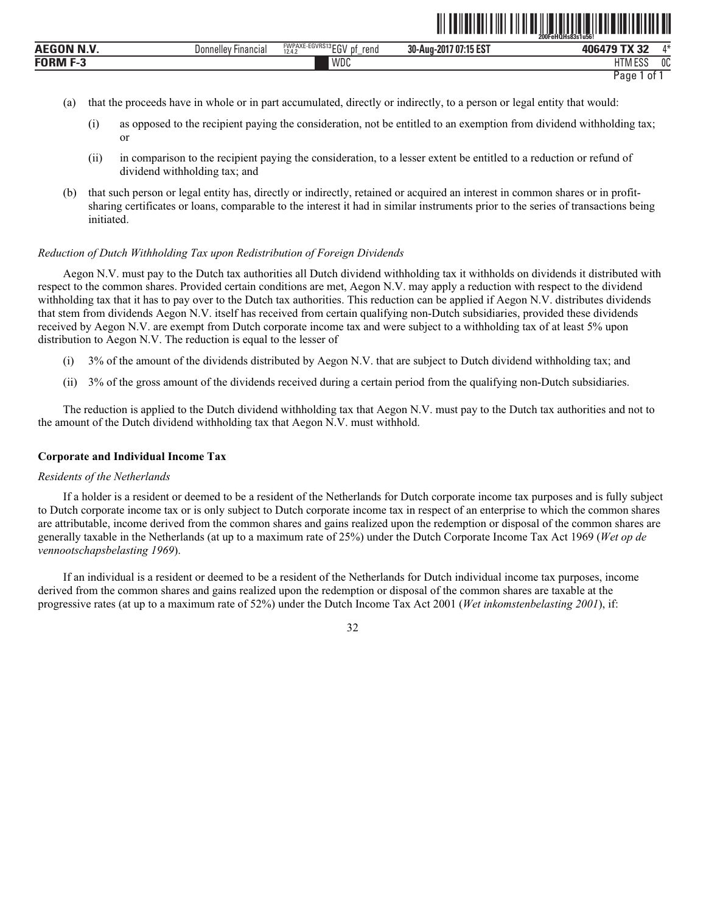(a) that the proceeds have in whole or in part accumulated, directly or indirectly, to a person or legal entity that would:

  (i) as opposed to the recipient paying the consideration, not be entitled to an exemption from dividend withholding tax; or

  (ii) in comparison to the recipient paying the consideration, to a lesser extent be entitled to a reduction or refund of dividend withholding tax; and

(b) that such person or legal entity has, directly or indirectly, retained or acquired an interest in common shares or in profit-sharing certificates or loans, comparable to the interest it had in similar instruments prior to the series of transactions being initiated.

*Reduction of Dutch Withholding Tax upon Redistribution of Foreign Dividends*

Aegon N.V. must pay to the Dutch tax authorities all Dutch dividend withholding tax it withholds on dividends it distributed with respect to the common shares. Provided certain conditions are met, Aegon N.V. may apply a reduction with respect to the dividend withholding tax that it has to pay over to the Dutch tax authorities. This reduction can be applied if Aegon N.V. distributes dividends that stem from dividends Aegon N.V. itself has received from certain qualifying non-Dutch subsidiaries, provided these dividends received by Aegon N.V. are exempt from Dutch corporate income tax and were subject to a withholding tax of at least 5% upon distribution to Aegon N.V. The reduction is equal to the lesser of

(i) 3% of the amount of the dividends distributed by Aegon N.V. that are subject to Dutch dividend withholding tax; and

(ii) 3% of the gross amount of the dividends received during a certain period from the qualifying non-Dutch subsidiaries.

The reduction is applied to the Dutch dividend withholding tax that Aegon N.V. must pay to the Dutch tax authorities and not to the amount of the Dutch dividend withholding tax that Aegon N.V. must withhold.

**Corporate and Individual Income Tax**

*Residents of the Netherlands*

If a holder is a resident or deemed to be a resident of the Netherlands for Dutch corporate income tax purposes and is fully subject to Dutch corporate income tax or is only subject to Dutch corporate income tax in respect of an enterprise to which the common shares are attributable, income derived from the common shares and gains realized upon the redemption or disposal of the common shares are generally taxable in the Netherlands (at up to a maximum rate of 25%) under the Dutch Corporate Income Tax Act 1969 (*Wet op de vennootschapsbelasting 1969*).

If an individual is a resident or deemed to be a resident of the Netherlands for Dutch individual income tax purposes, income derived from the common shares and gains realized upon the redemption or disposal of the common shares are taxable at the progressive rates (at up to a maximum rate of 52%) under the Dutch Income Tax Act 2001 (*Wet inkomstenbelasting 2001*), if: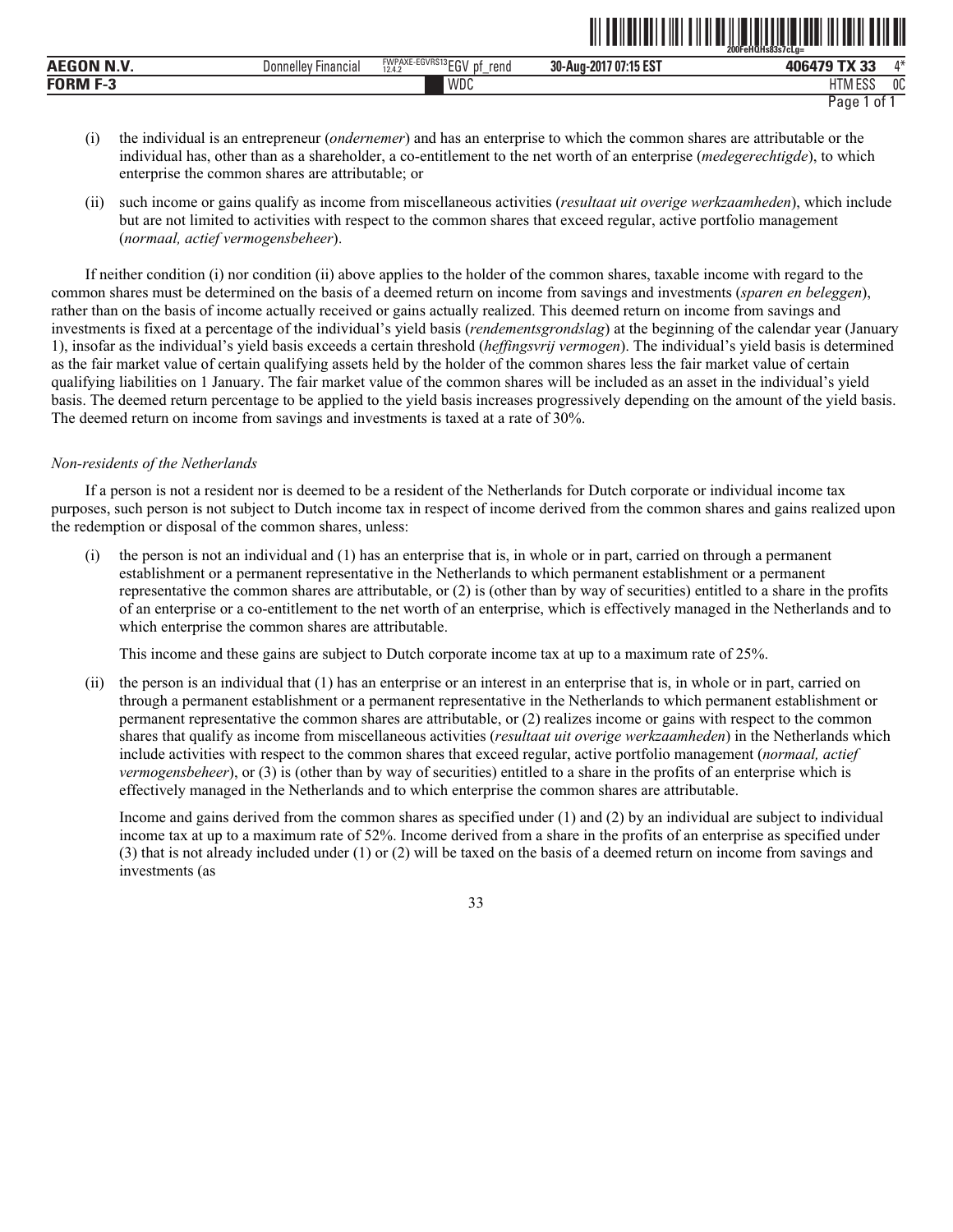(i) the individual is an entrepreneur (*ondernemer*) and has an enterprise to which the common shares are attributable or the individual has, other than as a shareholder, a co-entitlement to the net worth of an enterprise (*medegerechtigde*), to which enterprise the common shares are attributable; or

(ii) such income or gains qualify as income from miscellaneous activities (*resultaat uit overige werkzaamheden*), which include but are not limited to activities with respect to the common shares that exceed regular, active portfolio management (*normaal, actief vermogensbeheer*).

If neither condition (i) nor condition (ii) above applies to the holder of the common shares, taxable income with regard to the common shares must be determined on the basis of a deemed return on income from savings and investments (*sparen en beleggen*), rather than on the basis of income actually received or gains actually realized. This deemed return on income from savings and investments is fixed at a percentage of the individual's yield basis (*rendementsgrondslag*) at the beginning of the calendar year (January 1), insofar as the individual's yield basis exceeds a certain threshold (*heffingsvrij vermogen*). The individual's yield basis is determined as the fair market value of certain qualifying assets held by the holder of the common shares less the fair market value of certain qualifying liabilities on 1 January. The fair market value of the common shares will be included as an asset in the individual's yield basis. The deemed return percentage to be applied to the yield basis increases progressively depending on the amount of the yield basis. The deemed return on income from savings and investments is taxed at a rate of 30%.

*Non-residents of the Netherlands*

If a person is not a resident nor is deemed to be a resident of the Netherlands for Dutch corporate or individual income tax purposes, such person is not subject to Dutch income tax in respect of income derived from the common shares and gains realized upon the redemption or disposal of the common shares, unless:

(i) the person is not an individual and (1) has an enterprise that is, in whole or in part, carried on through a permanent establishment or a permanent representative in the Netherlands to which permanent establishment or a permanent representative the common shares are attributable, or (2) is (other than by way of securities) entitled to a share in the profits of an enterprise or a co-entitlement to the net worth of an enterprise, which is effectively managed in the Netherlands and to which enterprise the common shares are attributable.

This income and these gains are subject to Dutch corporate income tax at up to a maximum rate of 25%.

(ii) the person is an individual that (1) has an enterprise or an interest in an enterprise that is, in whole or in part, carried on through a permanent establishment or a permanent representative in the Netherlands to which permanent establishment or permanent representative the common shares are attributable, or (2) realizes income or gains with respect to the common shares that qualify as income from miscellaneous activities (*resultaat uit overige werkzaamheden*) in the Netherlands which include activities with respect to the common shares that exceed regular, active portfolio management (*normaal, actief vermogensbeheer*), or (3) is (other than by way of securities) entitled to a share in the profits of an enterprise which is effectively managed in the Netherlands and to which enterprise the common shares are attributable.

Income and gains derived from the common shares as specified under (1) and (2) by an individual are subject to individual income tax at up to a maximum rate of 52%. Income derived from a share in the profits of an enterprise as specified under (3) that is not already included under (1) or (2) will be taxed on the basis of a deemed return on income from savings and investments (as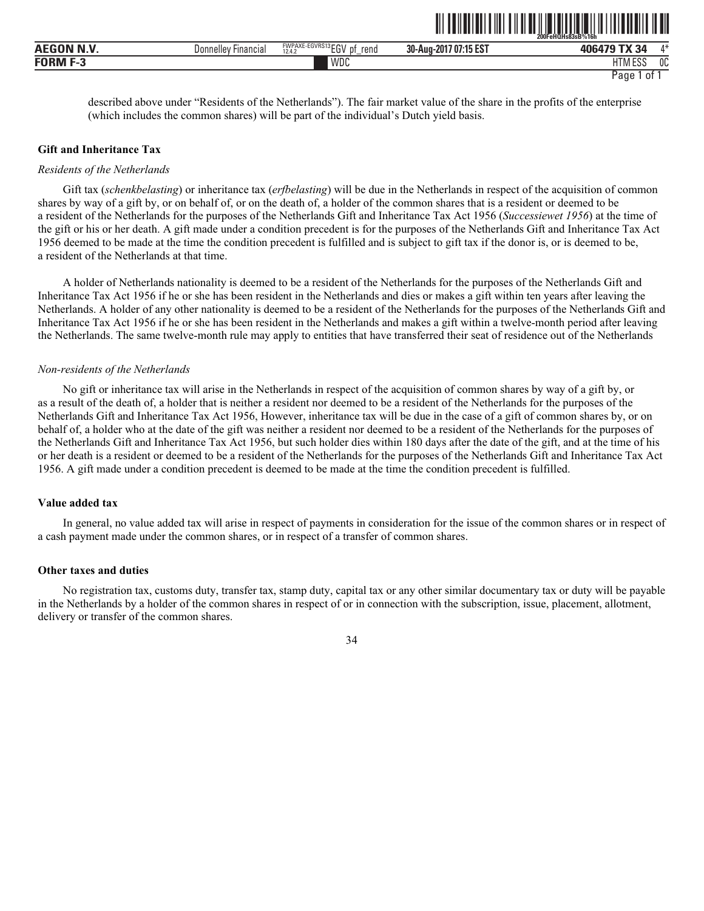described above under "Residents of the Netherlands"). The fair market value of the share in the profits of the enterprise (which includes the common shares) will be part of the individual's Dutch yield basis.

### Gift and Inheritance Tax

*Residents of the Netherlands*

Gift tax (*schenkbelasting*) or inheritance tax (*erfbelasting*) will be due in the Netherlands in respect of the acquisition of common shares by way of a gift by, or on behalf of, or on the death of, a holder of the common shares that is a resident or deemed to be a resident of the Netherlands for the purposes of the Netherlands Gift and Inheritance Tax Act 1956 (*Successiewet 1956*) at the time of the gift or his or her death. A gift made under a condition precedent is for the purposes of the Netherlands Gift and Inheritance Tax Act 1956 deemed to be made at the time the condition precedent is fulfilled and is subject to gift tax if the donor is, or is deemed to be, a resident of the Netherlands at that time.

A holder of Netherlands nationality is deemed to be a resident of the Netherlands for the purposes of the Netherlands Gift and Inheritance Tax Act 1956 if he or she has been resident in the Netherlands and dies or makes a gift within ten years after leaving the Netherlands. A holder of any other nationality is deemed to be a resident of the Netherlands for the purposes of the Netherlands Gift and Inheritance Tax Act 1956 if he or she has been resident in the Netherlands and makes a gift within a twelve-month period after leaving the Netherlands. The same twelve-month rule may apply to entities that have transferred their seat of residence out of the Netherlands

*Non-residents of the Netherlands*

No gift or inheritance tax will arise in the Netherlands in respect of the acquisition of common shares by way of a gift by, or as a result of the death of, a holder that is neither a resident nor deemed to be a resident of the Netherlands for the purposes of the Netherlands Gift and Inheritance Tax Act 1956, However, inheritance tax will be due in the case of a gift of common shares by, or on behalf of, a holder who at the date of the gift was neither a resident nor deemed to be a resident of the Netherlands for the purposes of the Netherlands Gift and Inheritance Tax Act 1956, but such holder dies within 180 days after the date of the gift, and at the time of his or her death is a resident or deemed to be a resident of the Netherlands for the purposes of the Netherlands Gift and Inheritance Tax Act 1956. A gift made under a condition precedent is deemed to be made at the time the condition precedent is fulfilled.

### Value added tax

In general, no value added tax will arise in respect of payments in consideration for the issue of the common shares or in respect of a cash payment made under the common shares, or in respect of a transfer of common shares.

### Other taxes and duties

No registration tax, customs duty, transfer tax, stamp duty, capital tax or any other similar documentary tax or duty will be payable in the Netherlands by a holder of the common shares in respect of or in connection with the subscription, issue, placement, allotment, delivery or transfer of the common shares.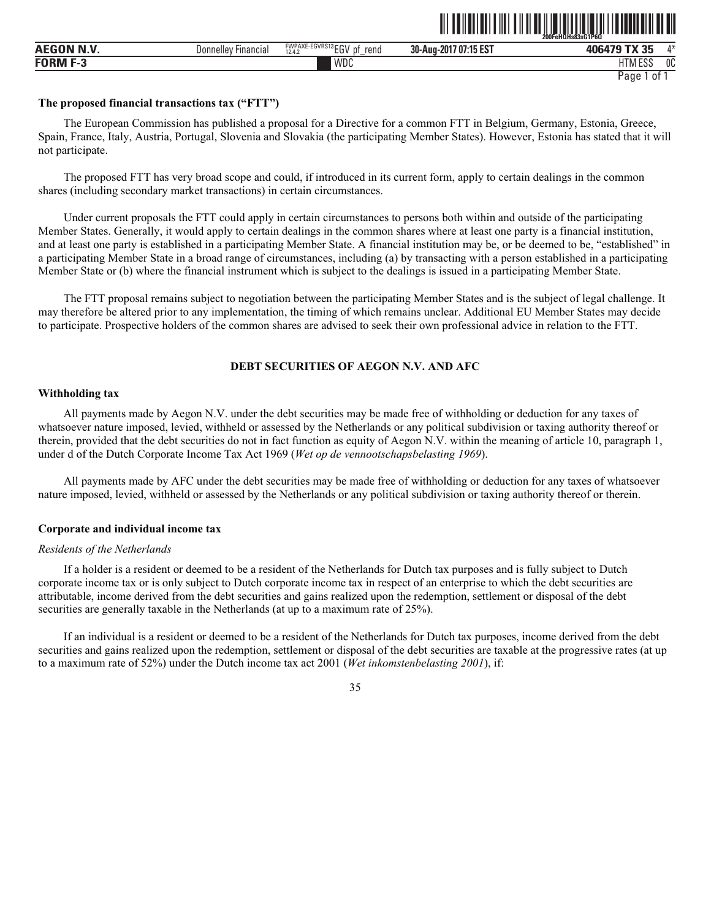**The proposed financial transactions tax ("FTT")**

The European Commission has published a proposal for a Directive for a common FTT in Belgium, Germany, Estonia, Greece, Spain, France, Italy, Austria, Portugal, Slovenia and Slovakia (the participating Member States). However, Estonia has stated that it will not participate.

The proposed FTT has very broad scope and could, if introduced in its current form, apply to certain dealings in the common shares (including secondary market transactions) in certain circumstances.

Under current proposals the FTT could apply in certain circumstances to persons both within and outside of the participating Member States. Generally, it would apply to certain dealings in the common shares where at least one party is a financial institution, and at least one party is established in a participating Member State. A financial institution may be, or be deemed to be, "established" in a participating Member State in a broad range of circumstances, including (a) by transacting with a person established in a participating Member State or (b) where the financial instrument which is subject to the dealings is issued in a participating Member State.

The FTT proposal remains subject to negotiation between the participating Member States and is the subject of legal challenge. It may therefore be altered prior to any implementation, the timing of which remains unclear. Additional EU Member States may decide to participate. Prospective holders of the common shares are advised to seek their own professional advice in relation to the FTT.

## DEBT SECURITIES OF AEGON N.V. AND AFC

**Withholding tax**

All payments made by Aegon N.V. under the debt securities may be made free of withholding or deduction for any taxes of whatsoever nature imposed, levied, withheld or assessed by the Netherlands or any political subdivision or taxing authority thereof or therein, provided that the debt securities do not in fact function as equity of Aegon N.V. within the meaning of article 10, paragraph 1, under d of the Dutch Corporate Income Tax Act 1969 (*Wet op de vennootschapsbelasting 1969*).

All payments made by AFC under the debt securities may be made free of withholding or deduction for any taxes of whatsoever nature imposed, levied, withheld or assessed by the Netherlands or any political subdivision or taxing authority thereof or therein.

**Corporate and individual income tax**

*Residents of the Netherlands*

If a holder is a resident or deemed to be a resident of the Netherlands for Dutch tax purposes and is fully subject to Dutch corporate income tax or is only subject to Dutch corporate income tax in respect of an enterprise to which the debt securities are attributable, income derived from the debt securities and gains realized upon the redemption, settlement or disposal of the debt securities are generally taxable in the Netherlands (at up to a maximum rate of 25%).

If an individual is a resident or deemed to be a resident of the Netherlands for Dutch tax purposes, income derived from the debt securities and gains realized upon the redemption, settlement or disposal of the debt securities are taxable at the progressive rates (at up to a maximum rate of 52%) under the Dutch income tax act 2001 (*Wet inkomstenbelasting 2001*), if: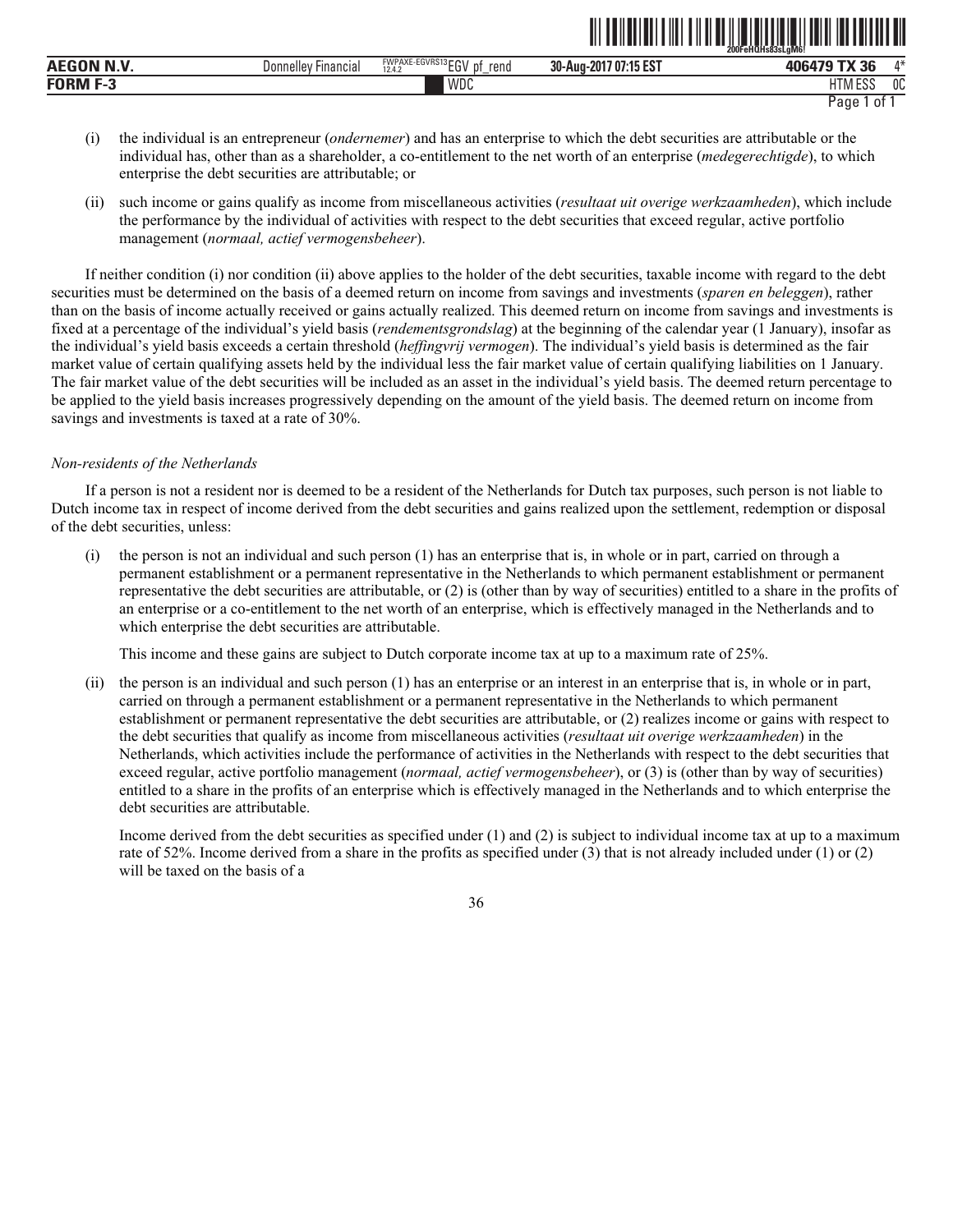(i) the individual is an entrepreneur (*ondernemer*) and has an enterprise to which the debt securities are attributable or the individual has, other than as a shareholder, a co-entitlement to the net worth of an enterprise (*medegerechtigde*), to which enterprise the debt securities are attributable; or

(ii) such income or gains qualify as income from miscellaneous activities (*resultaat uit overige werkzaamheden*), which include the performance by the individual of activities with respect to the debt securities that exceed regular, active portfolio management (*normaal, actief vermogensbeheer*).

If neither condition (i) nor condition (ii) above applies to the holder of the debt securities, taxable income with regard to the debt securities must be determined on the basis of a deemed return on income from savings and investments (*sparen en beleggen*), rather than on the basis of income actually received or gains actually realized. This deemed return on income from savings and investments is fixed at a percentage of the individual's yield basis (*rendementsgrondslag*) at the beginning of the calendar year (1 January), insofar as the individual's yield basis exceeds a certain threshold (*heffingvrij vermogen*). The individual's yield basis is determined as the fair market value of certain qualifying assets held by the individual less the fair market value of certain qualifying liabilities on 1 January. The fair market value of the debt securities will be included as an asset in the individual's yield basis. The deemed return percentage to be applied to the yield basis increases progressively depending on the amount of the yield basis. The deemed return on income from savings and investments is taxed at a rate of 30%.

*Non-residents of the Netherlands*

If a person is not a resident nor is deemed to be a resident of the Netherlands for Dutch tax purposes, such person is not liable to Dutch income tax in respect of income derived from the debt securities and gains realized upon the settlement, redemption or disposal of the debt securities, unless:

(i) the person is not an individual and such person (1) has an enterprise that is, in whole or in part, carried on through a permanent establishment or a permanent representative in the Netherlands to which permanent establishment or permanent representative the debt securities are attributable, or (2) is (other than by way of securities) entitled to a share in the profits of an enterprise or a co-entitlement to the net worth of an enterprise, which is effectively managed in the Netherlands and to which enterprise the debt securities are attributable.

This income and these gains are subject to Dutch corporate income tax at up to a maximum rate of 25%.

(ii) the person is an individual and such person (1) has an enterprise or an interest in an enterprise that is, in whole or in part, carried on through a permanent establishment or a permanent representative in the Netherlands to which permanent establishment or permanent representative the debt securities are attributable, or (2) realizes income or gains with respect to the debt securities that qualify as income from miscellaneous activities (*resultaat uit overige werkzaamheden*) in the Netherlands, which activities include the performance of activities in the Netherlands with respect to the debt securities that exceed regular, active portfolio management (*normaal, actief vermogensbeheer*), or (3) is (other than by way of securities) entitled to a share in the profits of an enterprise which is effectively managed in the Netherlands and to which enterprise the debt securities are attributable.

Income derived from the debt securities as specified under (1) and (2) is subject to individual income tax at up to a maximum rate of 52%. Income derived from a share in the profits as specified under (3) that is not already included under (1) or (2) will be taxed on the basis of a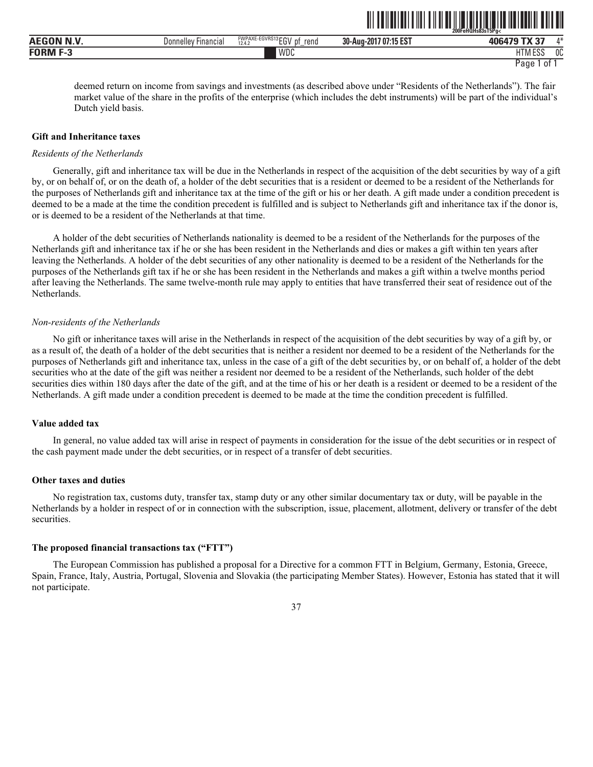deemed return on income from savings and investments (as described above under "Residents of the Netherlands"). The fair market value of the share in the profits of the enterprise (which includes the debt instruments) will be part of the individual's Dutch yield basis.

**Gift and Inheritance taxes**

*Residents of the Netherlands*

Generally, gift and inheritance tax will be due in the Netherlands in respect of the acquisition of the debt securities by way of a gift by, or on behalf of, or on the death of, a holder of the debt securities that is a resident or deemed to be a resident of the Netherlands for the purposes of Netherlands gift and inheritance tax at the time of the gift or his or her death. A gift made under a condition precedent is deemed to be a made at the time the condition precedent is fulfilled and is subject to Netherlands gift and inheritance tax if the donor is, or is deemed to be a resident of the Netherlands at that time.

A holder of the debt securities of Netherlands nationality is deemed to be a resident of the Netherlands for the purposes of the Netherlands gift and inheritance tax if he or she has been resident in the Netherlands and dies or makes a gift within ten years after leaving the Netherlands. A holder of the debt securities of any other nationality is deemed to be a resident of the Netherlands for the purposes of the Netherlands gift tax if he or she has been resident in the Netherlands and makes a gift within a twelve months period after leaving the Netherlands. The same twelve-month rule may apply to entities that have transferred their seat of residence out of the Netherlands.

*Non-residents of the Netherlands*

No gift or inheritance taxes will arise in the Netherlands in respect of the acquisition of the debt securities by way of a gift by, or as a result of, the death of a holder of the debt securities that is neither a resident nor deemed to be a resident of the Netherlands for the purposes of Netherlands gift and inheritance tax, unless in the case of a gift of the debt securities by, or on behalf of, a holder of the debt securities who at the date of the gift was neither a resident nor deemed to be a resident of the Netherlands, such holder of the debt securities dies within 180 days after the date of the gift, and at the time of his or her death is a resident or deemed to be a resident of the Netherlands. A gift made under a condition precedent is deemed to be made at the time the condition precedent is fulfilled.

**Value added tax**

In general, no value added tax will arise in respect of payments in consideration for the issue of the debt securities or in respect of the cash payment made under the debt securities, or in respect of a transfer of debt securities.

**Other taxes and duties**

No registration tax, customs duty, transfer tax, stamp duty or any other similar documentary tax or duty, will be payable in the Netherlands by a holder in respect of or in connection with the subscription, issue, placement, allotment, delivery or transfer of the debt securities.

**The proposed financial transactions tax ("FTT")**

The European Commission has published a proposal for a Directive for a common FTT in Belgium, Germany, Estonia, Greece, Spain, France, Italy, Austria, Portugal, Slovenia and Slovakia (the participating Member States). However, Estonia has stated that it will not participate.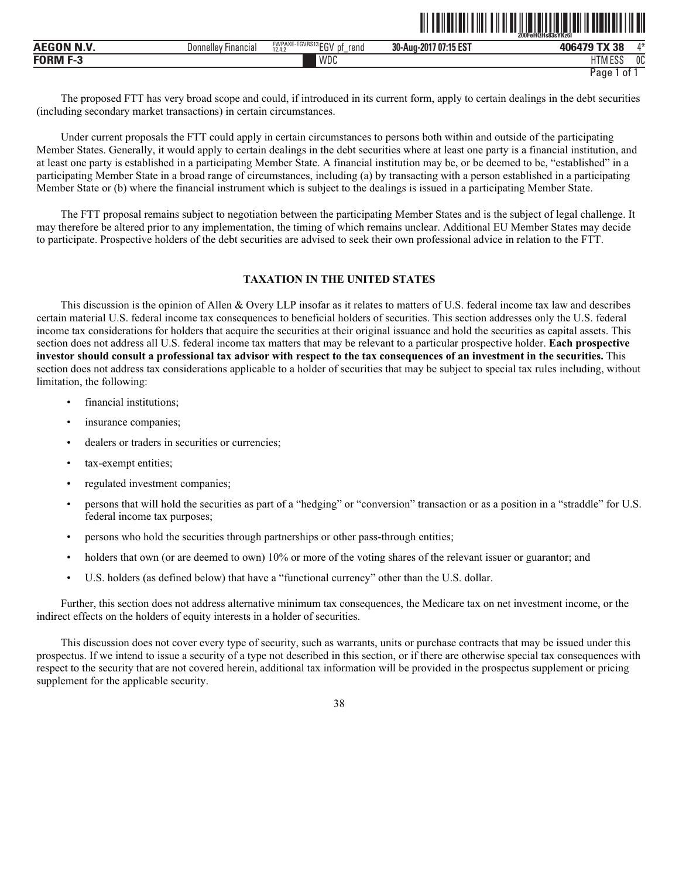The proposed FTT has very broad scope and could, if introduced in its current form, apply to certain dealings in the debt securities (including secondary market transactions) in certain circumstances.

Under current proposals the FTT could apply in certain circumstances to persons both within and outside of the participating Member States. Generally, it would apply to certain dealings in the debt securities where at least one party is a financial institution, and at least one party is established in a participating Member State. A financial institution may be, or be deemed to be, "established" in a participating Member State in a broad range of circumstances, including (a) by transacting with a person established in a participating Member State or (b) where the financial instrument which is subject to the dealings is issued in a participating Member State.

The FTT proposal remains subject to negotiation between the participating Member States and is the subject of legal challenge. It may therefore be altered prior to any implementation, the timing of which remains unclear. Additional EU Member States may decide to participate. Prospective holders of the debt securities are advised to seek their own professional advice in relation to the FTT.

## TAXATION IN THE UNITED STATES

This discussion is the opinion of Allen & Overy LLP insofar as it relates to matters of U.S. federal income tax law and describes certain material U.S. federal income tax consequences to beneficial holders of securities. This section addresses only the U.S. federal income tax considerations for holders that acquire the securities at their original issuance and hold the securities as capital assets. This section does not address all U.S. federal income tax matters that may be relevant to a particular prospective holder. **Each prospective investor should consult a professional tax advisor with respect to the tax consequences of an investment in the securities.** This section does not address tax considerations applicable to a holder of securities that may be subject to special tax rules including, without limitation, the following:

- financial institutions;
- insurance companies;
- dealers or traders in securities or currencies;
- tax-exempt entities;
- regulated investment companies;
- persons that will hold the securities as part of a "hedging" or "conversion" transaction or as a position in a "straddle" for U.S. federal income tax purposes;
- persons who hold the securities through partnerships or other pass-through entities;
- holders that own (or are deemed to own) 10% or more of the voting shares of the relevant issuer or guarantor; and
- U.S. holders (as defined below) that have a "functional currency" other than the U.S. dollar.

Further, this section does not address alternative minimum tax consequences, the Medicare tax on net investment income, or the indirect effects on the holders of equity interests in a holder of securities.

This discussion does not cover every type of security, such as warrants, units or purchase contracts that may be issued under this prospectus. If we intend to issue a security of a type not described in this section, or if there are otherwise special tax consequences with respect to the security that are not covered herein, additional tax information will be provided in the prospectus supplement or pricing supplement for the applicable security.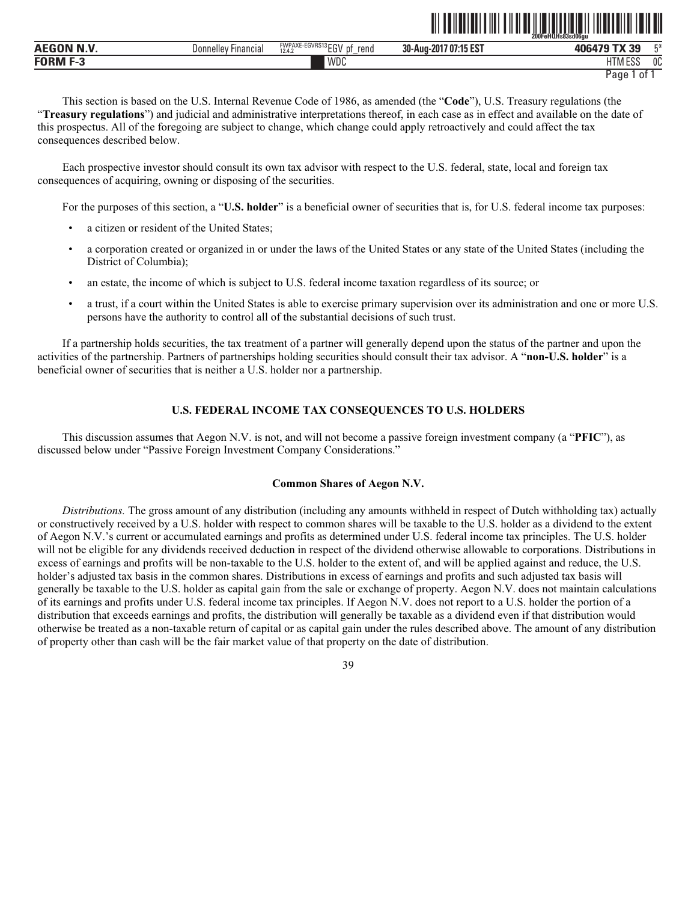This section is based on the U.S. Internal Revenue Code of 1986, as amended (the "**Code**"), U.S. Treasury regulations (the "**Treasury regulations**") and judicial and administrative interpretations thereof, in each case as in effect and available on the date of this prospectus. All of the foregoing are subject to change, which change could apply retroactively and could affect the tax consequences described below.

Each prospective investor should consult its own tax advisor with respect to the U.S. federal, state, local and foreign tax consequences of acquiring, owning or disposing of the securities.

For the purposes of this section, a "**U.S. holder**" is a beneficial owner of securities that is, for U.S. federal income tax purposes:

- a citizen or resident of the United States;
- a corporation created or organized in or under the laws of the United States or any state of the United States (including the District of Columbia);
- an estate, the income of which is subject to U.S. federal income taxation regardless of its source; or
- a trust, if a court within the United States is able to exercise primary supervision over its administration and one or more U.S. persons have the authority to control all of the substantial decisions of such trust.

If a partnership holds securities, the tax treatment of a partner will generally depend upon the status of the partner and upon the activities of the partnership. Partners of partnerships holding securities should consult their tax advisor. A "**non-U.S. holder**" is a beneficial owner of securities that is neither a U.S. holder nor a partnership.

## U.S. FEDERAL INCOME TAX CONSEQUENCES TO U.S. HOLDERS

This discussion assumes that Aegon N.V. is not, and will not become a passive foreign investment company (a "**PFIC**"), as discussed below under "Passive Foreign Investment Company Considerations."

### Common Shares of Aegon N.V.

*Distributions.* The gross amount of any distribution (including any amounts withheld in respect of Dutch withholding tax) actually or constructively received by a U.S. holder with respect to common shares will be taxable to the U.S. holder as a dividend to the extent of Aegon N.V.'s current or accumulated earnings and profits as determined under U.S. federal income tax principles. The U.S. holder will not be eligible for any dividends received deduction in respect of the dividend otherwise allowable to corporations. Distributions in excess of earnings and profits will be non-taxable to the U.S. holder to the extent of, and will be applied against and reduce, the U.S. holder's adjusted tax basis in the common shares. Distributions in excess of earnings and profits and such adjusted tax basis will generally be taxable to the U.S. holder as capital gain from the sale or exchange of property. Aegon N.V. does not maintain calculations of its earnings and profits under U.S. federal income tax principles. If Aegon N.V. does not report to a U.S. holder the portion of a distribution that exceeds earnings and profits, the distribution will generally be taxable as a dividend even if that distribution would otherwise be treated as a non-taxable return of capital or as capital gain under the rules described above. The amount of any distribution of property other than cash will be the fair market value of that property on the date of distribution.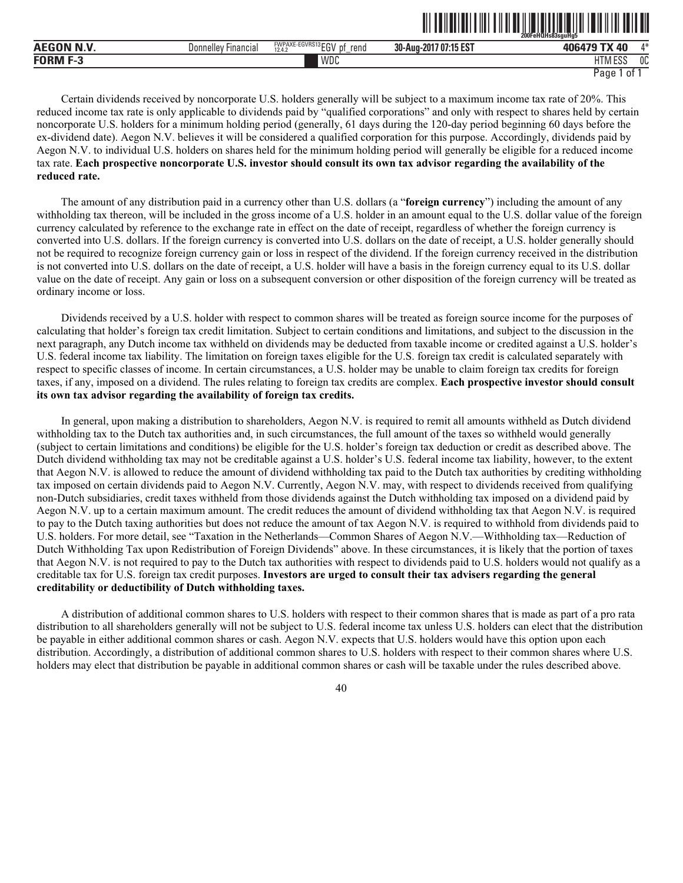Certain dividends received by noncorporate U.S. holders generally will be subject to a maximum income tax rate of 20%. This reduced income tax rate is only applicable to dividends paid by "qualified corporations" and only with respect to shares held by certain noncorporate U.S. holders for a minimum holding period (generally, 61 days during the 120-day period beginning 60 days before the ex-dividend date). Aegon N.V. believes it will be considered a qualified corporation for this purpose. Accordingly, dividends paid by Aegon N.V. to individual U.S. holders on shares held for the minimum holding period will generally be eligible for a reduced income tax rate. **Each prospective noncorporate U.S. investor should consult its own tax advisor regarding the availability of the reduced rate.**

The amount of any distribution paid in a currency other than U.S. dollars (a "**foreign currency**") including the amount of any withholding tax thereon, will be included in the gross income of a U.S. holder in an amount equal to the U.S. dollar value of the foreign currency calculated by reference to the exchange rate in effect on the date of receipt, regardless of whether the foreign currency is converted into U.S. dollars. If the foreign currency is converted into U.S. dollars on the date of receipt, a U.S. holder generally should not be required to recognize foreign currency gain or loss in respect of the dividend. If the foreign currency received in the distribution is not converted into U.S. dollars on the date of receipt, a U.S. holder will have a basis in the foreign currency equal to its U.S. dollar value on the date of receipt. Any gain or loss on a subsequent conversion or other disposition of the foreign currency will be treated as ordinary income or loss.

Dividends received by a U.S. holder with respect to common shares will be treated as foreign source income for the purposes of calculating that holder's foreign tax credit limitation. Subject to certain conditions and limitations, and subject to the discussion in the next paragraph, any Dutch income tax withheld on dividends may be deducted from taxable income or credited against a U.S. holder's U.S. federal income tax liability. The limitation on foreign taxes eligible for the U.S. foreign tax credit is calculated separately with respect to specific classes of income. In certain circumstances, a U.S. holder may be unable to claim foreign tax credits for foreign taxes, if any, imposed on a dividend. The rules relating to foreign tax credits are complex. **Each prospective investor should consult its own tax advisor regarding the availability of foreign tax credits.**

In general, upon making a distribution to shareholders, Aegon N.V. is required to remit all amounts withheld as Dutch dividend withholding tax to the Dutch tax authorities and, in such circumstances, the full amount of the taxes so withheld would generally (subject to certain limitations and conditions) be eligible for the U.S. holder's foreign tax deduction or credit as described above. The Dutch dividend withholding tax may not be creditable against a U.S. holder's U.S. federal income tax liability, however, to the extent that Aegon N.V. is allowed to reduce the amount of dividend withholding tax paid to the Dutch tax authorities by crediting withholding tax imposed on certain dividends paid to Aegon N.V. Currently, Aegon N.V. may, with respect to dividends received from qualifying non-Dutch subsidiaries, credit taxes withheld from those dividends against the Dutch withholding tax imposed on a dividend paid by Aegon N.V. up to a certain maximum amount. The credit reduces the amount of dividend withholding tax that Aegon N.V. is required to pay to the Dutch taxing authorities but does not reduce the amount of tax Aegon N.V. is required to withhold from dividends paid to U.S. holders. For more detail, see "Taxation in the Netherlands—Common Shares of Aegon N.V.—Withholding tax—Reduction of Dutch Withholding Tax upon Redistribution of Foreign Dividends" above. In these circumstances, it is likely that the portion of taxes that Aegon N.V. is not required to pay to the Dutch tax authorities with respect to dividends paid to U.S. holders would not qualify as a creditable tax for U.S. foreign tax credit purposes. **Investors are urged to consult their tax advisers regarding the general creditability or deductibility of Dutch withholding taxes.**

A distribution of additional common shares to U.S. holders with respect to their common shares that is made as part of a pro rata distribution to all shareholders generally will not be subject to U.S. federal income tax unless U.S. holders can elect that the distribution be payable in either additional common shares or cash. Aegon N.V. expects that U.S. holders would have this option upon each distribution. Accordingly, a distribution of additional common shares to U.S. holders with respect to their common shares where U.S. holders may elect that distribution be payable in additional common shares or cash will be taxable under the rules described above.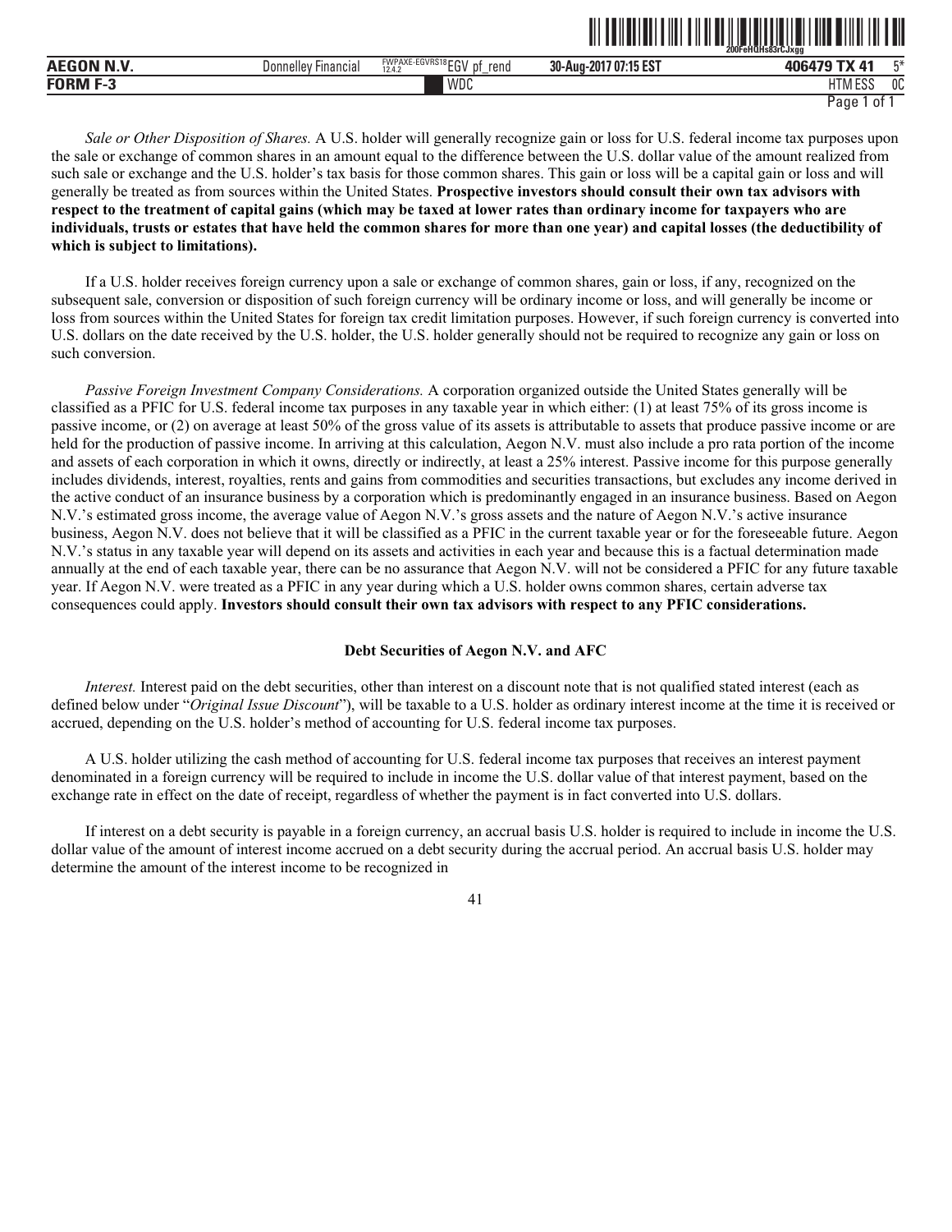*Sale or Other Disposition of Shares.* A U.S. holder will generally recognize gain or loss for U.S. federal income tax purposes upon the sale or exchange of common shares in an amount equal to the difference between the U.S. dollar value of the amount realized from such sale or exchange and the U.S. holder's tax basis for those common shares. This gain or loss will be a capital gain or loss and will generally be treated as from sources within the United States. **Prospective investors should consult their own tax advisors with respect to the treatment of capital gains (which may be taxed at lower rates than ordinary income for taxpayers who are individuals, trusts or estates that have held the common shares for more than one year) and capital losses (the deductibility of which is subject to limitations).**

If a U.S. holder receives foreign currency upon a sale or exchange of common shares, gain or loss, if any, recognized on the subsequent sale, conversion or disposition of such foreign currency will be ordinary income or loss, and will generally be income or loss from sources within the United States for foreign tax credit limitation purposes. However, if such foreign currency is converted into U.S. dollars on the date received by the U.S. holder, the U.S. holder generally should not be required to recognize any gain or loss on such conversion.

*Passive Foreign Investment Company Considerations.* A corporation organized outside the United States generally will be classified as a PFIC for U.S. federal income tax purposes in any taxable year in which either: (1) at least 75% of its gross income is passive income, or (2) on average at least 50% of the gross value of its assets is attributable to assets that produce passive income or are held for the production of passive income. In arriving at this calculation, Aegon N.V. must also include a pro rata portion of the income and assets of each corporation in which it owns, directly or indirectly, at least a 25% interest. Passive income for this purpose generally includes dividends, interest, royalties, rents and gains from commodities and securities transactions, but excludes any income derived in the active conduct of an insurance business by a corporation which is predominantly engaged in an insurance business. Based on Aegon N.V.'s estimated gross income, the average value of Aegon N.V.'s gross assets and the nature of Aegon N.V.'s active insurance business, Aegon N.V. does not believe that it will be classified as a PFIC in the current taxable year or for the foreseeable future. Aegon N.V.'s status in any taxable year will depend on its assets and activities in each year and because this is a factual determination made annually at the end of each taxable year, there can be no assurance that Aegon N.V. will not be considered a PFIC for any future taxable year. If Aegon N.V. were treated as a PFIC in any year during which a U.S. holder owns common shares, certain adverse tax consequences could apply. **Investors should consult their own tax advisors with respect to any PFIC considerations.**

### Debt Securities of Aegon N.V. and AFC

*Interest.* Interest paid on the debt securities, other than interest on a discount note that is not qualified stated interest (each as defined below under "*Original Issue Discount*"), will be taxable to a U.S. holder as ordinary interest income at the time it is received or accrued, depending on the U.S. holder's method of accounting for U.S. federal income tax purposes.

A U.S. holder utilizing the cash method of accounting for U.S. federal income tax purposes that receives an interest payment denominated in a foreign currency will be required to include in income the U.S. dollar value of that interest payment, based on the exchange rate in effect on the date of receipt, regardless of whether the payment is in fact converted into U.S. dollars.

If interest on a debt security is payable in a foreign currency, an accrual basis U.S. holder is required to include in income the U.S. dollar value of the amount of interest income accrued on a debt security during the accrual period. An accrual basis U.S. holder may determine the amount of the interest income to be recognized in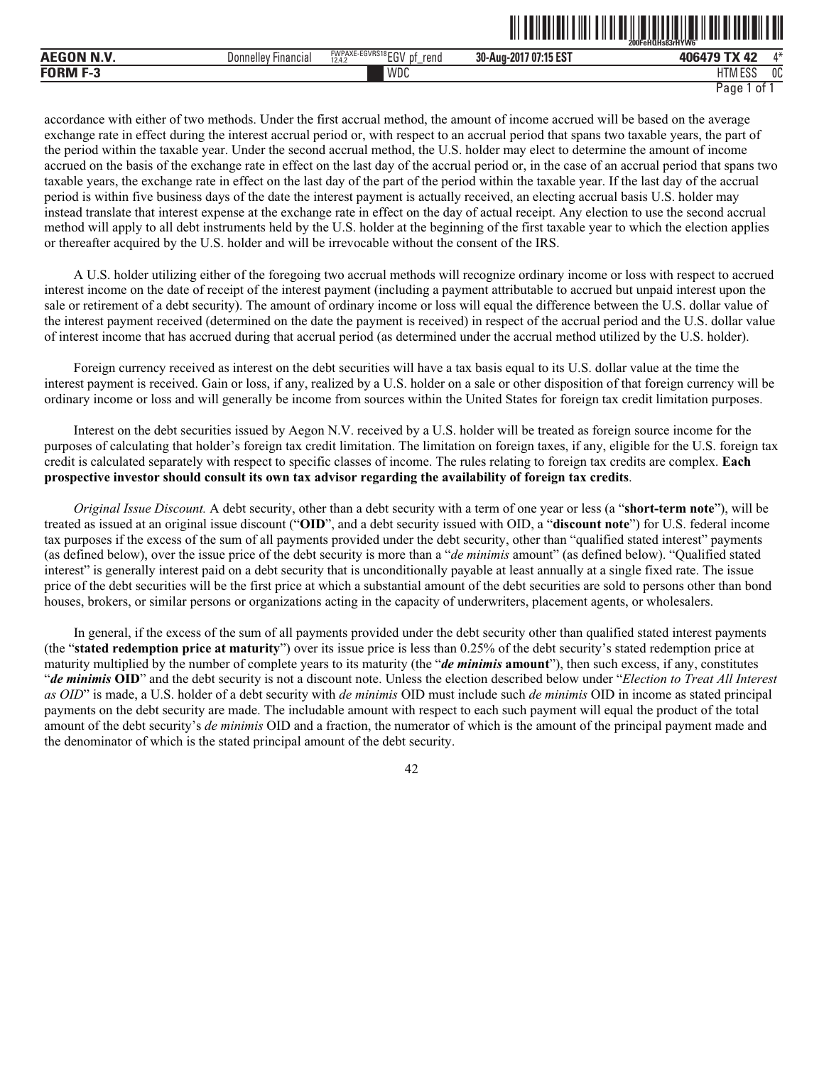accordance with either of two methods. Under the first accrual method, the amount of income accrued will be based on the average exchange rate in effect during the interest accrual period or, with respect to an accrual period that spans two taxable years, the part of the period within the taxable year. Under the second accrual method, the U.S. holder may elect to determine the amount of income accrued on the basis of the exchange rate in effect on the last day of the accrual period or, in the case of an accrual period that spans two taxable years, the exchange rate in effect on the last day of the part of the period within the taxable year. If the last day of the accrual period is within five business days of the date the interest payment is actually received, an electing accrual basis U.S. holder may instead translate that interest expense at the exchange rate in effect on the day of actual receipt. Any election to use the second accrual method will apply to all debt instruments held by the U.S. holder at the beginning of the first taxable year to which the election applies or thereafter acquired by the U.S. holder and will be irrevocable without the consent of the IRS.

A U.S. holder utilizing either of the foregoing two accrual methods will recognize ordinary income or loss with respect to accrued interest income on the date of receipt of the interest payment (including a payment attributable to accrued but unpaid interest upon the sale or retirement of a debt security). The amount of ordinary income or loss will equal the difference between the U.S. dollar value of the interest payment received (determined on the date the payment is received) in respect of the accrual period and the U.S. dollar value of interest income that has accrued during that accrual period (as determined under the accrual method utilized by the U.S. holder).

Foreign currency received as interest on the debt securities will have a tax basis equal to its U.S. dollar value at the time the interest payment is received. Gain or loss, if any, realized by a U.S. holder on a sale or other disposition of that foreign currency will be ordinary income or loss and will generally be income from sources within the United States for foreign tax credit limitation purposes.

Interest on the debt securities issued by Aegon N.V. received by a U.S. holder will be treated as foreign source income for the purposes of calculating that holder's foreign tax credit limitation. The limitation on foreign taxes, if any, eligible for the U.S. foreign tax credit is calculated separately with respect to specific classes of income. The rules relating to foreign tax credits are complex. **Each prospective investor should consult its own tax advisor regarding the availability of foreign tax credits**.

*Original Issue Discount.* A debt security, other than a debt security with a term of one year or less (a "**short-term note**"), will be treated as issued at an original issue discount ("**OID**", and a debt security issued with OID, a "**discount note**") for U.S. federal income tax purposes if the excess of the sum of all payments provided under the debt security, other than "qualified stated interest" payments (as defined below), over the issue price of the debt security is more than a "*de minimis* amount" (as defined below). "Qualified stated interest" is generally interest paid on a debt security that is unconditionally payable at least annually at a single fixed rate. The issue price of the debt securities will be the first price at which a substantial amount of the debt securities are sold to persons other than bond houses, brokers, or similar persons or organizations acting in the capacity of underwriters, placement agents, or wholesalers.

In general, if the excess of the sum of all payments provided under the debt security other than qualified stated interest payments (the "**stated redemption price at maturity**") over its issue price is less than 0.25% of the debt security's stated redemption price at maturity multiplied by the number of complete years to its maturity (the "***de minimis*** **amount**"), then such excess, if any, constitutes "***de minimis*** **OID**" and the debt security is not a discount note. Unless the election described below under "*Election to Treat All Interest as OID*" is made, a U.S. holder of a debt security with *de minimis* OID must include such *de minimis* OID in income as stated principal payments on the debt security are made. The includable amount with respect to each such payment will equal the product of the total amount of the debt security's *de minimis* OID and a fraction, the numerator of which is the amount of the principal payment made and the denominator of which is the stated principal amount of the debt security.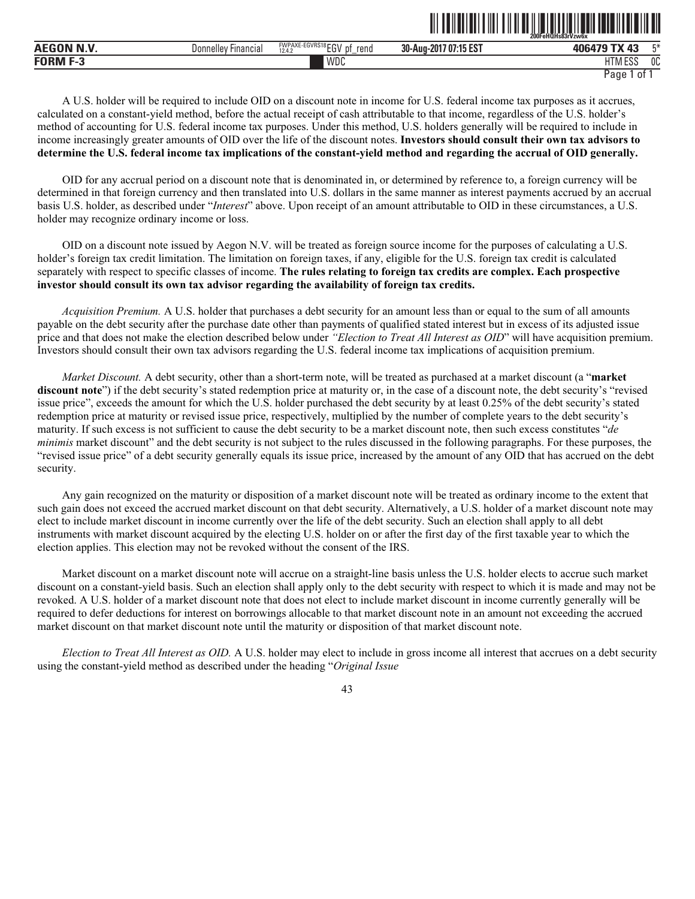A U.S. holder will be required to include OID on a discount note in income for U.S. federal income tax purposes as it accrues, calculated on a constant-yield method, before the actual receipt of cash attributable to that income, regardless of the U.S. holder's method of accounting for U.S. federal income tax purposes. Under this method, U.S. holders generally will be required to include in income increasingly greater amounts of OID over the life of the discount notes. **Investors should consult their own tax advisors to determine the U.S. federal income tax implications of the constant-yield method and regarding the accrual of OID generally.**

OID for any accrual period on a discount note that is denominated in, or determined by reference to, a foreign currency will be determined in that foreign currency and then translated into U.S. dollars in the same manner as interest payments accrued by an accrual basis U.S. holder, as described under "*Interest*" above. Upon receipt of an amount attributable to OID in these circumstances, a U.S. holder may recognize ordinary income or loss.

OID on a discount note issued by Aegon N.V. will be treated as foreign source income for the purposes of calculating a U.S. holder's foreign tax credit limitation. The limitation on foreign taxes, if any, eligible for the U.S. foreign tax credit is calculated separately with respect to specific classes of income. **The rules relating to foreign tax credits are complex. Each prospective investor should consult its own tax advisor regarding the availability of foreign tax credits.**

*Acquisition Premium.* A U.S. holder that purchases a debt security for an amount less than or equal to the sum of all amounts payable on the debt security after the purchase date other than payments of qualified stated interest but in excess of its adjusted issue price and that does not make the election described below under *"Election to Treat All Interest as OID"* will have acquisition premium. Investors should consult their own tax advisors regarding the U.S. federal income tax implications of acquisition premium.

*Market Discount.* A debt security, other than a short-term note, will be treated as purchased at a market discount (a "**market discount note**") if the debt security's stated redemption price at maturity or, in the case of a discount note, the debt security's "revised issue price", exceeds the amount for which the U.S. holder purchased the debt security by at least 0.25% of the debt security's stated redemption price at maturity or revised issue price, respectively, multiplied by the number of complete years to the debt security's maturity. If such excess is not sufficient to cause the debt security to be a market discount note, then such excess constitutes "*de minimis* market discount" and the debt security is not subject to the rules discussed in the following paragraphs. For these purposes, the "revised issue price" of a debt security generally equals its issue price, increased by the amount of any OID that has accrued on the debt security.

Any gain recognized on the maturity or disposition of a market discount note will be treated as ordinary income to the extent that such gain does not exceed the accrued market discount on that debt security. Alternatively, a U.S. holder of a market discount note may elect to include market discount in income currently over the life of the debt security. Such an election shall apply to all debt instruments with market discount acquired by the electing U.S. holder on or after the first day of the first taxable year to which the election applies. This election may not be revoked without the consent of the IRS.

Market discount on a market discount note will accrue on a straight-line basis unless the U.S. holder elects to accrue such market discount on a constant-yield basis. Such an election shall apply only to the debt security with respect to which it is made and may not be revoked. A U.S. holder of a market discount note that does not elect to include market discount in income currently generally will be required to defer deductions for interest on borrowings allocable to that market discount note in an amount not exceeding the accrued market discount on that market discount note until the maturity or disposition of that market discount note.

*Election to Treat All Interest as OID.* A U.S. holder may elect to include in gross income all interest that accrues on a debt security using the constant-yield method as described under the heading "*Original Issue*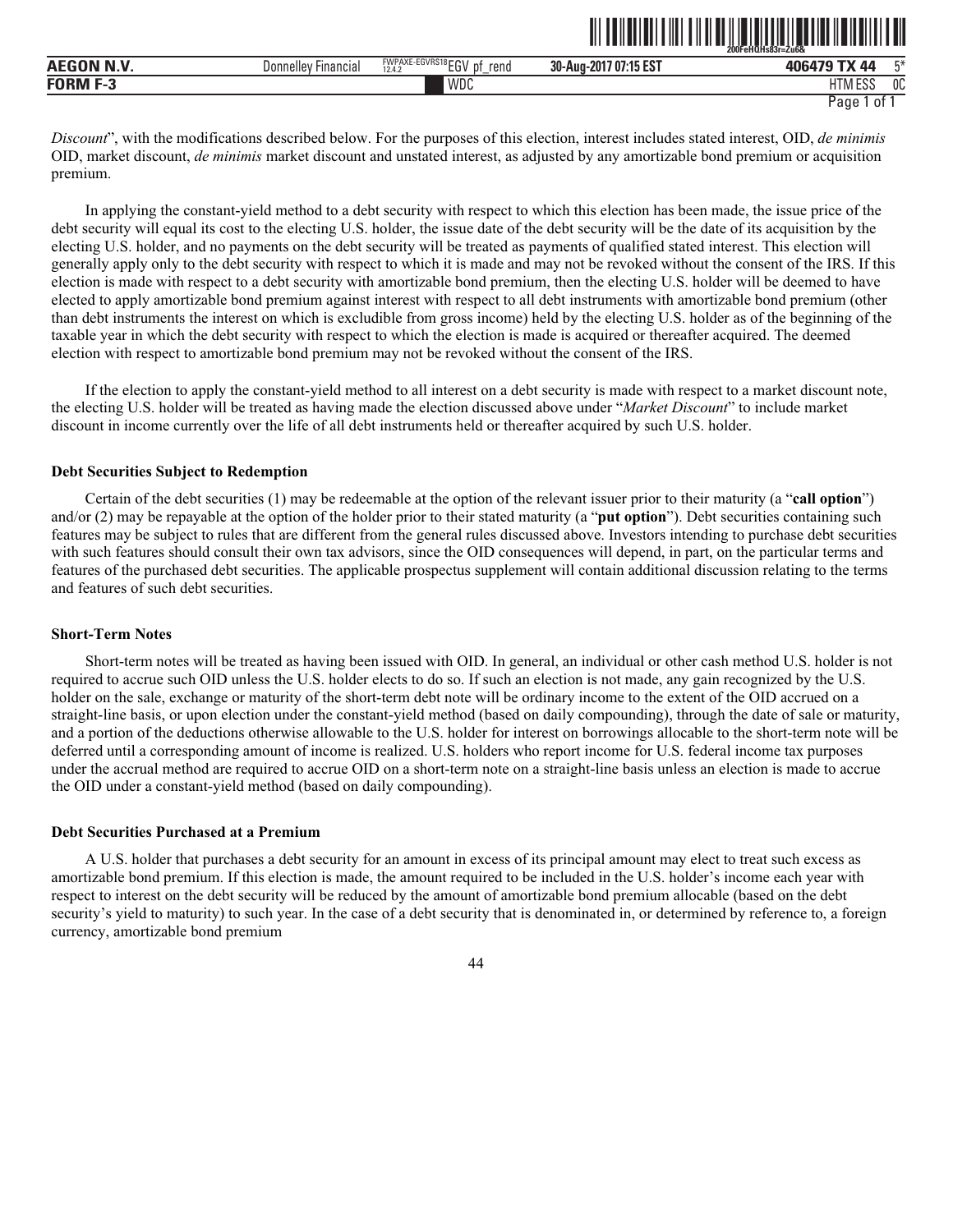*Discount*", with the modifications described below. For the purposes of this election, interest includes stated interest, OID, *de minimis* OID, market discount, *de minimis* market discount and unstated interest, as adjusted by any amortizable bond premium or acquisition premium.

In applying the constant-yield method to a debt security with respect to which this election has been made, the issue price of the debt security will equal its cost to the electing U.S. holder, the issue date of the debt security will be the date of its acquisition by the electing U.S. holder, and no payments on the debt security will be treated as payments of qualified stated interest. This election will generally apply only to the debt security with respect to which it is made and may not be revoked without the consent of the IRS. If this election is made with respect to a debt security with amortizable bond premium, then the electing U.S. holder will be deemed to have elected to apply amortizable bond premium against interest with respect to all debt instruments with amortizable bond premium (other than debt instruments the interest on which is excludible from gross income) held by the electing U.S. holder as of the beginning of the taxable year in which the debt security with respect to which the election is made is acquired or thereafter acquired. The deemed election with respect to amortizable bond premium may not be revoked without the consent of the IRS.

If the election to apply the constant-yield method to all interest on a debt security is made with respect to a market discount note, the electing U.S. holder will be treated as having made the election discussed above under "*Market Discount*" to include market discount in income currently over the life of all debt instruments held or thereafter acquired by such U.S. holder.

**Debt Securities Subject to Redemption**

Certain of the debt securities (1) may be redeemable at the option of the relevant issuer prior to their maturity (a "**call option**") and/or (2) may be repayable at the option of the holder prior to their stated maturity (a "**put option**"). Debt securities containing such features may be subject to rules that are different from the general rules discussed above. Investors intending to purchase debt securities with such features should consult their own tax advisors, since the OID consequences will depend, in part, on the particular terms and features of the purchased debt securities. The applicable prospectus supplement will contain additional discussion relating to the terms and features of such debt securities.

**Short-Term Notes**

Short-term notes will be treated as having been issued with OID. In general, an individual or other cash method U.S. holder is not required to accrue such OID unless the U.S. holder elects to do so. If such an election is not made, any gain recognized by the U.S. holder on the sale, exchange or maturity of the short-term debt note will be ordinary income to the extent of the OID accrued on a straight-line basis, or upon election under the constant-yield method (based on daily compounding), through the date of sale or maturity, and a portion of the deductions otherwise allowable to the U.S. holder for interest on borrowings allocable to the short-term note will be deferred until a corresponding amount of income is realized. U.S. holders who report income for U.S. federal income tax purposes under the accrual method are required to accrue OID on a short-term note on a straight-line basis unless an election is made to accrue the OID under a constant-yield method (based on daily compounding).

**Debt Securities Purchased at a Premium**

A U.S. holder that purchases a debt security for an amount in excess of its principal amount may elect to treat such excess as amortizable bond premium. If this election is made, the amount required to be included in the U.S. holder's income each year with respect to interest on the debt security will be reduced by the amount of amortizable bond premium allocable (based on the debt security's yield to maturity) to such year. In the case of a debt security that is denominated in, or determined by reference to, a foreign currency, amortizable bond premium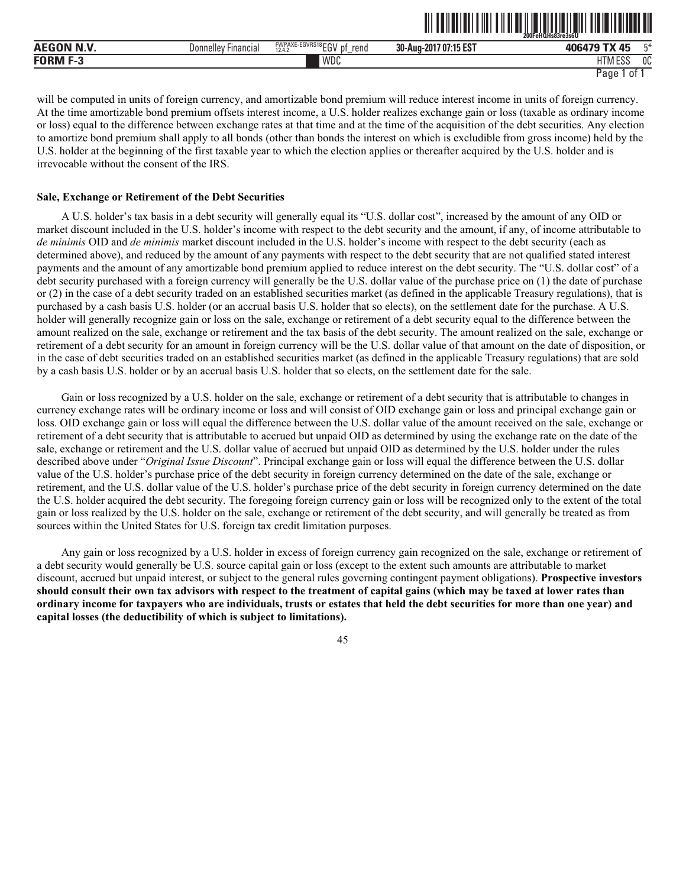will be computed in units of foreign currency, and amortizable bond premium will reduce interest income in units of foreign currency. At the time amortizable bond premium offsets interest income, a U.S. holder realizes exchange gain or loss (taxable as ordinary income or loss) equal to the difference between exchange rates at that time and at the time of the acquisition of the debt securities. Any election to amortize bond premium shall apply to all bonds (other than bonds the interest on which is excludible from gross income) held by the U.S. holder at the beginning of the first taxable year to which the election applies or thereafter acquired by the U.S. holder and is irrevocable without the consent of the IRS.

**Sale, Exchange or Retirement of the Debt Securities**

A U.S. holder's tax basis in a debt security will generally equal its "U.S. dollar cost", increased by the amount of any OID or market discount included in the U.S. holder's income with respect to the debt security and the amount, if any, of income attributable to *de minimis* OID and *de minimis* market discount included in the U.S. holder's income with respect to the debt security (each as determined above), and reduced by the amount of any payments with respect to the debt security that are not qualified stated interest payments and the amount of any amortizable bond premium applied to reduce interest on the debt security. The "U.S. dollar cost" of a debt security purchased with a foreign currency will generally be the U.S. dollar value of the purchase price on (1) the date of purchase or (2) in the case of a debt security traded on an established securities market (as defined in the applicable Treasury regulations), that is purchased by a cash basis U.S. holder (or an accrual basis U.S. holder that so elects), on the settlement date for the purchase. A U.S. holder will generally recognize gain or loss on the sale, exchange or retirement of a debt security equal to the difference between the amount realized on the sale, exchange or retirement and the tax basis of the debt security. The amount realized on the sale, exchange or retirement of a debt security for an amount in foreign currency will be the U.S. dollar value of that amount on the date of disposition, or in the case of debt securities traded on an established securities market (as defined in the applicable Treasury regulations) that are sold by a cash basis U.S. holder or by an accrual basis U.S. holder that so elects, on the settlement date for the sale.

Gain or loss recognized by a U.S. holder on the sale, exchange or retirement of a debt security that is attributable to changes in currency exchange rates will be ordinary income or loss and will consist of OID exchange gain or loss and principal exchange gain or loss. OID exchange gain or loss will equal the difference between the U.S. dollar value of the amount received on the sale, exchange or retirement of a debt security that is attributable to accrued but unpaid OID as determined by using the exchange rate on the date of the sale, exchange or retirement and the U.S. dollar value of accrued but unpaid OID as determined by the U.S. holder under the rules described above under "*Original Issue Discount*". Principal exchange gain or loss will equal the difference between the U.S. dollar value of the U.S. holder's purchase price of the debt security in foreign currency determined on the date of the sale, exchange or retirement, and the U.S. dollar value of the U.S. holder's purchase price of the debt security in foreign currency determined on the date the U.S. holder acquired the debt security. The foregoing foreign currency gain or loss will be recognized only to the extent of the total gain or loss realized by the U.S. holder on the sale, exchange or retirement of the debt security, and will generally be treated as from sources within the United States for U.S. foreign tax credit limitation purposes.

Any gain or loss recognized by a U.S. holder in excess of foreign currency gain recognized on the sale, exchange or retirement of a debt security would generally be U.S. source capital gain or loss (except to the extent such amounts are attributable to market discount, accrued but unpaid interest, or subject to the general rules governing contingent payment obligations). **Prospective investors should consult their own tax advisors with respect to the treatment of capital gains (which may be taxed at lower rates than ordinary income for taxpayers who are individuals, trusts or estates that held the debt securities for more than one year) and capital losses (the deductibility of which is subject to limitations).**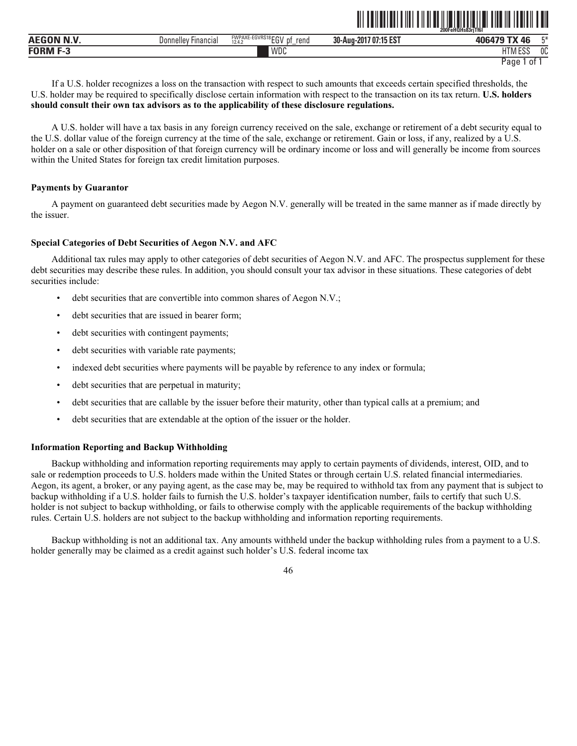If a U.S. holder recognizes a loss on the transaction with respect to such amounts that exceeds certain specified thresholds, the U.S. holder may be required to specifically disclose certain information with respect to the transaction on its tax return. **U.S. holders should consult their own tax advisors as to the applicability of these disclosure regulations.**

A U.S. holder will have a tax basis in any foreign currency received on the sale, exchange or retirement of a debt security equal to the U.S. dollar value of the foreign currency at the time of the sale, exchange or retirement. Gain or loss, if any, realized by a U.S. holder on a sale or other disposition of that foreign currency will be ordinary income or loss and will generally be income from sources within the United States for foreign tax credit limitation purposes.

**Payments by Guarantor**

A payment on guaranteed debt securities made by Aegon N.V. generally will be treated in the same manner as if made directly by the issuer.

**Special Categories of Debt Securities of Aegon N.V. and AFC**

Additional tax rules may apply to other categories of debt securities of Aegon N.V. and AFC. The prospectus supplement for these debt securities may describe these rules. In addition, you should consult your tax advisor in these situations. These categories of debt securities include:

- debt securities that are convertible into common shares of Aegon N.V.;
- debt securities that are issued in bearer form;
- debt securities with contingent payments;
- debt securities with variable rate payments;
- indexed debt securities where payments will be payable by reference to any index or formula;
- debt securities that are perpetual in maturity;
- debt securities that are callable by the issuer before their maturity, other than typical calls at a premium; and
- debt securities that are extendable at the option of the issuer or the holder.

**Information Reporting and Backup Withholding**

Backup withholding and information reporting requirements may apply to certain payments of dividends, interest, OID, and to sale or redemption proceeds to U.S. holders made within the United States or through certain U.S. related financial intermediaries. Aegon, its agent, a broker, or any paying agent, as the case may be, may be required to withhold tax from any payment that is subject to backup withholding if a U.S. holder fails to furnish the U.S. holder's taxpayer identification number, fails to certify that such U.S. holder is not subject to backup withholding, or fails to otherwise comply with the applicable requirements of the backup withholding rules. Certain U.S. holders are not subject to the backup withholding and information reporting requirements.

Backup withholding is not an additional tax. Any amounts withheld under the backup withholding rules from a payment to a U.S. holder generally may be claimed as a credit against such holder's U.S. federal income tax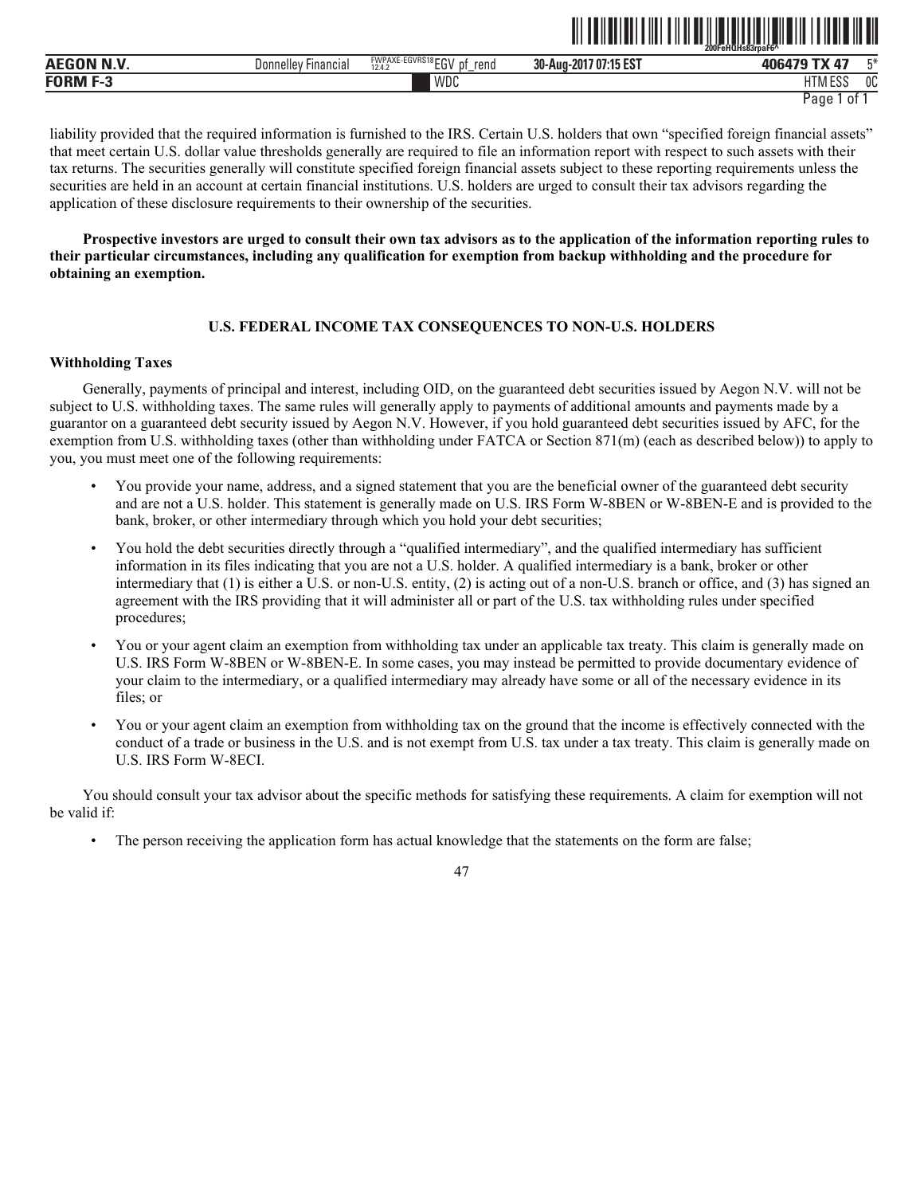liability provided that the required information is furnished to the IRS. Certain U.S. holders that own "specified foreign financial assets" that meet certain U.S. dollar value thresholds generally are required to file an information report with respect to such assets with their tax returns. The securities generally will constitute specified foreign financial assets subject to these reporting requirements unless the securities are held in an account at certain financial institutions. U.S. holders are urged to consult their tax advisors regarding the application of these disclosure requirements to their ownership of the securities.

**Prospective investors are urged to consult their own tax advisors as to the application of the information reporting rules to their particular circumstances, including any qualification for exemption from backup withholding and the procedure for obtaining an exemption.**

## U.S. FEDERAL INCOME TAX CONSEQUENCES TO NON-U.S. HOLDERS

### Withholding Taxes

Generally, payments of principal and interest, including OID, on the guaranteed debt securities issued by Aegon N.V. will not be subject to U.S. withholding taxes. The same rules will generally apply to payments of additional amounts and payments made by a guarantor on a guaranteed debt security issued by Aegon N.V. However, if you hold guaranteed debt securities issued by AFC, for the exemption from U.S. withholding taxes (other than withholding under FATCA or Section 871(m) (each as described below)) to apply to you, you must meet one of the following requirements:

- You provide your name, address, and a signed statement that you are the beneficial owner of the guaranteed debt security and are not a U.S. holder. This statement is generally made on U.S. IRS Form W-8BEN or W-8BEN-E and is provided to the bank, broker, or other intermediary through which you hold your debt securities;
- You hold the debt securities directly through a "qualified intermediary", and the qualified intermediary has sufficient information in its files indicating that you are not a U.S. holder. A qualified intermediary is a bank, broker or other intermediary that (1) is either a U.S. or non-U.S. entity, (2) is acting out of a non-U.S. branch or office, and (3) has signed an agreement with the IRS providing that it will administer all or part of the U.S. tax withholding rules under specified procedures;
- You or your agent claim an exemption from withholding tax under an applicable tax treaty. This claim is generally made on U.S. IRS Form W-8BEN or W-8BEN-E. In some cases, you may instead be permitted to provide documentary evidence of your claim to the intermediary, or a qualified intermediary may already have some or all of the necessary evidence in its files; or
- You or your agent claim an exemption from withholding tax on the ground that the income is effectively connected with the conduct of a trade or business in the U.S. and is not exempt from U.S. tax under a tax treaty. This claim is generally made on U.S. IRS Form W-8ECI.

You should consult your tax advisor about the specific methods for satisfying these requirements. A claim for exemption will not be valid if:

- The person receiving the application form has actual knowledge that the statements on the form are false;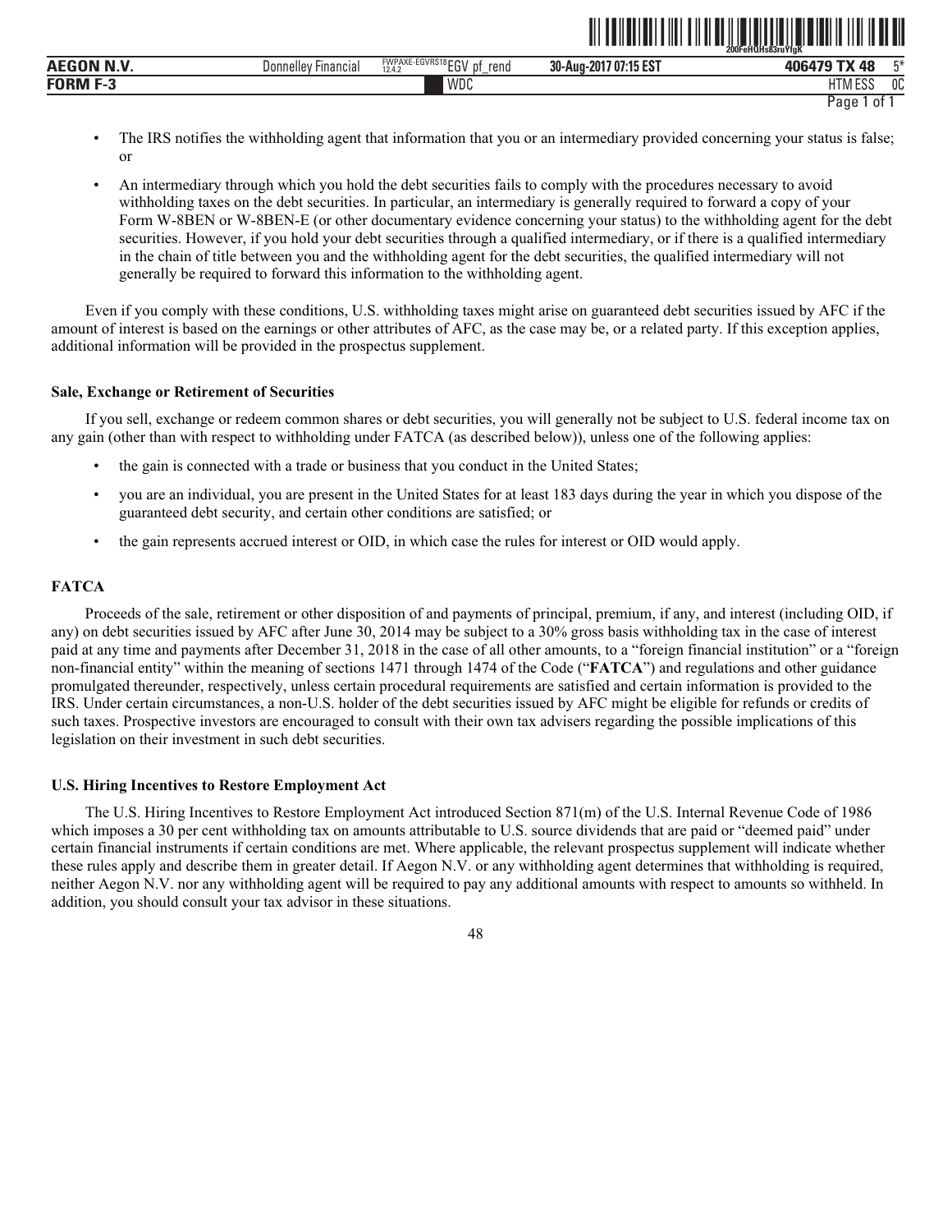- The IRS notifies the withholding agent that information that you or an intermediary provided concerning your status is false; or
- An intermediary through which you hold the debt securities fails to comply with the procedures necessary to avoid withholding taxes on the debt securities. In particular, an intermediary is generally required to forward a copy of your Form W-8BEN or W-8BEN-E (or other documentary evidence concerning your status) to the withholding agent for the debt securities. However, if you hold your debt securities through a qualified intermediary, or if there is a qualified intermediary in the chain of title between you and the withholding agent for the debt securities, the qualified intermediary will not generally be required to forward this information to the withholding agent.

Even if you comply with these conditions, U.S. withholding taxes might arise on guaranteed debt securities issued by AFC if the amount of interest is based on the earnings or other attributes of AFC, as the case may be, or a related party. If this exception applies, additional information will be provided in the prospectus supplement.

**Sale, Exchange or Retirement of Securities**

If you sell, exchange or redeem common shares or debt securities, you will generally not be subject to U.S. federal income tax on any gain (other than with respect to withholding under FATCA (as described below)), unless one of the following applies:

- the gain is connected with a trade or business that you conduct in the United States;
- you are an individual, you are present in the United States for at least 183 days during the year in which you dispose of the guaranteed debt security, and certain other conditions are satisfied; or
- the gain represents accrued interest or OID, in which case the rules for interest or OID would apply.

**FATCA**

Proceeds of the sale, retirement or other disposition of and payments of principal, premium, if any, and interest (including OID, if any) on debt securities issued by AFC after June 30, 2014 may be subject to a 30% gross basis withholding tax in the case of interest paid at any time and payments after December 31, 2018 in the case of all other amounts, to a "foreign financial institution" or a "foreign non-financial entity" within the meaning of sections 1471 through 1474 of the Code ("**FATCA**") and regulations and other guidance promulgated thereunder, respectively, unless certain procedural requirements are satisfied and certain information is provided to the IRS. Under certain circumstances, a non-U.S. holder of the debt securities issued by AFC might be eligible for refunds or credits of such taxes. Prospective investors are encouraged to consult with their own tax advisers regarding the possible implications of this legislation on their investment in such debt securities.

**U.S. Hiring Incentives to Restore Employment Act**

The U.S. Hiring Incentives to Restore Employment Act introduced Section 871(m) of the U.S. Internal Revenue Code of 1986 which imposes a 30 per cent withholding tax on amounts attributable to U.S. source dividends that are paid or "deemed paid" under certain financial instruments if certain conditions are met. Where applicable, the relevant prospectus supplement will indicate whether these rules apply and describe them in greater detail. If Aegon N.V. or any withholding agent determines that withholding is required, neither Aegon N.V. nor any withholding agent will be required to pay any additional amounts with respect to amounts so withheld. In addition, you should consult your tax advisor in these situations.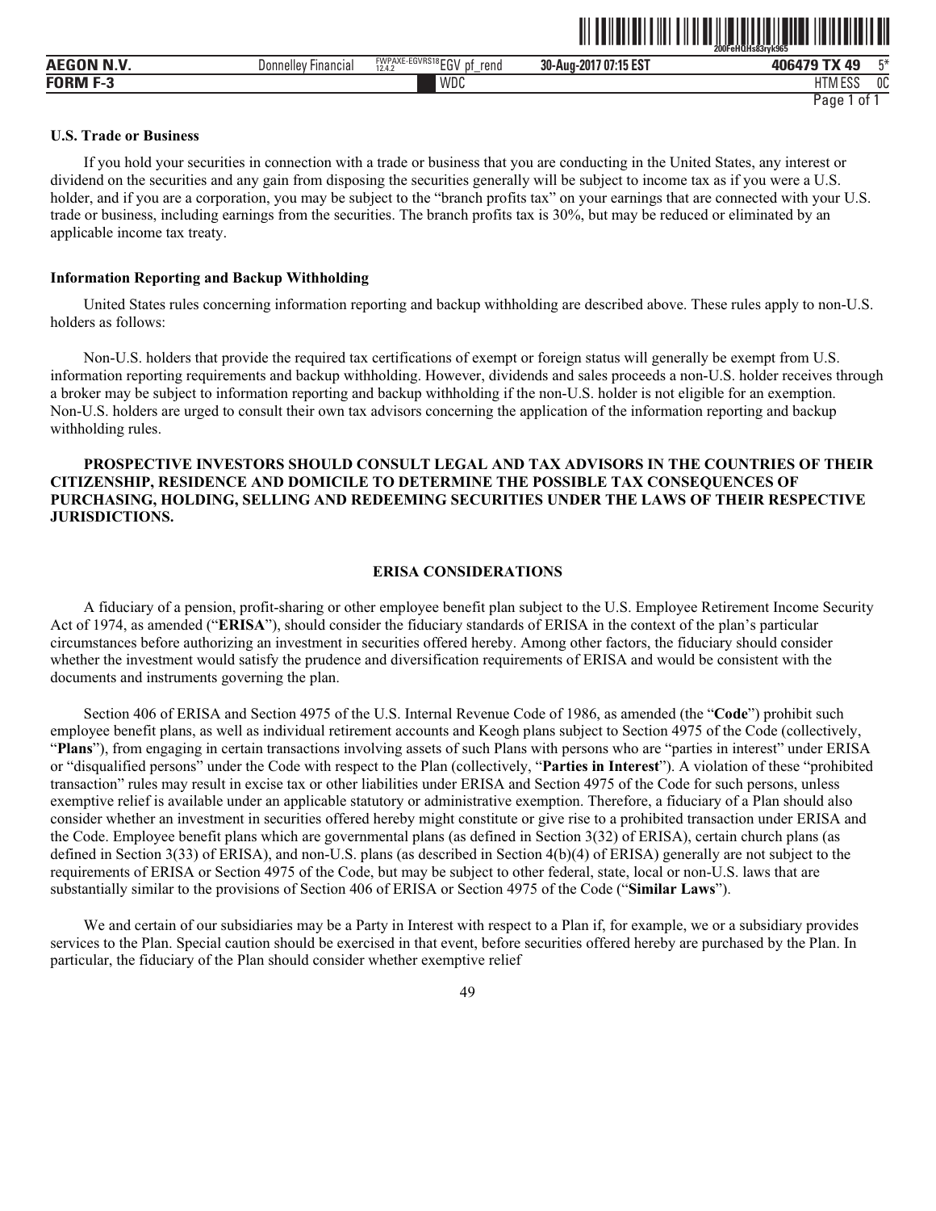**U.S. Trade or Business**

If you hold your securities in connection with a trade or business that you are conducting in the United States, any interest or dividend on the securities and any gain from disposing the securities generally will be subject to income tax as if you were a U.S. holder, and if you are a corporation, you may be subject to the "branch profits tax" on your earnings that are connected with your U.S. trade or business, including earnings from the securities. The branch profits tax is 30%, but may be reduced or eliminated by an applicable income tax treaty.

**Information Reporting and Backup Withholding**

United States rules concerning information reporting and backup withholding are described above. These rules apply to non-U.S. holders as follows:

Non-U.S. holders that provide the required tax certifications of exempt or foreign status will generally be exempt from U.S. information reporting requirements and backup withholding. However, dividends and sales proceeds a non-U.S. holder receives through a broker may be subject to information reporting and backup withholding if the non-U.S. holder is not eligible for an exemption. Non-U.S. holders are urged to consult their own tax advisors concerning the application of the information reporting and backup withholding rules.

**PROSPECTIVE INVESTORS SHOULD CONSULT LEGAL AND TAX ADVISORS IN THE COUNTRIES OF THEIR CITIZENSHIP, RESIDENCE AND DOMICILE TO DETERMINE THE POSSIBLE TAX CONSEQUENCES OF PURCHASING, HOLDING, SELLING AND REDEEMING SECURITIES UNDER THE LAWS OF THEIR RESPECTIVE JURISDICTIONS.**

## ERISA CONSIDERATIONS

A fiduciary of a pension, profit-sharing or other employee benefit plan subject to the U.S. Employee Retirement Income Security Act of 1974, as amended ("**ERISA**"), should consider the fiduciary standards of ERISA in the context of the plan's particular circumstances before authorizing an investment in securities offered hereby. Among other factors, the fiduciary should consider whether the investment would satisfy the prudence and diversification requirements of ERISA and would be consistent with the documents and instruments governing the plan.

Section 406 of ERISA and Section 4975 of the U.S. Internal Revenue Code of 1986, as amended (the "**Code**") prohibit such employee benefit plans, as well as individual retirement accounts and Keogh plans subject to Section 4975 of the Code (collectively, "**Plans**"), from engaging in certain transactions involving assets of such Plans with persons who are "parties in interest" under ERISA or "disqualified persons" under the Code with respect to the Plan (collectively, "**Parties in Interest**"). A violation of these "prohibited transaction" rules may result in excise tax or other liabilities under ERISA and Section 4975 of the Code for such persons, unless exemptive relief is available under an applicable statutory or administrative exemption. Therefore, a fiduciary of a Plan should also consider whether an investment in securities offered hereby might constitute or give rise to a prohibited transaction under ERISA and the Code. Employee benefit plans which are governmental plans (as defined in Section 3(32) of ERISA), certain church plans (as defined in Section 3(33) of ERISA), and non-U.S. plans (as described in Section 4(b)(4) of ERISA) generally are not subject to the requirements of ERISA or Section 4975 of the Code, but may be subject to other federal, state, local or non-U.S. laws that are substantially similar to the provisions of Section 406 of ERISA or Section 4975 of the Code ("**Similar Laws**").

We and certain of our subsidiaries may be a Party in Interest with respect to a Plan if, for example, we or a subsidiary provides services to the Plan. Special caution should be exercised in that event, before securities offered hereby are purchased by the Plan. In particular, the fiduciary of the Plan should consider whether exemptive relief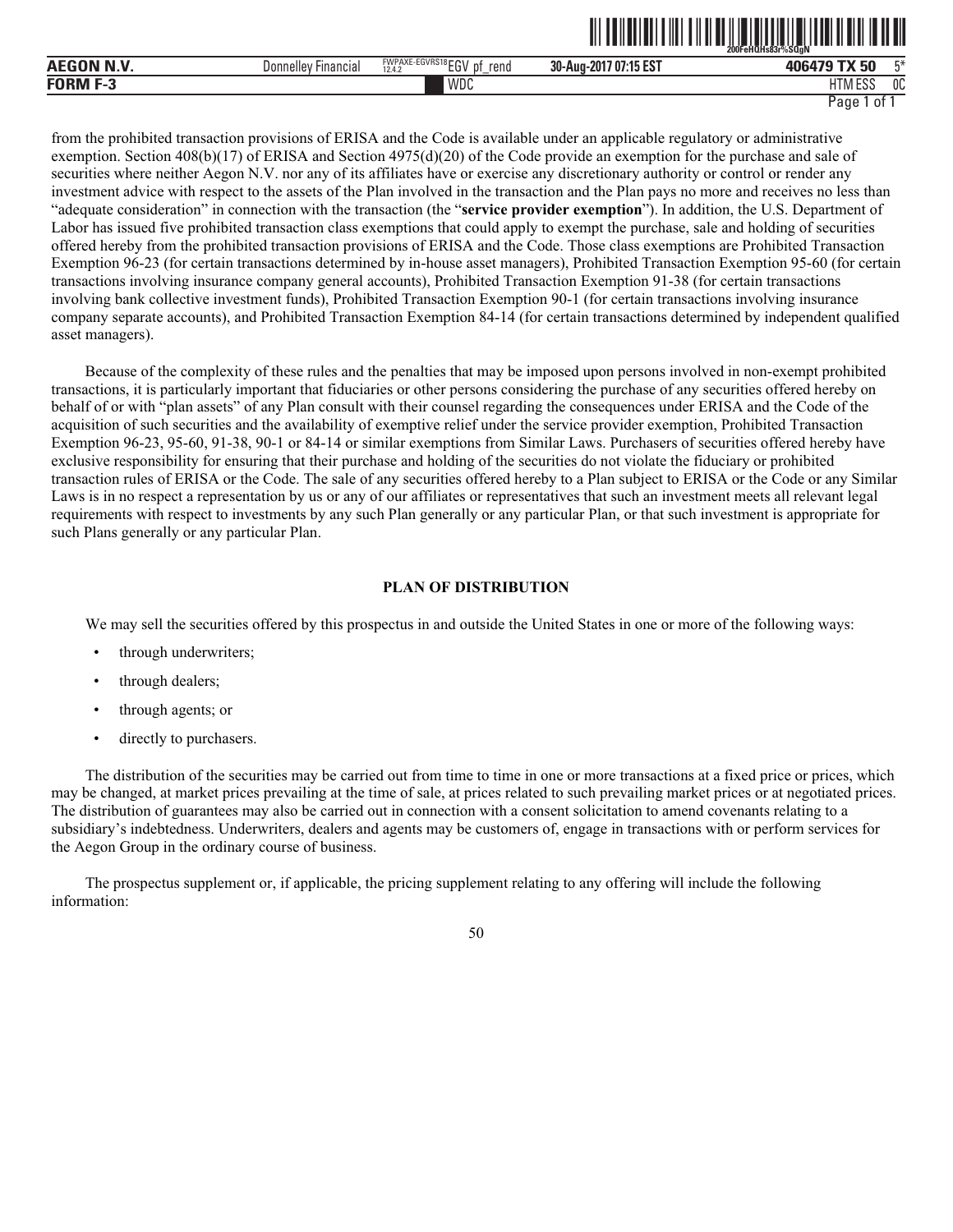from the prohibited transaction provisions of ERISA and the Code is available under an applicable regulatory or administrative exemption. Section 408(b)(17) of ERISA and Section 4975(d)(20) of the Code provide an exemption for the purchase and sale of securities where neither Aegon N.V. nor any of its affiliates have or exercise any discretionary authority or control or render any investment advice with respect to the assets of the Plan involved in the transaction and the Plan pays no more and receives no less than "adequate consideration" in connection with the transaction (the "**service provider exemption**"). In addition, the U.S. Department of Labor has issued five prohibited transaction class exemptions that could apply to exempt the purchase, sale and holding of securities offered hereby from the prohibited transaction provisions of ERISA and the Code. Those class exemptions are Prohibited Transaction Exemption 96-23 (for certain transactions determined by in-house asset managers), Prohibited Transaction Exemption 95-60 (for certain transactions involving insurance company general accounts), Prohibited Transaction Exemption 91-38 (for certain transactions involving bank collective investment funds), Prohibited Transaction Exemption 90-1 (for certain transactions involving insurance company separate accounts), and Prohibited Transaction Exemption 84-14 (for certain transactions determined by independent qualified asset managers).

Because of the complexity of these rules and the penalties that may be imposed upon persons involved in non-exempt prohibited transactions, it is particularly important that fiduciaries or other persons considering the purchase of any securities offered hereby on behalf of or with "plan assets" of any Plan consult with their counsel regarding the consequences under ERISA and the Code of the acquisition of such securities and the availability of exemptive relief under the service provider exemption, Prohibited Transaction Exemption 96-23, 95-60, 91-38, 90-1 or 84-14 or similar exemptions from Similar Laws. Purchasers of securities offered hereby have exclusive responsibility for ensuring that their purchase and holding of the securities do not violate the fiduciary or prohibited transaction rules of ERISA or the Code. The sale of any securities offered hereby to a Plan subject to ERISA or the Code or any Similar Laws is in no respect a representation by us or any of our affiliates or representatives that such an investment meets all relevant legal requirements with respect to investments by any such Plan generally or any particular Plan, or that such investment is appropriate for such Plans generally or any particular Plan.

## PLAN OF DISTRIBUTION

We may sell the securities offered by this prospectus in and outside the United States in one or more of the following ways:

- through underwriters;
- through dealers;
- through agents; or
- directly to purchasers.

The distribution of the securities may be carried out from time to time in one or more transactions at a fixed price or prices, which may be changed, at market prices prevailing at the time of sale, at prices related to such prevailing market prices or at negotiated prices. The distribution of guarantees may also be carried out in connection with a consent solicitation to amend covenants relating to a subsidiary's indebtedness. Underwriters, dealers and agents may be customers of, engage in transactions with or perform services for the Aegon Group in the ordinary course of business.

The prospectus supplement or, if applicable, the pricing supplement relating to any offering will include the following information: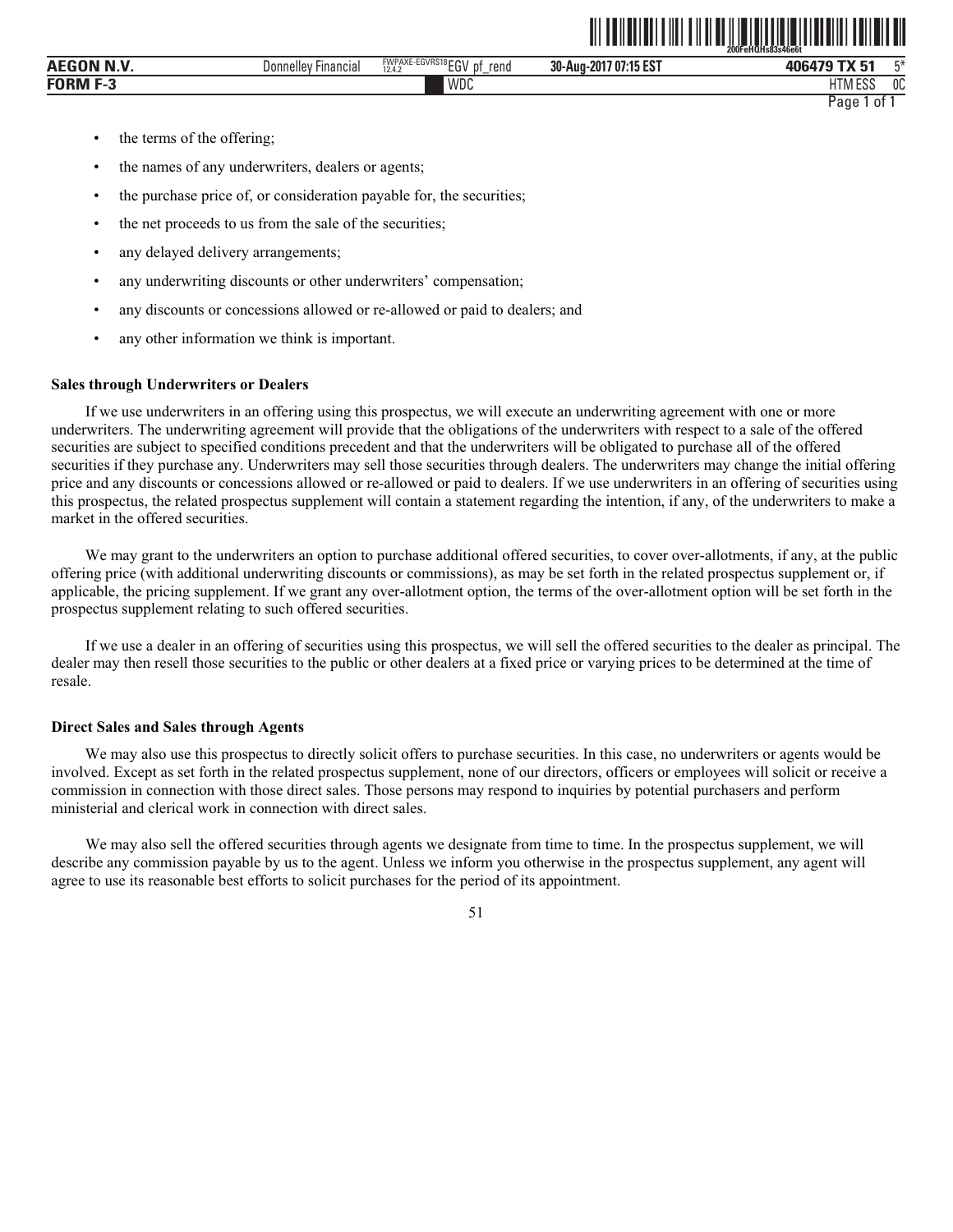- the terms of the offering;
- the names of any underwriters, dealers or agents;
- the purchase price of, or consideration payable for, the securities;
- the net proceeds to us from the sale of the securities;
- any delayed delivery arrangements;
- any underwriting discounts or other underwriters' compensation;
- any discounts or concessions allowed or re-allowed or paid to dealers; and
- any other information we think is important.

**Sales through Underwriters or Dealers**

If we use underwriters in an offering using this prospectus, we will execute an underwriting agreement with one or more underwriters. The underwriting agreement will provide that the obligations of the underwriters with respect to a sale of the offered securities are subject to specified conditions precedent and that the underwriters will be obligated to purchase all of the offered securities if they purchase any. Underwriters may sell those securities through dealers. The underwriters may change the initial offering price and any discounts or concessions allowed or re-allowed or paid to dealers. If we use underwriters in an offering of securities using this prospectus, the related prospectus supplement will contain a statement regarding the intention, if any, of the underwriters to make a market in the offered securities.

We may grant to the underwriters an option to purchase additional offered securities, to cover over-allotments, if any, at the public offering price (with additional underwriting discounts or commissions), as may be set forth in the related prospectus supplement or, if applicable, the pricing supplement. If we grant any over-allotment option, the terms of the over-allotment option will be set forth in the prospectus supplement relating to such offered securities.

If we use a dealer in an offering of securities using this prospectus, we will sell the offered securities to the dealer as principal. The dealer may then resell those securities to the public or other dealers at a fixed price or varying prices to be determined at the time of resale.

**Direct Sales and Sales through Agents**

We may also use this prospectus to directly solicit offers to purchase securities. In this case, no underwriters or agents would be involved. Except as set forth in the related prospectus supplement, none of our directors, officers or employees will solicit or receive a commission in connection with those direct sales. Those persons may respond to inquiries by potential purchasers and perform ministerial and clerical work in connection with direct sales.

We may also sell the offered securities through agents we designate from time to time. In the prospectus supplement, we will describe any commission payable by us to the agent. Unless we inform you otherwise in the prospectus supplement, any agent will agree to use its reasonable best efforts to solicit purchases for the period of its appointment.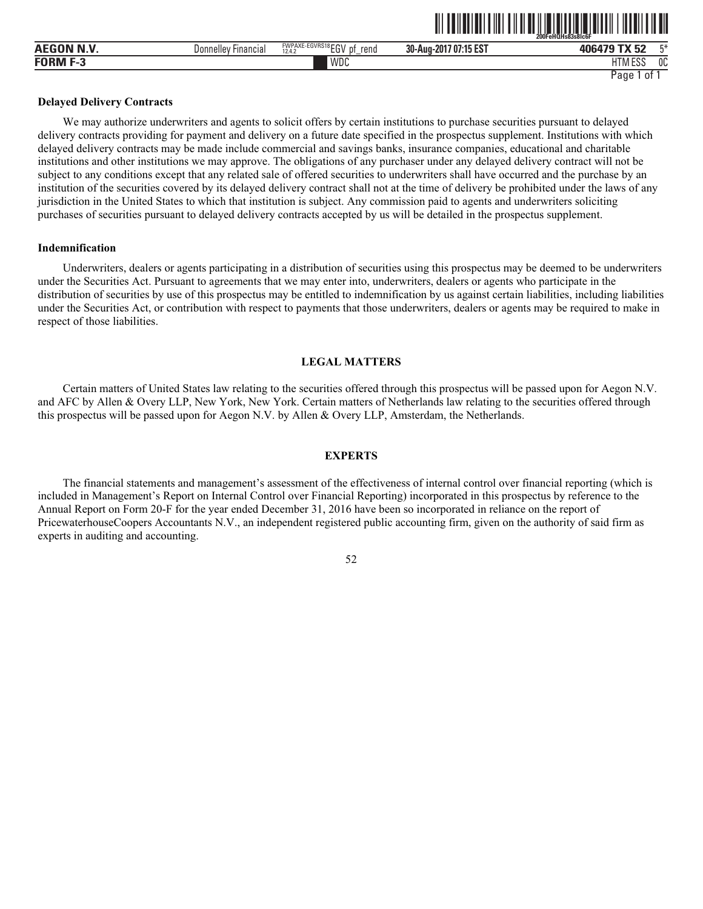### Delayed Delivery Contracts

We may authorize underwriters and agents to solicit offers by certain institutions to purchase securities pursuant to delayed delivery contracts providing for payment and delivery on a future date specified in the prospectus supplement. Institutions with which delayed delivery contracts may be made include commercial and savings banks, insurance companies, educational and charitable institutions and other institutions we may approve. The obligations of any purchaser under any delayed delivery contract will not be subject to any conditions except that any related sale of offered securities to underwriters shall have occurred and the purchase by an institution of the securities covered by its delayed delivery contract shall not at the time of delivery be prohibited under the laws of any jurisdiction in the United States to which that institution is subject. Any commission paid to agents and underwriters soliciting purchases of securities pursuant to delayed delivery contracts accepted by us will be detailed in the prospectus supplement.

### Indemnification

Underwriters, dealers or agents participating in a distribution of securities using this prospectus may be deemed to be underwriters under the Securities Act. Pursuant to agreements that we may enter into, underwriters, dealers or agents who participate in the distribution of securities by use of this prospectus may be entitled to indemnification by us against certain liabilities, including liabilities under the Securities Act, or contribution with respect to payments that those underwriters, dealers or agents may be required to make in respect of those liabilities.

## LEGAL MATTERS

Certain matters of United States law relating to the securities offered through this prospectus will be passed upon for Aegon N.V. and AFC by Allen & Overy LLP, New York, New York. Certain matters of Netherlands law relating to the securities offered through this prospectus will be passed upon for Aegon N.V. by Allen & Overy LLP, Amsterdam, the Netherlands.

## EXPERTS

The financial statements and management's assessment of the effectiveness of internal control over financial reporting (which is included in Management's Report on Internal Control over Financial Reporting) incorporated in this prospectus by reference to the Annual Report on Form 20-F for the year ended December 31, 2016 have been so incorporated in reliance on the report of PricewaterhouseCoopers Accountants N.V., an independent registered public accounting firm, given on the authority of said firm as experts in auditing and accounting.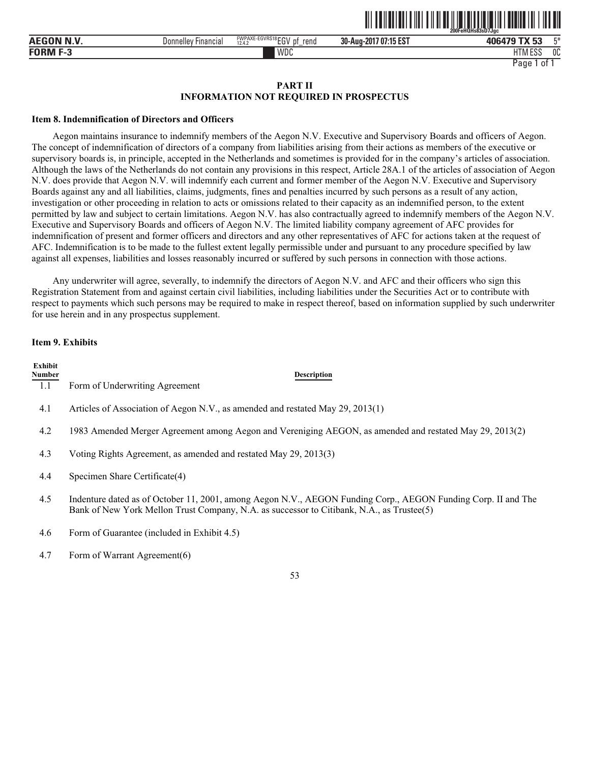# PART II
# INFORMATION NOT REQUIRED IN PROSPECTUS

### Item 8. Indemnification of Directors and Officers

Aegon maintains insurance to indemnify members of the Aegon N.V. Executive and Supervisory Boards and officers of Aegon. The concept of indemnification of directors of a company from liabilities arising from their actions as members of the executive or supervisory boards is, in principle, accepted in the Netherlands and sometimes is provided for in the company's articles of association. Although the laws of the Netherlands do not contain any provisions in this respect, Article 28A.1 of the articles of association of Aegon N.V. does provide that Aegon N.V. will indemnify each current and former member of the Aegon N.V. Executive and Supervisory Boards against any and all liabilities, claims, judgments, fines and penalties incurred by such persons as a result of any action, investigation or other proceeding in relation to acts or omissions related to their capacity as an indemnified person, to the extent permitted by law and subject to certain limitations. Aegon N.V. has also contractually agreed to indemnify members of the Aegon N.V. Executive and Supervisory Boards and officers of Aegon N.V. The limited liability company agreement of AFC provides for indemnification of present and former officers and directors and any other representatives of AFC for actions taken at the request of AFC. Indemnification is to be made to the fullest extent legally permissible under and pursuant to any procedure specified by law against all expenses, liabilities and losses reasonably incurred or suffered by such persons in connection with those actions.

Any underwriter will agree, severally, to indemnify the directors of Aegon N.V. and AFC and their officers who sign this Registration Statement from and against certain civil liabilities, including liabilities under the Securities Act or to contribute with respect to payments which such persons may be required to make in respect thereof, based on information supplied by such underwriter for use herein and in any prospectus supplement.

### Item 9. Exhibits

| Exhibit Number | Description |
|---|---|
| 1.1 | Form of Underwriting Agreement |
| 4.1 | Articles of Association of Aegon N.V., as amended and restated May 29, 2013(1) |
| 4.2 | 1983 Amended Merger Agreement among Aegon and Vereniging AEGON, as amended and restated May 29, 2013(2) |
| 4.3 | Voting Rights Agreement, as amended and restated May 29, 2013(3) |
| 4.4 | Specimen Share Certificate(4) |
| 4.5 | Indenture dated as of October 11, 2001, among Aegon N.V., AEGON Funding Corp., AEGON Funding Corp. II and The Bank of New York Mellon Trust Company, N.A. as successor to Citibank, N.A., as Trustee(5) |
| 4.6 | Form of Guarantee (included in Exhibit 4.5) |
| 4.7 | Form of Warrant Agreement(6) |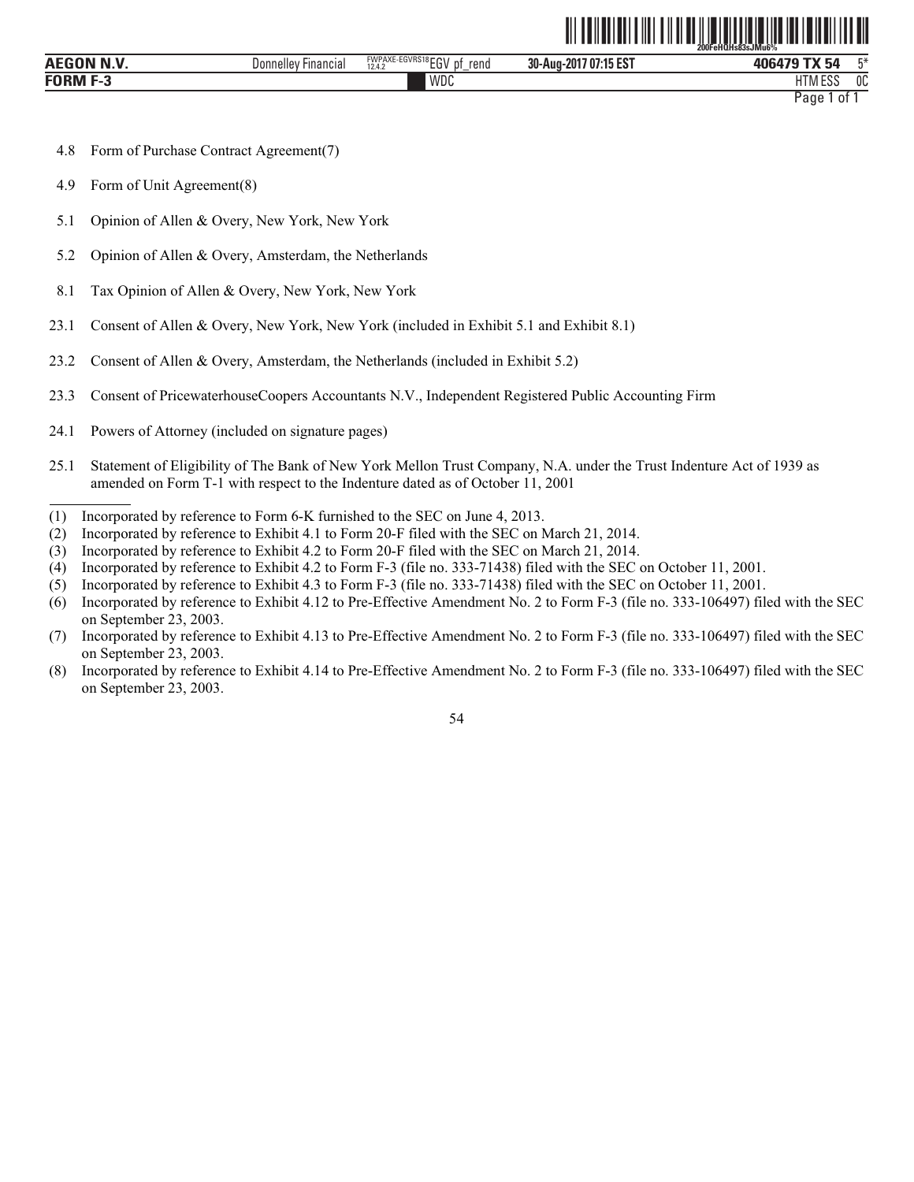| | |
|---|---|
| 4.8 | Form of Purchase Contract Agreement(7) |
| 4.9 | Form of Unit Agreement(8) |
| 5.1 | Opinion of Allen & Overy, New York, New York |
| 5.2 | Opinion of Allen & Overy, Amsterdam, the Netherlands |
| 8.1 | Tax Opinion of Allen & Overy, New York, New York |
| 23.1 | Consent of Allen & Overy, New York, New York (included in Exhibit 5.1 and Exhibit 8.1) |
| 23.2 | Consent of Allen & Overy, Amsterdam, the Netherlands (included in Exhibit 5.2) |
| 23.3 | Consent of PricewaterhouseCoopers Accountants N.V., Independent Registered Public Accounting Firm |
| 24.1 | Powers of Attorney (included on signature pages) |
| 25.1 | Statement of Eligibility of The Bank of New York Mellon Trust Company, N.A. under the Trust Indenture Act of 1939 as amended on Form T-1 with respect to the Indenture dated as of October 11, 2001 |

---

(1) Incorporated by reference to Form 6-K furnished to the SEC on June 4, 2013.

(2) Incorporated by reference to Exhibit 4.1 to Form 20-F filed with the SEC on March 21, 2014.

(3) Incorporated by reference to Exhibit 4.2 to Form 20-F filed with the SEC on March 21, 2014.

(4) Incorporated by reference to Exhibit 4.2 to Form F-3 (file no. 333-71438) filed with the SEC on October 11, 2001.

(5) Incorporated by reference to Exhibit 4.3 to Form F-3 (file no. 333-71438) filed with the SEC on October 11, 2001.

(6) Incorporated by reference to Exhibit 4.12 to Pre-Effective Amendment No. 2 to Form F-3 (file no. 333-106497) filed with the SEC on September 23, 2003.

(7) Incorporated by reference to Exhibit 4.13 to Pre-Effective Amendment No. 2 to Form F-3 (file no. 333-106497) filed with the SEC on September 23, 2003.

(8) Incorporated by reference to Exhibit 4.14 to Pre-Effective Amendment No. 2 to Form F-3 (file no. 333-106497) filed with the SEC on September 23, 2003.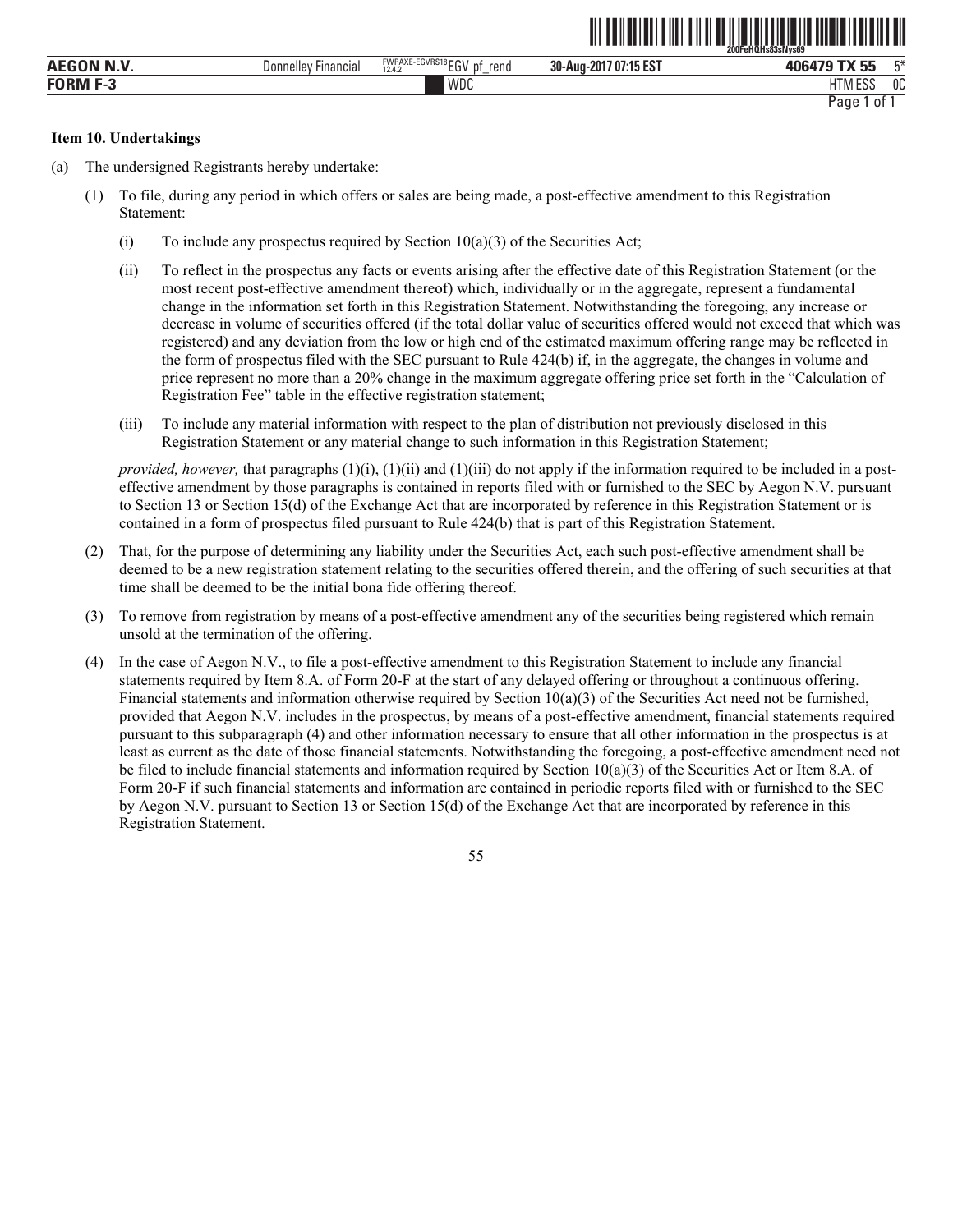### Item 10. Undertakings

(a) The undersigned Registrants hereby undertake:

(1) To file, during any period in which offers or sales are being made, a post-effective amendment to this Registration Statement:

(i) To include any prospectus required by Section 10(a)(3) of the Securities Act;

(ii) To reflect in the prospectus any facts or events arising after the effective date of this Registration Statement (or the most recent post-effective amendment thereof) which, individually or in the aggregate, represent a fundamental change in the information set forth in this Registration Statement. Notwithstanding the foregoing, any increase or decrease in volume of securities offered (if the total dollar value of securities offered would not exceed that which was registered) and any deviation from the low or high end of the estimated maximum offering range may be reflected in the form of prospectus filed with the SEC pursuant to Rule 424(b) if, in the aggregate, the changes in volume and price represent no more than a 20% change in the maximum aggregate offering price set forth in the "Calculation of Registration Fee" table in the effective registration statement;

(iii) To include any material information with respect to the plan of distribution not previously disclosed in this Registration Statement or any material change to such information in this Registration Statement;

*provided, however,* that paragraphs (1)(i), (1)(ii) and (1)(iii) do not apply if the information required to be included in a post-effective amendment by those paragraphs is contained in reports filed with or furnished to the SEC by Aegon N.V. pursuant to Section 13 or Section 15(d) of the Exchange Act that are incorporated by reference in this Registration Statement or is contained in a form of prospectus filed pursuant to Rule 424(b) that is part of this Registration Statement.

(2) That, for the purpose of determining any liability under the Securities Act, each such post-effective amendment shall be deemed to be a new registration statement relating to the securities offered therein, and the offering of such securities at that time shall be deemed to be the initial bona fide offering thereof.

(3) To remove from registration by means of a post-effective amendment any of the securities being registered which remain unsold at the termination of the offering.

(4) In the case of Aegon N.V., to file a post-effective amendment to this Registration Statement to include any financial statements required by Item 8.A. of Form 20-F at the start of any delayed offering or throughout a continuous offering. Financial statements and information otherwise required by Section 10(a)(3) of the Securities Act need not be furnished, provided that Aegon N.V. includes in the prospectus, by means of a post-effective amendment, financial statements required pursuant to this subparagraph (4) and other information necessary to ensure that all other information in the prospectus is at least as current as the date of those financial statements. Notwithstanding the foregoing, a post-effective amendment need not be filed to include financial statements and information required by Section 10(a)(3) of the Securities Act or Item 8.A. of Form 20-F if such financial statements and information are contained in periodic reports filed with or furnished to the SEC by Aegon N.V. pursuant to Section 13 or Section 15(d) of the Exchange Act that are incorporated by reference in this Registration Statement.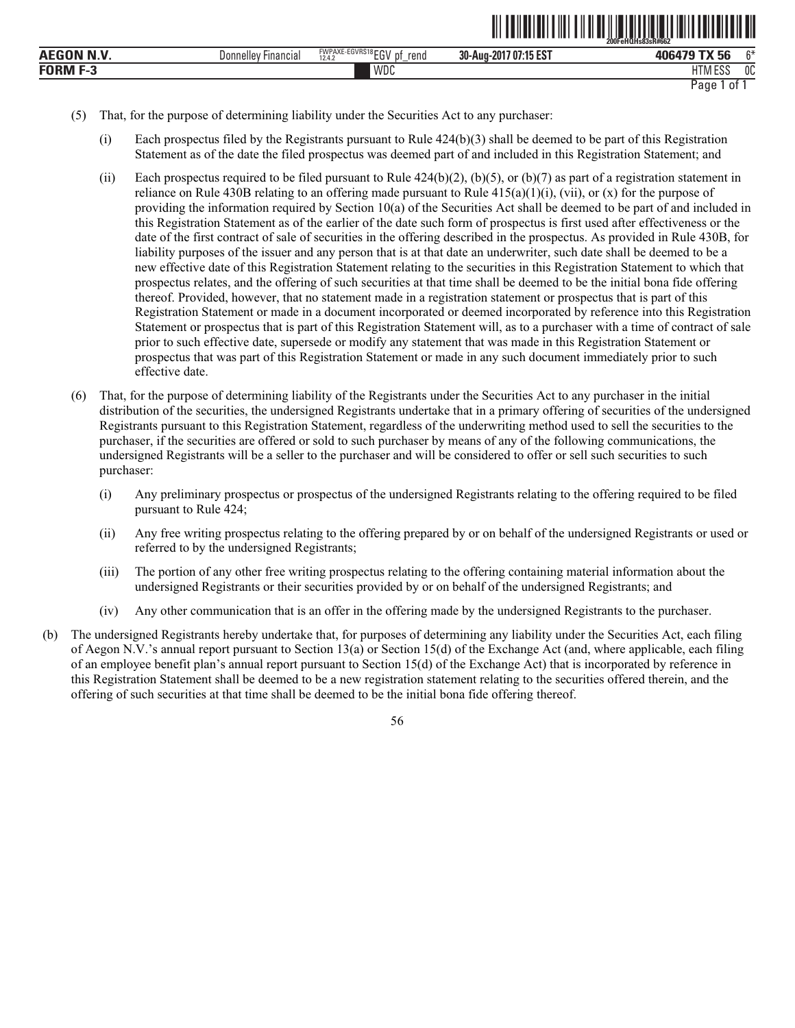(5) That, for the purpose of determining liability under the Securities Act to any purchaser:

   (i) Each prospectus filed by the Registrants pursuant to Rule 424(b)(3) shall be deemed to be part of this Registration Statement as of the date the filed prospectus was deemed part of and included in this Registration Statement; and

   (ii) Each prospectus required to be filed pursuant to Rule 424(b)(2), (b)(5), or (b)(7) as part of a registration statement in reliance on Rule 430B relating to an offering made pursuant to Rule 415(a)(1)(i), (vii), or (x) for the purpose of providing the information required by Section 10(a) of the Securities Act shall be deemed to be part of and included in this Registration Statement as of the earlier of the date such form of prospectus is first used after effectiveness or the date of the first contract of sale of securities in the offering described in the prospectus. As provided in Rule 430B, for liability purposes of the issuer and any person that is at that date an underwriter, such date shall be deemed to be a new effective date of this Registration Statement relating to the securities in this Registration Statement to which that prospectus relates, and the offering of such securities at that time shall be deemed to be the initial bona fide offering thereof. Provided, however, that no statement made in a registration statement or prospectus that is part of this Registration Statement or made in a document incorporated or deemed incorporated by reference into this Registration Statement or prospectus that is part of this Registration Statement will, as to a purchaser with a time of contract of sale prior to such effective date, supersede or modify any statement that was made in this Registration Statement or prospectus that was part of this Registration Statement or made in any such document immediately prior to such effective date.

(6) That, for the purpose of determining liability of the Registrants under the Securities Act to any purchaser in the initial distribution of the securities, the undersigned Registrants undertake that in a primary offering of securities of the undersigned Registrants pursuant to this Registration Statement, regardless of the underwriting method used to sell the securities to the purchaser, if the securities are offered or sold to such purchaser by means of any of the following communications, the undersigned Registrants will be a seller to the purchaser and will be considered to offer or sell such securities to such purchaser:

   (i) Any preliminary prospectus or prospectus of the undersigned Registrants relating to the offering required to be filed pursuant to Rule 424;

   (ii) Any free writing prospectus relating to the offering prepared by or on behalf of the undersigned Registrants or used or referred to by the undersigned Registrants;

   (iii) The portion of any other free writing prospectus relating to the offering containing material information about the undersigned Registrants or their securities provided by or on behalf of the undersigned Registrants; and

   (iv) Any other communication that is an offer in the offering made by the undersigned Registrants to the purchaser.

(b) The undersigned Registrants hereby undertake that, for purposes of determining any liability under the Securities Act, each filing of Aegon N.V.'s annual report pursuant to Section 13(a) or Section 15(d) of the Exchange Act (and, where applicable, each filing of an employee benefit plan's annual report pursuant to Section 15(d) of the Exchange Act) that is incorporated by reference in this Registration Statement shall be deemed to be a new registration statement relating to the securities offered therein, and the offering of such securities at that time shall be deemed to be the initial bona fide offering thereof.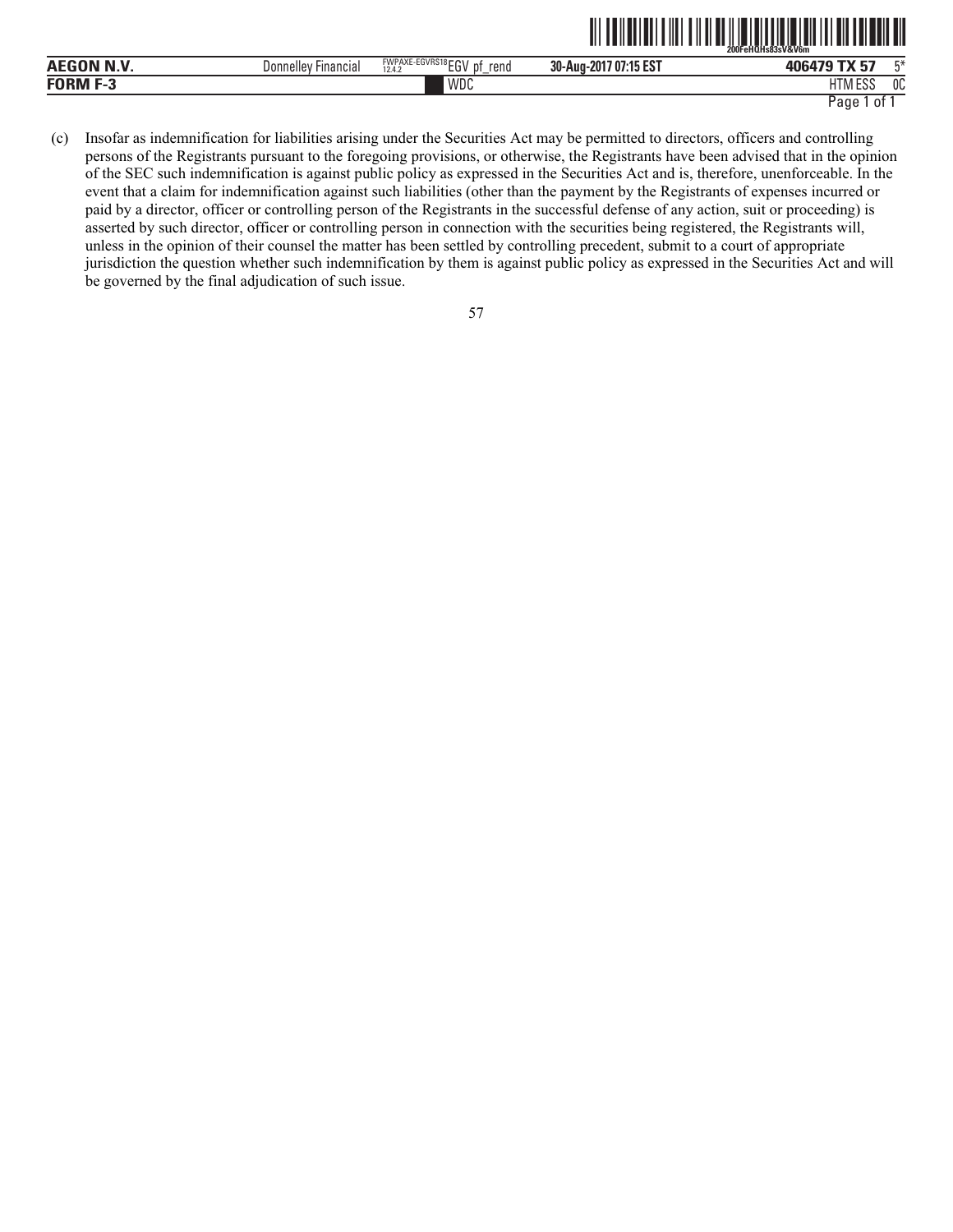(c) Insofar as indemnification for liabilities arising under the Securities Act may be permitted to directors, officers and controlling persons of the Registrants pursuant to the foregoing provisions, or otherwise, the Registrants have been advised that in the opinion of the SEC such indemnification is against public policy as expressed in the Securities Act and is, therefore, unenforceable. In the event that a claim for indemnification against such liabilities (other than the payment by the Registrants of expenses incurred or paid by a director, officer or controlling person of the Registrants in the successful defense of any action, suit or proceeding) is asserted by such director, officer or controlling person in connection with the securities being registered, the Registrants will, unless in the opinion of their counsel the matter has been settled by controlling precedent, submit to a court of appropriate jurisdiction the question whether such indemnification by them is against public policy as expressed in the Securities Act and will be governed by the final adjudication of such issue.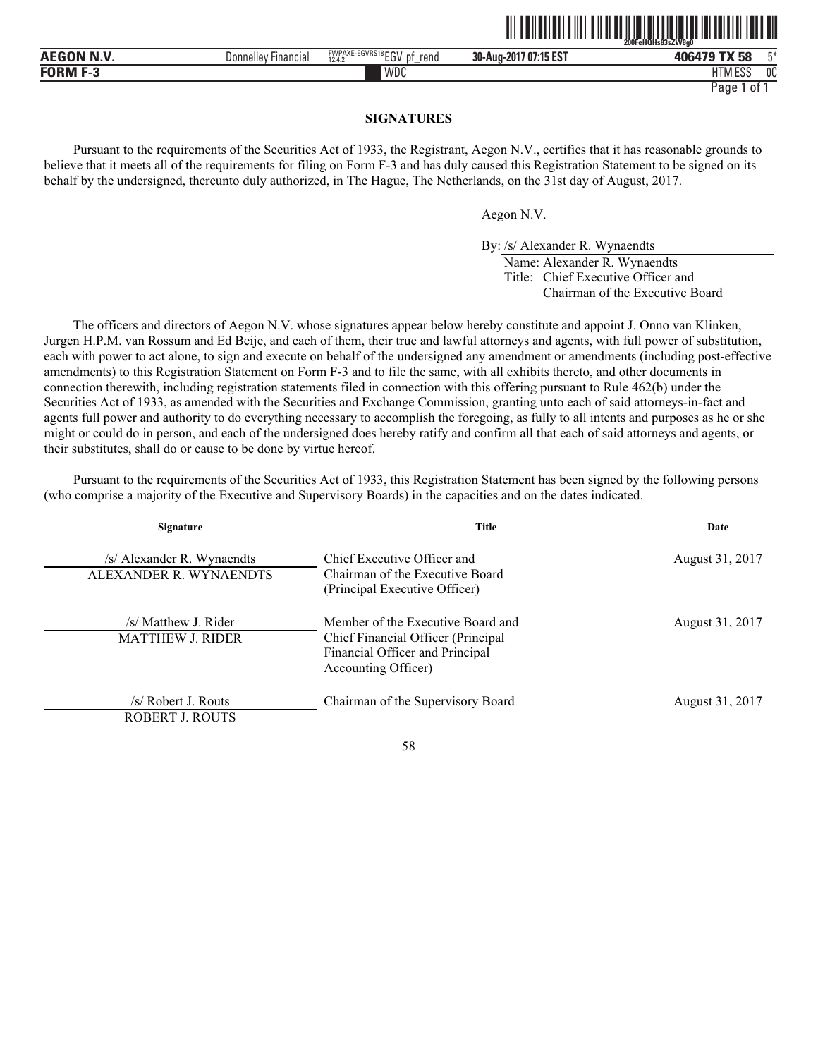## SIGNATURES

Pursuant to the requirements of the Securities Act of 1933, the Registrant, Aegon N.V., certifies that it has reasonable grounds to believe that it meets all of the requirements for filing on Form F-3 and has duly caused this Registration Statement to be signed on its behalf by the undersigned, thereunto duly authorized, in The Hague, The Netherlands, on the 31st day of August, 2017.

Aegon N.V.

By: /s/ Alexander R. Wynaendts
Name: Alexander R. Wynaendts
Title: Chief Executive Officer and Chairman of the Executive Board

The officers and directors of Aegon N.V. whose signatures appear below hereby constitute and appoint J. Onno van Klinken, Jurgen H.P.M. van Rossum and Ed Beije, and each of them, their true and lawful attorneys and agents, with full power of substitution, each with power to act alone, to sign and execute on behalf of the undersigned any amendment or amendments (including post-effective amendments) to this Registration Statement on Form F-3 and to file the same, with all exhibits thereto, and other documents in connection therewith, including registration statements filed in connection with this offering pursuant to Rule 462(b) under the Securities Act of 1933, as amended with the Securities and Exchange Commission, granting unto each of said attorneys-in-fact and agents full power and authority to do everything necessary to accomplish the foregoing, as fully to all intents and purposes as he or she might or could do in person, and each of the undersigned does hereby ratify and confirm all that each of said attorneys and agents, or their substitutes, shall do or cause to be done by virtue hereof.

Pursuant to the requirements of the Securities Act of 1933, this Registration Statement has been signed by the following persons (who comprise a majority of the Executive and Supervisory Boards) in the capacities and on the dates indicated.

| Signature | Title | Date |
|---|---|---|
| /s/ Alexander R. Wynaendts<br>ALEXANDER R. WYNAENDTS | Chief Executive Officer and Chairman of the Executive Board (Principal Executive Officer) | August 31, 2017 |
| /s/ Matthew J. Rider<br>MATTHEW J. RIDER | Member of the Executive Board and Chief Financial Officer (Principal Financial Officer and Principal Accounting Officer) | August 31, 2017 |
| /s/ Robert J. Routs<br>ROBERT J. ROUTS | Chairman of the Supervisory Board | August 31, 2017 |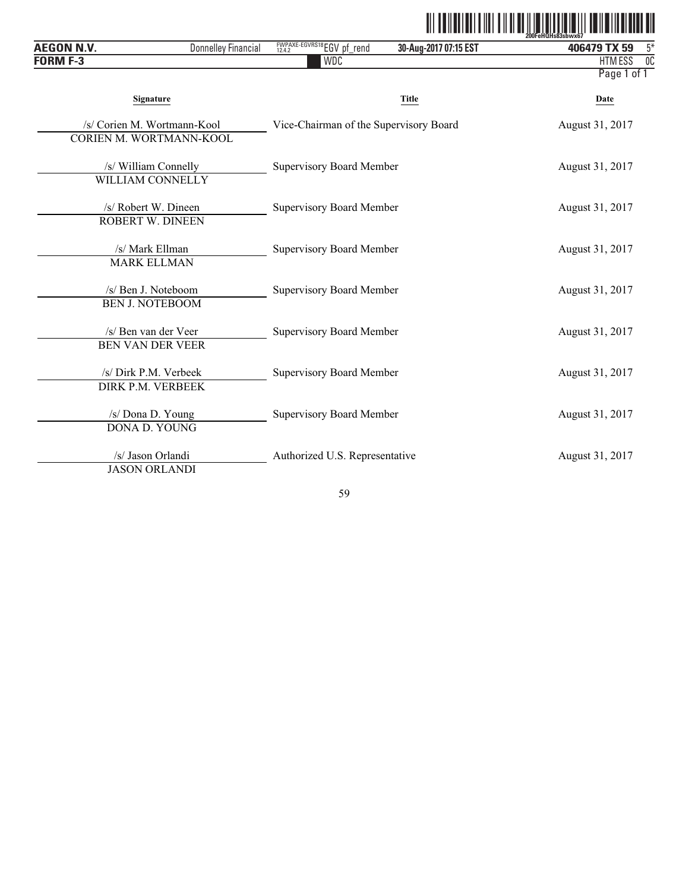| Signature | Title | Date |
| --- | --- | --- |
| /s/ Corien M. Wortmann-Kool<br>CORIEN M. WORTMANN-KOOL | Vice-Chairman of the Supervisory Board | August 31, 2017 |
| /s/ William Connelly<br>WILLIAM CONNELLY | Supervisory Board Member | August 31, 2017 |
| /s/ Robert W. Dineen<br>ROBERT W. DINEEN | Supervisory Board Member | August 31, 2017 |
| /s/ Mark Ellman<br>MARK ELLMAN | Supervisory Board Member | August 31, 2017 |
| /s/ Ben J. Noteboom<br>BEN J. NOTEBOOM | Supervisory Board Member | August 31, 2017 |
| /s/ Ben van der Veer<br>BEN VAN DER VEER | Supervisory Board Member | August 31, 2017 |
| /s/ Dirk P.M. Verbeek<br>DIRK P.M. VERBEEK | Supervisory Board Member | August 31, 2017 |
| /s/ Dona D. Young<br>DONA D. YOUNG | Supervisory Board Member | August 31, 2017 |
| /s/ Jason Orlandi<br>JASON ORLANDI | Authorized U.S. Representative | August 31, 2017 |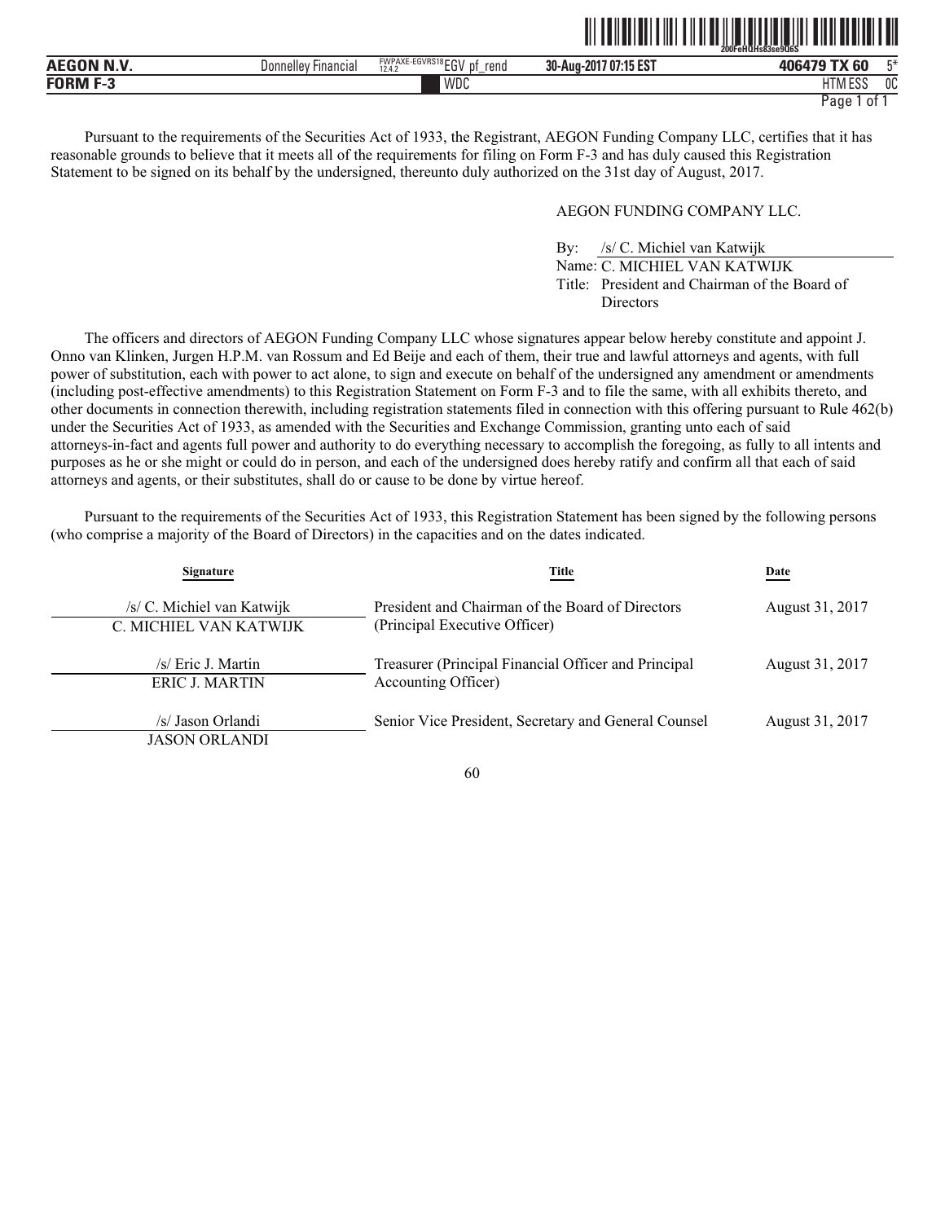Pursuant to the requirements of the Securities Act of 1933, the Registrant, AEGON Funding Company LLC, certifies that it has reasonable grounds to believe that it meets all of the requirements for filing on Form F-3 and has duly caused this Registration Statement to be signed on its behalf by the undersigned, thereunto duly authorized on the 31st day of August, 2017.

AEGON FUNDING COMPANY LLC.

By: /s/ C. Michiel van Katwijk
Name: C. MICHIEL VAN KATWIJK
Title: President and Chairman of the Board of Directors

The officers and directors of AEGON Funding Company LLC whose signatures appear below hereby constitute and appoint J. Onno van Klinken, Jurgen H.P.M. van Rossum and Ed Beije and each of them, their true and lawful attorneys and agents, with full power of substitution, each with power to act alone, to sign and execute on behalf of the undersigned any amendment or amendments (including post-effective amendments) to this Registration Statement on Form F-3 and to file the same, with all exhibits thereto, and other documents in connection therewith, including registration statements filed in connection with this offering pursuant to Rule 462(b) under the Securities Act of 1933, as amended with the Securities and Exchange Commission, granting unto each of said attorneys-in-fact and agents full power and authority to do everything necessary to accomplish the foregoing, as fully to all intents and purposes as he or she might or could do in person, and each of the undersigned does hereby ratify and confirm all that each of said attorneys and agents, or their substitutes, shall do or cause to be done by virtue hereof.

Pursuant to the requirements of the Securities Act of 1933, this Registration Statement has been signed by the following persons (who comprise a majority of the Board of Directors) in the capacities and on the dates indicated.

| Signature | Title | Date |
|---|---|---|
| /s/ C. Michiel van Katwijk<br>C. MICHIEL VAN KATWIJK | President and Chairman of the Board of Directors (Principal Executive Officer) | August 31, 2017 |
| /s/ Eric J. Martin<br>ERIC J. MARTIN | Treasurer (Principal Financial Officer and Principal Accounting Officer) | August 31, 2017 |
| /s/ Jason Orlandi<br>JASON ORLANDI | Senior Vice President, Secretary and General Counsel | August 31, 2017 |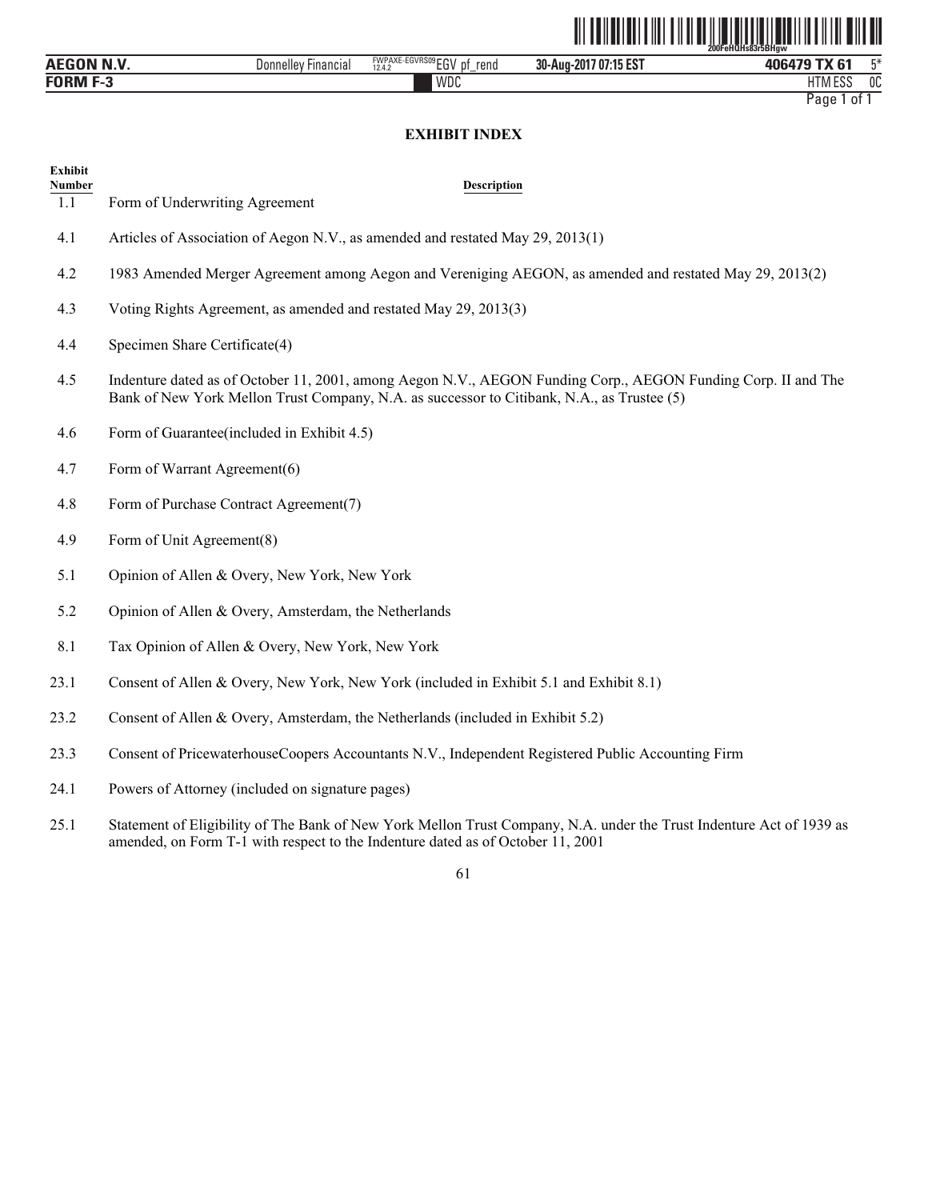## EXHIBIT INDEX

| Exhibit Number | Description |
| --- | --- |
| 1.1 | Form of Underwriting Agreement |
| 4.1 | Articles of Association of Aegon N.V., as amended and restated May 29, 2013(1) |
| 4.2 | 1983 Amended Merger Agreement among Aegon and Vereniging AEGON, as amended and restated May 29, 2013(2) |
| 4.3 | Voting Rights Agreement, as amended and restated May 29, 2013(3) |
| 4.4 | Specimen Share Certificate(4) |
| 4.5 | Indenture dated as of October 11, 2001, among Aegon N.V., AEGON Funding Corp., AEGON Funding Corp. II and The Bank of New York Mellon Trust Company, N.A. as successor to Citibank, N.A., as Trustee (5) |
| 4.6 | Form of Guarantee(included in Exhibit 4.5) |
| 4.7 | Form of Warrant Agreement(6) |
| 4.8 | Form of Purchase Contract Agreement(7) |
| 4.9 | Form of Unit Agreement(8) |
| 5.1 | Opinion of Allen & Overy, New York, New York |
| 5.2 | Opinion of Allen & Overy, Amsterdam, the Netherlands |
| 8.1 | Tax Opinion of Allen & Overy, New York, New York |
| 23.1 | Consent of Allen & Overy, New York, New York (included in Exhibit 5.1 and Exhibit 8.1) |
| 23.2 | Consent of Allen & Overy, Amsterdam, the Netherlands (included in Exhibit 5.2) |
| 23.3 | Consent of PricewaterhouseCoopers Accountants N.V., Independent Registered Public Accounting Firm |
| 24.1 | Powers of Attorney (included on signature pages) |
| 25.1 | Statement of Eligibility of The Bank of New York Mellon Trust Company, N.A. under the Trust Indenture Act of 1939 as amended, on Form T-1 with respect to the Indenture dated as of October 11, 2001 |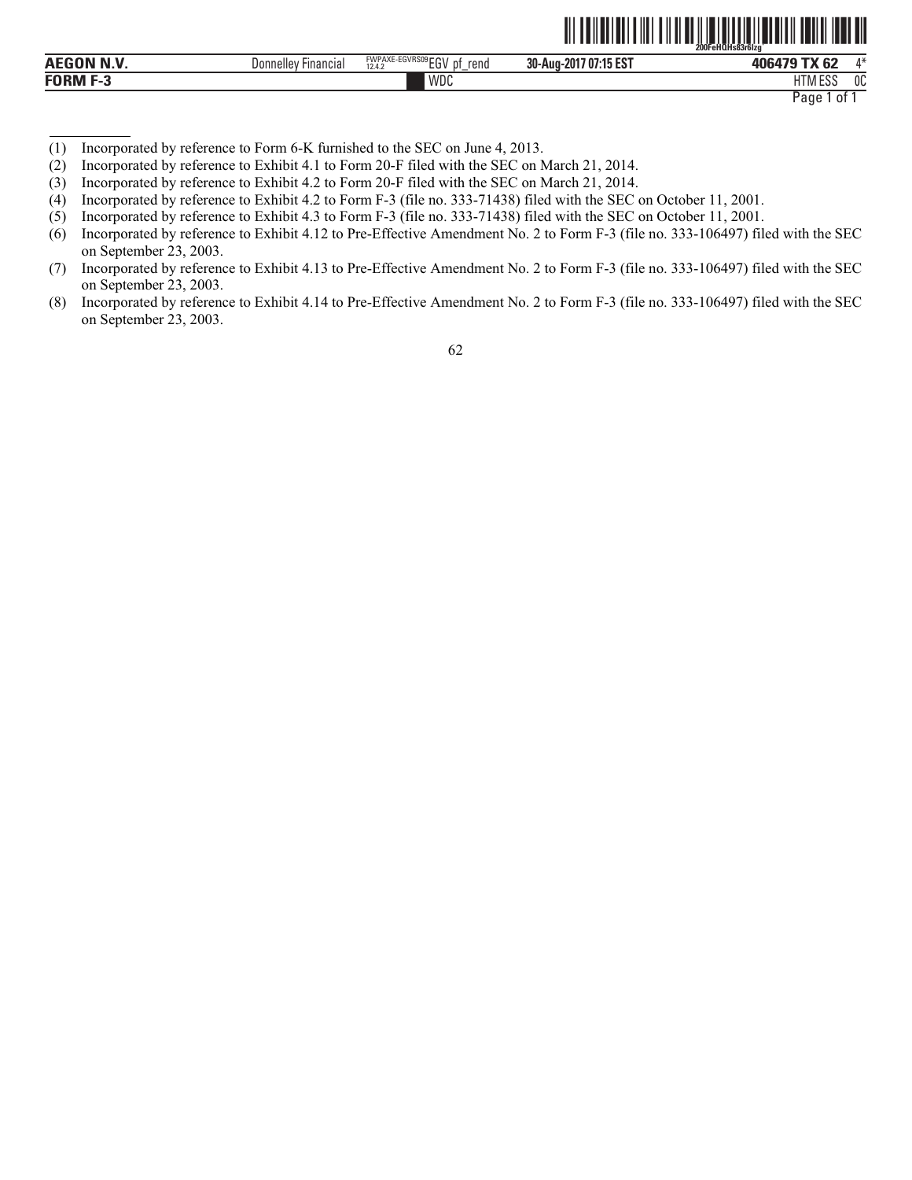(1) Incorporated by reference to Form 6-K furnished to the SEC on June 4, 2013.

(2) Incorporated by reference to Exhibit 4.1 to Form 20-F filed with the SEC on March 21, 2014.

(3) Incorporated by reference to Exhibit 4.2 to Form 20-F filed with the SEC on March 21, 2014.

(4) Incorporated by reference to Exhibit 4.2 to Form F-3 (file no. 333-71438) filed with the SEC on October 11, 2001.

(5) Incorporated by reference to Exhibit 4.3 to Form F-3 (file no. 333-71438) filed with the SEC on October 11, 2001.

(6) Incorporated by reference to Exhibit 4.12 to Pre-Effective Amendment No. 2 to Form F-3 (file no. 333-106497) filed with the SEC on September 23, 2003.

(7) Incorporated by reference to Exhibit 4.13 to Pre-Effective Amendment No. 2 to Form F-3 (file no. 333-106497) filed with the SEC on September 23, 2003.

(8) Incorporated by reference to Exhibit 4.14 to Pre-Effective Amendment No. 2 to Form F-3 (file no. 333-106497) filed with the SEC on September 23, 2003.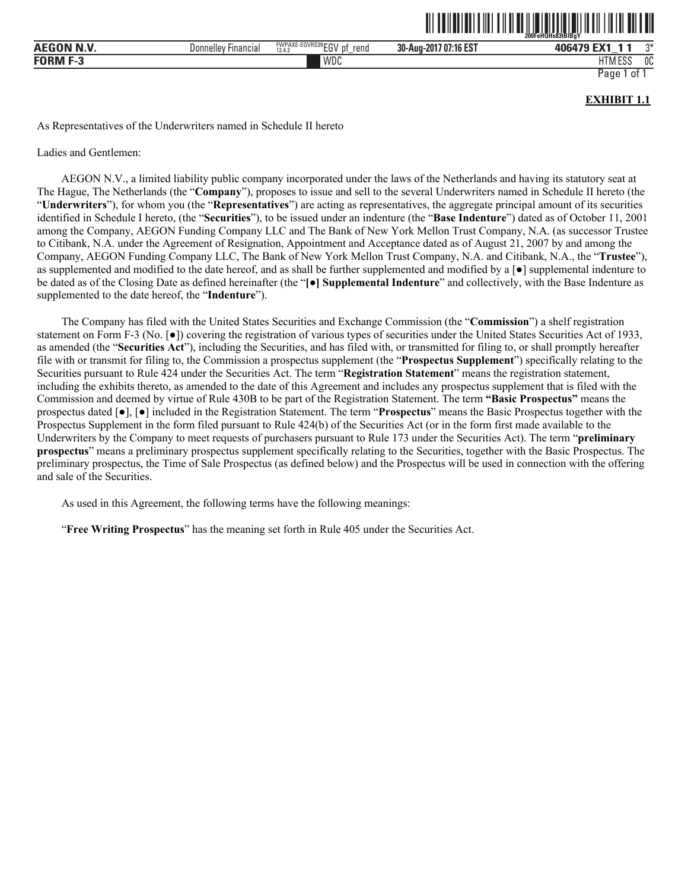**EXHIBIT 1.1**

As Representatives of the Underwriters named in Schedule II hereto

Ladies and Gentlemen:

AEGON N.V., a limited liability public company incorporated under the laws of the Netherlands and having its statutory seat at The Hague, The Netherlands (the "**Company**"), proposes to issue and sell to the several Underwriters named in Schedule II hereto (the "**Underwriters**"), for whom you (the "**Representatives**") are acting as representatives, the aggregate principal amount of its securities identified in Schedule I hereto, (the "**Securities**"), to be issued under an indenture (the "**Base Indenture**") dated as of October 11, 2001 among the Company, AEGON Funding Company LLC and The Bank of New York Mellon Trust Company, N.A. (as successor Trustee to Citibank, N.A. under the Agreement of Resignation, Appointment and Acceptance dated as of August 21, 2007 by and among the Company, AEGON Funding Company LLC, The Bank of New York Mellon Trust Company, N.A. and Citibank, N.A., the "**Trustee**"), as supplemented and modified to the date hereof, and as shall be further supplemented and modified by a [●] supplemental indenture to be dated as of the Closing Date as defined hereinafter (the "**[●] Supplemental Indenture**" and collectively, with the Base Indenture as supplemented to the date hereof, the "**Indenture**").

The Company has filed with the United States Securities and Exchange Commission (the "**Commission**") a shelf registration statement on Form F-3 (No. [●]) covering the registration of various types of securities under the United States Securities Act of 1933, as amended (the "**Securities Act**"), including the Securities, and has filed with, or transmitted for filing to, or shall promptly hereafter file with or transmit for filing to, the Commission a prospectus supplement (the "**Prospectus Supplement**") specifically relating to the Securities pursuant to Rule 424 under the Securities Act. The term "**Registration Statement**" means the registration statement, including the exhibits thereto, as amended to the date of this Agreement and includes any prospectus supplement that is filed with the Commission and deemed by virtue of Rule 430B to be part of the Registration Statement. The term **"Basic Prospectus"** means the prospectus dated [●], [●] included in the Registration Statement. The term "**Prospectus**" means the Basic Prospectus together with the Prospectus Supplement in the form filed pursuant to Rule 424(b) of the Securities Act (or in the form first made available to the Underwriters by the Company to meet requests of purchasers pursuant to Rule 173 under the Securities Act). The term "**preliminary prospectus**" means a preliminary prospectus supplement specifically relating to the Securities, together with the Basic Prospectus. The preliminary prospectus, the Time of Sale Prospectus (as defined below) and the Prospectus will be used in connection with the offering and sale of the Securities.

As used in this Agreement, the following terms have the following meanings:

"**Free Writing Prospectus**" has the meaning set forth in Rule 405 under the Securities Act.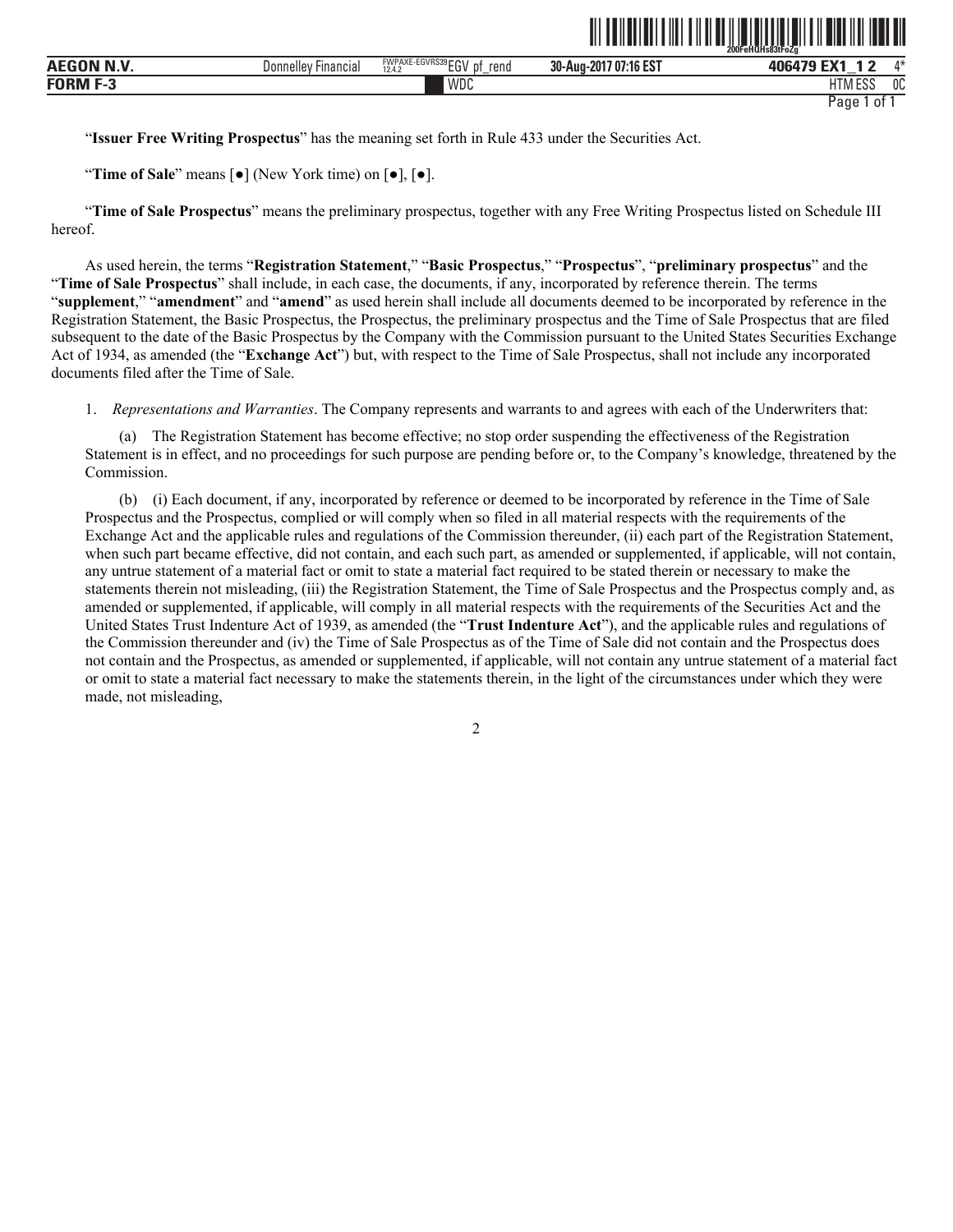"**Issuer Free Writing Prospectus**" has the meaning set forth in Rule 433 under the Securities Act.

"**Time of Sale**" means [●] (New York time) on [●], [●].

"**Time of Sale Prospectus**" means the preliminary prospectus, together with any Free Writing Prospectus listed on Schedule III hereof.

As used herein, the terms "**Registration Statement**," "**Basic Prospectus**," "**Prospectus**", "**preliminary prospectus**" and the "**Time of Sale Prospectus**" shall include, in each case, the documents, if any, incorporated by reference therein. The terms "**supplement**," "**amendment**" and "**amend**" as used herein shall include all documents deemed to be incorporated by reference in the Registration Statement, the Basic Prospectus, the Prospectus, the preliminary prospectus and the Time of Sale Prospectus that are filed subsequent to the date of the Basic Prospectus by the Company with the Commission pursuant to the United States Securities Exchange Act of 1934, as amended (the "**Exchange Act**") but, with respect to the Time of Sale Prospectus, shall not include any incorporated documents filed after the Time of Sale.

1. *Representations and Warranties*. The Company represents and warrants to and agrees with each of the Underwriters that:

(a) The Registration Statement has become effective; no stop order suspending the effectiveness of the Registration Statement is in effect, and no proceedings for such purpose are pending before or, to the Company's knowledge, threatened by the Commission.

(b) (i) Each document, if any, incorporated by reference or deemed to be incorporated by reference in the Time of Sale Prospectus and the Prospectus, complied or will comply when so filed in all material respects with the requirements of the Exchange Act and the applicable rules and regulations of the Commission thereunder, (ii) each part of the Registration Statement, when such part became effective, did not contain, and each such part, as amended or supplemented, if applicable, will not contain, any untrue statement of a material fact or omit to state a material fact required to be stated therein or necessary to make the statements therein not misleading, (iii) the Registration Statement, the Time of Sale Prospectus and the Prospectus comply and, as amended or supplemented, if applicable, will comply in all material respects with the requirements of the Securities Act and the United States Trust Indenture Act of 1939, as amended (the "**Trust Indenture Act**"), and the applicable rules and regulations of the Commission thereunder and (iv) the Time of Sale Prospectus as of the Time of Sale did not contain and the Prospectus does not contain and the Prospectus, as amended or supplemented, if applicable, will not contain any untrue statement of a material fact or omit to state a material fact necessary to make the statements therein, in the light of the circumstances under which they were made, not misleading,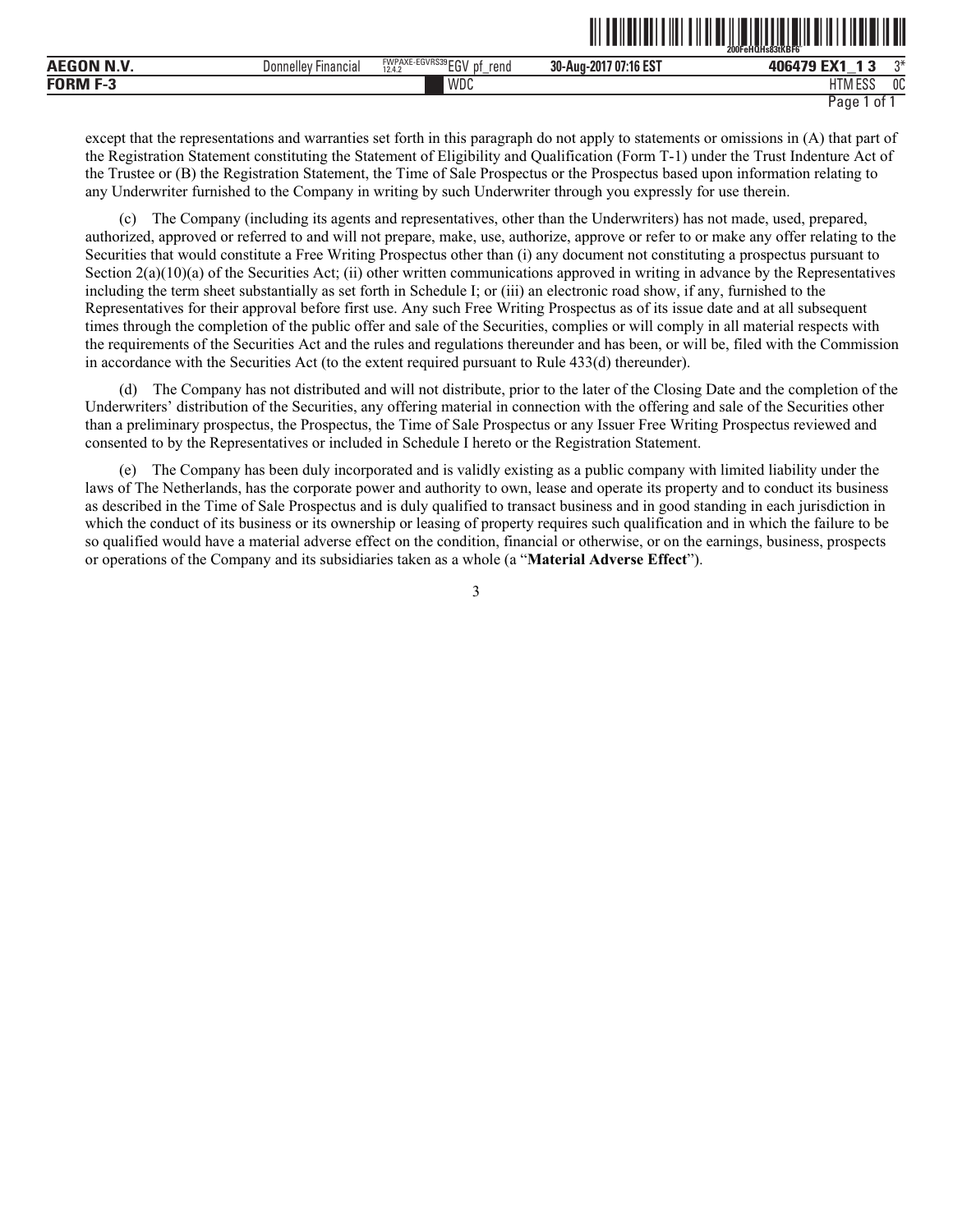except that the representations and warranties set forth in this paragraph do not apply to statements or omissions in (A) that part of the Registration Statement constituting the Statement of Eligibility and Qualification (Form T-1) under the Trust Indenture Act of the Trustee or (B) the Registration Statement, the Time of Sale Prospectus or the Prospectus based upon information relating to any Underwriter furnished to the Company in writing by such Underwriter through you expressly for use therein.

(c) The Company (including its agents and representatives, other than the Underwriters) has not made, used, prepared, authorized, approved or referred to and will not prepare, make, use, authorize, approve or refer to or make any offer relating to the Securities that would constitute a Free Writing Prospectus other than (i) any document not constituting a prospectus pursuant to Section 2(a)(10)(a) of the Securities Act; (ii) other written communications approved in writing in advance by the Representatives including the term sheet substantially as set forth in Schedule I; or (iii) an electronic road show, if any, furnished to the Representatives for their approval before first use. Any such Free Writing Prospectus as of its issue date and at all subsequent times through the completion of the public offer and sale of the Securities, complies or will comply in all material respects with the requirements of the Securities Act and the rules and regulations thereunder and has been, or will be, filed with the Commission in accordance with the Securities Act (to the extent required pursuant to Rule 433(d) thereunder).

(d) The Company has not distributed and will not distribute, prior to the later of the Closing Date and the completion of the Underwriters' distribution of the Securities, any offering material in connection with the offering and sale of the Securities other than a preliminary prospectus, the Prospectus, the Time of Sale Prospectus or any Issuer Free Writing Prospectus reviewed and consented to by the Representatives or included in Schedule I hereto or the Registration Statement.

(e) The Company has been duly incorporated and is validly existing as a public company with limited liability under the laws of The Netherlands, has the corporate power and authority to own, lease and operate its property and to conduct its business as described in the Time of Sale Prospectus and is duly qualified to transact business and in good standing in each jurisdiction in which the conduct of its business or its ownership or leasing of property requires such qualification and in which the failure to be so qualified would have a material adverse effect on the condition, financial or otherwise, or on the earnings, business, prospects or operations of the Company and its subsidiaries taken as a whole (a "**Material Adverse Effect**").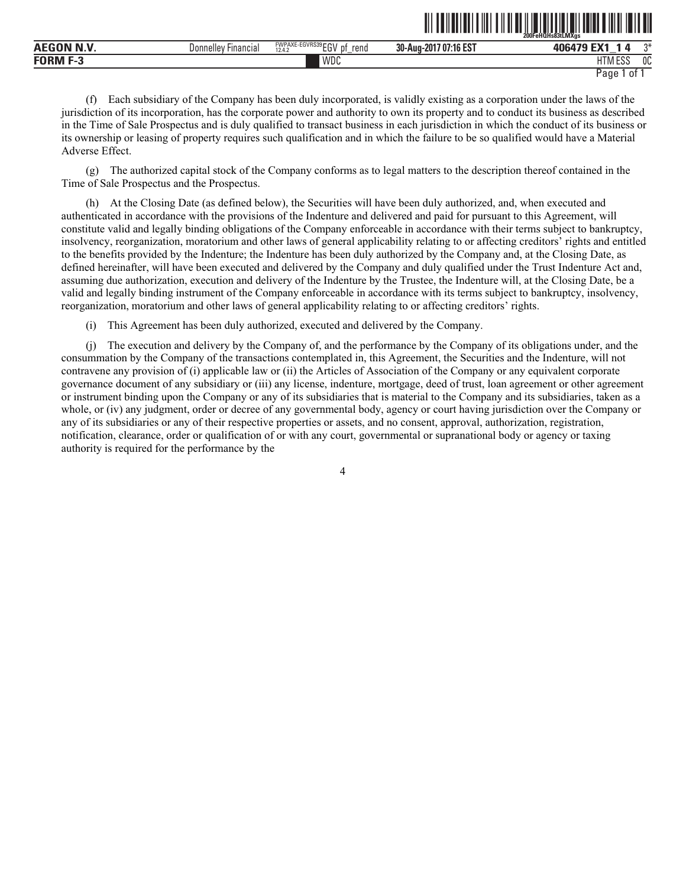(f) Each subsidiary of the Company has been duly incorporated, is validly existing as a corporation under the laws of the jurisdiction of its incorporation, has the corporate power and authority to own its property and to conduct its business as described in the Time of Sale Prospectus and is duly qualified to transact business in each jurisdiction in which the conduct of its business or its ownership or leasing of property requires such qualification and in which the failure to be so qualified would have a Material Adverse Effect.

(g) The authorized capital stock of the Company conforms as to legal matters to the description thereof contained in the Time of Sale Prospectus and the Prospectus.

(h) At the Closing Date (as defined below), the Securities will have been duly authorized, and, when executed and authenticated in accordance with the provisions of the Indenture and delivered and paid for pursuant to this Agreement, will constitute valid and legally binding obligations of the Company enforceable in accordance with their terms subject to bankruptcy, insolvency, reorganization, moratorium and other laws of general applicability relating to or affecting creditors' rights and entitled to the benefits provided by the Indenture; the Indenture has been duly authorized by the Company and, at the Closing Date, as defined hereinafter, will have been executed and delivered by the Company and duly qualified under the Trust Indenture Act and, assuming due authorization, execution and delivery of the Indenture by the Trustee, the Indenture will, at the Closing Date, be a valid and legally binding instrument of the Company enforceable in accordance with its terms subject to bankruptcy, insolvency, reorganization, moratorium and other laws of general applicability relating to or affecting creditors' rights.

(i) This Agreement has been duly authorized, executed and delivered by the Company.

(j) The execution and delivery by the Company of, and the performance by the Company of its obligations under, and the consummation by the Company of the transactions contemplated in, this Agreement, the Securities and the Indenture, will not contravene any provision of (i) applicable law or (ii) the Articles of Association of the Company or any equivalent corporate governance document of any subsidiary or (iii) any license, indenture, mortgage, deed of trust, loan agreement or other agreement or instrument binding upon the Company or any of its subsidiaries that is material to the Company and its subsidiaries, taken as a whole, or (iv) any judgment, order or decree of any governmental body, agency or court having jurisdiction over the Company or any of its subsidiaries or any of their respective properties or assets, and no consent, approval, authorization, registration, notification, clearance, order or qualification of or with any court, governmental or supranational body or agency or taxing authority is required for the performance by the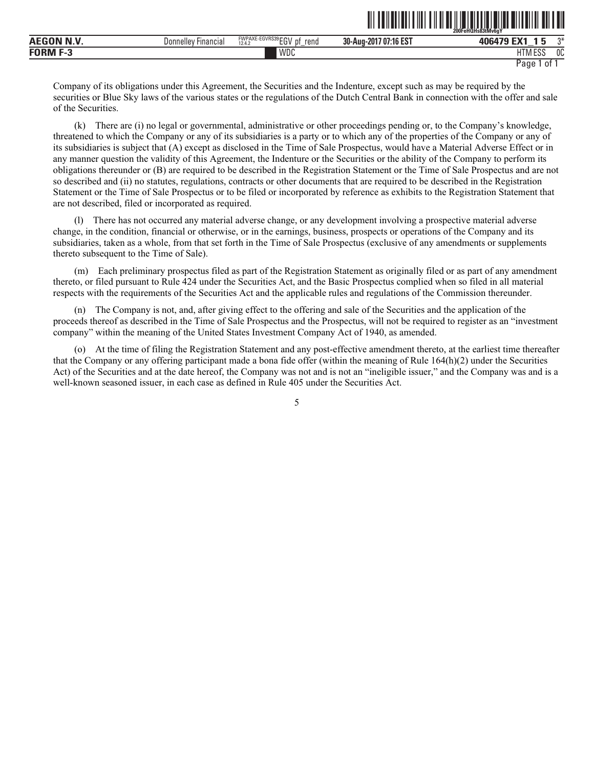Company of its obligations under this Agreement, the Securities and the Indenture, except such as may be required by the securities or Blue Sky laws of the various states or the regulations of the Dutch Central Bank in connection with the offer and sale of the Securities.

(k) There are (i) no legal or governmental, administrative or other proceedings pending or, to the Company's knowledge, threatened to which the Company or any of its subsidiaries is a party or to which any of the properties of the Company or any of its subsidiaries is subject that (A) except as disclosed in the Time of Sale Prospectus, would have a Material Adverse Effect or in any manner question the validity of this Agreement, the Indenture or the Securities or the ability of the Company to perform its obligations thereunder or (B) are required to be described in the Registration Statement or the Time of Sale Prospectus and are not so described and (ii) no statutes, regulations, contracts or other documents that are required to be described in the Registration Statement or the Time of Sale Prospectus or to be filed or incorporated by reference as exhibits to the Registration Statement that are not described, filed or incorporated as required.

(l) There has not occurred any material adverse change, or any development involving a prospective material adverse change, in the condition, financial or otherwise, or in the earnings, business, prospects or operations of the Company and its subsidiaries, taken as a whole, from that set forth in the Time of Sale Prospectus (exclusive of any amendments or supplements thereto subsequent to the Time of Sale).

(m) Each preliminary prospectus filed as part of the Registration Statement as originally filed or as part of any amendment thereto, or filed pursuant to Rule 424 under the Securities Act, and the Basic Prospectus complied when so filed in all material respects with the requirements of the Securities Act and the applicable rules and regulations of the Commission thereunder.

(n) The Company is not, and, after giving effect to the offering and sale of the Securities and the application of the proceeds thereof as described in the Time of Sale Prospectus and the Prospectus, will not be required to register as an "investment company" within the meaning of the United States Investment Company Act of 1940, as amended.

(o) At the time of filing the Registration Statement and any post-effective amendment thereto, at the earliest time thereafter that the Company or any offering participant made a bona fide offer (within the meaning of Rule 164(h)(2) under the Securities Act) of the Securities and at the date hereof, the Company was not and is not an "ineligible issuer," and the Company was and is a well-known seasoned issuer, in each case as defined in Rule 405 under the Securities Act.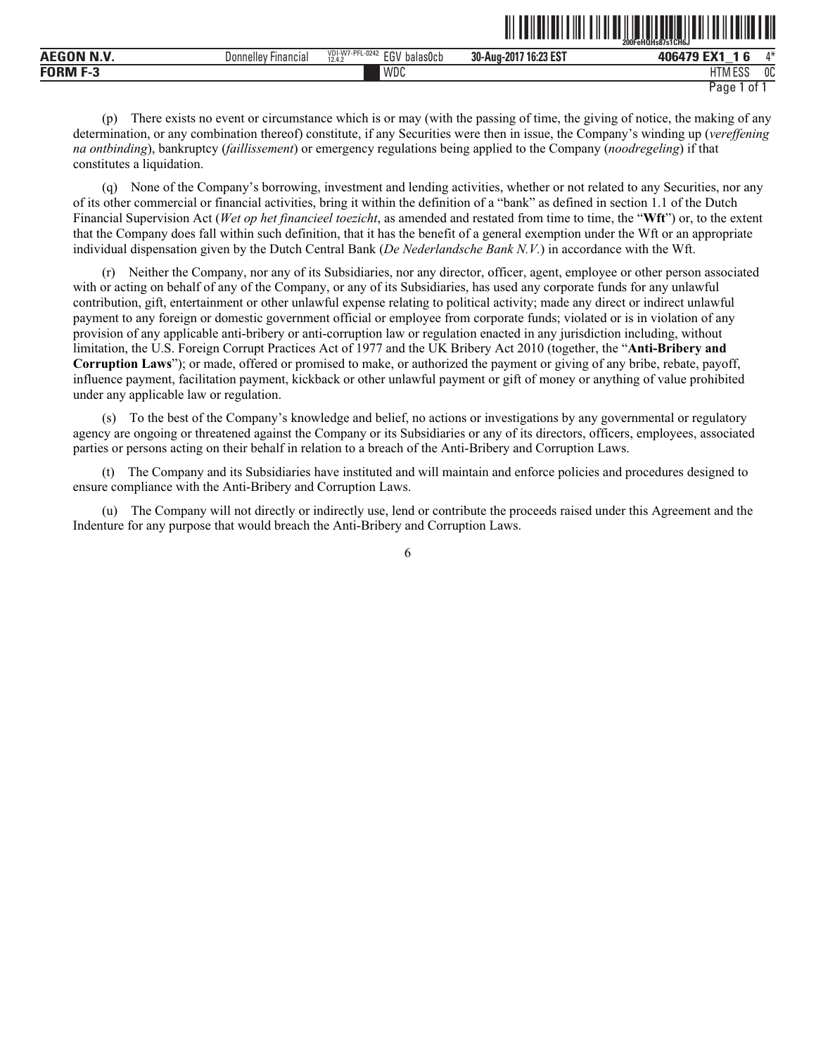(p) There exists no event or circumstance which is or may (with the passing of time, the giving of notice, the making of any determination, or any combination thereof) constitute, if any Securities were then in issue, the Company's winding up (*vereffening na ontbinding*), bankruptcy (*faillissement*) or emergency regulations being applied to the Company (*noodregeling*) if that constitutes a liquidation.

(q) None of the Company's borrowing, investment and lending activities, whether or not related to any Securities, nor any of its other commercial or financial activities, bring it within the definition of a "bank" as defined in section 1.1 of the Dutch Financial Supervision Act (*Wet op het financieel toezicht*, as amended and restated from time to time, the "**Wft**") or, to the extent that the Company does fall within such definition, that it has the benefit of a general exemption under the Wft or an appropriate individual dispensation given by the Dutch Central Bank (*De Nederlandsche Bank N.V.*) in accordance with the Wft.

(r) Neither the Company, nor any of its Subsidiaries, nor any director, officer, agent, employee or other person associated with or acting on behalf of any of the Company, or any of its Subsidiaries, has used any corporate funds for any unlawful contribution, gift, entertainment or other unlawful expense relating to political activity; made any direct or indirect unlawful payment to any foreign or domestic government official or employee from corporate funds; violated or is in violation of any provision of any applicable anti-bribery or anti-corruption law or regulation enacted in any jurisdiction including, without limitation, the U.S. Foreign Corrupt Practices Act of 1977 and the UK Bribery Act 2010 (together, the "**Anti-Bribery and Corruption Laws**"); or made, offered or promised to make, or authorized the payment or giving of any bribe, rebate, payoff, influence payment, facilitation payment, kickback or other unlawful payment or gift of money or anything of value prohibited under any applicable law or regulation.

(s) To the best of the Company's knowledge and belief, no actions or investigations by any governmental or regulatory agency are ongoing or threatened against the Company or its Subsidiaries or any of its directors, officers, employees, associated parties or persons acting on their behalf in relation to a breach of the Anti-Bribery and Corruption Laws.

(t) The Company and its Subsidiaries have instituted and will maintain and enforce policies and procedures designed to ensure compliance with the Anti-Bribery and Corruption Laws.

(u) The Company will not directly or indirectly use, lend or contribute the proceeds raised under this Agreement and the Indenture for any purpose that would breach the Anti-Bribery and Corruption Laws.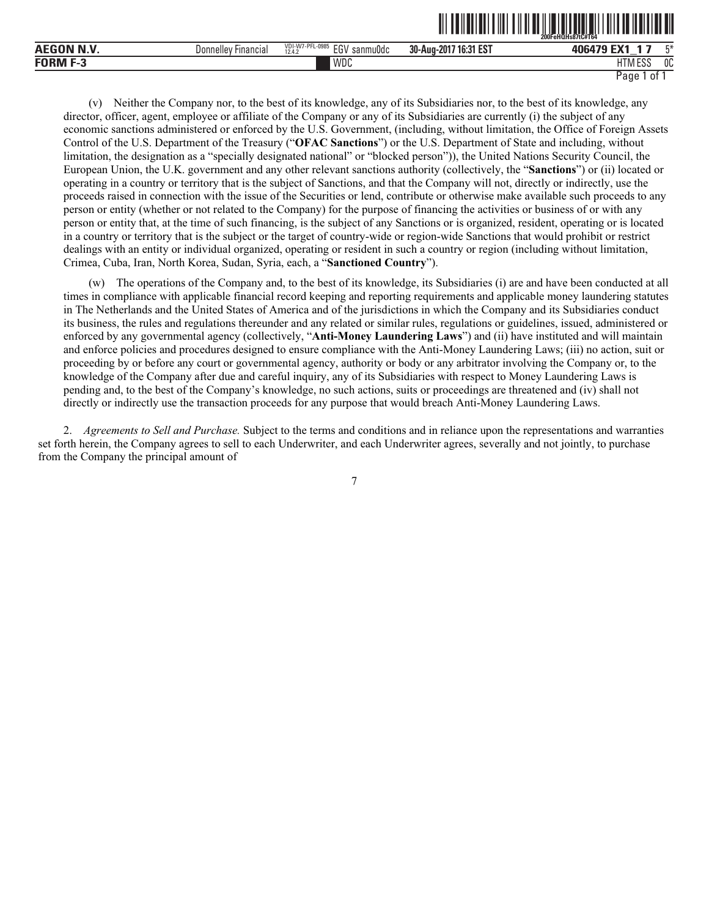(v) Neither the Company nor, to the best of its knowledge, any of its Subsidiaries nor, to the best of its knowledge, any director, officer, agent, employee or affiliate of the Company or any of its Subsidiaries are currently (i) the subject of any economic sanctions administered or enforced by the U.S. Government, (including, without limitation, the Office of Foreign Assets Control of the U.S. Department of the Treasury ("**OFAC Sanctions**") or the U.S. Department of State and including, without limitation, the designation as a "specially designated national" or "blocked person")), the United Nations Security Council, the European Union, the U.K. government and any other relevant sanctions authority (collectively, the "**Sanctions**") or (ii) located or operating in a country or territory that is the subject of Sanctions, and that the Company will not, directly or indirectly, use the proceeds raised in connection with the issue of the Securities or lend, contribute or otherwise make available such proceeds to any person or entity (whether or not related to the Company) for the purpose of financing the activities or business of or with any person or entity that, at the time of such financing, is the subject of any Sanctions or is organized, resident, operating or is located in a country or territory that is the subject or the target of country-wide or region-wide Sanctions that would prohibit or restrict dealings with an entity or individual organized, operating or resident in such a country or region (including without limitation, Crimea, Cuba, Iran, North Korea, Sudan, Syria, each, a "**Sanctioned Country**").

(w) The operations of the Company and, to the best of its knowledge, its Subsidiaries (i) are and have been conducted at all times in compliance with applicable financial record keeping and reporting requirements and applicable money laundering statutes in The Netherlands and the United States of America and of the jurisdictions in which the Company and its Subsidiaries conduct its business, the rules and regulations thereunder and any related or similar rules, regulations or guidelines, issued, administered or enforced by any governmental agency (collectively, "**Anti-Money Laundering Laws**") and (ii) have instituted and will maintain and enforce policies and procedures designed to ensure compliance with the Anti-Money Laundering Laws; (iii) no action, suit or proceeding by or before any court or governmental agency, authority or body or any arbitrator involving the Company or, to the knowledge of the Company after due and careful inquiry, any of its Subsidiaries with respect to Money Laundering Laws is pending and, to the best of the Company's knowledge, no such actions, suits or proceedings are threatened and (iv) shall not directly or indirectly use the transaction proceeds for any purpose that would breach Anti-Money Laundering Laws.

2. *Agreements to Sell and Purchase.* Subject to the terms and conditions and in reliance upon the representations and warranties set forth herein, the Company agrees to sell to each Underwriter, and each Underwriter agrees, severally and not jointly, to purchase from the Company the principal amount of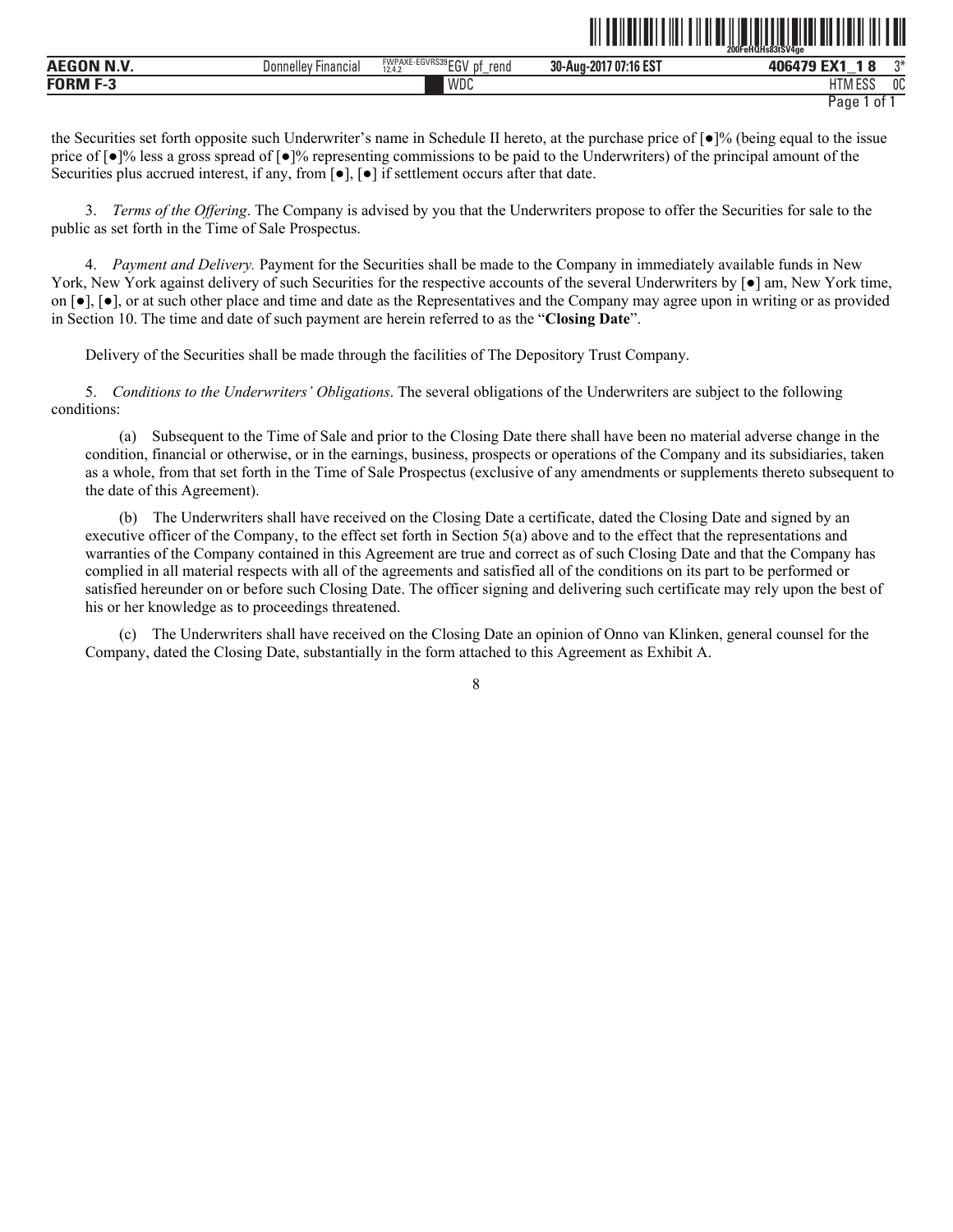the Securities set forth opposite such Underwriter's name in Schedule II hereto, at the purchase price of [●]% (being equal to the issue price of [●]% less a gross spread of [●]% representing commissions to be paid to the Underwriters) of the principal amount of the Securities plus accrued interest, if any, from [●], [●] if settlement occurs after that date.

3. *Terms of the Offering*. The Company is advised by you that the Underwriters propose to offer the Securities for sale to the public as set forth in the Time of Sale Prospectus.

4. *Payment and Delivery.* Payment for the Securities shall be made to the Company in immediately available funds in New York, New York against delivery of such Securities for the respective accounts of the several Underwriters by [●] am, New York time, on [●], [●], or at such other place and time and date as the Representatives and the Company may agree upon in writing or as provided in Section 10. The time and date of such payment are herein referred to as the "**Closing Date**".

Delivery of the Securities shall be made through the facilities of The Depository Trust Company.

5. *Conditions to the Underwriters' Obligations*. The several obligations of the Underwriters are subject to the following conditions:

(a) Subsequent to the Time of Sale and prior to the Closing Date there shall have been no material adverse change in the condition, financial or otherwise, or in the earnings, business, prospects or operations of the Company and its subsidiaries, taken as a whole, from that set forth in the Time of Sale Prospectus (exclusive of any amendments or supplements thereto subsequent to the date of this Agreement).

(b) The Underwriters shall have received on the Closing Date a certificate, dated the Closing Date and signed by an executive officer of the Company, to the effect set forth in Section 5(a) above and to the effect that the representations and warranties of the Company contained in this Agreement are true and correct as of such Closing Date and that the Company has complied in all material respects with all of the agreements and satisfied all of the conditions on its part to be performed or satisfied hereunder on or before such Closing Date. The officer signing and delivering such certificate may rely upon the best of his or her knowledge as to proceedings threatened.

(c) The Underwriters shall have received on the Closing Date an opinion of Onno van Klinken, general counsel for the Company, dated the Closing Date, substantially in the form attached to this Agreement as Exhibit A.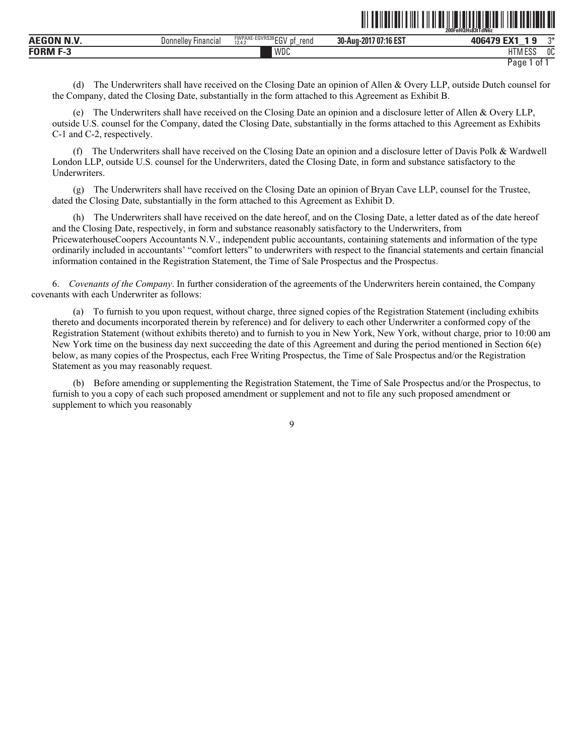(d) The Underwriters shall have received on the Closing Date an opinion of Allen & Overy LLP, outside Dutch counsel for the Company, dated the Closing Date, substantially in the form attached to this Agreement as Exhibit B.

(e) The Underwriters shall have received on the Closing Date an opinion and a disclosure letter of Allen & Overy LLP, outside U.S. counsel for the Company, dated the Closing Date, substantially in the forms attached to this Agreement as Exhibits C-1 and C-2, respectively.

(f) The Underwriters shall have received on the Closing Date an opinion and a disclosure letter of Davis Polk & Wardwell London LLP, outside U.S. counsel for the Underwriters, dated the Closing Date, in form and substance satisfactory to the Underwriters.

(g) The Underwriters shall have received on the Closing Date an opinion of Bryan Cave LLP, counsel for the Trustee, dated the Closing Date, substantially in the form attached to this Agreement as Exhibit D.

(h) The Underwriters shall have received on the date hereof, and on the Closing Date, a letter dated as of the date hereof and the Closing Date, respectively, in form and substance reasonably satisfactory to the Underwriters, from PricewaterhouseCoopers Accountants N.V., independent public accountants, containing statements and information of the type ordinarily included in accountants' "comfort letters" to underwriters with respect to the financial statements and certain financial information contained in the Registration Statement, the Time of Sale Prospectus and the Prospectus.

6. *Covenants of the Company*. In further consideration of the agreements of the Underwriters herein contained, the Company covenants with each Underwriter as follows:

(a) To furnish to you upon request, without charge, three signed copies of the Registration Statement (including exhibits thereto and documents incorporated therein by reference) and for delivery to each other Underwriter a conformed copy of the Registration Statement (without exhibits thereto) and to furnish to you in New York, New York, without charge, prior to 10:00 am New York time on the business day next succeeding the date of this Agreement and during the period mentioned in Section 6(e) below, as many copies of the Prospectus, each Free Writing Prospectus, the Time of Sale Prospectus and/or the Registration Statement as you may reasonably request.

(b) Before amending or supplementing the Registration Statement, the Time of Sale Prospectus and/or the Prospectus, to furnish to you a copy of each such proposed amendment or supplement and not to file any such proposed amendment or supplement to which you reasonably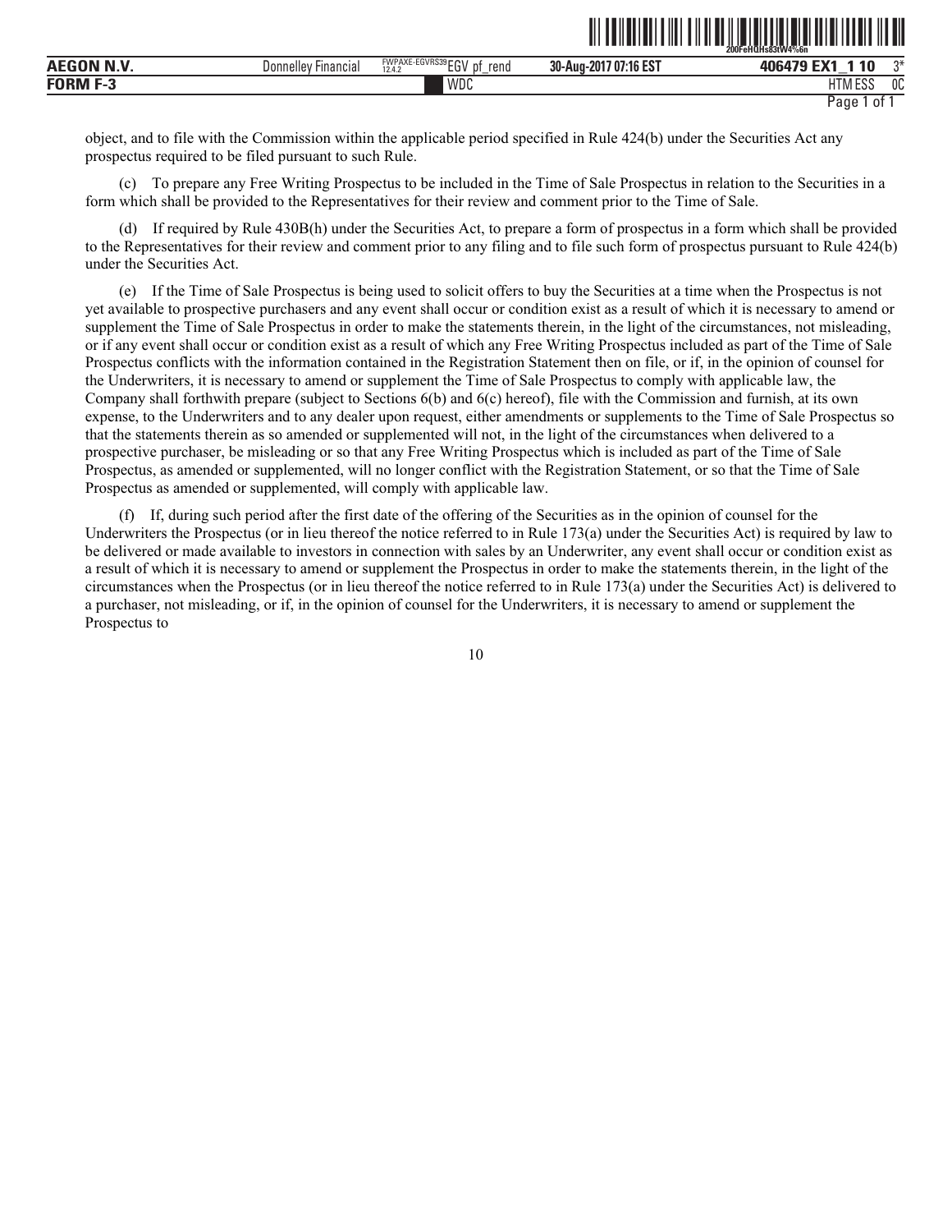object, and to file with the Commission within the applicable period specified in Rule 424(b) under the Securities Act any prospectus required to be filed pursuant to such Rule.

(c) To prepare any Free Writing Prospectus to be included in the Time of Sale Prospectus in relation to the Securities in a form which shall be provided to the Representatives for their review and comment prior to the Time of Sale.

(d) If required by Rule 430B(h) under the Securities Act, to prepare a form of prospectus in a form which shall be provided to the Representatives for their review and comment prior to any filing and to file such form of prospectus pursuant to Rule 424(b) under the Securities Act.

(e) If the Time of Sale Prospectus is being used to solicit offers to buy the Securities at a time when the Prospectus is not yet available to prospective purchasers and any event shall occur or condition exist as a result of which it is necessary to amend or supplement the Time of Sale Prospectus in order to make the statements therein, in the light of the circumstances, not misleading, or if any event shall occur or condition exist as a result of which any Free Writing Prospectus included as part of the Time of Sale Prospectus conflicts with the information contained in the Registration Statement then on file, or if, in the opinion of counsel for the Underwriters, it is necessary to amend or supplement the Time of Sale Prospectus to comply with applicable law, the Company shall forthwith prepare (subject to Sections 6(b) and 6(c) hereof), file with the Commission and furnish, at its own expense, to the Underwriters and to any dealer upon request, either amendments or supplements to the Time of Sale Prospectus so that the statements therein as so amended or supplemented will not, in the light of the circumstances when delivered to a prospective purchaser, be misleading or so that any Free Writing Prospectus which is included as part of the Time of Sale Prospectus, as amended or supplemented, will no longer conflict with the Registration Statement, or so that the Time of Sale Prospectus as amended or supplemented, will comply with applicable law.

(f) If, during such period after the first date of the offering of the Securities as in the opinion of counsel for the Underwriters the Prospectus (or in lieu thereof the notice referred to in Rule 173(a) under the Securities Act) is required by law to be delivered or made available to investors in connection with sales by an Underwriter, any event shall occur or condition exist as a result of which it is necessary to amend or supplement the Prospectus in order to make the statements therein, in the light of the circumstances when the Prospectus (or in lieu thereof the notice referred to in Rule 173(a) under the Securities Act) is delivered to a purchaser, not misleading, or if, in the opinion of counsel for the Underwriters, it is necessary to amend or supplement the Prospectus to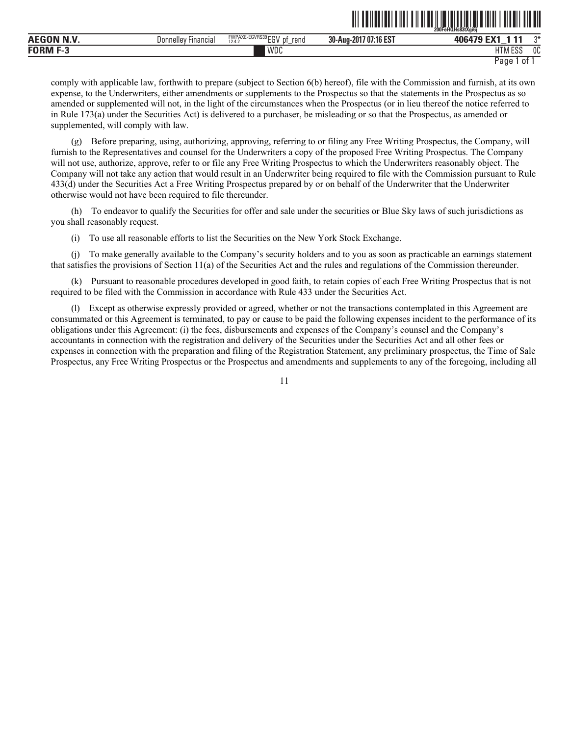comply with applicable law, forthwith to prepare (subject to Section 6(b) hereof), file with the Commission and furnish, at its own expense, to the Underwriters, either amendments or supplements to the Prospectus so that the statements in the Prospectus as so amended or supplemented will not, in the light of the circumstances when the Prospectus (or in lieu thereof the notice referred to in Rule 173(a) under the Securities Act) is delivered to a purchaser, be misleading or so that the Prospectus, as amended or supplemented, will comply with law.

(g) Before preparing, using, authorizing, approving, referring to or filing any Free Writing Prospectus, the Company, will furnish to the Representatives and counsel for the Underwriters a copy of the proposed Free Writing Prospectus. The Company will not use, authorize, approve, refer to or file any Free Writing Prospectus to which the Underwriters reasonably object. The Company will not take any action that would result in an Underwriter being required to file with the Commission pursuant to Rule 433(d) under the Securities Act a Free Writing Prospectus prepared by or on behalf of the Underwriter that the Underwriter otherwise would not have been required to file thereunder.

(h) To endeavor to qualify the Securities for offer and sale under the securities or Blue Sky laws of such jurisdictions as you shall reasonably request.

(i) To use all reasonable efforts to list the Securities on the New York Stock Exchange.

(j) To make generally available to the Company's security holders and to you as soon as practicable an earnings statement that satisfies the provisions of Section 11(a) of the Securities Act and the rules and regulations of the Commission thereunder.

(k) Pursuant to reasonable procedures developed in good faith, to retain copies of each Free Writing Prospectus that is not required to be filed with the Commission in accordance with Rule 433 under the Securities Act.

(l) Except as otherwise expressly provided or agreed, whether or not the transactions contemplated in this Agreement are consummated or this Agreement is terminated, to pay or cause to be paid the following expenses incident to the performance of its obligations under this Agreement: (i) the fees, disbursements and expenses of the Company's counsel and the Company's accountants in connection with the registration and delivery of the Securities under the Securities Act and all other fees or expenses in connection with the preparation and filing of the Registration Statement, any preliminary prospectus, the Time of Sale Prospectus, any Free Writing Prospectus or the Prospectus and amendments and supplements to any of the foregoing, including all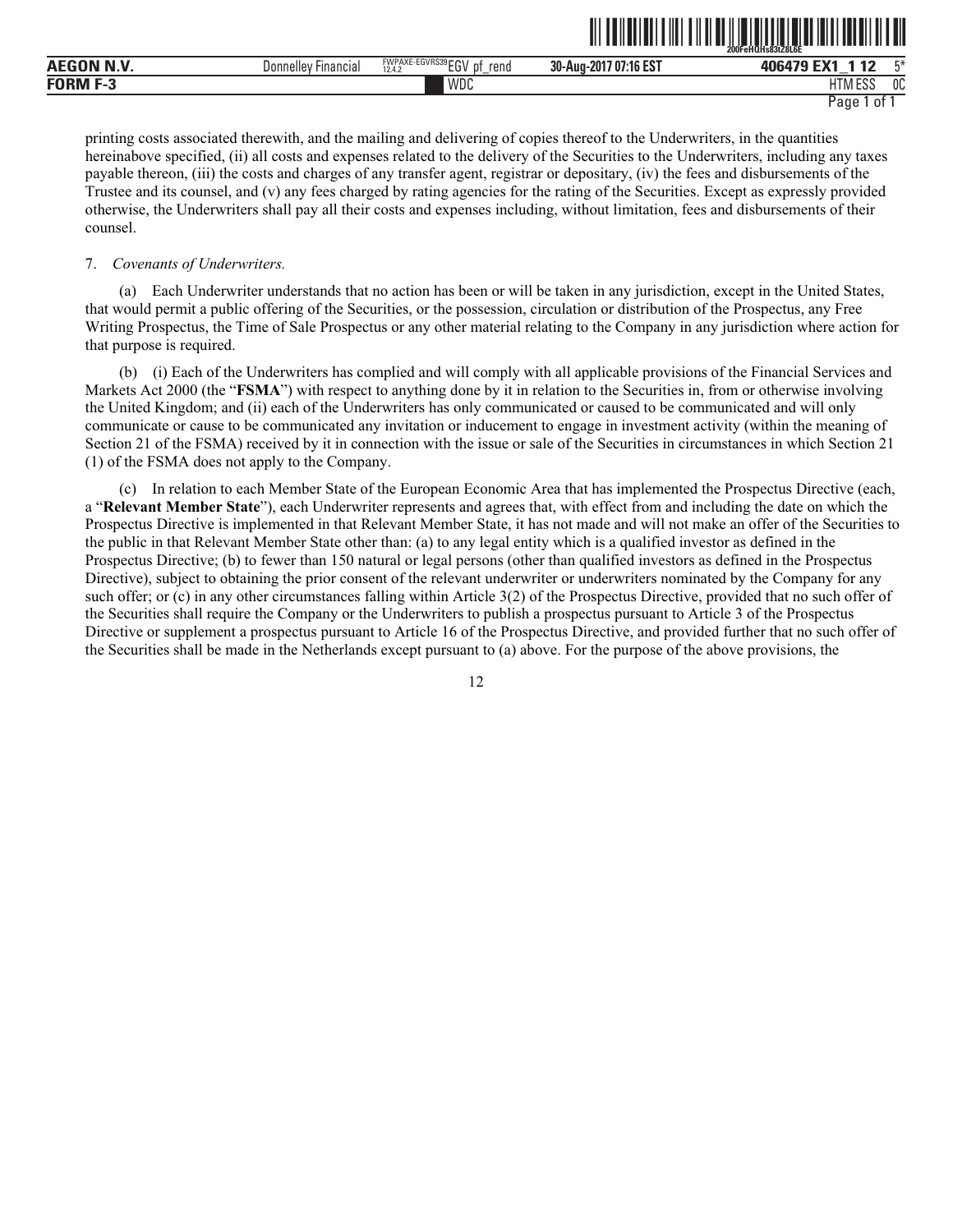printing costs associated therewith, and the mailing and delivering of copies thereof to the Underwriters, in the quantities hereinabove specified, (ii) all costs and expenses related to the delivery of the Securities to the Underwriters, including any taxes payable thereon, (iii) the costs and charges of any transfer agent, registrar or depositary, (iv) the fees and disbursements of the Trustee and its counsel, and (v) any fees charged by rating agencies for the rating of the Securities. Except as expressly provided otherwise, the Underwriters shall pay all their costs and expenses including, without limitation, fees and disbursements of their counsel.

7. *Covenants of Underwriters.*

(a) Each Underwriter understands that no action has been or will be taken in any jurisdiction, except in the United States, that would permit a public offering of the Securities, or the possession, circulation or distribution of the Prospectus, any Free Writing Prospectus, the Time of Sale Prospectus or any other material relating to the Company in any jurisdiction where action for that purpose is required.

(b) (i) Each of the Underwriters has complied and will comply with all applicable provisions of the Financial Services and Markets Act 2000 (the "**FSMA**") with respect to anything done by it in relation to the Securities in, from or otherwise involving the United Kingdom; and (ii) each of the Underwriters has only communicated or caused to be communicated and will only communicate or cause to be communicated any invitation or inducement to engage in investment activity (within the meaning of Section 21 of the FSMA) received by it in connection with the issue or sale of the Securities in circumstances in which Section 21 (1) of the FSMA does not apply to the Company.

(c) In relation to each Member State of the European Economic Area that has implemented the Prospectus Directive (each, a "**Relevant Member State**"), each Underwriter represents and agrees that, with effect from and including the date on which the Prospectus Directive is implemented in that Relevant Member State, it has not made and will not make an offer of the Securities to the public in that Relevant Member State other than: (a) to any legal entity which is a qualified investor as defined in the Prospectus Directive; (b) to fewer than 150 natural or legal persons (other than qualified investors as defined in the Prospectus Directive), subject to obtaining the prior consent of the relevant underwriter or underwriters nominated by the Company for any such offer; or (c) in any other circumstances falling within Article 3(2) of the Prospectus Directive, provided that no such offer of the Securities shall require the Company or the Underwriters to publish a prospectus pursuant to Article 3 of the Prospectus Directive or supplement a prospectus pursuant to Article 16 of the Prospectus Directive, and provided further that no such offer of the Securities shall be made in the Netherlands except pursuant to (a) above. For the purpose of the above provisions, the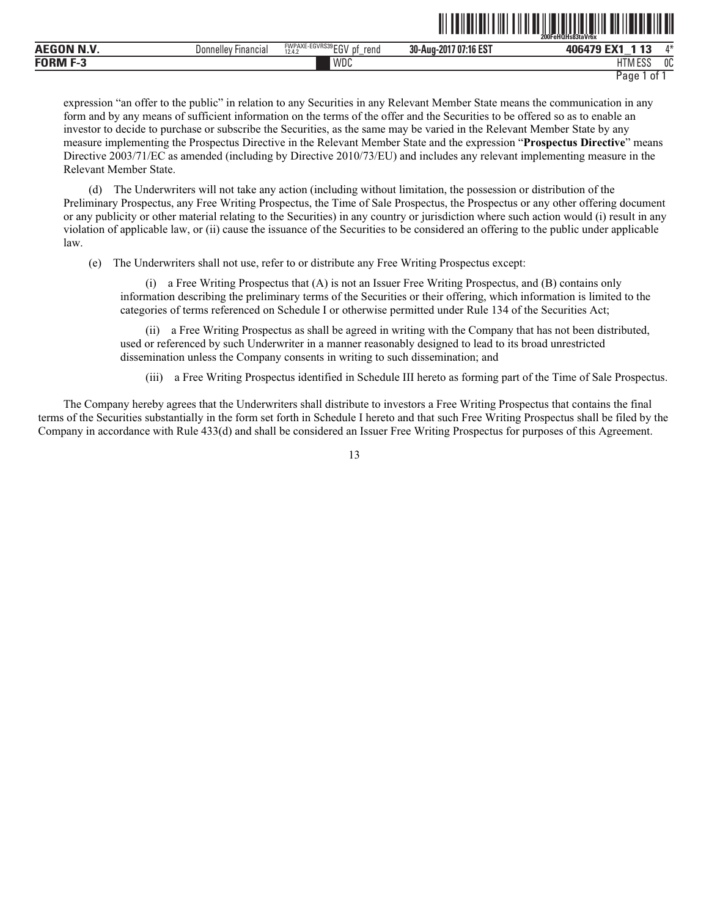expression "an offer to the public" in relation to any Securities in any Relevant Member State means the communication in any form and by any means of sufficient information on the terms of the offer and the Securities to be offered so as to enable an investor to decide to purchase or subscribe the Securities, as the same may be varied in the Relevant Member State by any measure implementing the Prospectus Directive in the Relevant Member State and the expression "**Prospectus Directive**" means Directive 2003/71/EC as amended (including by Directive 2010/73/EU) and includes any relevant implementing measure in the Relevant Member State.

(d) The Underwriters will not take any action (including without limitation, the possession or distribution of the Preliminary Prospectus, any Free Writing Prospectus, the Time of Sale Prospectus, the Prospectus or any other offering document or any publicity or other material relating to the Securities) in any country or jurisdiction where such action would (i) result in any violation of applicable law, or (ii) cause the issuance of the Securities to be considered an offering to the public under applicable law.

(e) The Underwriters shall not use, refer to or distribute any Free Writing Prospectus except:

(i) a Free Writing Prospectus that (A) is not an Issuer Free Writing Prospectus, and (B) contains only information describing the preliminary terms of the Securities or their offering, which information is limited to the categories of terms referenced on Schedule I or otherwise permitted under Rule 134 of the Securities Act;

(ii) a Free Writing Prospectus as shall be agreed in writing with the Company that has not been distributed, used or referenced by such Underwriter in a manner reasonably designed to lead to its broad unrestricted dissemination unless the Company consents in writing to such dissemination; and

(iii) a Free Writing Prospectus identified in Schedule III hereto as forming part of the Time of Sale Prospectus.

The Company hereby agrees that the Underwriters shall distribute to investors a Free Writing Prospectus that contains the final terms of the Securities substantially in the form set forth in Schedule I hereto and that such Free Writing Prospectus shall be filed by the Company in accordance with Rule 433(d) and shall be considered an Issuer Free Writing Prospectus for purposes of this Agreement.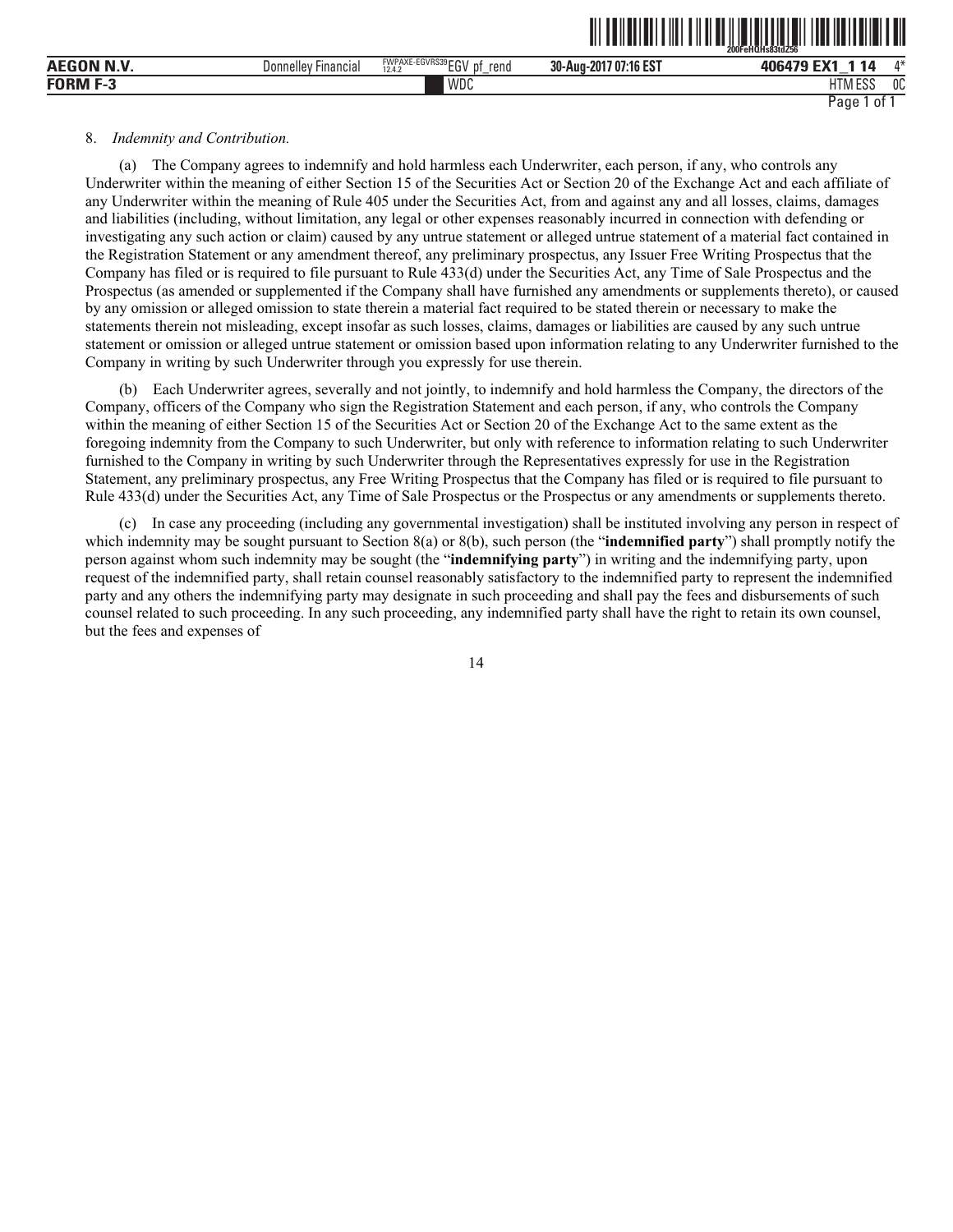8. *Indemnity and Contribution.*

(a) The Company agrees to indemnify and hold harmless each Underwriter, each person, if any, who controls any Underwriter within the meaning of either Section 15 of the Securities Act or Section 20 of the Exchange Act and each affiliate of any Underwriter within the meaning of Rule 405 under the Securities Act, from and against any and all losses, claims, damages and liabilities (including, without limitation, any legal or other expenses reasonably incurred in connection with defending or investigating any such action or claim) caused by any untrue statement or alleged untrue statement of a material fact contained in the Registration Statement or any amendment thereof, any preliminary prospectus, any Issuer Free Writing Prospectus that the Company has filed or is required to file pursuant to Rule 433(d) under the Securities Act, any Time of Sale Prospectus and the Prospectus (as amended or supplemented if the Company shall have furnished any amendments or supplements thereto), or caused by any omission or alleged omission to state therein a material fact required to be stated therein or necessary to make the statements therein not misleading, except insofar as such losses, claims, damages or liabilities are caused by any such untrue statement or omission or alleged untrue statement or omission based upon information relating to any Underwriter furnished to the Company in writing by such Underwriter through you expressly for use therein.

(b) Each Underwriter agrees, severally and not jointly, to indemnify and hold harmless the Company, the directors of the Company, officers of the Company who sign the Registration Statement and each person, if any, who controls the Company within the meaning of either Section 15 of the Securities Act or Section 20 of the Exchange Act to the same extent as the foregoing indemnity from the Company to such Underwriter, but only with reference to information relating to such Underwriter furnished to the Company in writing by such Underwriter through the Representatives expressly for use in the Registration Statement, any preliminary prospectus, any Free Writing Prospectus that the Company has filed or is required to file pursuant to Rule 433(d) under the Securities Act, any Time of Sale Prospectus or the Prospectus or any amendments or supplements thereto.

(c) In case any proceeding (including any governmental investigation) shall be instituted involving any person in respect of which indemnity may be sought pursuant to Section 8(a) or 8(b), such person (the "**indemnified party**") shall promptly notify the person against whom such indemnity may be sought (the "**indemnifying party**") in writing and the indemnifying party, upon request of the indemnified party, shall retain counsel reasonably satisfactory to the indemnified party to represent the indemnified party and any others the indemnifying party may designate in such proceeding and shall pay the fees and disbursements of such counsel related to such proceeding. In any such proceeding, any indemnified party shall have the right to retain its own counsel, but the fees and expenses of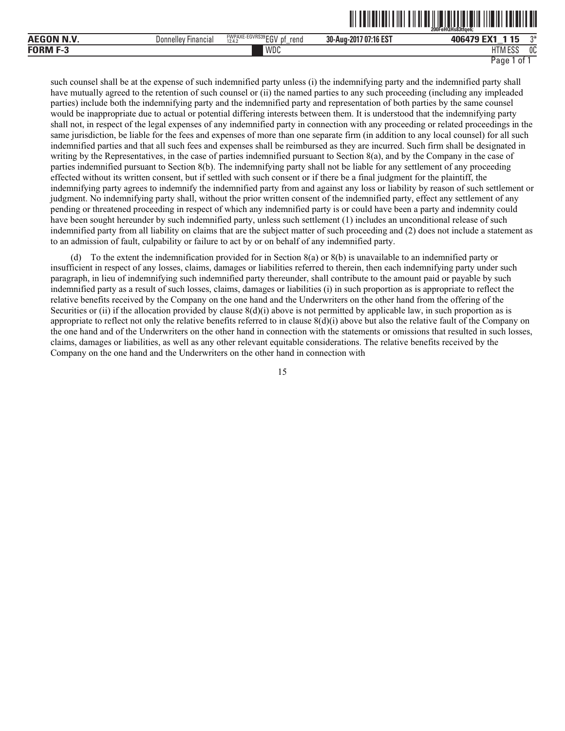such counsel shall be at the expense of such indemnified party unless (i) the indemnifying party and the indemnified party shall have mutually agreed to the retention of such counsel or (ii) the named parties to any such proceeding (including any impleaded parties) include both the indemnifying party and the indemnified party and representation of both parties by the same counsel would be inappropriate due to actual or potential differing interests between them. It is understood that the indemnifying party shall not, in respect of the legal expenses of any indemnified party in connection with any proceeding or related proceedings in the same jurisdiction, be liable for the fees and expenses of more than one separate firm (in addition to any local counsel) for all such indemnified parties and that all such fees and expenses shall be reimbursed as they are incurred. Such firm shall be designated in writing by the Representatives, in the case of parties indemnified pursuant to Section 8(a), and by the Company in the case of parties indemnified pursuant to Section 8(b). The indemnifying party shall not be liable for any settlement of any proceeding effected without its written consent, but if settled with such consent or if there be a final judgment for the plaintiff, the indemnifying party agrees to indemnify the indemnified party from and against any loss or liability by reason of such settlement or judgment. No indemnifying party shall, without the prior written consent of the indemnified party, effect any settlement of any pending or threatened proceeding in respect of which any indemnified party is or could have been a party and indemnity could have been sought hereunder by such indemnified party, unless such settlement (1) includes an unconditional release of such indemnified party from all liability on claims that are the subject matter of such proceeding and (2) does not include a statement as to an admission of fault, culpability or failure to act by or on behalf of any indemnified party.

(d) To the extent the indemnification provided for in Section 8(a) or 8(b) is unavailable to an indemnified party or insufficient in respect of any losses, claims, damages or liabilities referred to therein, then each indemnifying party under such paragraph, in lieu of indemnifying such indemnified party thereunder, shall contribute to the amount paid or payable by such indemnified party as a result of such losses, claims, damages or liabilities (i) in such proportion as is appropriate to reflect the relative benefits received by the Company on the one hand and the Underwriters on the other hand from the offering of the Securities or (ii) if the allocation provided by clause 8(d)(i) above is not permitted by applicable law, in such proportion as is appropriate to reflect not only the relative benefits referred to in clause 8(d)(i) above but also the relative fault of the Company on the one hand and of the Underwriters on the other hand in connection with the statements or omissions that resulted in such losses, claims, damages or liabilities, as well as any other relevant equitable considerations. The relative benefits received by the Company on the one hand and the Underwriters on the other hand in connection with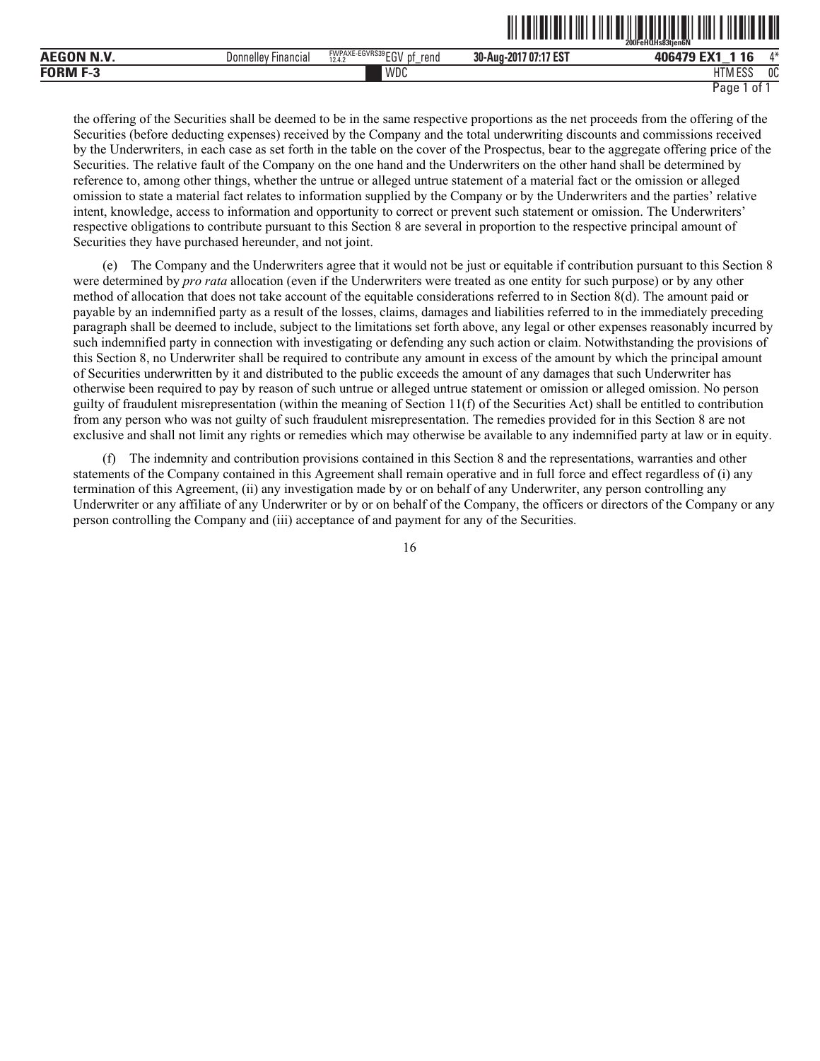the offering of the Securities shall be deemed to be in the same respective proportions as the net proceeds from the offering of the Securities (before deducting expenses) received by the Company and the total underwriting discounts and commissions received by the Underwriters, in each case as set forth in the table on the cover of the Prospectus, bear to the aggregate offering price of the Securities. The relative fault of the Company on the one hand and the Underwriters on the other hand shall be determined by reference to, among other things, whether the untrue or alleged untrue statement of a material fact or the omission or alleged omission to state a material fact relates to information supplied by the Company or by the Underwriters and the parties' relative intent, knowledge, access to information and opportunity to correct or prevent such statement or omission. The Underwriters' respective obligations to contribute pursuant to this Section 8 are several in proportion to the respective principal amount of Securities they have purchased hereunder, and not joint.

(e) The Company and the Underwriters agree that it would not be just or equitable if contribution pursuant to this Section 8 were determined by *pro rata* allocation (even if the Underwriters were treated as one entity for such purpose) or by any other method of allocation that does not take account of the equitable considerations referred to in Section 8(d). The amount paid or payable by an indemnified party as a result of the losses, claims, damages and liabilities referred to in the immediately preceding paragraph shall be deemed to include, subject to the limitations set forth above, any legal or other expenses reasonably incurred by such indemnified party in connection with investigating or defending any such action or claim. Notwithstanding the provisions of this Section 8, no Underwriter shall be required to contribute any amount in excess of the amount by which the principal amount of Securities underwritten by it and distributed to the public exceeds the amount of any damages that such Underwriter has otherwise been required to pay by reason of such untrue or alleged untrue statement or omission or alleged omission. No person guilty of fraudulent misrepresentation (within the meaning of Section 11(f) of the Securities Act) shall be entitled to contribution from any person who was not guilty of such fraudulent misrepresentation. The remedies provided for in this Section 8 are not exclusive and shall not limit any rights or remedies which may otherwise be available to any indemnified party at law or in equity.

(f) The indemnity and contribution provisions contained in this Section 8 and the representations, warranties and other statements of the Company contained in this Agreement shall remain operative and in full force and effect regardless of (i) any termination of this Agreement, (ii) any investigation made by or on behalf of any Underwriter, any person controlling any Underwriter or any affiliate of any Underwriter or by or on behalf of the Company, the officers or directors of the Company or any person controlling the Company and (iii) acceptance of and payment for any of the Securities.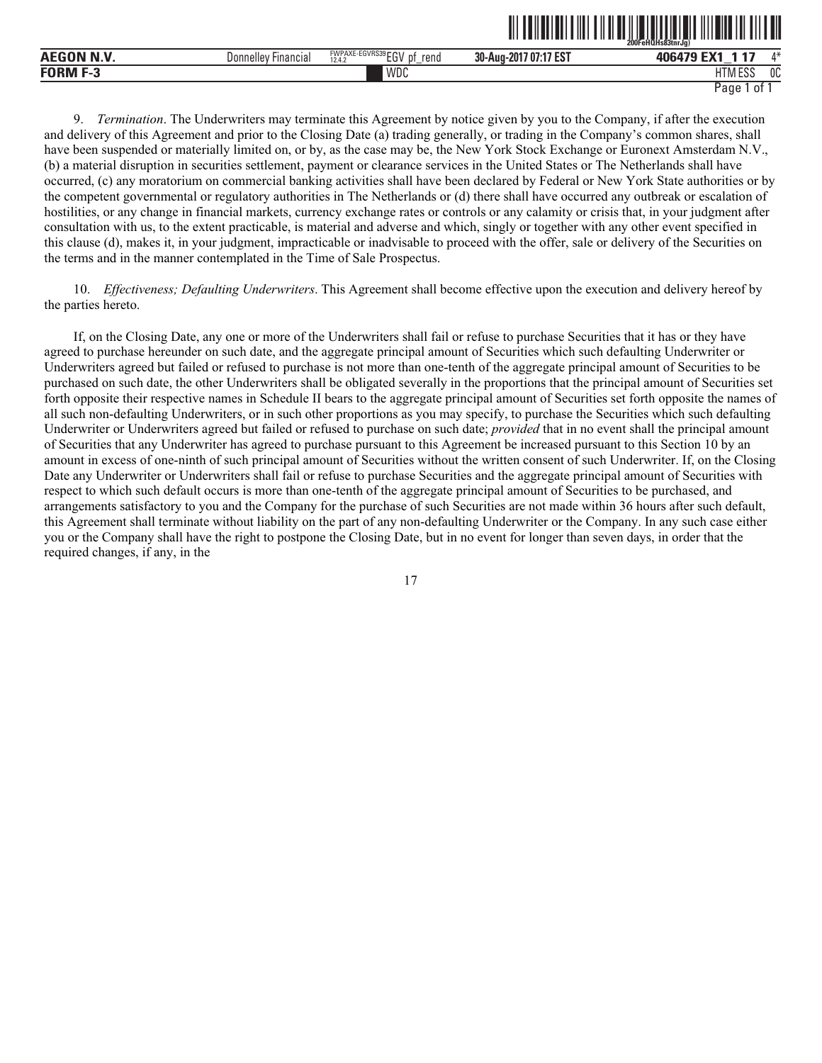9. *Termination*. The Underwriters may terminate this Agreement by notice given by you to the Company, if after the execution and delivery of this Agreement and prior to the Closing Date (a) trading generally, or trading in the Company's common shares, shall have been suspended or materially limited on, or by, as the case may be, the New York Stock Exchange or Euronext Amsterdam N.V., (b) a material disruption in securities settlement, payment or clearance services in the United States or The Netherlands shall have occurred, (c) any moratorium on commercial banking activities shall have been declared by Federal or New York State authorities or by the competent governmental or regulatory authorities in The Netherlands or (d) there shall have occurred any outbreak or escalation of hostilities, or any change in financial markets, currency exchange rates or controls or any calamity or crisis that, in your judgment after consultation with us, to the extent practicable, is material and adverse and which, singly or together with any other event specified in this clause (d), makes it, in your judgment, impracticable or inadvisable to proceed with the offer, sale or delivery of the Securities on the terms and in the manner contemplated in the Time of Sale Prospectus.

10. *Effectiveness; Defaulting Underwriters*. This Agreement shall become effective upon the execution and delivery hereof by the parties hereto.

If, on the Closing Date, any one or more of the Underwriters shall fail or refuse to purchase Securities that it has or they have agreed to purchase hereunder on such date, and the aggregate principal amount of Securities which such defaulting Underwriter or Underwriters agreed but failed or refused to purchase is not more than one-tenth of the aggregate principal amount of Securities to be purchased on such date, the other Underwriters shall be obligated severally in the proportions that the principal amount of Securities set forth opposite their respective names in Schedule II bears to the aggregate principal amount of Securities set forth opposite the names of all such non-defaulting Underwriters, or in such other proportions as you may specify, to purchase the Securities which such defaulting Underwriter or Underwriters agreed but failed or refused to purchase on such date; *provided* that in no event shall the principal amount of Securities that any Underwriter has agreed to purchase pursuant to this Agreement be increased pursuant to this Section 10 by an amount in excess of one-ninth of such principal amount of Securities without the written consent of such Underwriter. If, on the Closing Date any Underwriter or Underwriters shall fail or refuse to purchase Securities and the aggregate principal amount of Securities with respect to which such default occurs is more than one-tenth of the aggregate principal amount of Securities to be purchased, and arrangements satisfactory to you and the Company for the purchase of such Securities are not made within 36 hours after such default, this Agreement shall terminate without liability on the part of any non-defaulting Underwriter or the Company. In any such case either you or the Company shall have the right to postpone the Closing Date, but in no event for longer than seven days, in order that the required changes, if any, in the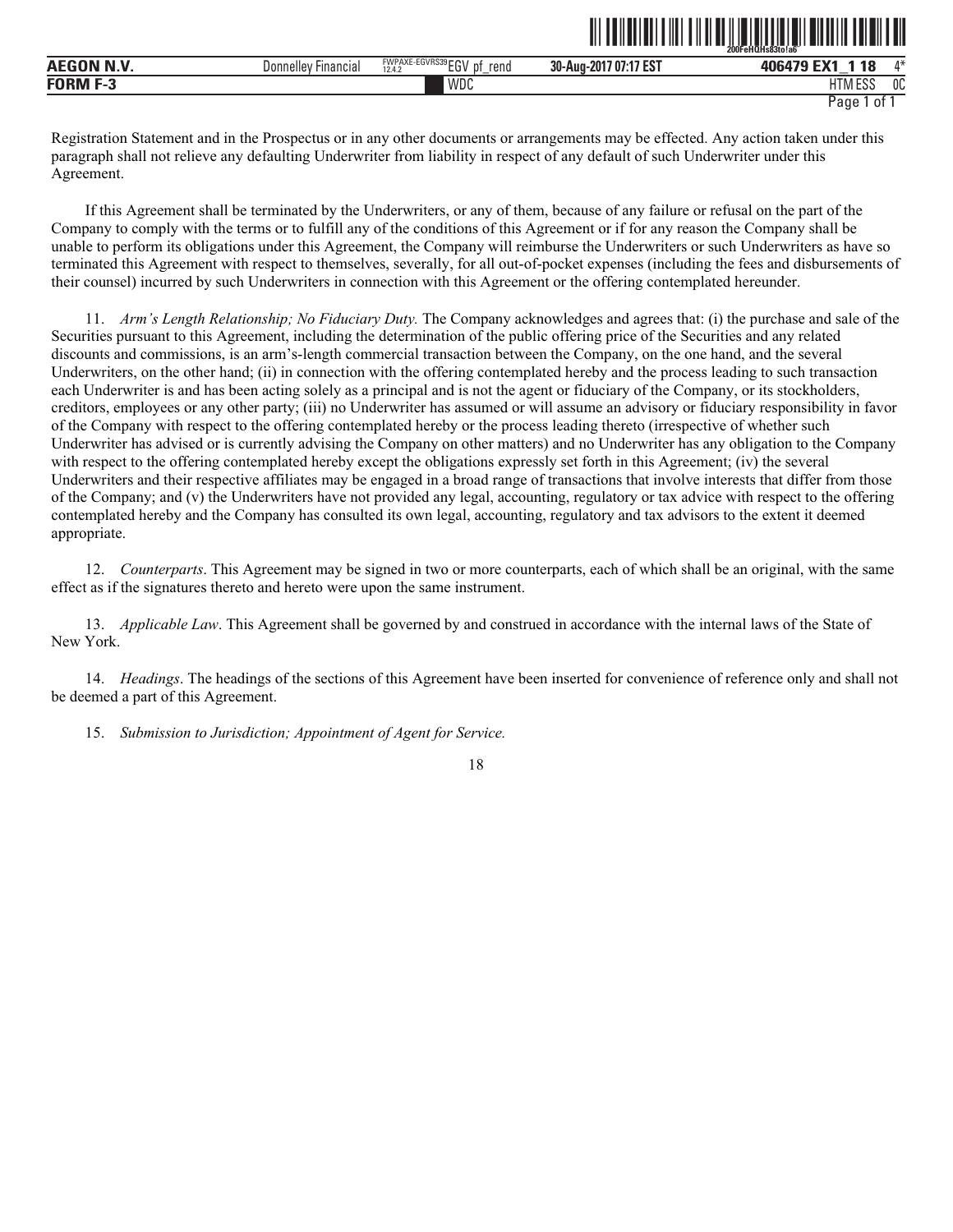Registration Statement and in the Prospectus or in any other documents or arrangements may be effected. Any action taken under this paragraph shall not relieve any defaulting Underwriter from liability in respect of any default of such Underwriter under this Agreement.

If this Agreement shall be terminated by the Underwriters, or any of them, because of any failure or refusal on the part of the Company to comply with the terms or to fulfill any of the conditions of this Agreement or if for any reason the Company shall be unable to perform its obligations under this Agreement, the Company will reimburse the Underwriters or such Underwriters as have so terminated this Agreement with respect to themselves, severally, for all out-of-pocket expenses (including the fees and disbursements of their counsel) incurred by such Underwriters in connection with this Agreement or the offering contemplated hereunder.

11. *Arm's Length Relationship; No Fiduciary Duty.* The Company acknowledges and agrees that: (i) the purchase and sale of the Securities pursuant to this Agreement, including the determination of the public offering price of the Securities and any related discounts and commissions, is an arm's-length commercial transaction between the Company, on the one hand, and the several Underwriters, on the other hand; (ii) in connection with the offering contemplated hereby and the process leading to such transaction each Underwriter is and has been acting solely as a principal and is not the agent or fiduciary of the Company, or its stockholders, creditors, employees or any other party; (iii) no Underwriter has assumed or will assume an advisory or fiduciary responsibility in favor of the Company with respect to the offering contemplated hereby or the process leading thereto (irrespective of whether such Underwriter has advised or is currently advising the Company on other matters) and no Underwriter has any obligation to the Company with respect to the offering contemplated hereby except the obligations expressly set forth in this Agreement; (iv) the several Underwriters and their respective affiliates may be engaged in a broad range of transactions that involve interests that differ from those of the Company; and (v) the Underwriters have not provided any legal, accounting, regulatory or tax advice with respect to the offering contemplated hereby and the Company has consulted its own legal, accounting, regulatory and tax advisors to the extent it deemed appropriate.

12. *Counterparts*. This Agreement may be signed in two or more counterparts, each of which shall be an original, with the same effect as if the signatures thereto and hereto were upon the same instrument.

13. *Applicable Law*. This Agreement shall be governed by and construed in accordance with the internal laws of the State of New York.

14. *Headings*. The headings of the sections of this Agreement have been inserted for convenience of reference only and shall not be deemed a part of this Agreement.

15. *Submission to Jurisdiction; Appointment of Agent for Service.*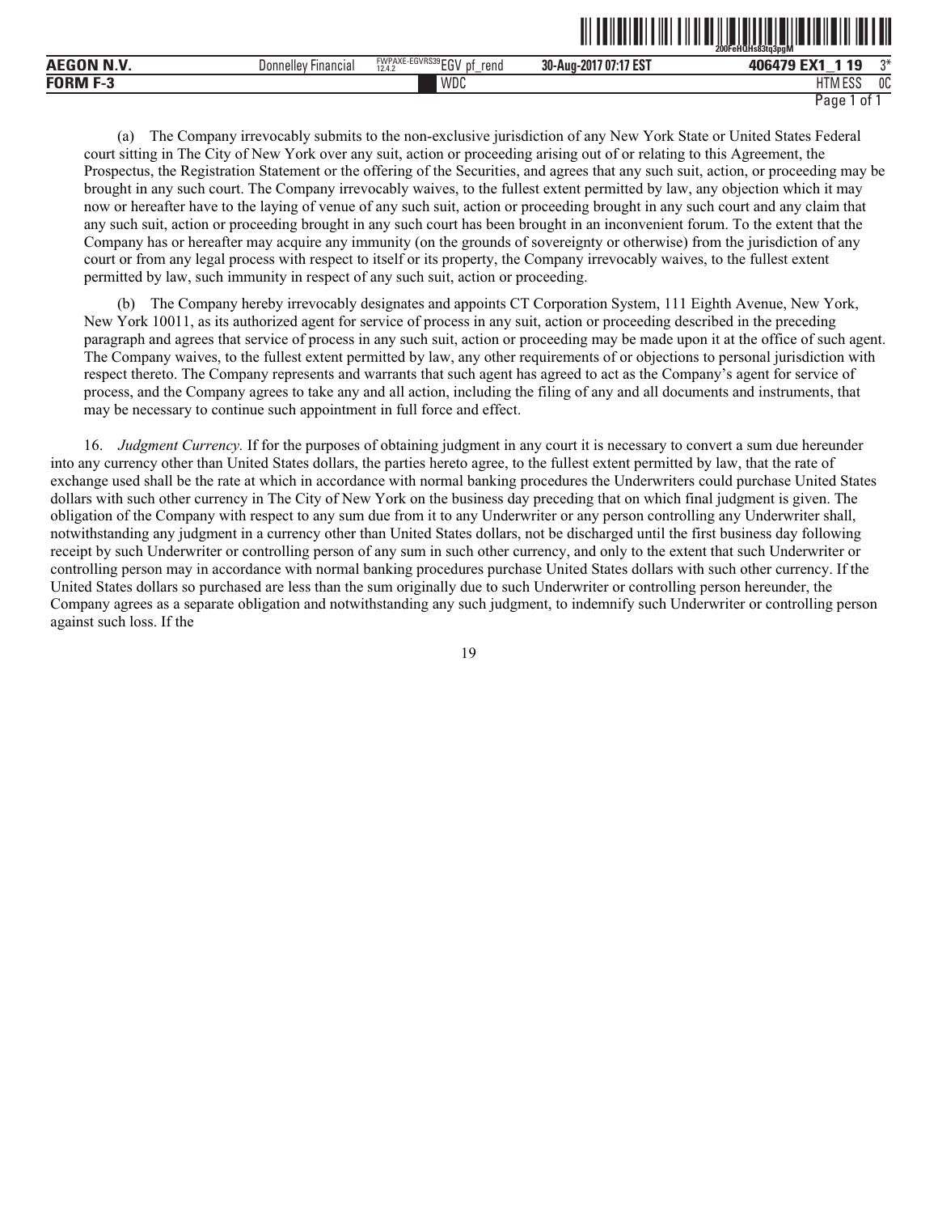(a) The Company irrevocably submits to the non-exclusive jurisdiction of any New York State or United States Federal court sitting in The City of New York over any suit, action or proceeding arising out of or relating to this Agreement, the Prospectus, the Registration Statement or the offering of the Securities, and agrees that any such suit, action, or proceeding may be brought in any such court. The Company irrevocably waives, to the fullest extent permitted by law, any objection which it may now or hereafter have to the laying of venue of any such suit, action or proceeding brought in any such court and any claim that any such suit, action or proceeding brought in any such court has been brought in an inconvenient forum. To the extent that the Company has or hereafter may acquire any immunity (on the grounds of sovereignty or otherwise) from the jurisdiction of any court or from any legal process with respect to itself or its property, the Company irrevocably waives, to the fullest extent permitted by law, such immunity in respect of any such suit, action or proceeding.

(b) The Company hereby irrevocably designates and appoints CT Corporation System, 111 Eighth Avenue, New York, New York 10011, as its authorized agent for service of process in any suit, action or proceeding described in the preceding paragraph and agrees that service of process in any such suit, action or proceeding may be made upon it at the office of such agent. The Company waives, to the fullest extent permitted by law, any other requirements of or objections to personal jurisdiction with respect thereto. The Company represents and warrants that such agent has agreed to act as the Company's agent for service of process, and the Company agrees to take any and all action, including the filing of any and all documents and instruments, that may be necessary to continue such appointment in full force and effect.

16. *Judgment Currency.* If for the purposes of obtaining judgment in any court it is necessary to convert a sum due hereunder into any currency other than United States dollars, the parties hereto agree, to the fullest extent permitted by law, that the rate of exchange used shall be the rate at which in accordance with normal banking procedures the Underwriters could purchase United States dollars with such other currency in The City of New York on the business day preceding that on which final judgment is given. The obligation of the Company with respect to any sum due from it to any Underwriter or any person controlling any Underwriter shall, notwithstanding any judgment in a currency other than United States dollars, not be discharged until the first business day following receipt by such Underwriter or controlling person of any sum in such other currency, and only to the extent that such Underwriter or controlling person may in accordance with normal banking procedures purchase United States dollars with such other currency. If the United States dollars so purchased are less than the sum originally due to such Underwriter or controlling person hereunder, the Company agrees as a separate obligation and notwithstanding any such judgment, to indemnify such Underwriter or controlling person against such loss. If the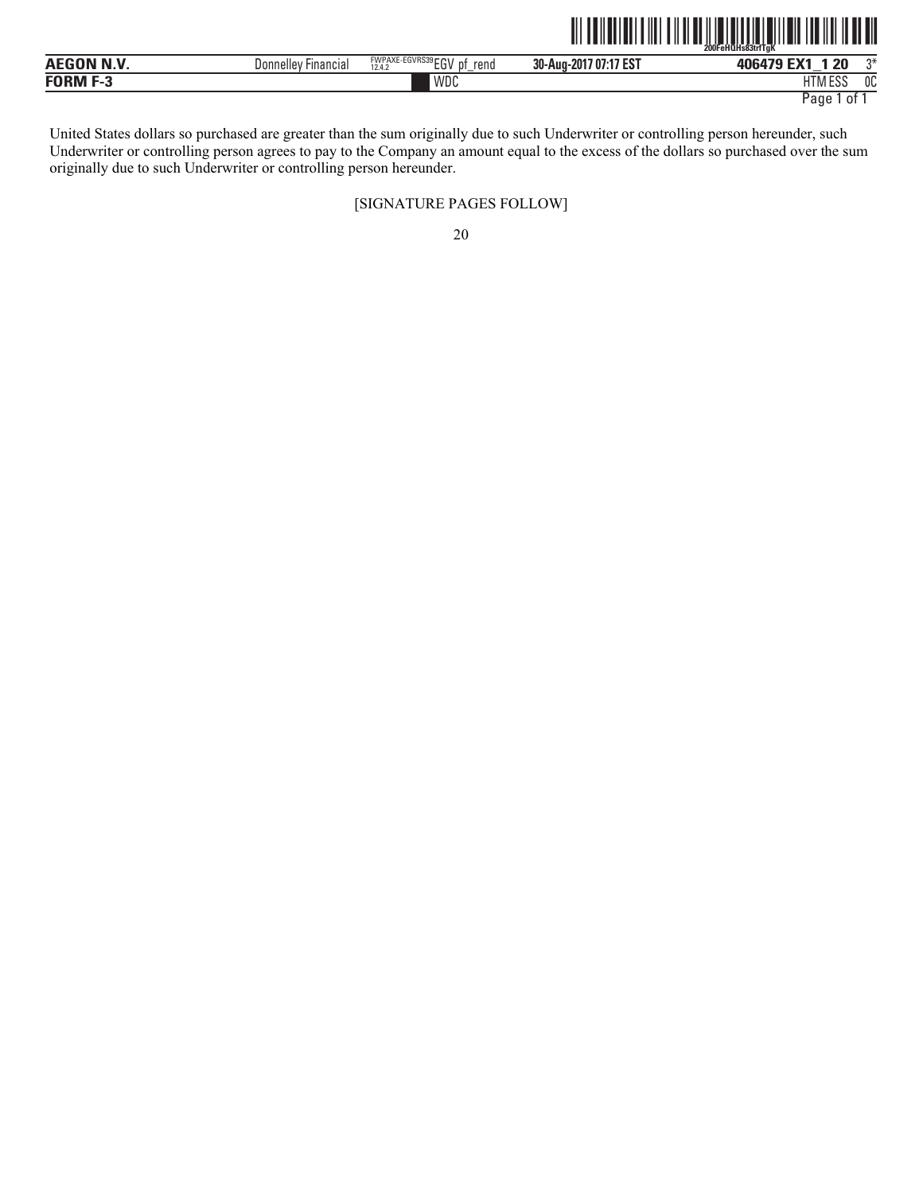United States dollars so purchased are greater than the sum originally due to such Underwriter or controlling person hereunder, such Underwriter or controlling person agrees to pay to the Company an amount equal to the excess of the dollars so purchased over the sum originally due to such Underwriter or controlling person hereunder.

[SIGNATURE PAGES FOLLOW]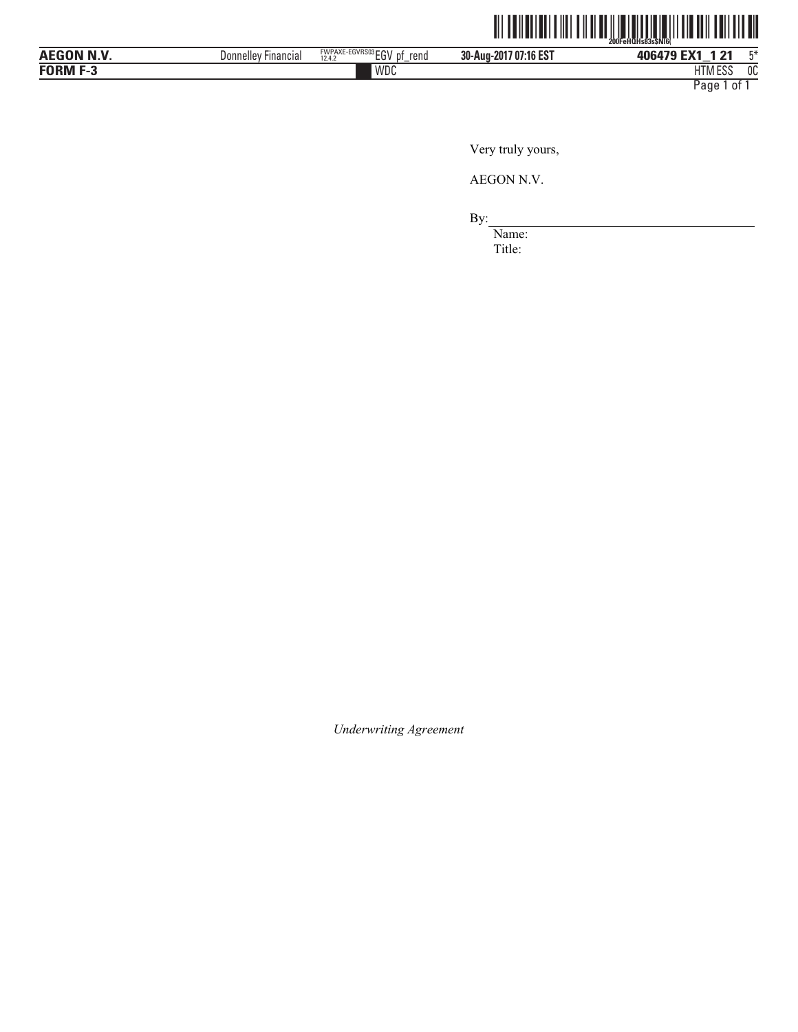Very truly yours,

AEGON N.V.

By: \_\_\_\_\_\_\_\_\_\_\_\_\_\_\_\_\_\_\_\_\_\_\_\_\_\_\_\_\_\_

Name:

Title:

*Underwriting Agreement*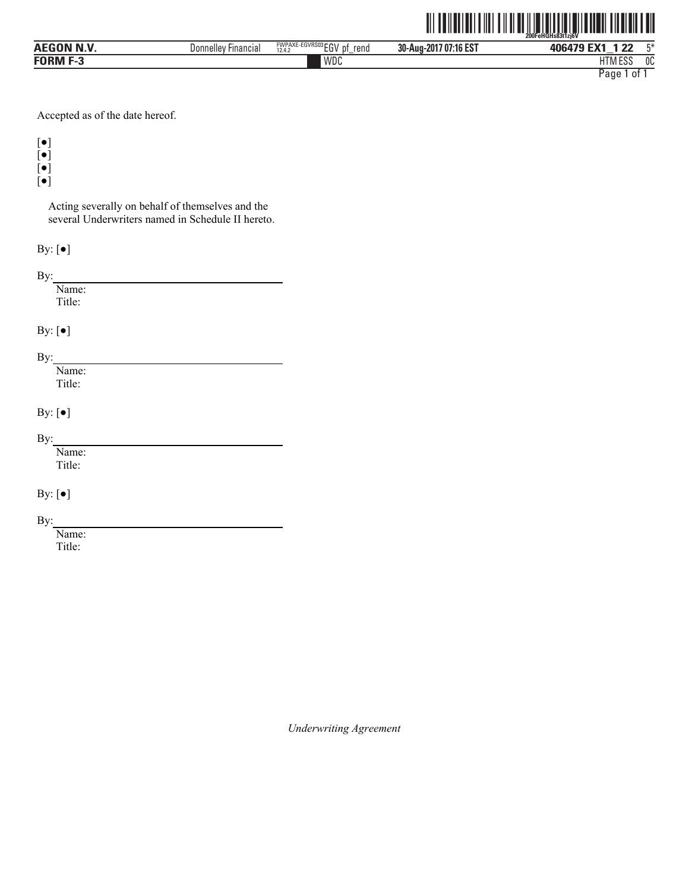Accepted as of the date hereof.

[●]
[●]
[●]
[●]

Acting severally on behalf of themselves and the several Underwriters named in Schedule II hereto.

By: [●]

By: ______________________________
Name:
Title:

By: [●]

By: ______________________________
Name:
Title:

By: [●]

By: ______________________________
Name:
Title:

By: [●]

By: ______________________________
Name:
Title:

*Underwriting Agreement*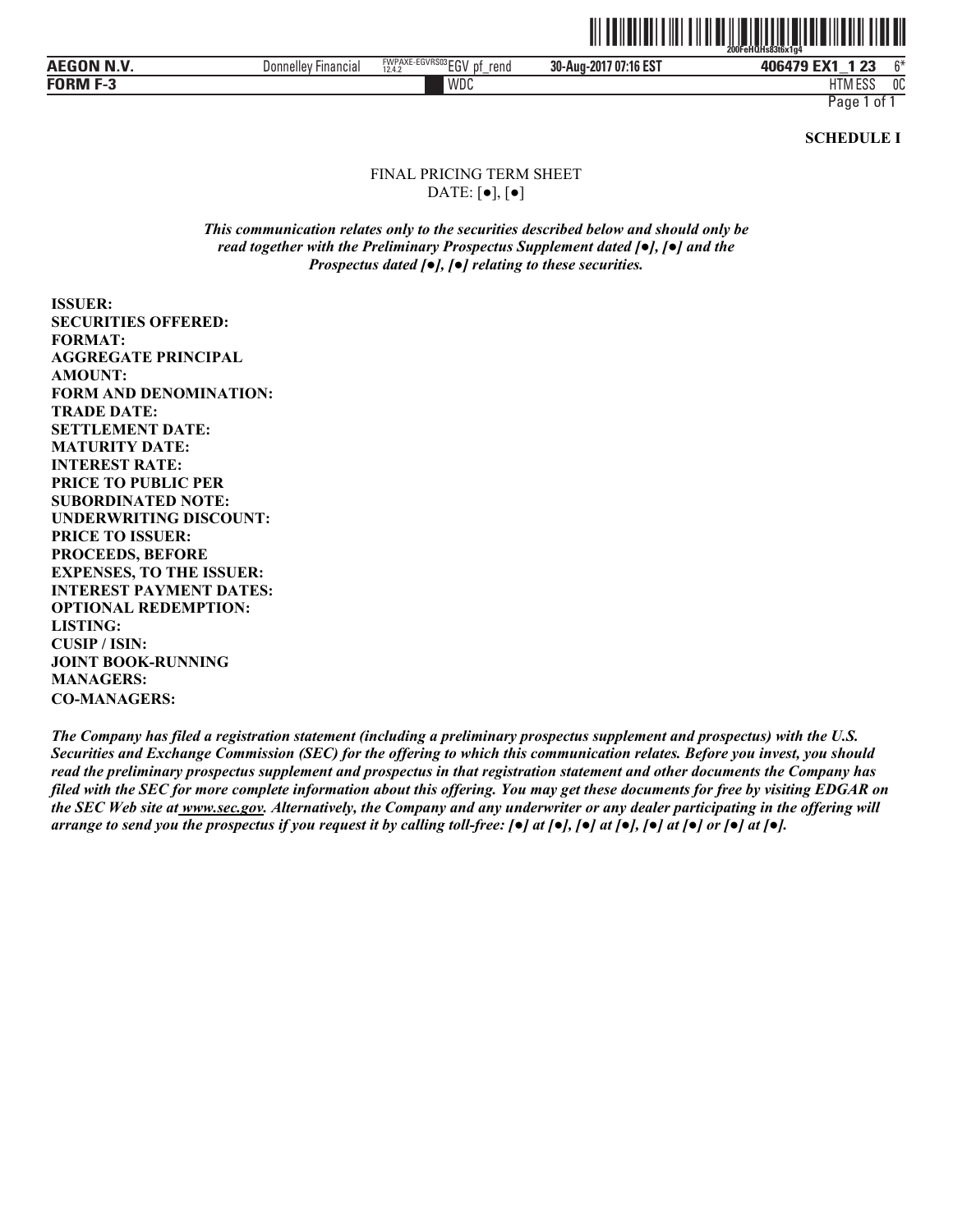**SCHEDULE I**

FINAL PRICING TERM SHEET
DATE: [●], [●]

***This communication relates only to the securities described below and should only be read together with the Preliminary Prospectus Supplement dated [●], [●] and the Prospectus dated [●], [●] relating to these securities.***

**ISSUER:**
**SECURITIES OFFERED:**
**FORMAT:**
**AGGREGATE PRINCIPAL AMOUNT:**
**FORM AND DENOMINATION:**
**TRADE DATE:**
**SETTLEMENT DATE:**
**MATURITY DATE:**
**INTEREST RATE:**
**PRICE TO PUBLIC PER SUBORDINATED NOTE:**
**UNDERWRITING DISCOUNT:**
**PRICE TO ISSUER:**
**PROCEEDS, BEFORE EXPENSES, TO THE ISSUER:**
**INTEREST PAYMENT DATES:**
**OPTIONAL REDEMPTION:**
**LISTING:**
**CUSIP / ISIN:**
**JOINT BOOK-RUNNING MANAGERS:**
**CO-MANAGERS:**

***The Company has filed a registration statement (including a preliminary prospectus supplement and prospectus) with the U.S. Securities and Exchange Commission (SEC) for the offering to which this communication relates. Before you invest, you should read the preliminary prospectus supplement and prospectus in that registration statement and other documents the Company has filed with the SEC for more complete information about this offering. You may get these documents for free by visiting EDGAR on the SEC Web site at www.sec.gov. Alternatively, the Company and any underwriter or any dealer participating in the offering will arrange to send you the prospectus if you request it by calling toll-free: [●] at [●], [●] at [●], [●] at [●] or [●] at [●].***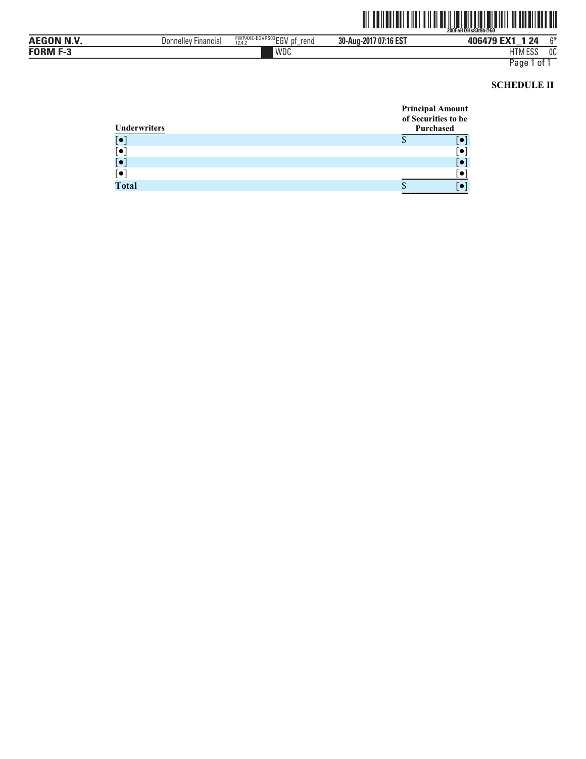## SCHEDULE II

| Underwriters | Principal Amount of Securities to be Purchased |
|---|---|
| [●] | $ [●] |
| [●] | [●] |
| [●] | [●] |
| [●] | [●] |
| **Total** | $ [●] |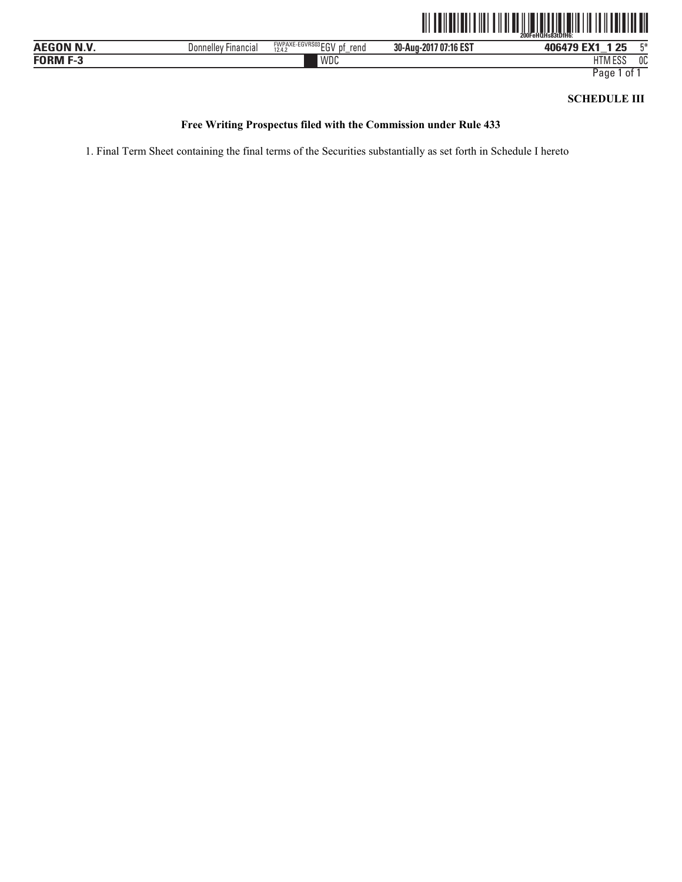**SCHEDULE III**

**Free Writing Prospectus filed with the Commission under Rule 433**

1. Final Term Sheet containing the final terms of the Securities substantially as set forth in Schedule I hereto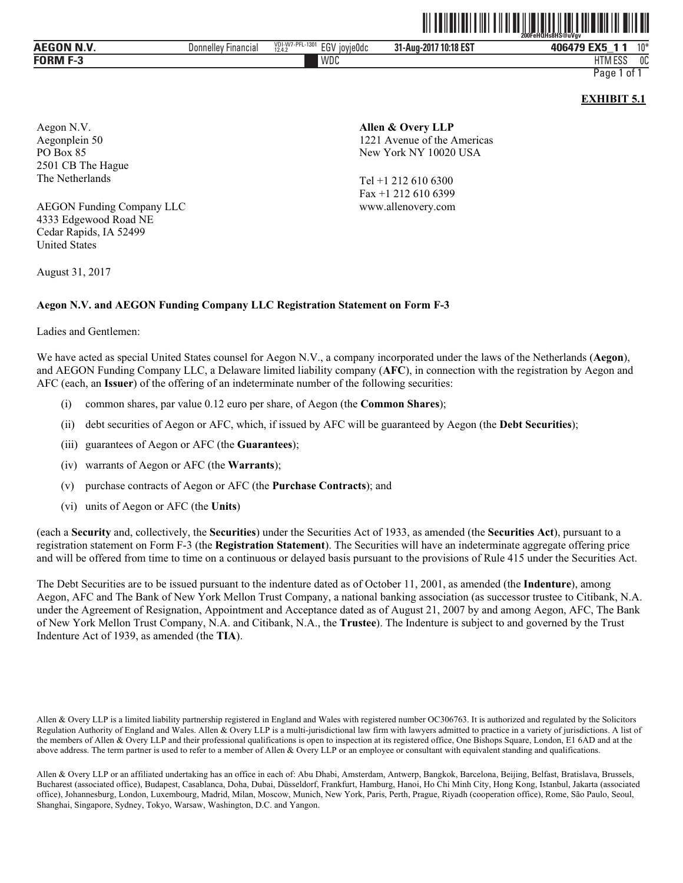**EXHIBIT 5.1**

Aegon N.V.
Aegonplein 50
PO Box 85
2501 CB The Hague
The Netherlands

AEGON Funding Company LLC
4333 Edgewood Road NE
Cedar Rapids, IA 52499
United States

**Allen & Overy LLP**
1221 Avenue of the Americas
New York NY 10020 USA

Tel +1 212 610 6300
Fax +1 212 610 6399
www.allenovery.com

August 31, 2017

**Aegon N.V. and AEGON Funding Company LLC Registration Statement on Form F-3**

Ladies and Gentlemen:

We have acted as special United States counsel for Aegon N.V., a company incorporated under the laws of the Netherlands (**Aegon**), and AEGON Funding Company LLC, a Delaware limited liability company (**AFC**), in connection with the registration by Aegon and AFC (each, an **Issuer**) of the offering of an indeterminate number of the following securities:

(i) common shares, par value 0.12 euro per share, of Aegon (the **Common Shares**);

(ii) debt securities of Aegon or AFC, which, if issued by AFC will be guaranteed by Aegon (the **Debt Securities**);

(iii) guarantees of Aegon or AFC (the **Guarantees**);

(iv) warrants of Aegon or AFC (the **Warrants**);

(v) purchase contracts of Aegon or AFC (the **Purchase Contracts**); and

(vi) units of Aegon or AFC (the **Units**)

(each a **Security** and, collectively, the **Securities**) under the Securities Act of 1933, as amended (the **Securities Act**), pursuant to a registration statement on Form F-3 (the **Registration Statement**). The Securities will have an indeterminate aggregate offering price and will be offered from time to time on a continuous or delayed basis pursuant to the provisions of Rule 415 under the Securities Act.

The Debt Securities are to be issued pursuant to the indenture dated as of October 11, 2001, as amended (the **Indenture**), among Aegon, AFC and The Bank of New York Mellon Trust Company, a national banking association (as successor trustee to Citibank, N.A. under the Agreement of Resignation, Appointment and Acceptance dated as of August 21, 2007 by and among Aegon, AFC, The Bank of New York Mellon Trust Company, N.A. and Citibank, N.A., the **Trustee**). The Indenture is subject to and governed by the Trust Indenture Act of 1939, as amended (the **TIA**).

Allen & Overy LLP is a limited liability partnership registered in England and Wales with registered number OC306763. It is authorized and regulated by the Solicitors Regulation Authority of England and Wales. Allen & Overy LLP is a multi-jurisdictional law firm with lawyers admitted to practice in a variety of jurisdictions. A list of the members of Allen & Overy LLP and their professional qualifications is open to inspection at its registered office, One Bishops Square, London, E1 6AD and at the above address. The term partner is used to refer to a member of Allen & Overy LLP or an employee or consultant with equivalent standing and qualifications.

Allen & Overy LLP or an affiliated undertaking has an office in each of: Abu Dhabi, Amsterdam, Antwerp, Bangkok, Barcelona, Beijing, Belfast, Bratislava, Brussels, Bucharest (associated office), Budapest, Casablanca, Doha, Dubai, Düsseldorf, Frankfurt, Hamburg, Hanoi, Ho Chi Minh City, Hong Kong, Istanbul, Jakarta (associated office), Johannesburg, London, Luxembourg, Madrid, Milan, Moscow, Munich, New York, Paris, Perth, Prague, Riyadh (cooperation office), Rome, São Paulo, Seoul, Shanghai, Singapore, Sydney, Tokyo, Warsaw, Washington, D.C. and Yangon.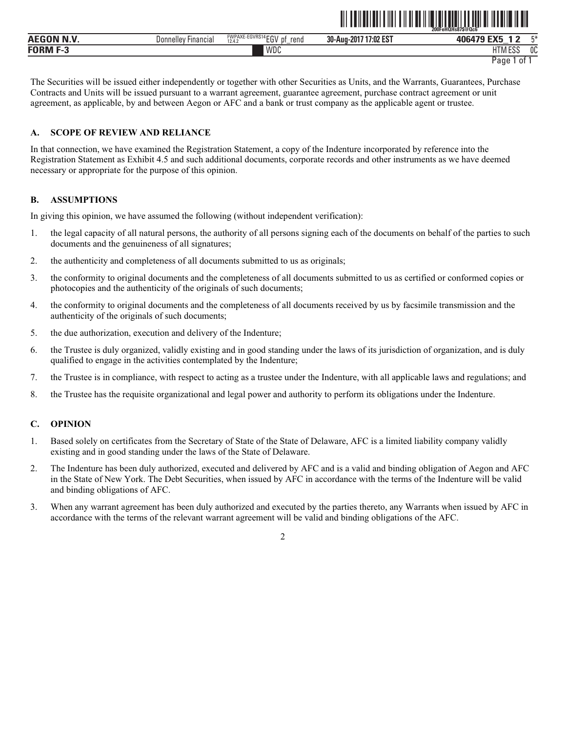The Securities will be issued either independently or together with other Securities as Units, and the Warrants, Guarantees, Purchase Contracts and Units will be issued pursuant to a warrant agreement, guarantee agreement, purchase contract agreement or unit agreement, as applicable, by and between Aegon or AFC and a bank or trust company as the applicable agent or trustee.

## A. SCOPE OF REVIEW AND RELIANCE

In that connection, we have examined the Registration Statement, a copy of the Indenture incorporated by reference into the Registration Statement as Exhibit 4.5 and such additional documents, corporate records and other instruments as we have deemed necessary or appropriate for the purpose of this opinion.

## B. ASSUMPTIONS

In giving this opinion, we have assumed the following (without independent verification):

1. the legal capacity of all natural persons, the authority of all persons signing each of the documents on behalf of the parties to such documents and the genuineness of all signatures;
2. the authenticity and completeness of all documents submitted to us as originals;
3. the conformity to original documents and the completeness of all documents submitted to us as certified or conformed copies or photocopies and the authenticity of the originals of such documents;
4. the conformity to original documents and the completeness of all documents received by us by facsimile transmission and the authenticity of the originals of such documents;
5. the due authorization, execution and delivery of the Indenture;
6. the Trustee is duly organized, validly existing and in good standing under the laws of its jurisdiction of organization, and is duly qualified to engage in the activities contemplated by the Indenture;
7. the Trustee is in compliance, with respect to acting as a trustee under the Indenture, with all applicable laws and regulations; and
8. the Trustee has the requisite organizational and legal power and authority to perform its obligations under the Indenture.

## C. OPINION

1. Based solely on certificates from the Secretary of State of the State of Delaware, AFC is a limited liability company validly existing and in good standing under the laws of the State of Delaware.
2. The Indenture has been duly authorized, executed and delivered by AFC and is a valid and binding obligation of Aegon and AFC in the State of New York. The Debt Securities, when issued by AFC in accordance with the terms of the Indenture will be valid and binding obligations of AFC.
3. When any warrant agreement has been duly authorized and executed by the parties thereto, any Warrants when issued by AFC in accordance with the terms of the relevant warrant agreement will be valid and binding obligations of the AFC.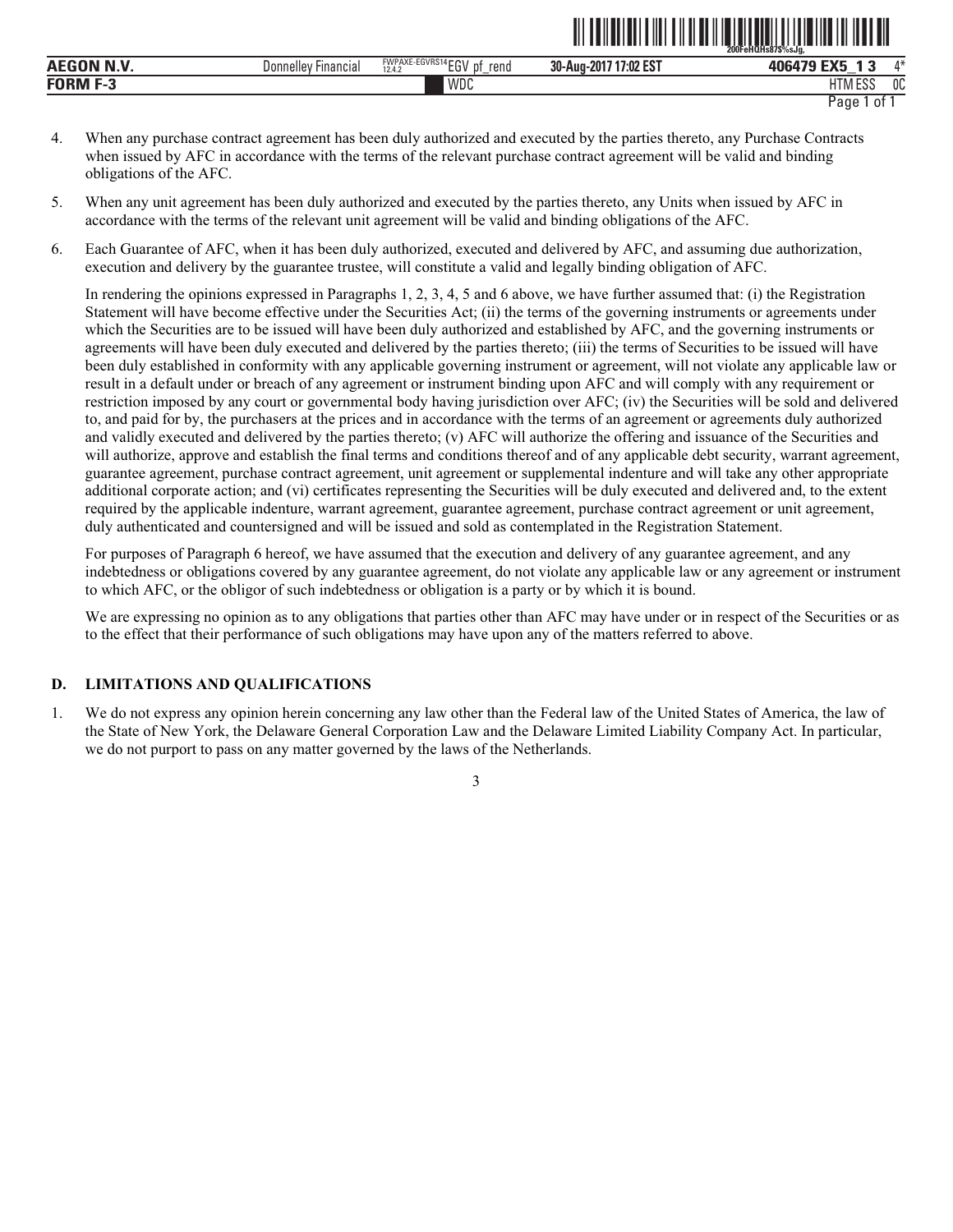4. When any purchase contract agreement has been duly authorized and executed by the parties thereto, any Purchase Contracts when issued by AFC in accordance with the terms of the relevant purchase contract agreement will be valid and binding obligations of the AFC.

5. When any unit agreement has been duly authorized and executed by the parties thereto, any Units when issued by AFC in accordance with the terms of the relevant unit agreement will be valid and binding obligations of the AFC.

6. Each Guarantee of AFC, when it has been duly authorized, executed and delivered by AFC, and assuming due authorization, execution and delivery by the guarantee trustee, will constitute a valid and legally binding obligation of AFC.

   In rendering the opinions expressed in Paragraphs 1, 2, 3, 4, 5 and 6 above, we have further assumed that: (i) the Registration Statement will have become effective under the Securities Act; (ii) the terms of the governing instruments or agreements under which the Securities are to be issued will have been duly authorized and established by AFC, and the governing instruments or agreements will have been duly executed and delivered by the parties thereto; (iii) the terms of Securities to be issued will have been duly established in conformity with any applicable governing instrument or agreement, will not violate any applicable law or result in a default under or breach of any agreement or instrument binding upon AFC and will comply with any requirement or restriction imposed by any court or governmental body having jurisdiction over AFC; (iv) the Securities will be sold and delivered to, and paid for by, the purchasers at the prices and in accordance with the terms of an agreement or agreements duly authorized and validly executed and delivered by the parties thereto; (v) AFC will authorize the offering and issuance of the Securities and will authorize, approve and establish the final terms and conditions thereof and of any applicable debt security, warrant agreement, guarantee agreement, purchase contract agreement, unit agreement or supplemental indenture and will take any other appropriate additional corporate action; and (vi) certificates representing the Securities will be duly executed and delivered and, to the extent required by the applicable indenture, warrant agreement, guarantee agreement, purchase contract agreement or unit agreement, duly authenticated and countersigned and will be issued and sold as contemplated in the Registration Statement.

   For purposes of Paragraph 6 hereof, we have assumed that the execution and delivery of any guarantee agreement, and any indebtedness or obligations covered by any guarantee agreement, do not violate any applicable law or any agreement or instrument to which AFC, or the obligor of such indebtedness or obligation is a party or by which it is bound.

   We are expressing no opinion as to any obligations that parties other than AFC may have under or in respect of the Securities or as to the effect that their performance of such obligations may have upon any of the matters referred to above.

## D. LIMITATIONS AND QUALIFICATIONS

1. We do not express any opinion herein concerning any law other than the Federal law of the United States of America, the law of the State of New York, the Delaware General Corporation Law and the Delaware Limited Liability Company Act. In particular, we do not purport to pass on any matter governed by the laws of the Netherlands.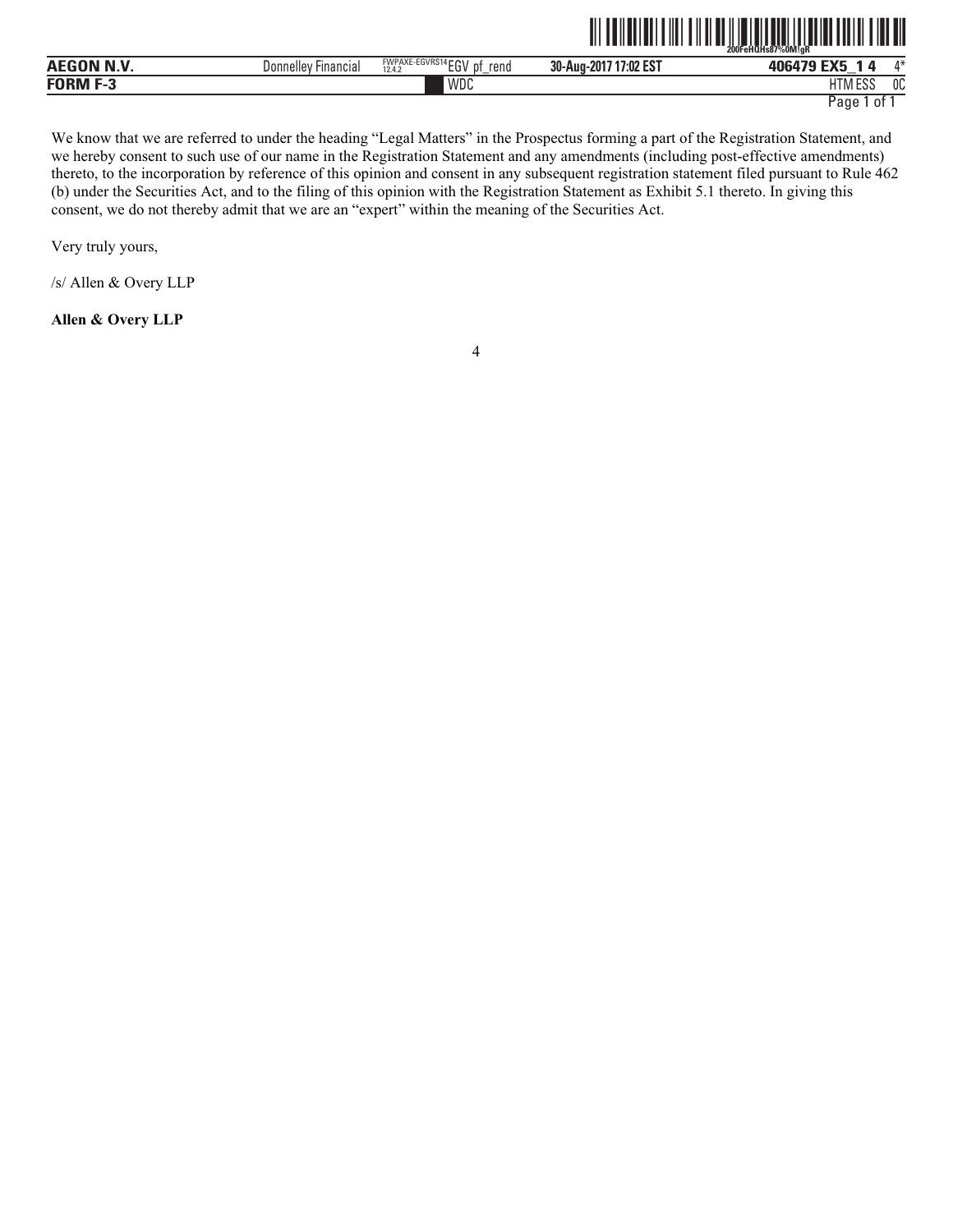We know that we are referred to under the heading "Legal Matters" in the Prospectus forming a part of the Registration Statement, and we hereby consent to such use of our name in the Registration Statement and any amendments (including post-effective amendments) thereto, to the incorporation by reference of this opinion and consent in any subsequent registration statement filed pursuant to Rule 462 (b) under the Securities Act, and to the filing of this opinion with the Registration Statement as Exhibit 5.1 thereto. In giving this consent, we do not thereby admit that we are an "expert" within the meaning of the Securities Act.

Very truly yours,

/s/ Allen & Overy LLP

**Allen & Overy LLP**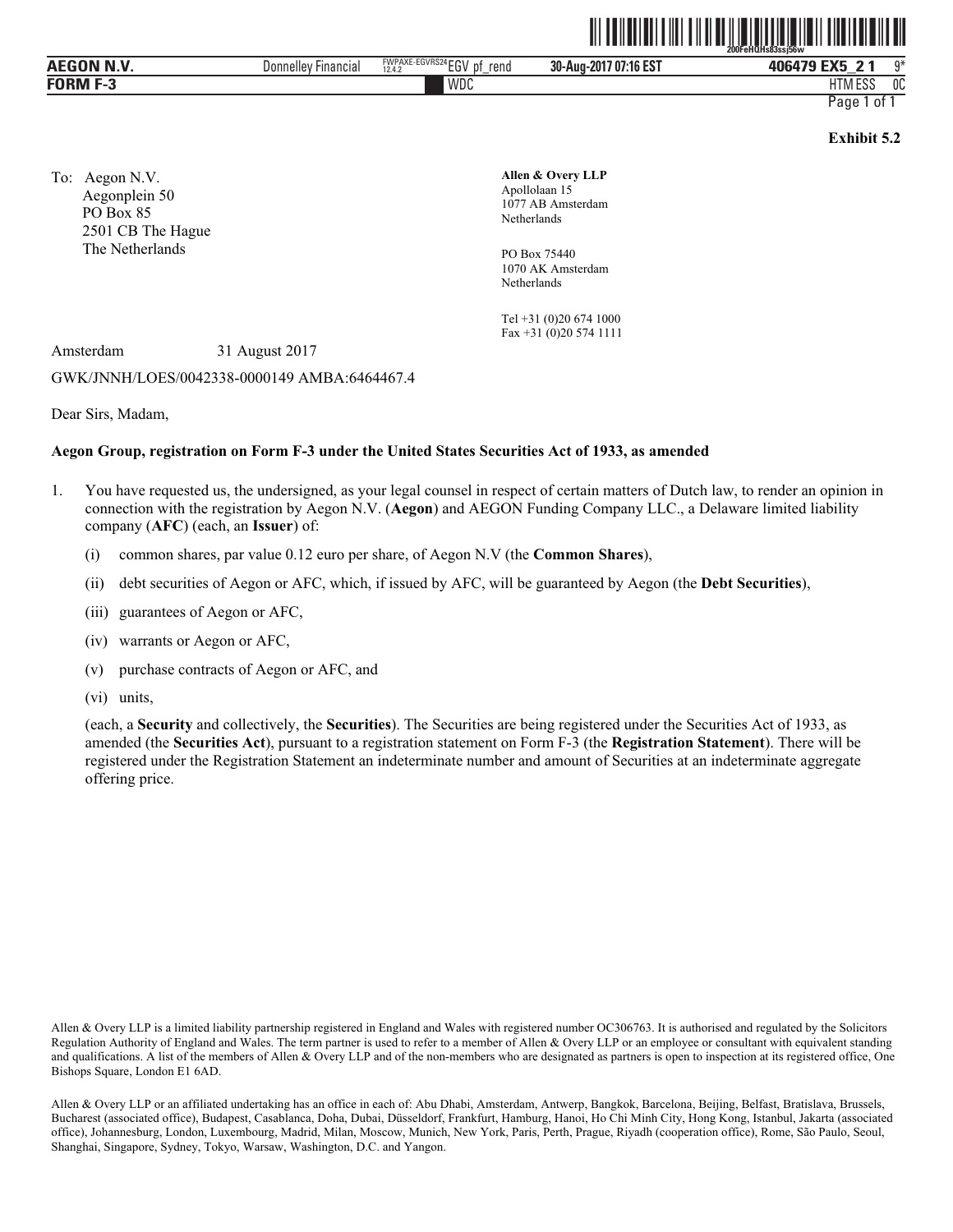**Exhibit 5.2**

To: Aegon N.V.
Aegonplein 50
PO Box 85
2501 CB The Hague
The Netherlands

**Allen & Overy LLP**
Apollolaan 15
1077 AB Amsterdam
Netherlands

PO Box 75440
1070 AK Amsterdam
Netherlands

Tel +31 (0)20 674 1000
Fax +31 (0)20 574 1111

Amsterdam 31 August 2017

GWK/JNNH/LOES/0042338-0000149 AMBA:6464467.4

Dear Sirs, Madam,

**Aegon Group, registration on Form F-3 under the United States Securities Act of 1933, as amended**

1. You have requested us, the undersigned, as your legal counsel in respect of certain matters of Dutch law, to render an opinion in connection with the registration by Aegon N.V. (**Aegon**) and AEGON Funding Company LLC., a Delaware limited liability company (**AFC**) (each, an **Issuer**) of:

   (i) common shares, par value 0.12 euro per share, of Aegon N.V (the **Common Shares**),

   (ii) debt securities of Aegon or AFC, which, if issued by AFC, will be guaranteed by Aegon (the **Debt Securities**),

   (iii) guarantees of Aegon or AFC,

   (iv) warrants or Aegon or AFC,

   (v) purchase contracts of Aegon or AFC, and

   (vi) units,

   (each, a **Security** and collectively, the **Securities**). The Securities are being registered under the Securities Act of 1933, as amended (the **Securities Act**), pursuant to a registration statement on Form F-3 (the **Registration Statement**). There will be registered under the Registration Statement an indeterminate number and amount of Securities at an indeterminate aggregate offering price.

Allen & Overy LLP is a limited liability partnership registered in England and Wales with registered number OC306763. It is authorised and regulated by the Solicitors Regulation Authority of England and Wales. The term partner is used to refer to a member of Allen & Overy LLP or an employee or consultant with equivalent standing and qualifications. A list of the members of Allen & Overy LLP and of the non-members who are designated as partners is open to inspection at its registered office, One Bishops Square, London E1 6AD.

Allen & Overy LLP or an affiliated undertaking has an office in each of: Abu Dhabi, Amsterdam, Antwerp, Bangkok, Barcelona, Beijing, Belfast, Bratislava, Brussels, Bucharest (associated office), Budapest, Casablanca, Doha, Dubai, Düsseldorf, Frankfurt, Hamburg, Hanoi, Ho Chi Minh City, Hong Kong, Istanbul, Jakarta (associated office), Johannesburg, London, Luxembourg, Madrid, Milan, Moscow, Munich, New York, Paris, Perth, Prague, Riyadh (cooperation office), Rome, São Paulo, Seoul, Shanghai, Singapore, Sydney, Tokyo, Warsaw, Washington, D.C. and Yangon.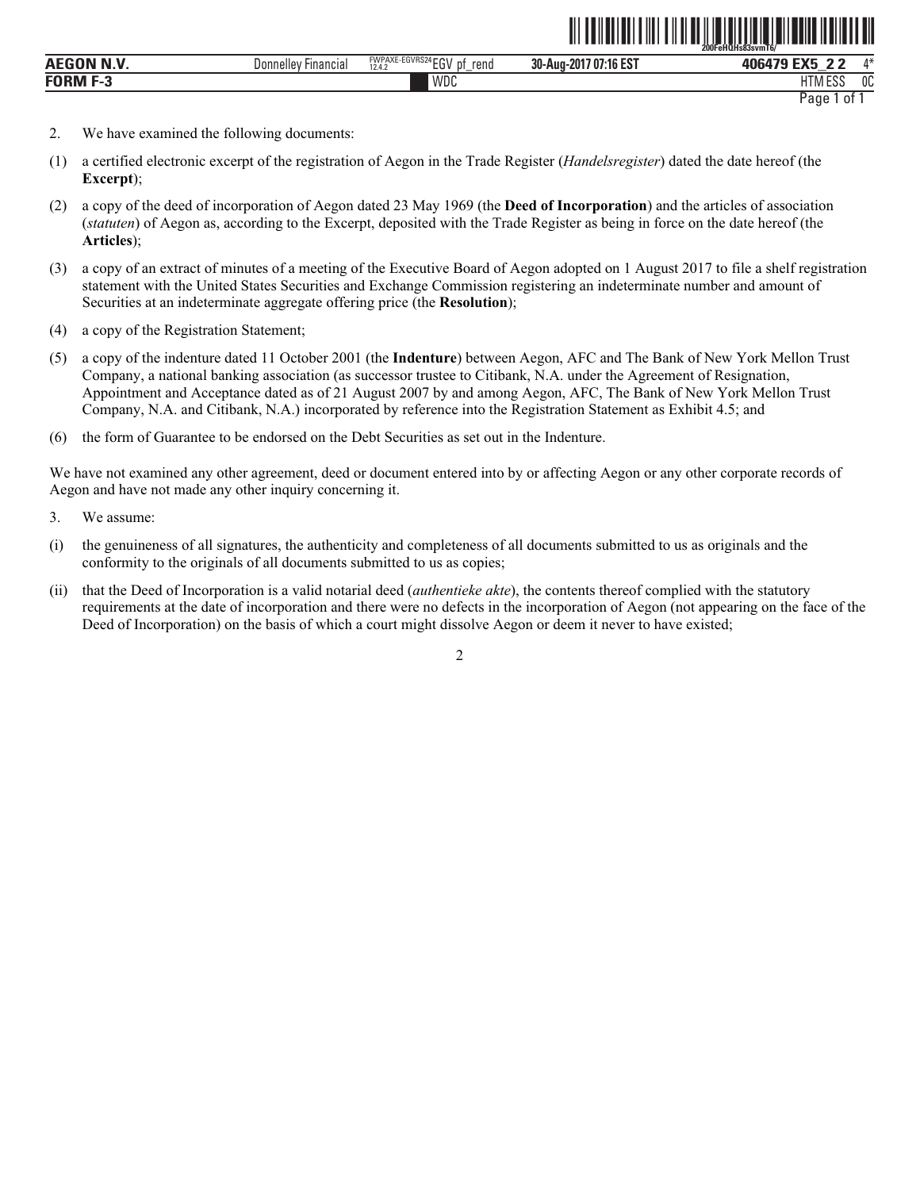2. We have examined the following documents:

(1) a certified electronic excerpt of the registration of Aegon in the Trade Register (*Handelsregister*) dated the date hereof (the **Excerpt**);

(2) a copy of the deed of incorporation of Aegon dated 23 May 1969 (the **Deed of Incorporation**) and the articles of association (*statuten*) of Aegon as, according to the Excerpt, deposited with the Trade Register as being in force on the date hereof (the **Articles**);

(3) a copy of an extract of minutes of a meeting of the Executive Board of Aegon adopted on 1 August 2017 to file a shelf registration statement with the United States Securities and Exchange Commission registering an indeterminate number and amount of Securities at an indeterminate aggregate offering price (the **Resolution**);

(4) a copy of the Registration Statement;

(5) a copy of the indenture dated 11 October 2001 (the **Indenture**) between Aegon, AFC and The Bank of New York Mellon Trust Company, a national banking association (as successor trustee to Citibank, N.A. under the Agreement of Resignation, Appointment and Acceptance dated as of 21 August 2007 by and among Aegon, AFC, The Bank of New York Mellon Trust Company, N.A. and Citibank, N.A.) incorporated by reference into the Registration Statement as Exhibit 4.5; and

(6) the form of Guarantee to be endorsed on the Debt Securities as set out in the Indenture.

We have not examined any other agreement, deed or document entered into by or affecting Aegon or any other corporate records of Aegon and have not made any other inquiry concerning it.

3. We assume:

(i) the genuineness of all signatures, the authenticity and completeness of all documents submitted to us as originals and the conformity to the originals of all documents submitted to us as copies;

(ii) that the Deed of Incorporation is a valid notarial deed (*authentieke akte*), the contents thereof complied with the statutory requirements at the date of incorporation and there were no defects in the incorporation of Aegon (not appearing on the face of the Deed of Incorporation) on the basis of which a court might dissolve Aegon or deem it never to have existed;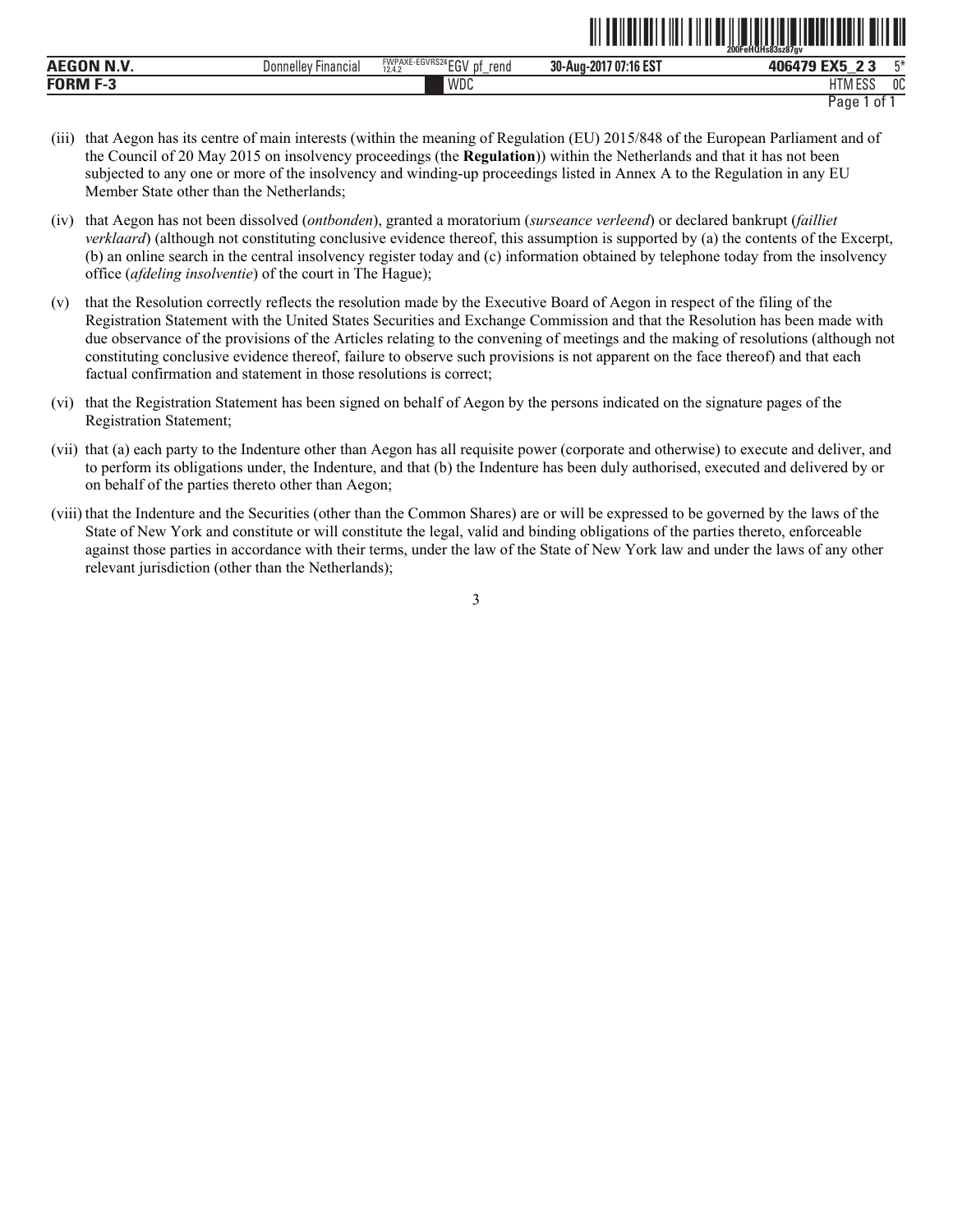(iii) that Aegon has its centre of main interests (within the meaning of Regulation (EU) 2015/848 of the European Parliament and of the Council of 20 May 2015 on insolvency proceedings (the **Regulation**)) within the Netherlands and that it has not been subjected to any one or more of the insolvency and winding-up proceedings listed in Annex A to the Regulation in any EU Member State other than the Netherlands;

(iv) that Aegon has not been dissolved (*ontbonden*), granted a moratorium (*surseance verleend*) or declared bankrupt (*failliet verklaard*) (although not constituting conclusive evidence thereof, this assumption is supported by (a) the contents of the Excerpt, (b) an online search in the central insolvency register today and (c) information obtained by telephone today from the insolvency office (*afdeling insolventie*) of the court in The Hague);

(v) that the Resolution correctly reflects the resolution made by the Executive Board of Aegon in respect of the filing of the Registration Statement with the United States Securities and Exchange Commission and that the Resolution has been made with due observance of the provisions of the Articles relating to the convening of meetings and the making of resolutions (although not constituting conclusive evidence thereof, failure to observe such provisions is not apparent on the face thereof) and that each factual confirmation and statement in those resolutions is correct;

(vi) that the Registration Statement has been signed on behalf of Aegon by the persons indicated on the signature pages of the Registration Statement;

(vii) that (a) each party to the Indenture other than Aegon has all requisite power (corporate and otherwise) to execute and deliver, and to perform its obligations under, the Indenture, and that (b) the Indenture has been duly authorised, executed and delivered by or on behalf of the parties thereto other than Aegon;

(viii) that the Indenture and the Securities (other than the Common Shares) are or will be expressed to be governed by the laws of the State of New York and constitute or will constitute the legal, valid and binding obligations of the parties thereto, enforceable against those parties in accordance with their terms, under the law of the State of New York law and under the laws of any other relevant jurisdiction (other than the Netherlands);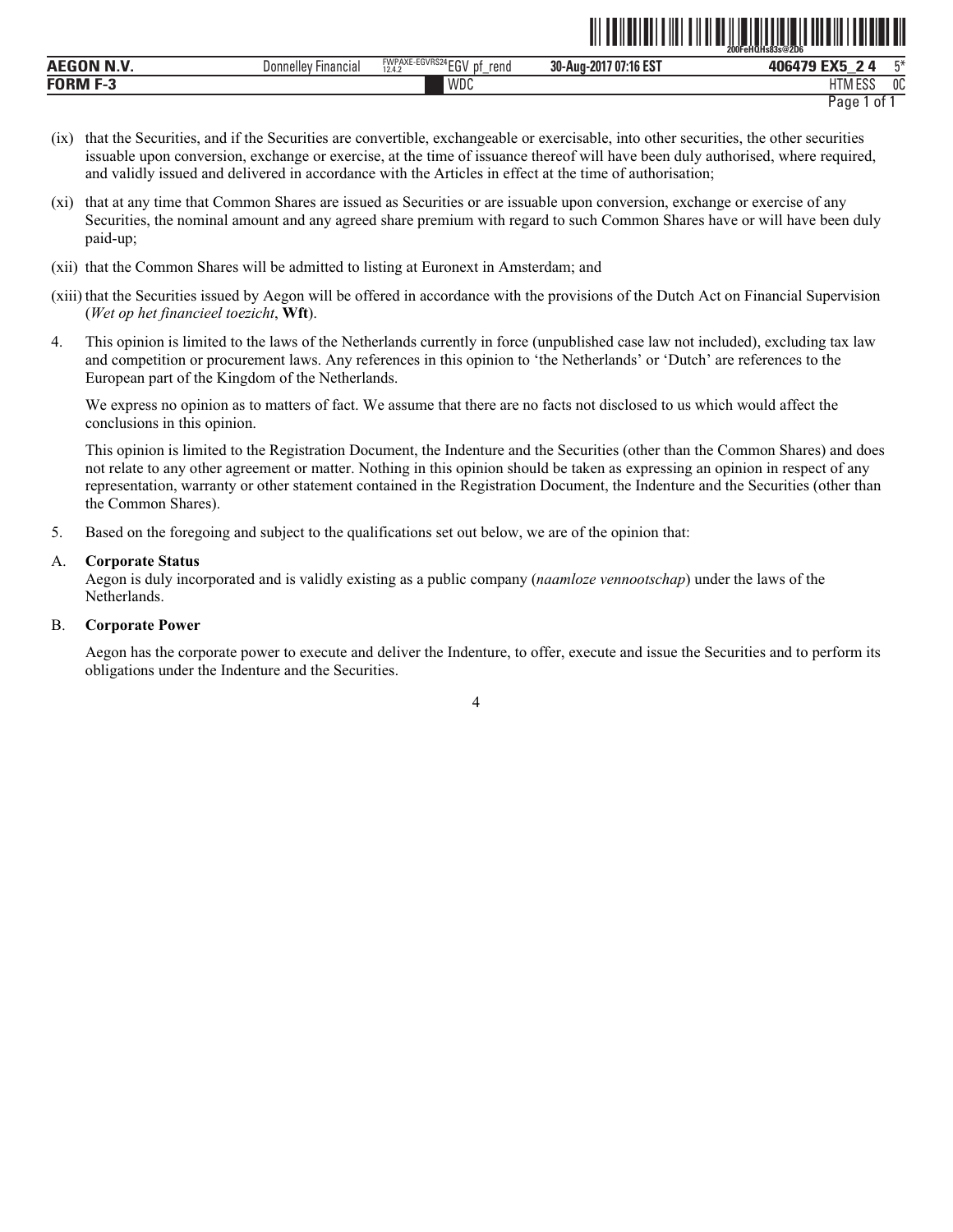(ix) that the Securities, and if the Securities are convertible, exchangeable or exercisable, into other securities, the other securities issuable upon conversion, exchange or exercise, at the time of issuance thereof will have been duly authorised, where required, and validly issued and delivered in accordance with the Articles in effect at the time of authorisation;

(xi) that at any time that Common Shares are issued as Securities or are issuable upon conversion, exchange or exercise of any Securities, the nominal amount and any agreed share premium with regard to such Common Shares have or will have been duly paid-up;

(xii) that the Common Shares will be admitted to listing at Euronext in Amsterdam; and

(xiii) that the Securities issued by Aegon will be offered in accordance with the provisions of the Dutch Act on Financial Supervision (*Wet op het financieel toezicht*, **Wft**).

4. This opinion is limited to the laws of the Netherlands currently in force (unpublished case law not included), excluding tax law and competition or procurement laws. Any references in this opinion to 'the Netherlands' or 'Dutch' are references to the European part of the Kingdom of the Netherlands.

   We express no opinion as to matters of fact. We assume that there are no facts not disclosed to us which would affect the conclusions in this opinion.

   This opinion is limited to the Registration Document, the Indenture and the Securities (other than the Common Shares) and does not relate to any other agreement or matter. Nothing in this opinion should be taken as expressing an opinion in respect of any representation, warranty or other statement contained in the Registration Document, the Indenture and the Securities (other than the Common Shares).

5. Based on the foregoing and subject to the qualifications set out below, we are of the opinion that:

A. **Corporate Status**

   Aegon is duly incorporated and is validly existing as a public company (*naamloze vennootschap*) under the laws of the Netherlands.

B. **Corporate Power**

   Aegon has the corporate power to execute and deliver the Indenture, to offer, execute and issue the Securities and to perform its obligations under the Indenture and the Securities.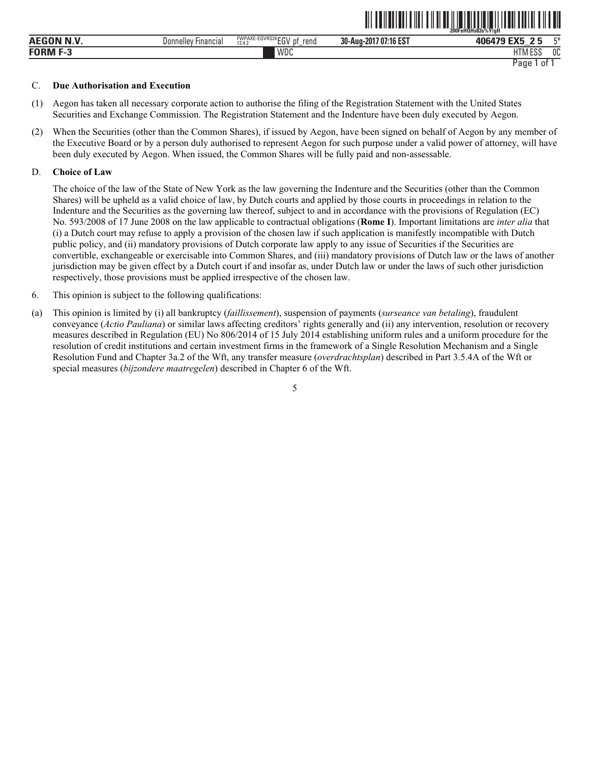C. **Due Authorisation and Execution**

(1) Aegon has taken all necessary corporate action to authorise the filing of the Registration Statement with the United States Securities and Exchange Commission. The Registration Statement and the Indenture have been duly executed by Aegon.

(2) When the Securities (other than the Common Shares), if issued by Aegon, have been signed on behalf of Aegon by any member of the Executive Board or by a person duly authorised to represent Aegon for such purpose under a valid power of attorney, will have been duly executed by Aegon. When issued, the Common Shares will be fully paid and non-assessable.

D. **Choice of Law**

The choice of the law of the State of New York as the law governing the Indenture and the Securities (other than the Common Shares) will be upheld as a valid choice of law, by Dutch courts and applied by those courts in proceedings in relation to the Indenture and the Securities as the governing law thereof, subject to and in accordance with the provisions of Regulation (EC) No. 593/2008 of 17 June 2008 on the law applicable to contractual obligations (**Rome I**). Important limitations are *inter alia* that (i) a Dutch court may refuse to apply a provision of the chosen law if such application is manifestly incompatible with Dutch public policy, and (ii) mandatory provisions of Dutch corporate law apply to any issue of Securities if the Securities are convertible, exchangeable or exercisable into Common Shares, and (iii) mandatory provisions of Dutch law or the laws of another jurisdiction may be given effect by a Dutch court if and insofar as, under Dutch law or under the laws of such other jurisdiction respectively, those provisions must be applied irrespective of the chosen law.

6. This opinion is subject to the following qualifications:

(a) This opinion is limited by (i) all bankruptcy (*faillissement*), suspension of payments (*surseance van betaling*), fraudulent conveyance (*Actio Pauliana*) or similar laws affecting creditors' rights generally and (ii) any intervention, resolution or recovery measures described in Regulation (EU) No 806/2014 of 15 July 2014 establishing uniform rules and a uniform procedure for the resolution of credit institutions and certain investment firms in the framework of a Single Resolution Mechanism and a Single Resolution Fund and Chapter 3a.2 of the Wft, any transfer measure (*overdrachtsplan*) described in Part 3.5.4A of the Wft or special measures (*bijzondere maatregelen*) described in Chapter 6 of the Wft.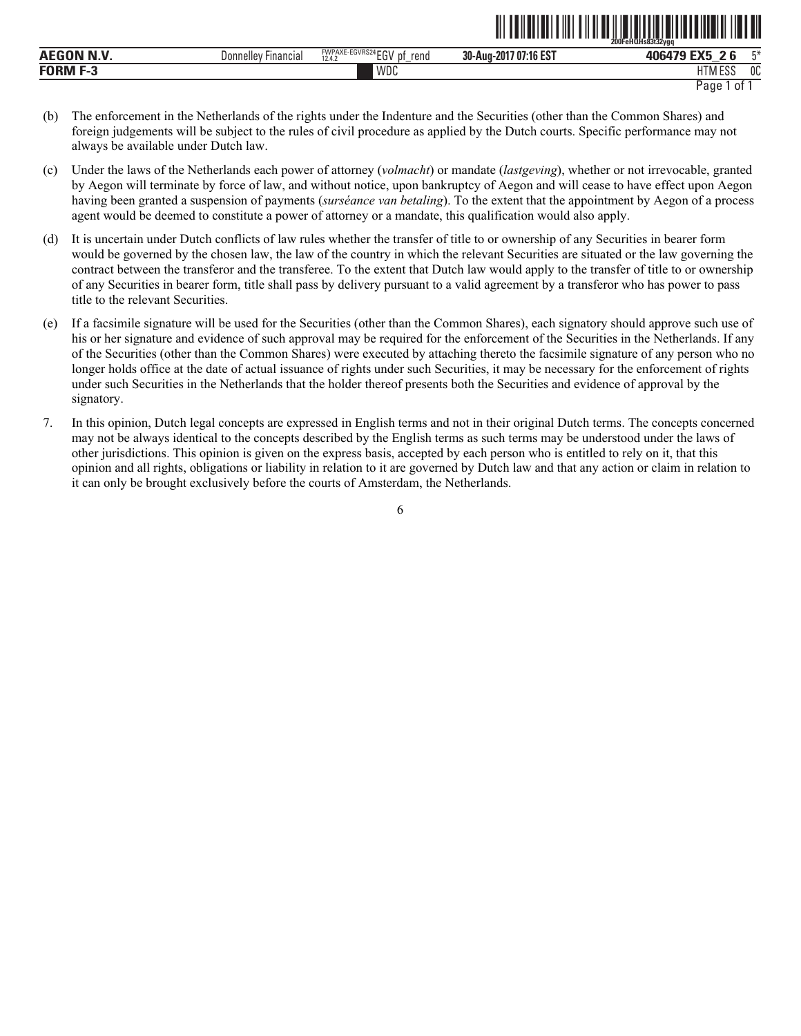(b) The enforcement in the Netherlands of the rights under the Indenture and the Securities (other than the Common Shares) and foreign judgements will be subject to the rules of civil procedure as applied by the Dutch courts. Specific performance may not always be available under Dutch law.

(c) Under the laws of the Netherlands each power of attorney (*volmacht*) or mandate (*lastgeving*), whether or not irrevocable, granted by Aegon will terminate by force of law, and without notice, upon bankruptcy of Aegon and will cease to have effect upon Aegon having been granted a suspension of payments (*surséance van betaling*). To the extent that the appointment by Aegon of a process agent would be deemed to constitute a power of attorney or a mandate, this qualification would also apply.

(d) It is uncertain under Dutch conflicts of law rules whether the transfer of title to or ownership of any Securities in bearer form would be governed by the chosen law, the law of the country in which the relevant Securities are situated or the law governing the contract between the transferor and the transferee. To the extent that Dutch law would apply to the transfer of title to or ownership of any Securities in bearer form, title shall pass by delivery pursuant to a valid agreement by a transferor who has power to pass title to the relevant Securities.

(e) If a facsimile signature will be used for the Securities (other than the Common Shares), each signatory should approve such use of his or her signature and evidence of such approval may be required for the enforcement of the Securities in the Netherlands. If any of the Securities (other than the Common Shares) were executed by attaching thereto the facsimile signature of any person who no longer holds office at the date of actual issuance of rights under such Securities, it may be necessary for the enforcement of rights under such Securities in the Netherlands that the holder thereof presents both the Securities and evidence of approval by the signatory.

7. In this opinion, Dutch legal concepts are expressed in English terms and not in their original Dutch terms. The concepts concerned may not be always identical to the concepts described by the English terms as such terms may be understood under the laws of other jurisdictions. This opinion is given on the express basis, accepted by each person who is entitled to rely on it, that this opinion and all rights, obligations or liability in relation to it are governed by Dutch law and that any action or claim in relation to it can only be brought exclusively before the courts of Amsterdam, the Netherlands.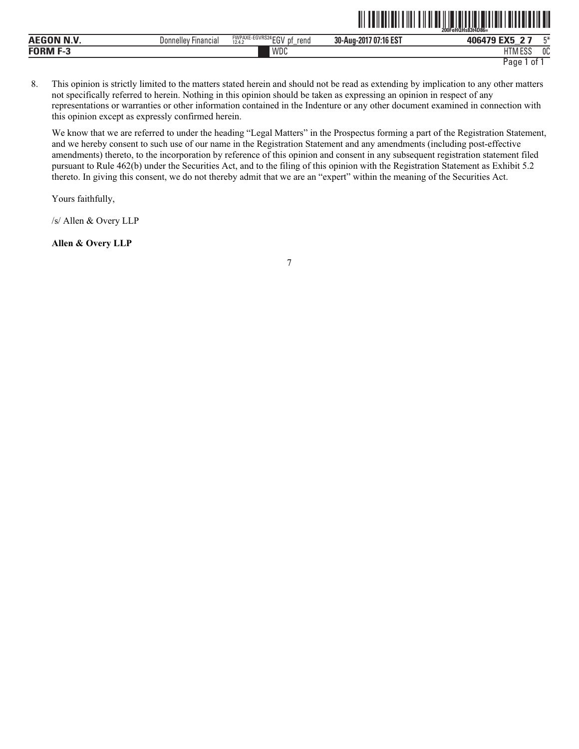8. This opinion is strictly limited to the matters stated herein and should not be read as extending by implication to any other matters not specifically referred to herein. Nothing in this opinion should be taken as expressing an opinion in respect of any representations or warranties or other information contained in the Indenture or any other document examined in connection with this opinion except as expressly confirmed herein.

We know that we are referred to under the heading "Legal Matters" in the Prospectus forming a part of the Registration Statement, and we hereby consent to such use of our name in the Registration Statement and any amendments (including post-effective amendments) thereto, to the incorporation by reference of this opinion and consent in any subsequent registration statement filed pursuant to Rule 462(b) under the Securities Act, and to the filing of this opinion with the Registration Statement as Exhibit 5.2 thereto. In giving this consent, we do not thereby admit that we are an "expert" within the meaning of the Securities Act.

Yours faithfully,

/s/ Allen & Overy LLP

**Allen & Overy LLP**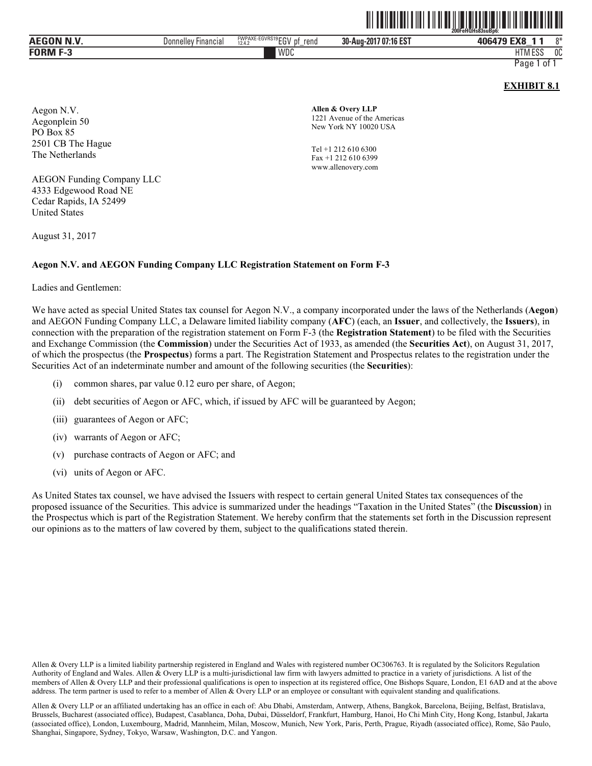**EXHIBIT 8.1**

Aegon N.V.
Aegonplein 50
PO Box 85
2501 CB The Hague
The Netherlands

AEGON Funding Company LLC
4333 Edgewood Road NE
Cedar Rapids, IA 52499
United States

**Allen & Overy LLP**
1221 Avenue of the Americas
New York NY 10020 USA

Tel +1 212 610 6300
Fax +1 212 610 6399
www.allenovery.com

August 31, 2017

**Aegon N.V. and AEGON Funding Company LLC Registration Statement on Form F-3**

Ladies and Gentlemen:

We have acted as special United States tax counsel for Aegon N.V., a company incorporated under the laws of the Netherlands (**Aegon**) and AEGON Funding Company LLC, a Delaware limited liability company (**AFC**) (each, an **Issuer**, and collectively, the **Issuers**), in connection with the preparation of the registration statement on Form F-3 (the **Registration Statement**) to be filed with the Securities and Exchange Commission (the **Commission**) under the Securities Act of 1933, as amended (the **Securities Act**), on August 31, 2017, of which the prospectus (the **Prospectus**) forms a part. The Registration Statement and Prospectus relates to the registration under the Securities Act of an indeterminate number and amount of the following securities (the **Securities**):

(i) common shares, par value 0.12 euro per share, of Aegon;

(ii) debt securities of Aegon or AFC, which, if issued by AFC will be guaranteed by Aegon;

(iii) guarantees of Aegon or AFC;

(iv) warrants of Aegon or AFC;

(v) purchase contracts of Aegon or AFC; and

(vi) units of Aegon or AFC.

As United States tax counsel, we have advised the Issuers with respect to certain general United States tax consequences of the proposed issuance of the Securities. This advice is summarized under the headings "Taxation in the United States" (the **Discussion**) in the Prospectus which is part of the Registration Statement. We hereby confirm that the statements set forth in the Discussion represent our opinions as to the matters of law covered by them, subject to the qualifications stated therein.

Allen & Overy LLP is a limited liability partnership registered in England and Wales with registered number OC306763. It is regulated by the Solicitors Regulation Authority of England and Wales. Allen & Overy LLP is a multi-jurisdictional law firm with lawyers admitted to practice in a variety of jurisdictions. A list of the members of Allen & Overy LLP and their professional qualifications is open to inspection at its registered office, One Bishops Square, London, E1 6AD and at the above address. The term partner is used to refer to a member of Allen & Overy LLP or an employee or consultant with equivalent standing and qualifications.

Allen & Overy LLP or an affiliated undertaking has an office in each of: Abu Dhabi, Amsterdam, Antwerp, Athens, Bangkok, Barcelona, Beijing, Belfast, Bratislava, Brussels, Bucharest (associated office), Budapest, Casablanca, Doha, Dubai, Düsseldorf, Frankfurt, Hamburg, Hanoi, Ho Chi Minh City, Hong Kong, Istanbul, Jakarta (associated office), London, Luxembourg, Madrid, Mannheim, Milan, Moscow, Munich, New York, Paris, Perth, Prague, Riyadh (associated office), Rome, São Paulo, Shanghai, Singapore, Sydney, Tokyo, Warsaw, Washington, D.C. and Yangon.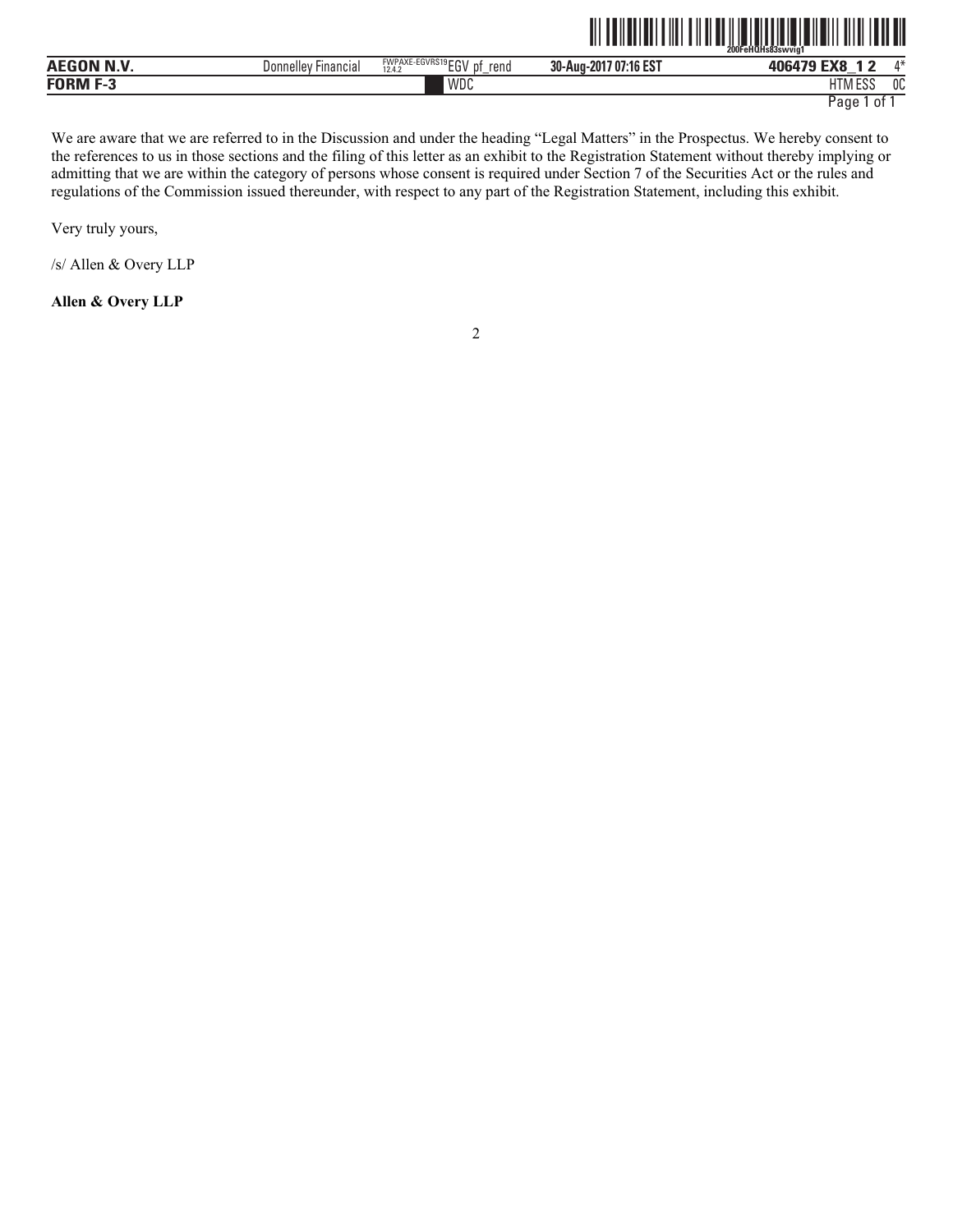We are aware that we are referred to in the Discussion and under the heading "Legal Matters" in the Prospectus. We hereby consent to the references to us in those sections and the filing of this letter as an exhibit to the Registration Statement without thereby implying or admitting that we are within the category of persons whose consent is required under Section 7 of the Securities Act or the rules and regulations of the Commission issued thereunder, with respect to any part of the Registration Statement, including this exhibit.

Very truly yours,

/s/ Allen & Overy LLP

**Allen & Overy LLP**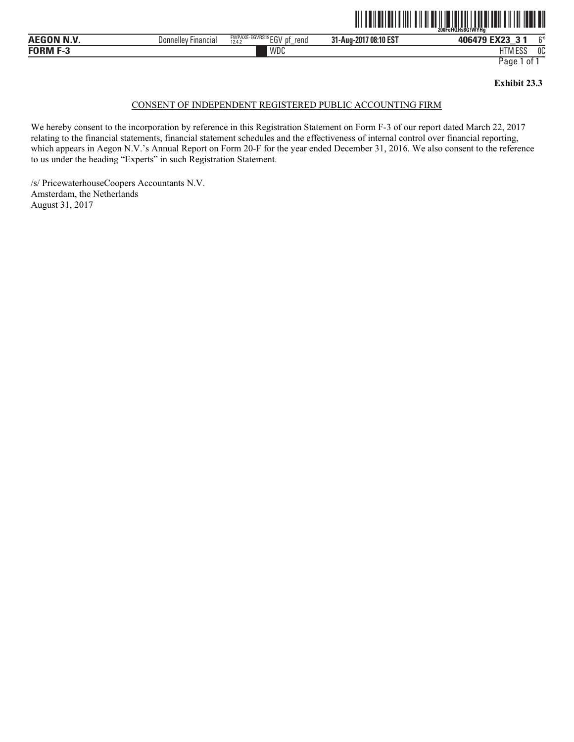**Exhibit 23.3**

CONSENT OF INDEPENDENT REGISTERED PUBLIC ACCOUNTING FIRM

We hereby consent to the incorporation by reference in this Registration Statement on Form F-3 of our report dated March 22, 2017 relating to the financial statements, financial statement schedules and the effectiveness of internal control over financial reporting, which appears in Aegon N.V.'s Annual Report on Form 20-F for the year ended December 31, 2016. We also consent to the reference to us under the heading "Experts" in such Registration Statement.

/s/ PricewaterhouseCoopers Accountants N.V.
Amsterdam, the Netherlands
August 31, 2017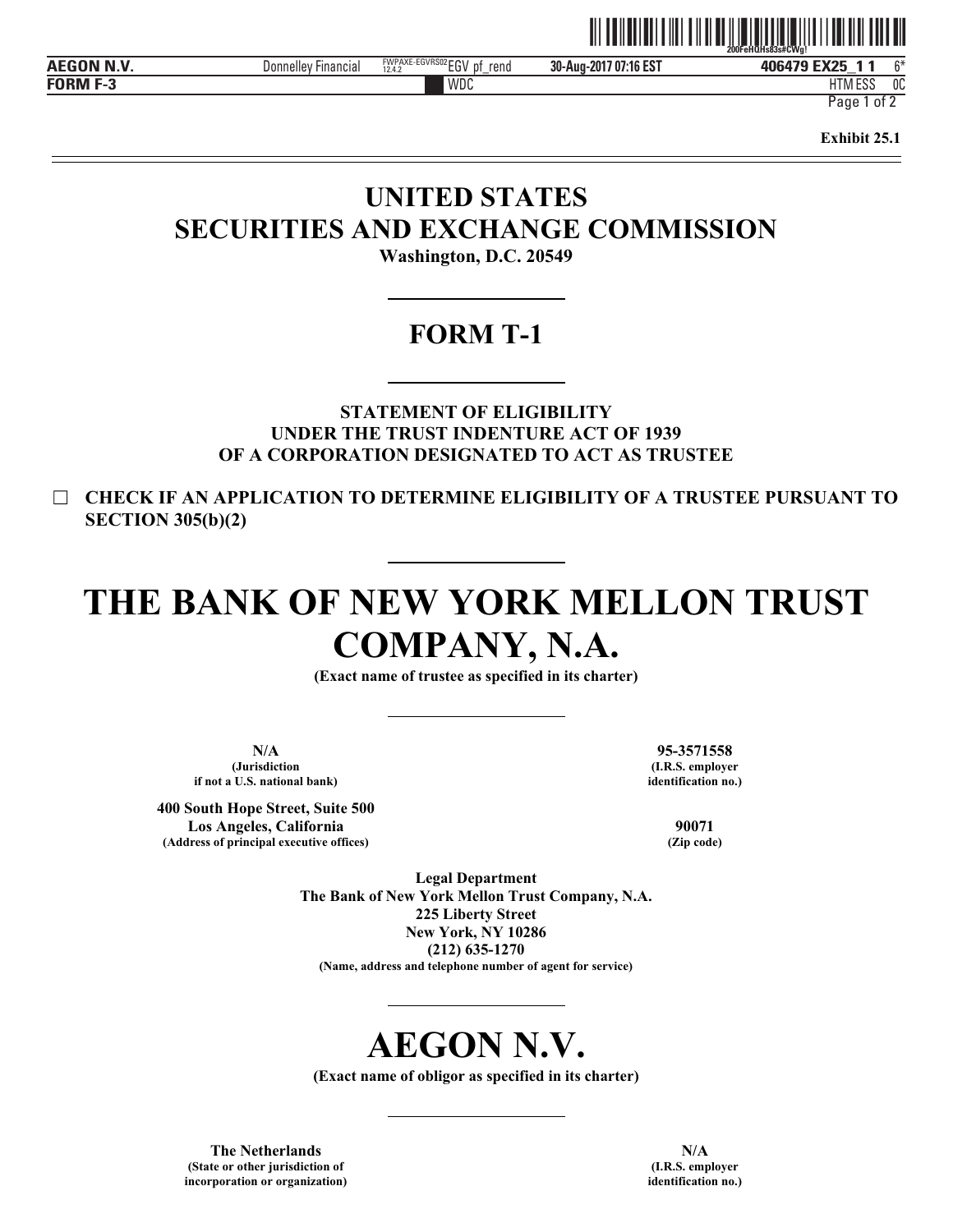Exhibit 25.1

# UNITED STATES
# SECURITIES AND EXCHANGE COMMISSION

**Washington, D.C. 20549**

## FORM T-1

**STATEMENT OF ELIGIBILITY**
**UNDER THE TRUST INDENTURE ACT OF 1939**
**OF A CORPORATION DESIGNATED TO ACT AS TRUSTEE**

☐ **CHECK IF AN APPLICATION TO DETERMINE ELIGIBILITY OF A TRUSTEE PURSUANT TO SECTION 305(b)(2)**

# THE BANK OF NEW YORK MELLON TRUST COMPANY, N.A.

**(Exact name of trustee as specified in its charter)**

| | |
|---|---|
| **N/A**<br>**(Jurisdiction if not a U.S. national bank)** | **95-3571558**<br>**(I.R.S. employer identification no.)** |
| **400 South Hope Street, Suite 500**<br>**Los Angeles, California**<br>**(Address of principal executive offices)** | **90071**<br>**(Zip code)** |

**Legal Department**
**The Bank of New York Mellon Trust Company, N.A.**
**225 Liberty Street**
**New York, NY 10286**
**(212) 635-1270**
**(Name, address and telephone number of agent for service)**

# AEGON N.V.

**(Exact name of obligor as specified in its charter)**

| | |
|---|---|
| **The Netherlands**<br>**(State or other jurisdiction of incorporation or organization)** | **N/A**<br>**(I.R.S. employer identification no.)** |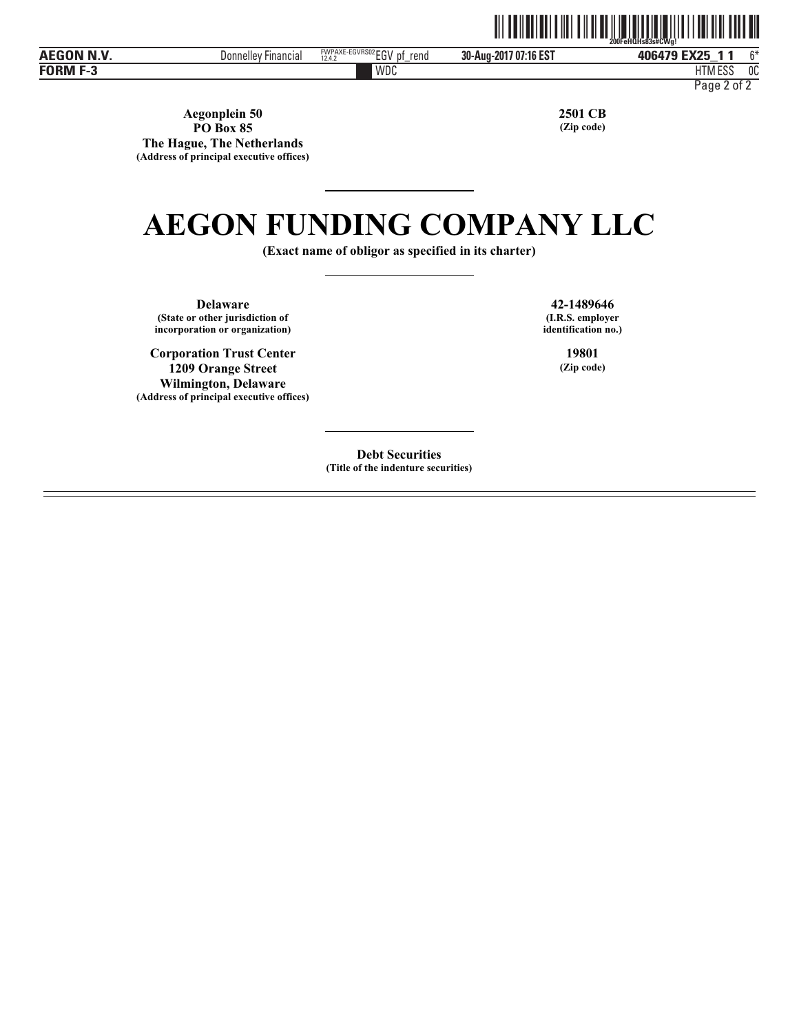| | |
|---|---|
| **Aegonplein 50**<br>**PO Box 85**<br>**The Hague, The Netherlands**<br>**(Address of principal executive offices)** | **2501 CB**<br>**(Zip code)** |

# AEGON FUNDING COMPANY LLC

**(Exact name of obligor as specified in its charter)**

| | |
|---|---|
| **Delaware**<br>**(State or other jurisdiction of incorporation or organization)** | **42-1489646**<br>**(I.R.S. employer identification no.)** |
| **Corporation Trust Center**<br>**1209 Orange Street**<br>**Wilmington, Delaware**<br>**(Address of principal executive offices)** | **19801**<br>**(Zip code)** |

**Debt Securities**
**(Title of the indenture securities)**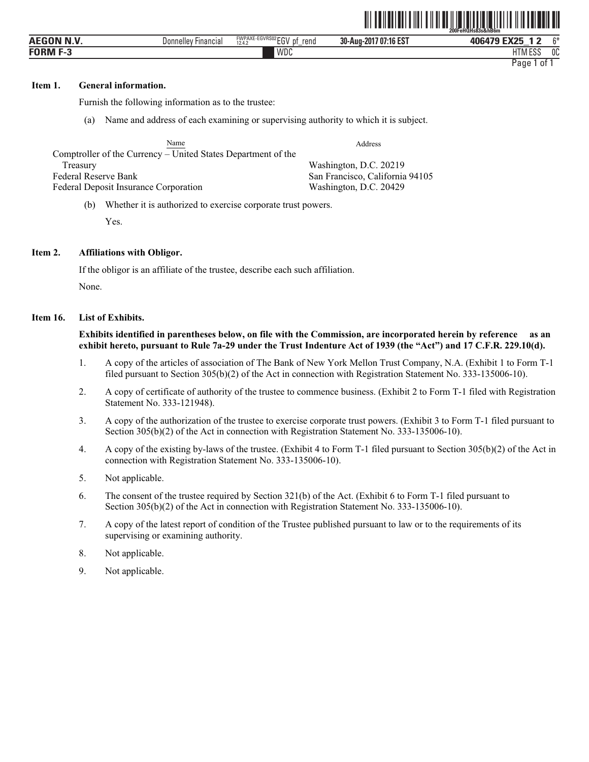**Item 1. General information.**

Furnish the following information as to the trustee:

(a) Name and address of each examining or supervising authority to which it is subject.

| Name | Address |
|---|---|
| Comptroller of the Currency – United States Department of the Treasury | Washington, D.C. 20219 |
| Federal Reserve Bank | San Francisco, California 94105 |
| Federal Deposit Insurance Corporation | Washington, D.C. 20429 |

(b) Whether it is authorized to exercise corporate trust powers.

Yes.

**Item 2. Affiliations with Obligor.**

If the obligor is an affiliate of the trustee, describe each such affiliation.

None.

**Item 16. List of Exhibits.**

**Exhibits identified in parentheses below, on file with the Commission, are incorporated herein by reference as an exhibit hereto, pursuant to Rule 7a-29 under the Trust Indenture Act of 1939 (the "Act") and 17 C.F.R. 229.10(d).**

1. A copy of the articles of association of The Bank of New York Mellon Trust Company, N.A. (Exhibit 1 to Form T-1 filed pursuant to Section 305(b)(2) of the Act in connection with Registration Statement No. 333-135006-10).

2. A copy of certificate of authority of the trustee to commence business. (Exhibit 2 to Form T-1 filed with Registration Statement No. 333-121948).

3. A copy of the authorization of the trustee to exercise corporate trust powers. (Exhibit 3 to Form T-1 filed pursuant to Section 305(b)(2) of the Act in connection with Registration Statement No. 333-135006-10).

4. A copy of the existing by-laws of the trustee. (Exhibit 4 to Form T-1 filed pursuant to Section 305(b)(2) of the Act in connection with Registration Statement No. 333-135006-10).

5. Not applicable.

6. The consent of the trustee required by Section 321(b) of the Act. (Exhibit 6 to Form T-1 filed pursuant to Section 305(b)(2) of the Act in connection with Registration Statement No. 333-135006-10).

7. A copy of the latest report of condition of the Trustee published pursuant to law or to the requirements of its supervising or examining authority.

8. Not applicable.

9. Not applicable.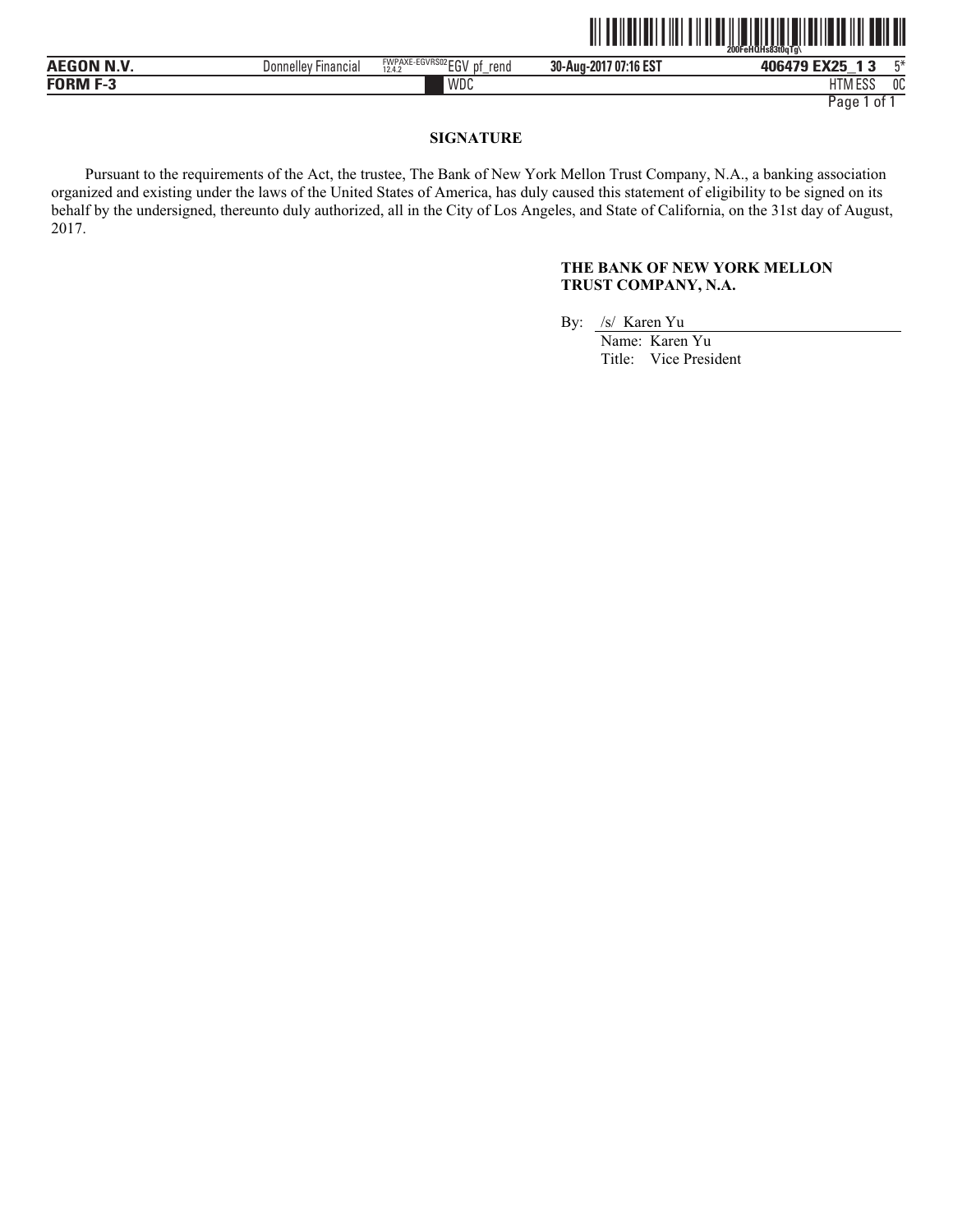## SIGNATURE

Pursuant to the requirements of the Act, the trustee, The Bank of New York Mellon Trust Company, N.A., a banking association organized and existing under the laws of the United States of America, has duly caused this statement of eligibility to be signed on its behalf by the undersigned, thereunto duly authorized, all in the City of Los Angeles, and State of California, on the 31st day of August, 2017.

**THE BANK OF NEW YORK MELLON TRUST COMPANY, N.A.**

By: /s/ Karen Yu

Name: Karen Yu

Title: Vice President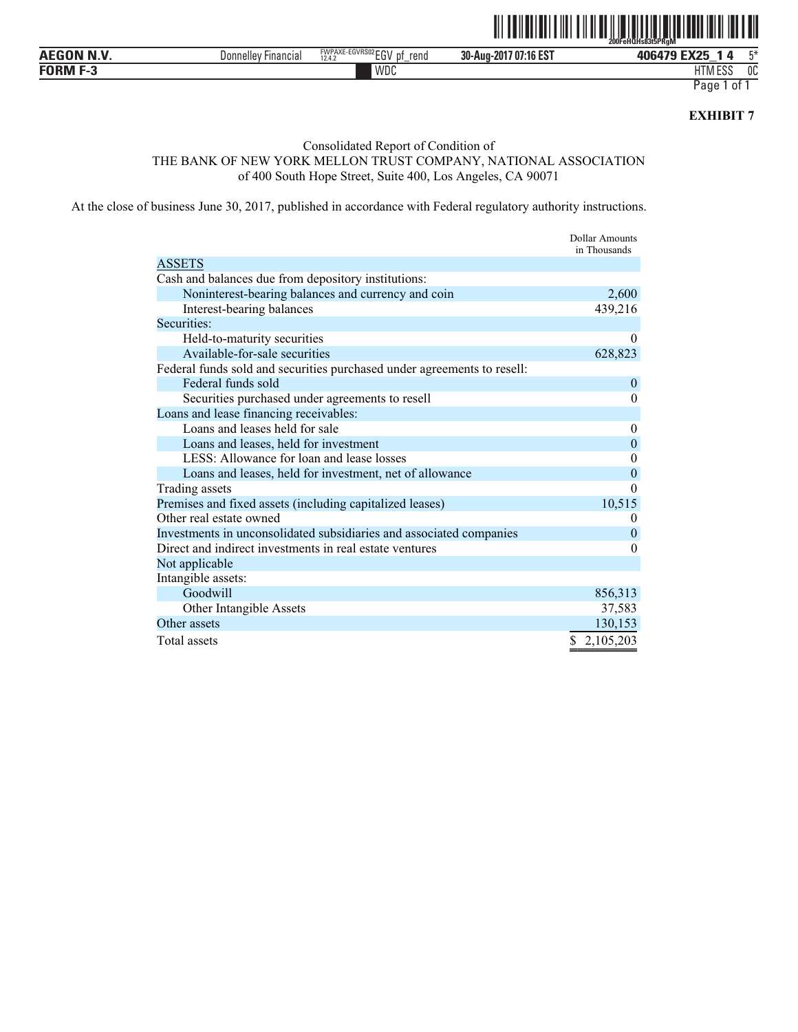**EXHIBIT 7**

Consolidated Report of Condition of
THE BANK OF NEW YORK MELLON TRUST COMPANY, NATIONAL ASSOCIATION
of 400 South Hope Street, Suite 400, Los Angeles, CA 90071

At the close of business June 30, 2017, published in accordance with Federal regulatory authority instructions.

| | Dollar Amounts in Thousands |
|---|---|
| ASSETS | |
| Cash and balances due from depository institutions: | |
| Noninterest-bearing balances and currency and coin | 2,600 |
| Interest-bearing balances | 439,216 |
| Securities: | |
| Held-to-maturity securities | 0 |
| Available-for-sale securities | 628,823 |
| Federal funds sold and securities purchased under agreements to resell: | |
| Federal funds sold | 0 |
| Securities purchased under agreements to resell | 0 |
| Loans and lease financing receivables: | |
| Loans and leases held for sale | 0 |
| Loans and leases, held for investment | 0 |
| LESS: Allowance for loan and lease losses | 0 |
| Loans and leases, held for investment, net of allowance | 0 |
| Trading assets | 0 |
| Premises and fixed assets (including capitalized leases) | 10,515 |
| Other real estate owned | 0 |
| Investments in unconsolidated subsidiaries and associated companies | 0 |
| Direct and indirect investments in real estate ventures | 0 |
| Not applicable | |
| Intangible assets: | |
| Goodwill | 856,313 |
| Other Intangible Assets | 37,583 |
| Other assets | 130,153 |
| Total assets | $ 2,105,203 |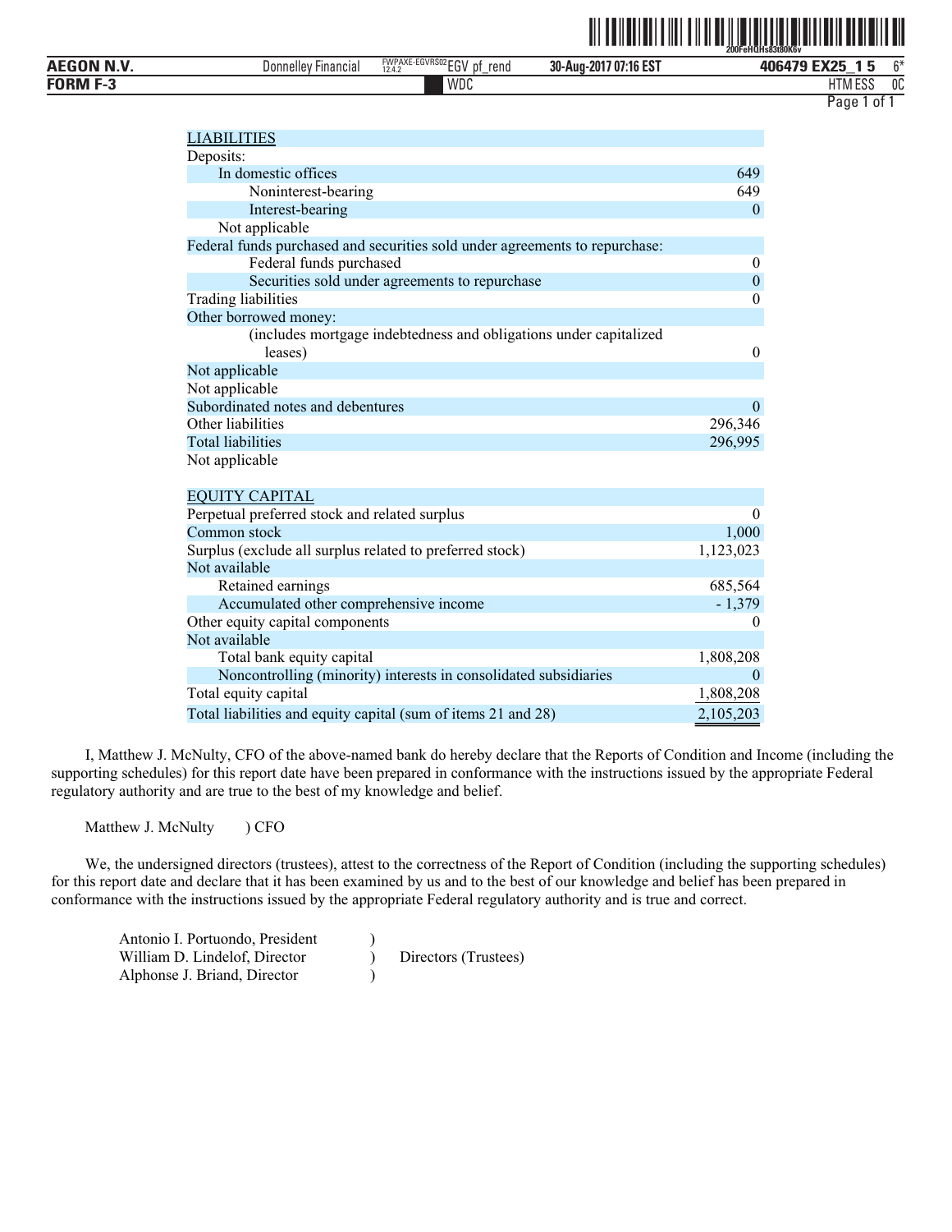| | |
|---|---|
| LIABILITIES | |
| Deposits: | |
| In domestic offices | 649 |
| Noninterest-bearing | 649 |
| Interest-bearing | 0 |
| Not applicable | |
| Federal funds purchased and securities sold under agreements to repurchase: | |
| Federal funds purchased | 0 |
| Securities sold under agreements to repurchase | 0 |
| Trading liabilities | 0 |
| Other borrowed money: | |
| (includes mortgage indebtedness and obligations under capitalized leases) | 0 |
| Not applicable | |
| Not applicable | |
| Subordinated notes and debentures | 0 |
| Other liabilities | 296,346 |
| Total liabilities | 296,995 |
| Not applicable | |
| EQUITY CAPITAL | |
| Perpetual preferred stock and related surplus | 0 |
| Common stock | 1,000 |
| Surplus (exclude all surplus related to preferred stock) | 1,123,023 |
| Not available | |
| Retained earnings | 685,564 |
| Accumulated other comprehensive income | - 1,379 |
| Other equity capital components | 0 |
| Not available | |
| Total bank equity capital | 1,808,208 |
| Noncontrolling (minority) interests in consolidated subsidiaries | 0 |
| Total equity capital | 1,808,208 |
| Total liabilities and equity capital (sum of items 21 and 28) | 2,105,203 |

I, Matthew J. McNulty, CFO of the above-named bank do hereby declare that the Reports of Condition and Income (including the supporting schedules) for this report date have been prepared in conformance with the instructions issued by the appropriate Federal regulatory authority and are true to the best of my knowledge and belief.

Matthew J. McNulty ) CFO

We, the undersigned directors (trustees), attest to the correctness of the Report of Condition (including the supporting schedules) for this report date and declare that it has been examined by us and to the best of our knowledge and belief has been prepared in conformance with the instructions issued by the appropriate Federal regulatory authority and is true and correct.

Antonio I. Portuondo, President )
William D. Lindelof, Director ) Directors (Trustees)
Alphonse J. Briand, Director )